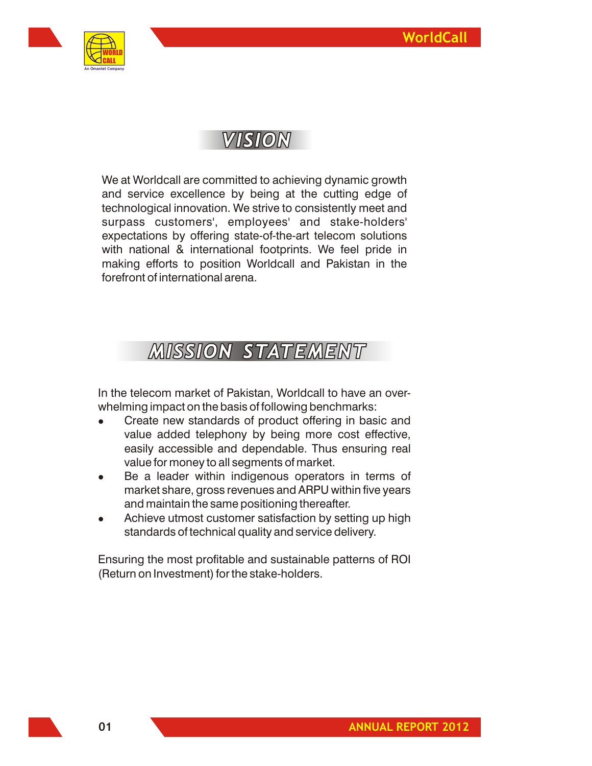# VISION

We at Worldcall are committed to achieving dynamic growth and service excellence by being at the cutting edge of technological innovation. We strive to consistently meet and surpass customers', employees' and stake-holders' expectations by offering state-of-the-art telecom solutions with national & international footprints. We feel pride in making efforts to position Worldcall and Pakistan in the forefront of international arena.

# MISSION STATEMENT

In the telecom market of Pakistan, Worldcall to have an over-whelming impact on the basis of following benchmarks:

- Create new standards of product offering in basic and value added telephony by being more cost effective, easily accessible and dependable. Thus ensuring real value for money to all segments of market.
- Be a leader within indigenous operators in terms of market share, gross revenues and ARPU within five years and maintain the same positioning thereafter.
- Achieve utmost customer satisfaction by setting up high standards of technical quality and service delivery.

Ensuring the most profitable and sustainable patterns of ROI (Return on Investment) for the stake-holders.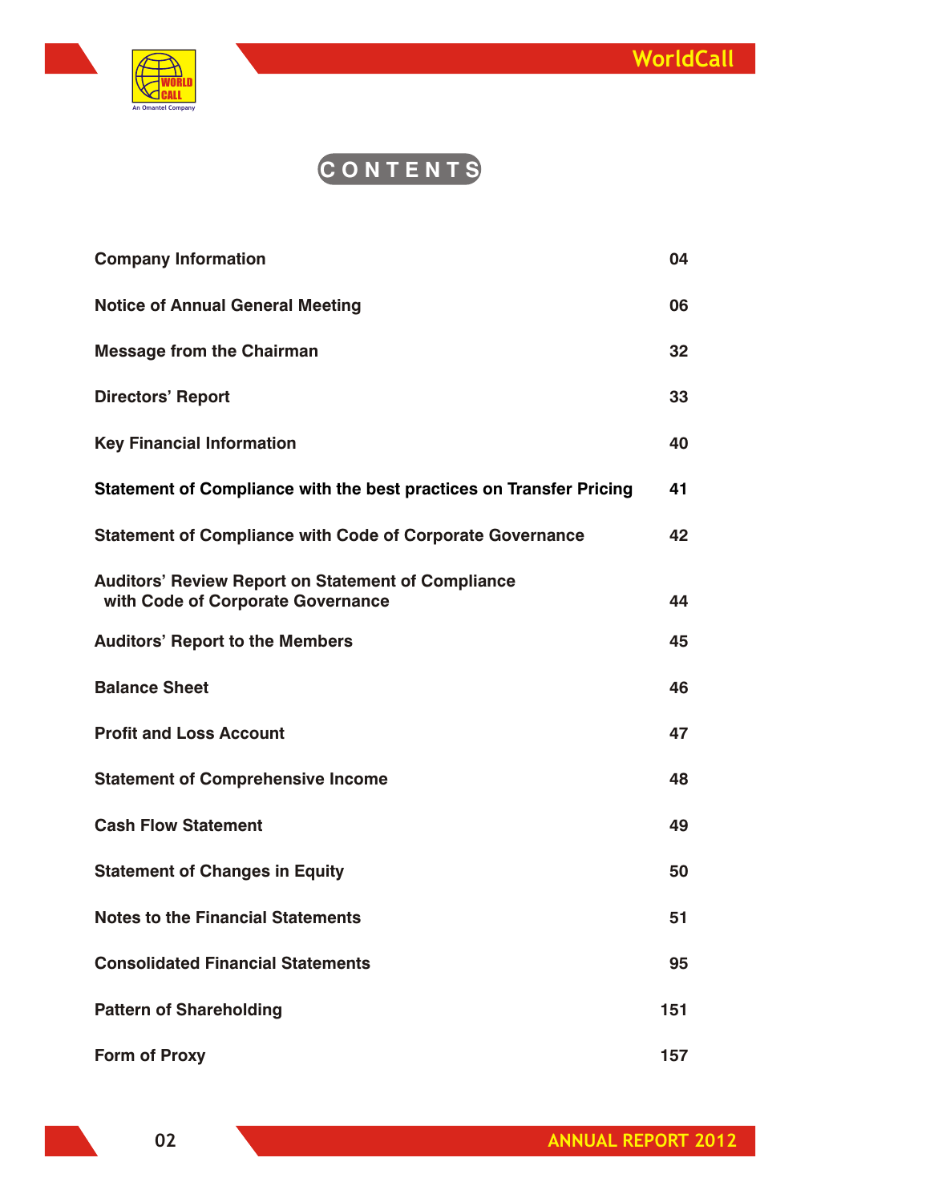# CONTENTS

| | |
|---|---|
| **Company Information** | **04** |
| **Notice of Annual General Meeting** | **06** |
| **Message from the Chairman** | **32** |
| **Directors' Report** | **33** |
| **Key Financial Information** | **40** |
| **Statement of Compliance with the best practices on Transfer Pricing** | **41** |
| **Statement of Compliance with Code of Corporate Governance** | **42** |
| **Auditors' Review Report on Statement of Compliance with Code of Corporate Governance** | **44** |
| **Auditors' Report to the Members** | **45** |
| **Balance Sheet** | **46** |
| **Profit and Loss Account** | **47** |
| **Statement of Comprehensive Income** | **48** |
| **Cash Flow Statement** | **49** |
| **Statement of Changes in Equity** | **50** |
| **Notes to the Financial Statements** | **51** |
| **Consolidated Financial Statements** | **95** |
| **Pattern of Shareholding** | **151** |
| **Form of Proxy** | **157** |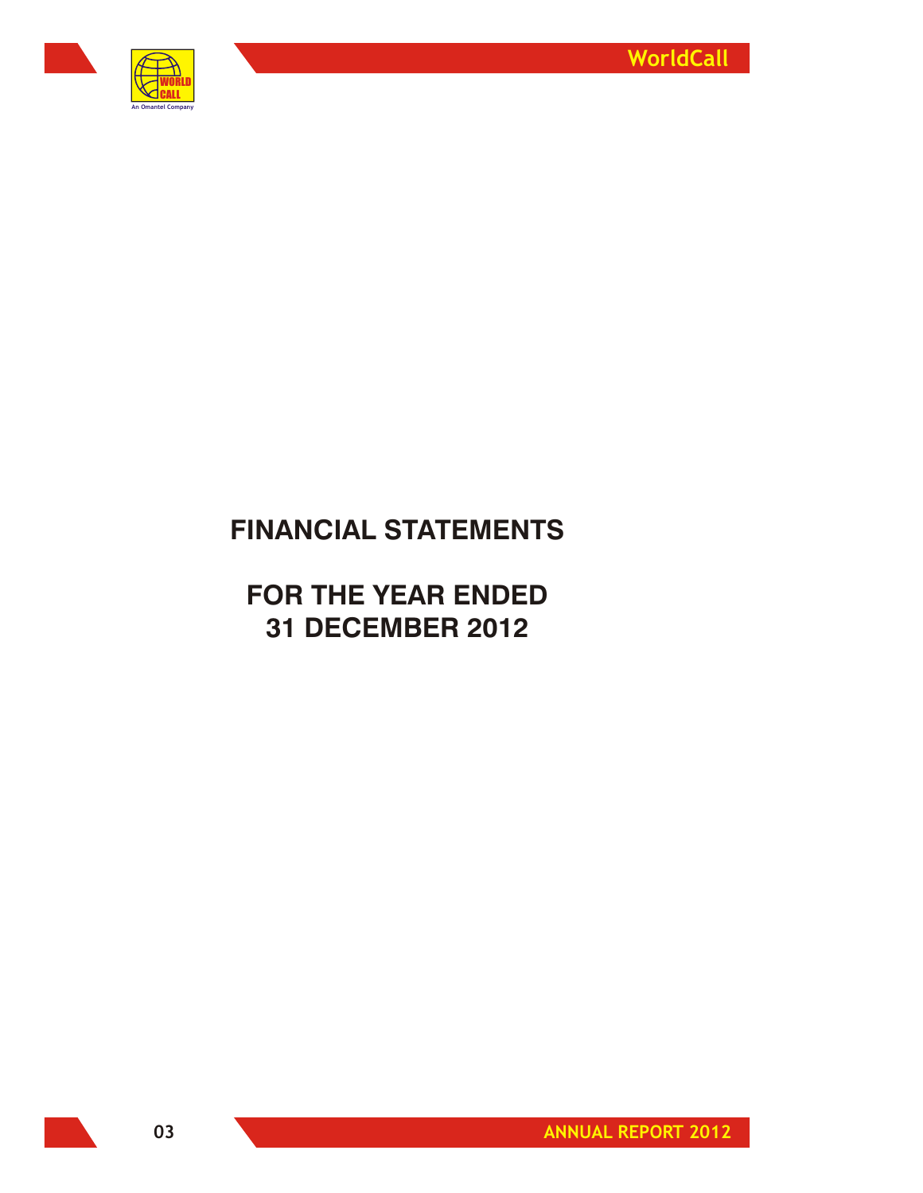# FINANCIAL STATEMENTS

## FOR THE YEAR ENDED 31 DECEMBER 2012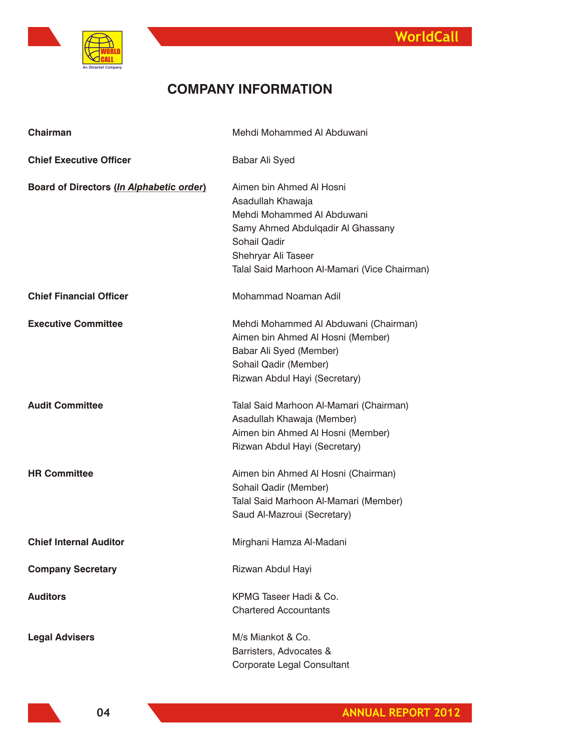# COMPANY INFORMATION

| | |
|---|---|
| **Chairman** | Mehdi Mohammed Al Abduwani |
| **Chief Executive Officer** | Babar Ali Syed |
| **Board of Directors (*In Alphabetic order*)** | Aimen bin Ahmed Al Hosni<br>Asadullah Khawaja<br>Mehdi Mohammed Al Abduwani<br>Samy Ahmed Abdulqadir Al Ghassany<br>Sohail Qadir<br>Shehryar Ali Taseer<br>Talal Said Marhoon Al-Mamari (Vice Chairman) |
| **Chief Financial Officer** | Mohammad Noaman Adil |
| **Executive Committee** | Mehdi Mohammed Al Abduwani (Chairman)<br>Aimen bin Ahmed Al Hosni (Member)<br>Babar Ali Syed (Member)<br>Sohail Qadir (Member)<br>Rizwan Abdul Hayi (Secretary) |
| **Audit Committee** | Talal Said Marhoon Al-Mamari (Chairman)<br>Asadullah Khawaja (Member)<br>Aimen bin Ahmed Al Hosni (Member)<br>Rizwan Abdul Hayi (Secretary) |
| **HR Committee** | Aimen bin Ahmed Al Hosni (Chairman)<br>Sohail Qadir (Member)<br>Talal Said Marhoon Al-Mamari (Member)<br>Saud Al-Mazroui (Secretary) |
| **Chief Internal Auditor** | Mirghani Hamza Al-Madani |
| **Company Secretary** | Rizwan Abdul Hayi |
| **Auditors** | KPMG Taseer Hadi & Co.<br>Chartered Accountants |
| **Legal Advisers** | M/s Miankot & Co.<br>Barristers, Advocates &<br>Corporate Legal Consultant |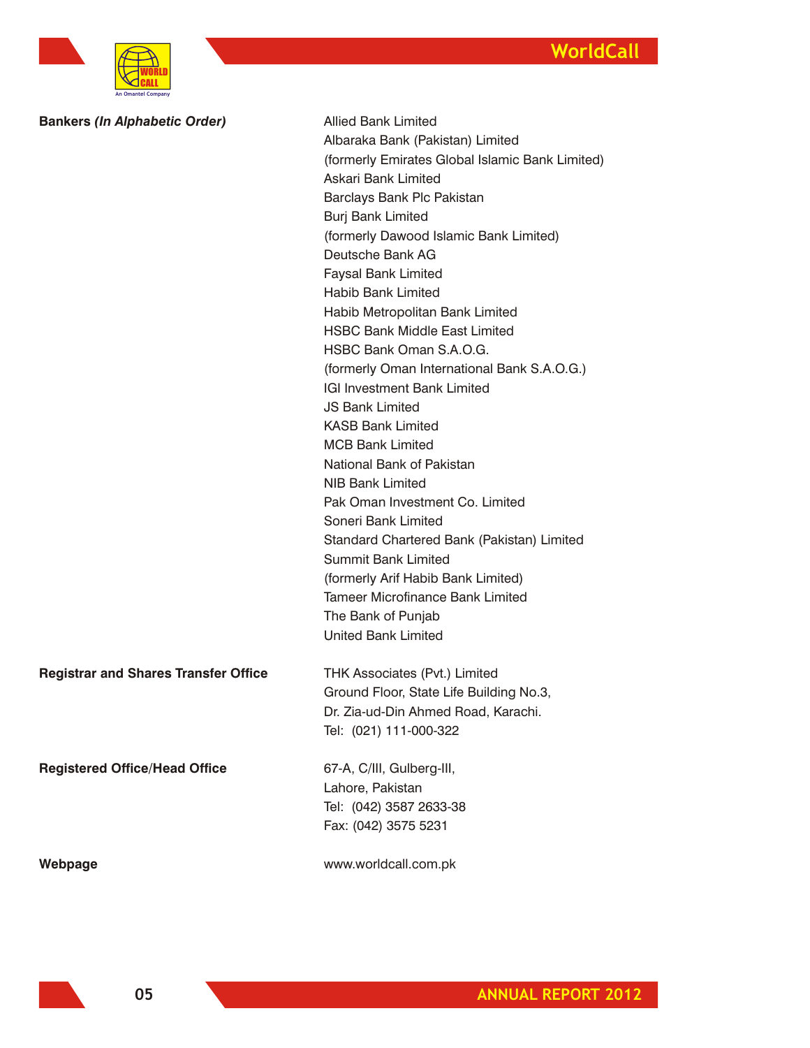| | |
|---|---|
| **Bankers *(In Alphabetic Order)*** | Allied Bank Limited<br>Albaraka Bank (Pakistan) Limited<br>(formerly Emirates Global Islamic Bank Limited)<br>Askari Bank Limited<br>Barclays Bank Plc Pakistan<br>Burj Bank Limited<br>(formerly Dawood Islamic Bank Limited)<br>Deutsche Bank AG<br>Faysal Bank Limited<br>Habib Bank Limited<br>Habib Metropolitan Bank Limited<br>HSBC Bank Middle East Limited<br>HSBC Bank Oman S.A.O.G.<br>(formerly Oman International Bank S.A.O.G.)<br>IGI Investment Bank Limited<br>JS Bank Limited<br>KASB Bank Limited<br>MCB Bank Limited<br>National Bank of Pakistan<br>NIB Bank Limited<br>Pak Oman Investment Co. Limited<br>Soneri Bank Limited<br>Standard Chartered Bank (Pakistan) Limited<br>Summit Bank Limited<br>(formerly Arif Habib Bank Limited)<br>Tameer Microfinance Bank Limited<br>The Bank of Punjab<br>United Bank Limited |
| **Registrar and Shares Transfer Office** | THK Associates (Pvt.) Limited<br>Ground Floor, State Life Building No.3,<br>Dr. Zia-ud-Din Ahmed Road, Karachi.<br>Tel: (021) 111-000-322 |
| **Registered Office/Head Office** | 67-A, C/III, Gulberg-III,<br>Lahore, Pakistan<br>Tel: (042) 3587 2633-38<br>Fax: (042) 3575 5231 |
| **Webpage** | www.worldcall.com.pk |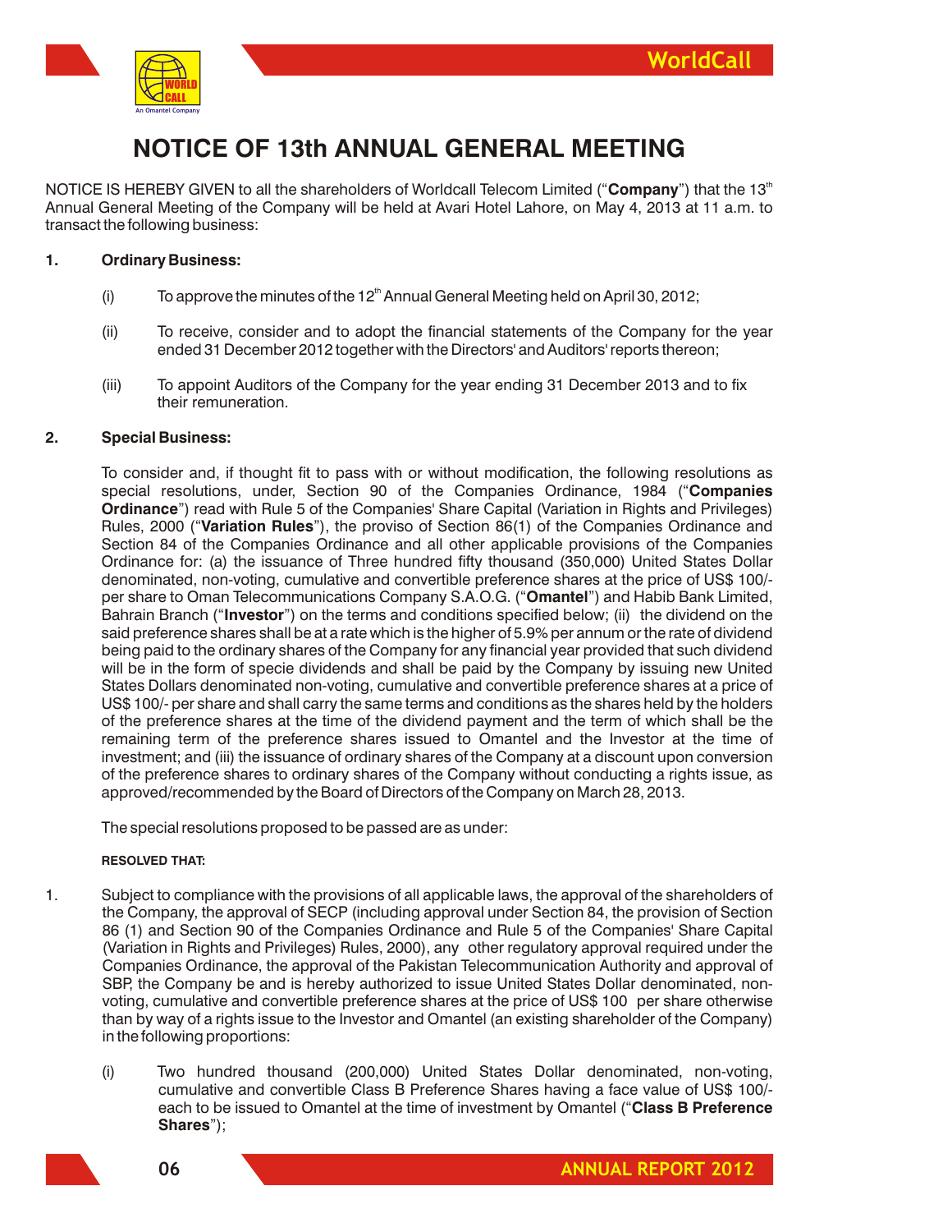# NOTICE OF 13th ANNUAL GENERAL MEETING

NOTICE IS HEREBY GIVEN to all the shareholders of Worldcall Telecom Limited ("**Company**") that the 13th Annual General Meeting of the Company will be held at Avari Hotel Lahore, on May 4, 2013 at 11 a.m. to transact the following business:

**1. Ordinary Business:**

(i) To approve the minutes of the 12th Annual General Meeting held on April 30, 2012;

(ii) To receive, consider and to adopt the financial statements of the Company for the year ended 31 December 2012 together with the Directors' and Auditors' reports thereon;

(iii) To appoint Auditors of the Company for the year ending 31 December 2013 and to fix their remuneration.

**2. Special Business:**

To consider and, if thought fit to pass with or without modification, the following resolutions as special resolutions, under, Section 90 of the Companies Ordinance, 1984 ("**Companies Ordinance**") read with Rule 5 of the Companies' Share Capital (Variation in Rights and Privileges) Rules, 2000 ("**Variation Rules**"), the proviso of Section 86(1) of the Companies Ordinance and Section 84 of the Companies Ordinance and all other applicable provisions of the Companies Ordinance for: (a) the issuance of Three hundred fifty thousand (350,000) United States Dollar denominated, non-voting, cumulative and convertible preference shares at the price of US$ 100/- per share to Oman Telecommunications Company S.A.O.G. ("**Omantel**") and Habib Bank Limited, Bahrain Branch ("**Investor**") on the terms and conditions specified below; (ii) the dividend on the said preference shares shall be at a rate which is the higher of 5.9% per annum or the rate of dividend being paid to the ordinary shares of the Company for any financial year provided that such dividend will be in the form of specie dividends and shall be paid by the Company by issuing new United States Dollars denominated non-voting, cumulative and convertible preference shares at a price of US$ 100/- per share and shall carry the same terms and conditions as the shares held by the holders of the preference shares at the time of the dividend payment and the term of which shall be the remaining term of the preference shares issued to Omantel and the Investor at the time of investment; and (iii) the issuance of ordinary shares of the Company at a discount upon conversion of the preference shares to ordinary shares of the Company without conducting a rights issue, as approved/recommended by the Board of Directors of the Company on March 28, 2013.

The special resolutions proposed to be passed are as under:

**RESOLVED THAT:**

1. Subject to compliance with the provisions of all applicable laws, the approval of the shareholders of the Company, the approval of SECP (including approval under Section 84, the provision of Section 86 (1) and Section 90 of the Companies Ordinance and Rule 5 of the Companies' Share Capital (Variation in Rights and Privileges) Rules, 2000), any other regulatory approval required under the Companies Ordinance, the approval of the Pakistan Telecommunication Authority and approval of SBP, the Company be and is hereby authorized to issue United States Dollar denominated, non-voting, cumulative and convertible preference shares at the price of US$ 100 per share otherwise than by way of a rights issue to the Investor and Omantel (an existing shareholder of the Company) in the following proportions:

   (i) Two hundred thousand (200,000) United States Dollar denominated, non-voting, cumulative and convertible Class B Preference Shares having a face value of US$ 100/- each to be issued to Omantel at the time of investment by Omantel ("**Class B Preference Shares**");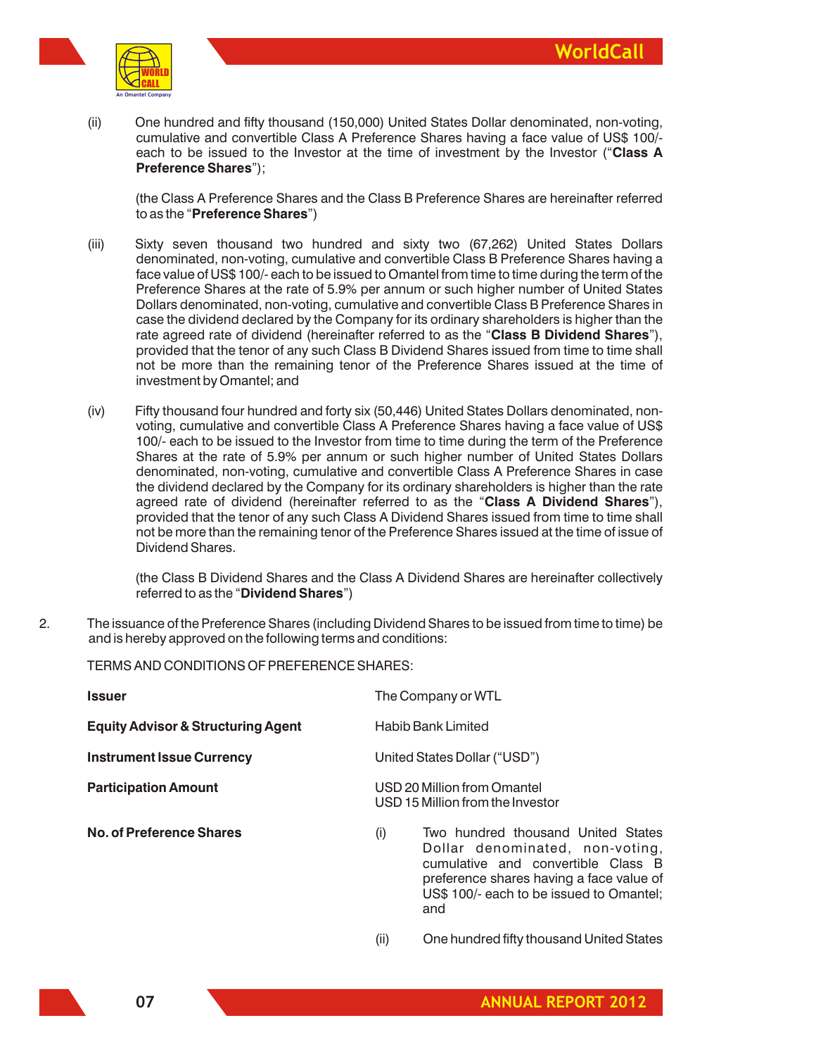(ii) One hundred and fifty thousand (150,000) United States Dollar denominated, non-voting, cumulative and convertible Class A Preference Shares having a face value of US$ 100/- each to be issued to the Investor at the time of investment by the Investor ("**Class A Preference Shares**");

(the Class A Preference Shares and the Class B Preference Shares are hereinafter referred to as the "**Preference Shares**")

(iii) Sixty seven thousand two hundred and sixty two (67,262) United States Dollars denominated, non-voting, cumulative and convertible Class B Preference Shares having a face value of US$ 100/- each to be issued to Omantel from time to time during the term of the Preference Shares at the rate of 5.9% per annum or such higher number of United States Dollars denominated, non-voting, cumulative and convertible Class B Preference Shares in case the dividend declared by the Company for its ordinary shareholders is higher than the rate agreed rate of dividend (hereinafter referred to as the "**Class B Dividend Shares**"), provided that the tenor of any such Class B Dividend Shares issued from time to time shall not be more than the remaining tenor of the Preference Shares issued at the time of investment by Omantel; and

(iv) Fifty thousand four hundred and forty six (50,446) United States Dollars denominated, non-voting, cumulative and convertible Class A Preference Shares having a face value of US$ 100/- each to be issued to the Investor from time to time during the term of the Preference Shares at the rate of 5.9% per annum or such higher number of United States Dollars denominated, non-voting, cumulative and convertible Class A Preference Shares in case the dividend declared by the Company for its ordinary shareholders is higher than the rate agreed rate of dividend (hereinafter referred to as the "**Class A Dividend Shares**"), provided that the tenor of any such Class A Dividend Shares issued from time to time shall not be more than the remaining tenor of the Preference Shares issued at the time of issue of Dividend Shares.

(the Class B Dividend Shares and the Class A Dividend Shares are hereinafter collectively referred to as the "**Dividend Shares**")

2. The issuance of the Preference Shares (including Dividend Shares to be issued from time to time) be and is hereby approved on the following terms and conditions:

TERMS AND CONDITIONS OF PREFERENCE SHARES:

| | |
|---|---|
| **Issuer** | The Company or WTL |
| **Equity Advisor & Structuring Agent** | Habib Bank Limited |
| **Instrument Issue Currency** | United States Dollar ("USD") |
| **Participation Amount** | USD 20 Million from Omantel<br>USD 15 Million from the Investor |
| **No. of Preference Shares** | (i) Two hundred thousand United States Dollar denominated, non-voting, cumulative and convertible Class B preference shares having a face value of US$ 100/- each to be issued to Omantel; and<br>(ii) One hundred fifty thousand United States |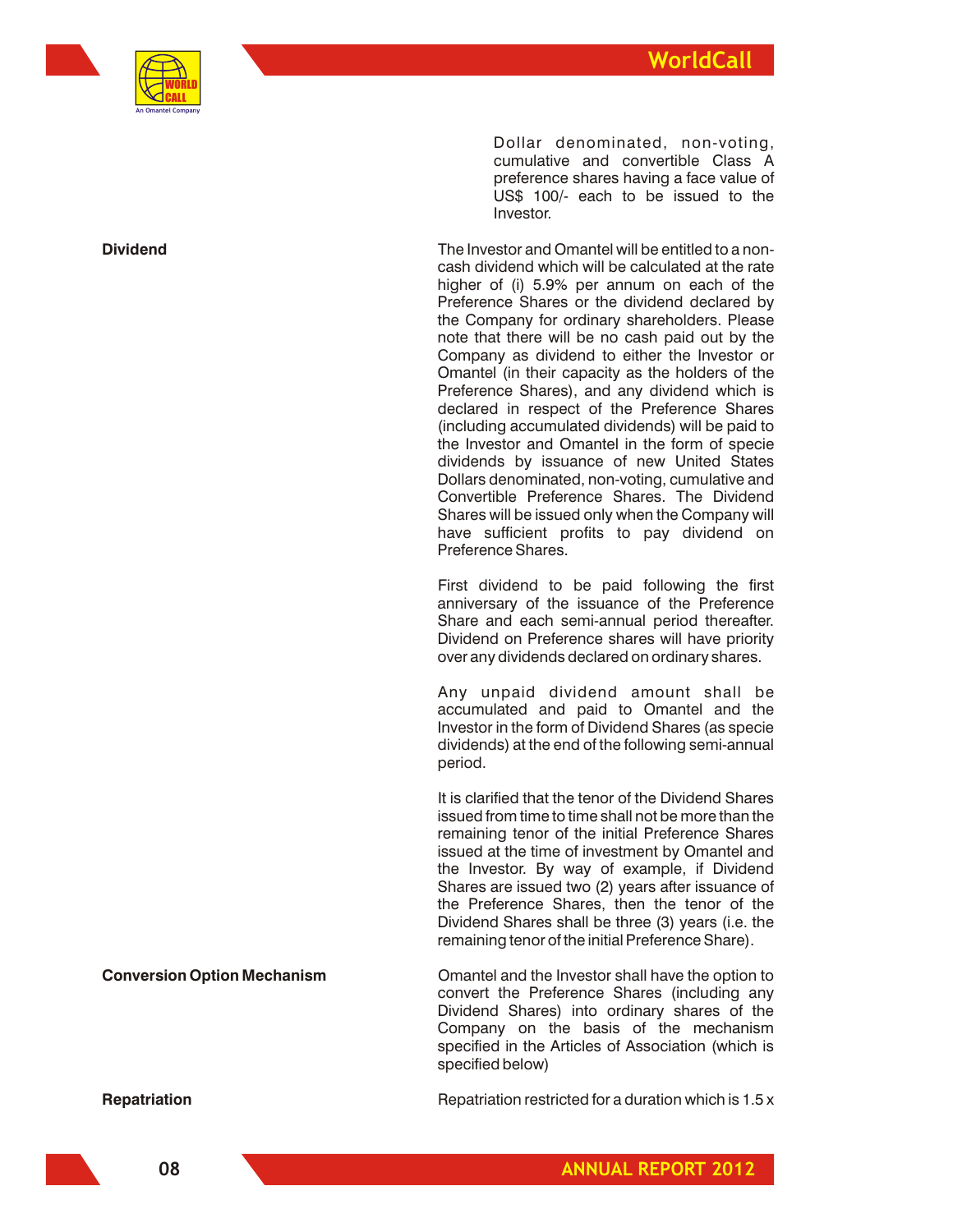Dollar denominated, non-voting, cumulative and convertible Class A preference shares having a face value of US$ 100/- each to be issued to the Investor.

| | |
|---|---|
| **Dividend** | The Investor and Omantel will be entitled to a non-cash dividend which will be calculated at the rate higher of (i) 5.9% per annum on each of the Preference Shares or the dividend declared by the Company for ordinary shareholders. Please note that there will be no cash paid out by the Company as dividend to either the Investor or Omantel (in their capacity as the holders of the Preference Shares), and any dividend which is declared in respect of the Preference Shares (including accumulated dividends) will be paid to the Investor and Omantel in the form of specie dividends by issuance of new United States Dollars denominated, non-voting, cumulative and Convertible Preference Shares. The Dividend Shares will be issued only when the Company will have sufficient profits to pay dividend on Preference Shares.<br><br>First dividend to be paid following the first anniversary of the issuance of the Preference Share and each semi-annual period thereafter. Dividend on Preference shares will have priority over any dividends declared on ordinary shares.<br><br>Any unpaid dividend amount shall be accumulated and paid to Omantel and the Investor in the form of Dividend Shares (as specie dividends) at the end of the following semi-annual period.<br><br>It is clarified that the tenor of the Dividend Shares issued from time to time shall not be more than the remaining tenor of the initial Preference Shares issued at the time of investment by Omantel and the Investor. By way of example, if Dividend Shares are issued two (2) years after issuance of the Preference Shares, then the tenor of the Dividend Shares shall be three (3) years (i.e. the remaining tenor of the initial Preference Share). |
| **Conversion Option Mechanism** | Omantel and the Investor shall have the option to convert the Preference Shares (including any Dividend Shares) into ordinary shares of the Company on the basis of the mechanism specified in the Articles of Association (which is specified below) |
| **Repatriation** | Repatriation restricted for a duration which is 1.5 x |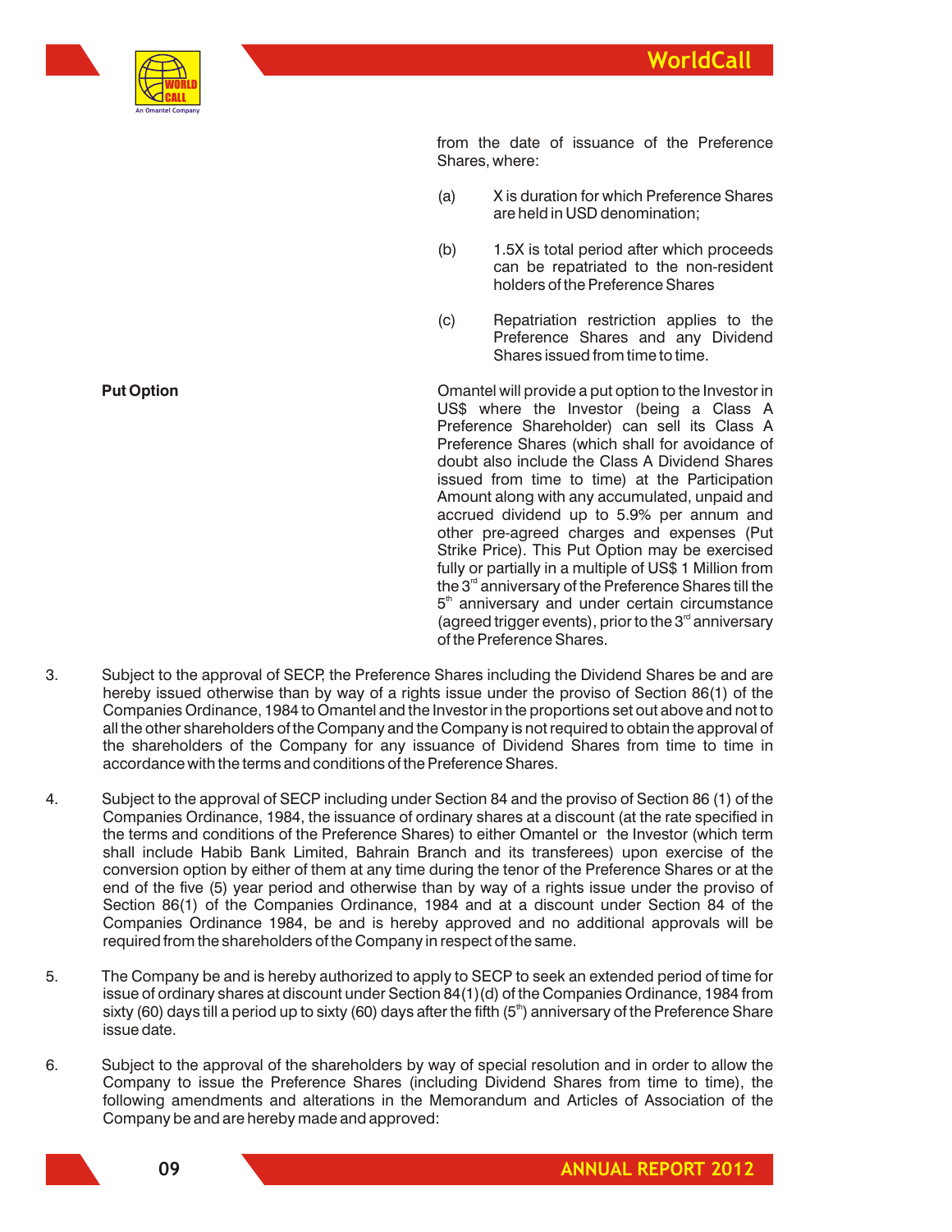from the date of issuance of the Preference Shares, where:

(a) X is duration for which Preference Shares are held in USD denomination;

(b) 1.5X is total period after which proceeds can be repatriated to the non-resident holders of the Preference Shares

(c) Repatriation restriction applies to the Preference Shares and any Dividend Shares issued from time to time.

**Put Option**

Omantel will provide a put option to the Investor in US$ where the Investor (being a Class A Preference Shareholder) can sell its Class A Preference Shares (which shall for avoidance of doubt also include the Class A Dividend Shares issued from time to time) at the Participation Amount along with any accumulated, unpaid and accrued dividend up to 5.9% per annum and other pre-agreed charges and expenses (Put Strike Price). This Put Option may be exercised fully or partially in a multiple of US$ 1 Million from the 3rd anniversary of the Preference Shares till the 5th anniversary and under certain circumstance (agreed trigger events), prior to the 3rd anniversary of the Preference Shares.

3. Subject to the approval of SECP, the Preference Shares including the Dividend Shares be and are hereby issued otherwise than by way of a rights issue under the proviso of Section 86(1) of the Companies Ordinance, 1984 to Omantel and the Investor in the proportions set out above and not to all the other shareholders of the Company and the Company is not required to obtain the approval of the shareholders of the Company for any issuance of Dividend Shares from time to time in accordance with the terms and conditions of the Preference Shares.

4. Subject to the approval of SECP including under Section 84 and the proviso of Section 86 (1) of the Companies Ordinance, 1984, the issuance of ordinary shares at a discount (at the rate specified in the terms and conditions of the Preference Shares) to either Omantel or the Investor (which term shall include Habib Bank Limited, Bahrain Branch and its transferees) upon exercise of the conversion option by either of them at any time during the tenor of the Preference Shares or at the end of the five (5) year period and otherwise than by way of a rights issue under the proviso of Section 86(1) of the Companies Ordinance, 1984 and at a discount under Section 84 of the Companies Ordinance 1984, be and is hereby approved and no additional approvals will be required from the shareholders of the Company in respect of the same.

5. The Company be and is hereby authorized to apply to SECP to seek an extended period of time for issue of ordinary shares at discount under Section 84(1)(d) of the Companies Ordinance, 1984 from sixty (60) days till a period up to sixty (60) days after the fifth (5th) anniversary of the Preference Share issue date.

6. Subject to the approval of the shareholders by way of special resolution and in order to allow the Company to issue the Preference Shares (including Dividend Shares from time to time), the following amendments and alterations in the Memorandum and Articles of Association of the Company be and are hereby made and approved: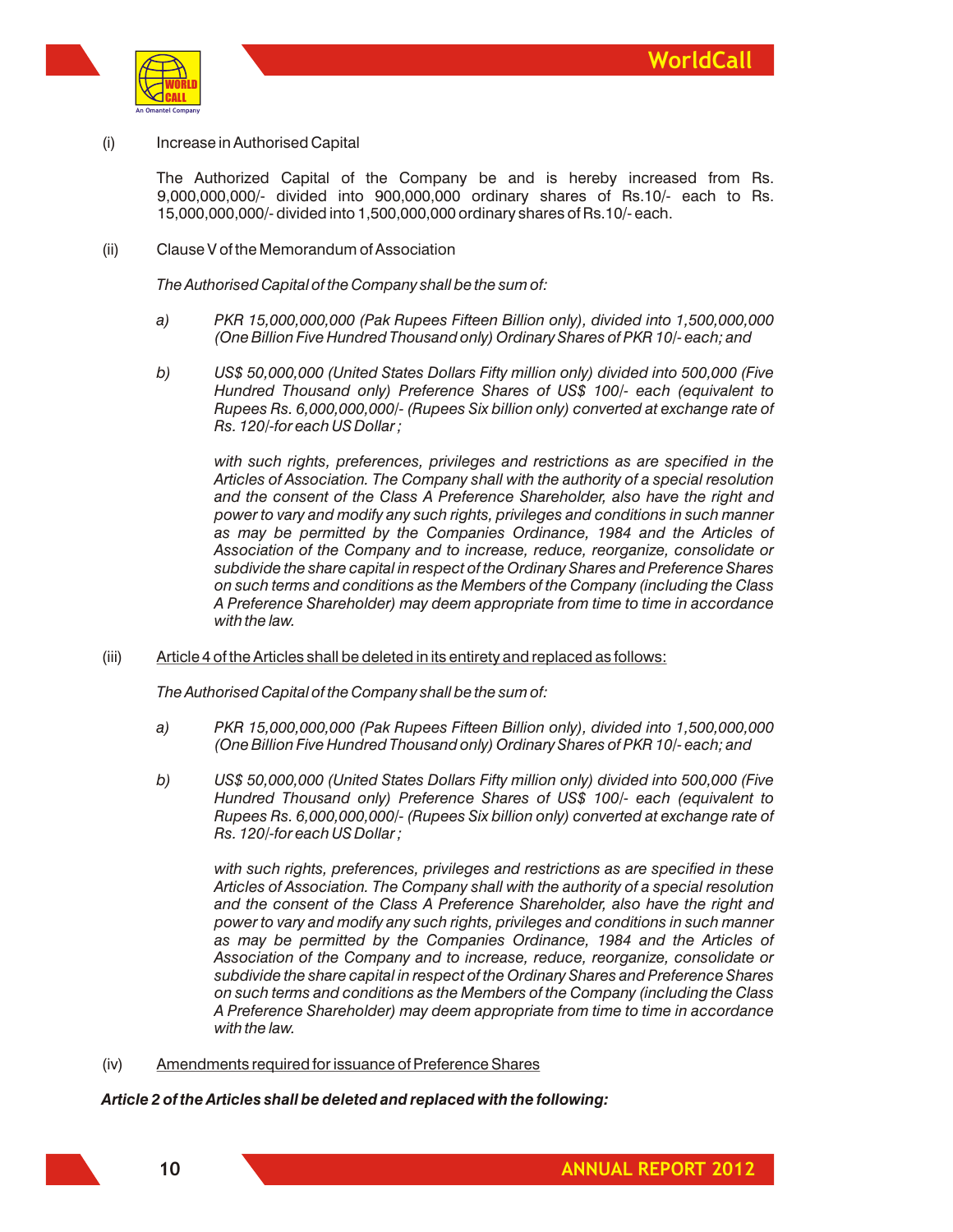(i) Increase in Authorised Capital

The Authorized Capital of the Company be and is hereby increased from Rs. 9,000,000,000/- divided into 900,000,000 ordinary shares of Rs.10/- each to Rs. 15,000,000,000/- divided into 1,500,000,000 ordinary shares of Rs.10/- each.

(ii) Clause V of the Memorandum of Association

*The Authorised Capital of the Company shall be the sum of:*

*a) PKR 15,000,000,000 (Pak Rupees Fifteen Billion only), divided into 1,500,000,000 (One Billion Five Hundred Thousand only) Ordinary Shares of PKR 10/- each; and*

*b) US$ 50,000,000 (United States Dollars Fifty million only) divided into 500,000 (Five Hundred Thousand only) Preference Shares of US$ 100/- each (equivalent to Rupees Rs. 6,000,000,000/- (Rupees Six billion only) converted at exchange rate of Rs. 120/-for each US Dollar ;*

*with such rights, preferences, privileges and restrictions as are specified in the Articles of Association. The Company shall with the authority of a special resolution and the consent of the Class A Preference Shareholder, also have the right and power to vary and modify any such rights, privileges and conditions in such manner as may be permitted by the Companies Ordinance, 1984 and the Articles of Association of the Company and to increase, reduce, reorganize, consolidate or subdivide the share capital in respect of the Ordinary Shares and Preference Shares on such terms and conditions as the Members of the Company (including the Class A Preference Shareholder) may deem appropriate from time to time in accordance with the law.*

(iii) <u>Article 4 of the Articles shall be deleted in its entirety and replaced as follows:</u>

*The Authorised Capital of the Company shall be the sum of:*

*a) PKR 15,000,000,000 (Pak Rupees Fifteen Billion only), divided into 1,500,000,000 (One Billion Five Hundred Thousand only) Ordinary Shares of PKR 10/- each; and*

*b) US$ 50,000,000 (United States Dollars Fifty million only) divided into 500,000 (Five Hundred Thousand only) Preference Shares of US$ 100/- each (equivalent to Rupees Rs. 6,000,000,000/- (Rupees Six billion only) converted at exchange rate of Rs. 120/-for each US Dollar ;*

*with such rights, preferences, privileges and restrictions as are specified in these Articles of Association. The Company shall with the authority of a special resolution and the consent of the Class A Preference Shareholder, also have the right and power to vary and modify any such rights, privileges and conditions in such manner as may be permitted by the Companies Ordinance, 1984 and the Articles of Association of the Company and to increase, reduce, reorganize, consolidate or subdivide the share capital in respect of the Ordinary Shares and Preference Shares on such terms and conditions as the Members of the Company (including the Class A Preference Shareholder) may deem appropriate from time to time in accordance with the law.*

(iv) <u>Amendments required for issuance of Preference Shares</u>

***Article 2 of the Articles shall be deleted and replaced with the following:***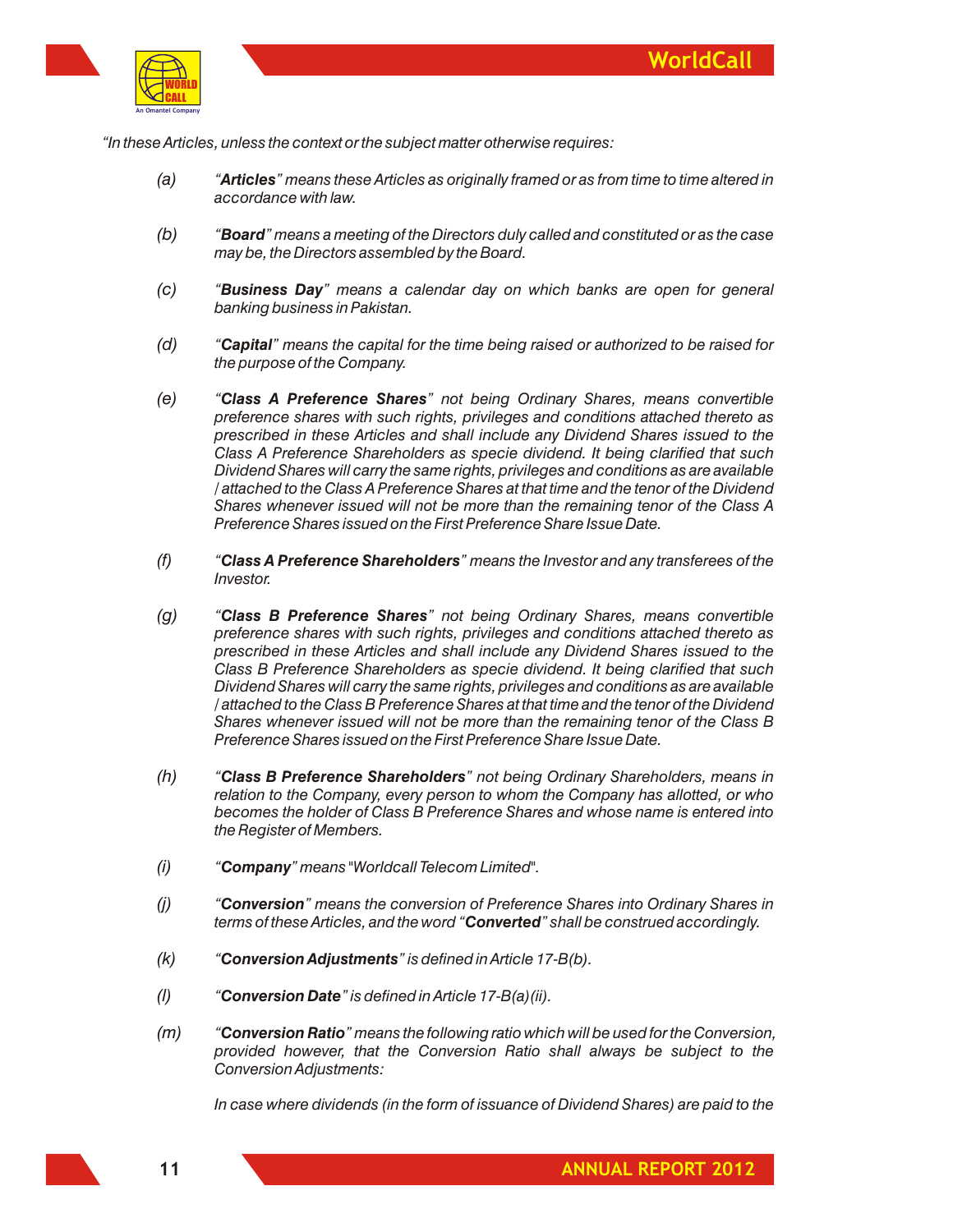*"In these Articles, unless the context or the subject matter otherwise requires:*

*(a) "**Articles**" means these Articles as originally framed or as from time to time altered in accordance with law.*

*(b) "**Board**" means a meeting of the Directors duly called and constituted or as the case may be, the Directors assembled by the Board.*

*(c) "**Business Day**" means a calendar day on which banks are open for general banking business in Pakistan.*

*(d) "**Capital**" means the capital for the time being raised or authorized to be raised for the purpose of the Company.*

*(e) "**Class A Preference Shares**" not being Ordinary Shares, means convertible preference shares with such rights, privileges and conditions attached thereto as prescribed in these Articles and shall include any Dividend Shares issued to the Class A Preference Shareholders as specie dividend. It being clarified that such Dividend Shares will carry the same rights, privileges and conditions as are available / attached to the Class A Preference Shares at that time and the tenor of the Dividend Shares whenever issued will not be more than the remaining tenor of the Class A Preference Shares issued on the First Preference Share Issue Date.*

*(f) "**Class A Preference Shareholders**" means the Investor and any transferees of the Investor.*

*(g) "**Class B Preference Shares**" not being Ordinary Shares, means convertible preference shares with such rights, privileges and conditions attached thereto as prescribed in these Articles and shall include any Dividend Shares issued to the Class B Preference Shareholders as specie dividend. It being clarified that such Dividend Shares will carry the same rights, privileges and conditions as are available / attached to the Class B Preference Shares at that time and the tenor of the Dividend Shares whenever issued will not be more than the remaining tenor of the Class B Preference Shares issued on the First Preference Share Issue Date.*

*(h) "**Class B Preference Shareholders**" not being Ordinary Shareholders, means in relation to the Company, every person to whom the Company has allotted, or who becomes the holder of Class B Preference Shares and whose name is entered into the Register of Members.*

*(i) "**Company**" means "Worldcall Telecom Limited".*

*(j) "**Conversion**" means the conversion of Preference Shares into Ordinary Shares in terms of these Articles, and the word "**Converted**" shall be construed accordingly.*

*(k) "**Conversion Adjustments**" is defined in Article 17-B(b).*

*(l) "**Conversion Date**" is defined in Article 17-B(a)(ii).*

*(m) "**Conversion Ratio**" means the following ratio which will be used for the Conversion, provided however, that the Conversion Ratio shall always be subject to the Conversion Adjustments:*

*In case where dividends (in the form of issuance of Dividend Shares) are paid to the*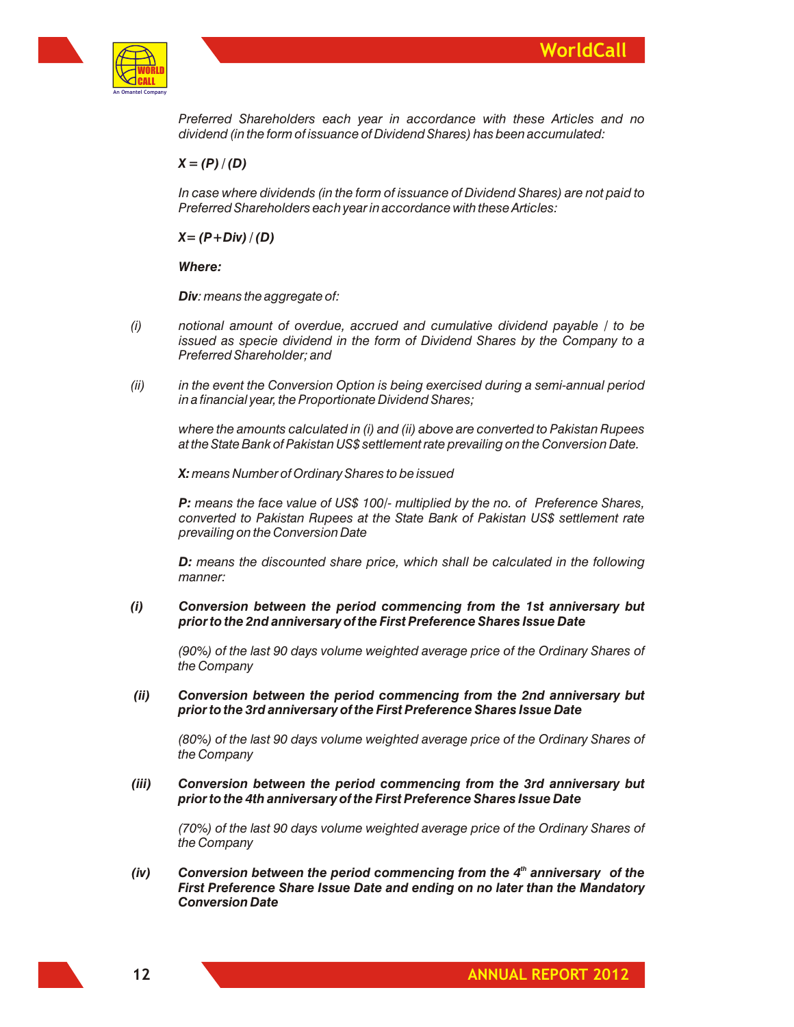*Preferred Shareholders each year in accordance with these Articles and no dividend (in the form of issuance of Dividend Shares) has been accumulated:*

***X = (P) / (D)***

*In case where dividends (in the form of issuance of Dividend Shares) are not paid to Preferred Shareholders each year in accordance with these Articles:*

***X= (P+Div) / (D)***

***Where:***

***Div**: means the aggregate of:*

*(i)* *notional amount of overdue, accrued and cumulative dividend payable / to be issued as specie dividend in the form of Dividend Shares by the Company to a Preferred Shareholder; and*

*(ii)* *in the event the Conversion Option is being exercised during a semi-annual period in a financial year, the Proportionate Dividend Shares;*

*where the amounts calculated in (i) and (ii) above are converted to Pakistan Rupees at the State Bank of Pakistan US$ settlement rate prevailing on the Conversion Date.*

***X:** means Number of Ordinary Shares to be issued*

***P:** means the face value of US$ 100/- multiplied by the no. of Preference Shares, converted to Pakistan Rupees at the State Bank of Pakistan US$ settlement rate prevailing on the Conversion Date*

***D:** means the discounted share price, which shall be calculated in the following manner:*

***(i)*** ***Conversion between the period commencing from the 1st anniversary but prior to the 2nd anniversary of the First Preference Shares Issue Date***

*(90%) of the last 90 days volume weighted average price of the Ordinary Shares of the Company*

***(ii)*** ***Conversion between the period commencing from the 2nd anniversary but prior to the 3rd anniversary of the First Preference Shares Issue Date***

*(80%) of the last 90 days volume weighted average price of the Ordinary Shares of the Company*

***(iii)*** ***Conversion between the period commencing from the 3rd anniversary but prior to the 4th anniversary of the First Preference Shares Issue Date***

*(70%) of the last 90 days volume weighted average price of the Ordinary Shares of the Company*

***(iv)*** ***Conversion between the period commencing from the 4th anniversary of the First Preference Share Issue Date and ending on no later than the Mandatory Conversion Date***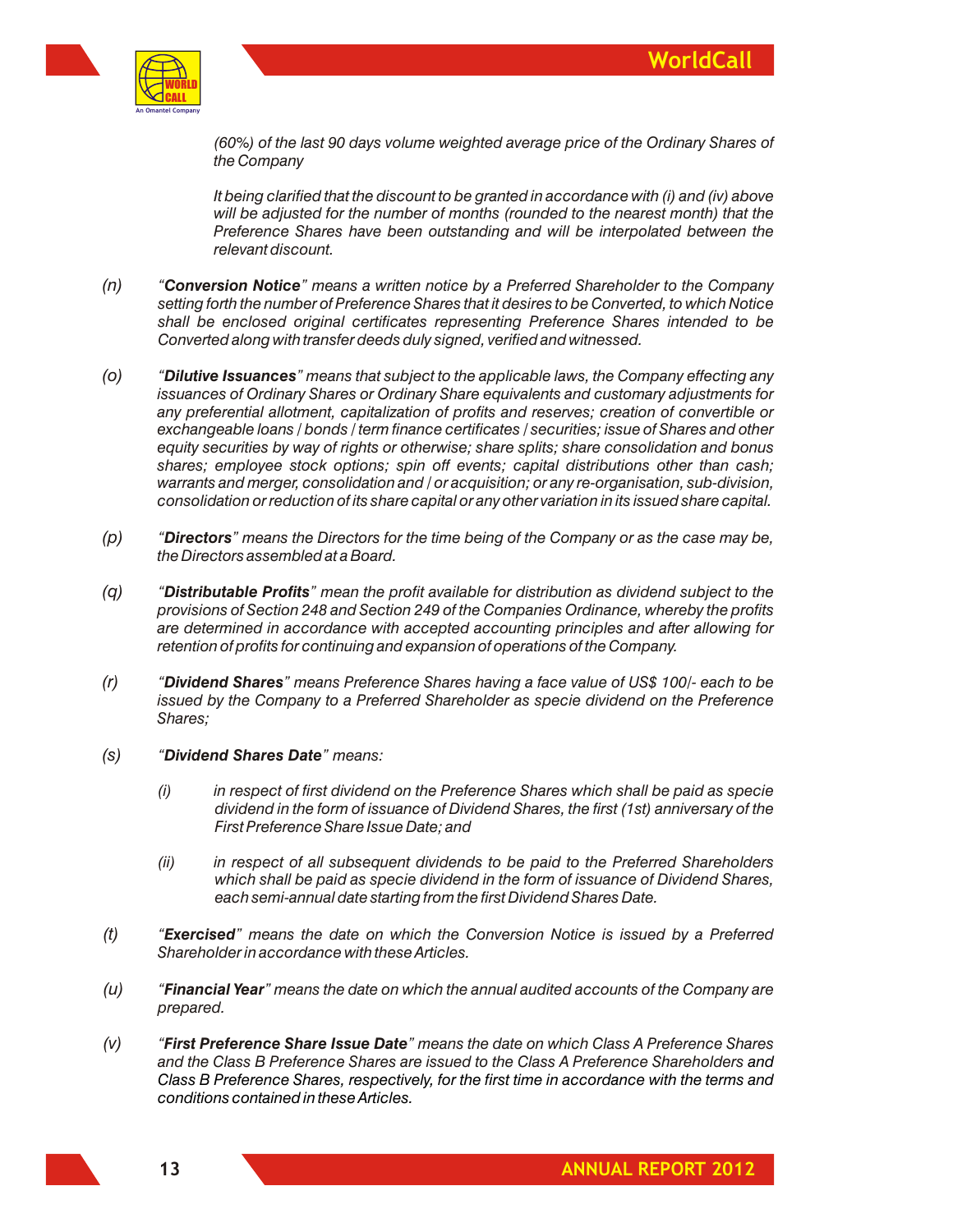*(60%) of the last 90 days volume weighted average price of the Ordinary Shares of the Company*

*It being clarified that the discount to be granted in accordance with (i) and (iv) above will be adjusted for the number of months (rounded to the nearest month) that the Preference Shares have been outstanding and will be interpolated between the relevant discount.*

*(n)* *"**Conversion Notice**" means a written notice by a Preferred Shareholder to the Company setting forth the number of Preference Shares that it desires to be Converted, to which Notice shall be enclosed original certificates representing Preference Shares intended to be Converted along with transfer deeds duly signed, verified and witnessed.*

*(o)* *"**Dilutive Issuances**" means that subject to the applicable laws, the Company effecting any issuances of Ordinary Shares or Ordinary Share equivalents and customary adjustments for any preferential allotment, capitalization of profits and reserves; creation of convertible or exchangeable loans / bonds / term finance certificates / securities; issue of Shares and other equity securities by way of rights or otherwise; share splits; share consolidation and bonus shares; employee stock options; spin off events; capital distributions other than cash; warrants and merger, consolidation and / or acquisition; or any re-organisation, sub-division, consolidation or reduction of its share capital or any other variation in its issued share capital.*

*(p)* *"**Directors**" means the Directors for the time being of the Company or as the case may be, the Directors assembled at a Board.*

*(q)* *"**Distributable Profits**" mean the profit available for distribution as dividend subject to the provisions of Section 248 and Section 249 of the Companies Ordinance, whereby the profits are determined in accordance with accepted accounting principles and after allowing for retention of profits for continuing and expansion of operations of the Company.*

*(r)* *"**Dividend Shares**" means Preference Shares having a face value of US$ 100/- each to be issued by the Company to a Preferred Shareholder as specie dividend on the Preference Shares;*

*(s)* *"**Dividend Shares Date**" means:*

*(i)* *in respect of first dividend on the Preference Shares which shall be paid as specie dividend in the form of issuance of Dividend Shares, the first (1st) anniversary of the First Preference Share Issue Date; and*

*(ii)* *in respect of all subsequent dividends to be paid to the Preferred Shareholders which shall be paid as specie dividend in the form of issuance of Dividend Shares, each semi-annual date starting from the first Dividend Shares Date.*

*(t)* *"**Exercised**" means the date on which the Conversion Notice is issued by a Preferred Shareholder in accordance with these Articles.*

*(u)* *"**Financial Year**" means the date on which the annual audited accounts of the Company are prepared.*

*(v)* *"**First Preference Share Issue Date**" means the date on which Class A Preference Shares and the Class B Preference Shares are issued to the Class A Preference Shareholders and Class B Preference Shares, respectively, for the first time in accordance with the terms and conditions contained in these Articles.*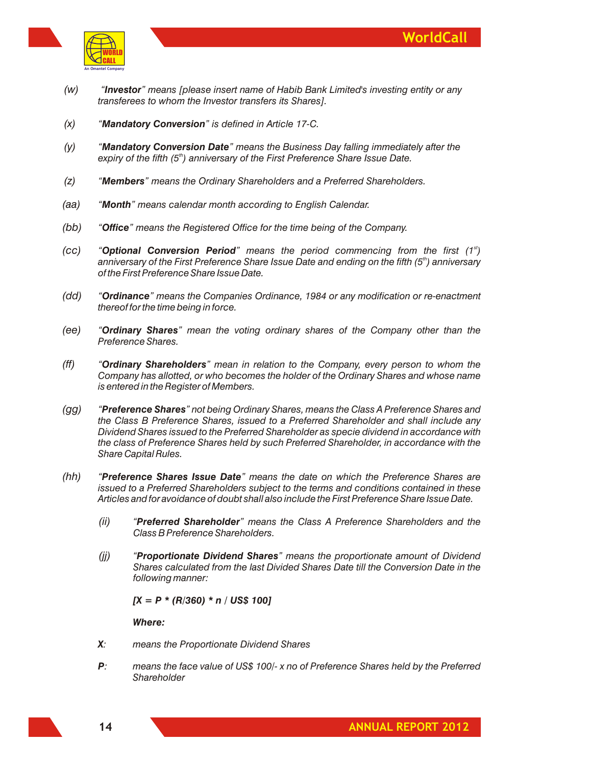(w) *"**Investor**" means [please insert name of Habib Bank Limited's investing entity or any transferees to whom the Investor transfers its Shares].*

(x) *"**Mandatory Conversion**" is defined in Article 17-C.*

(y) *"**Mandatory Conversion Date**" means the Business Day falling immediately after the expiry of the fifth ($5^{th}$) anniversary of the First Preference Share Issue Date.*

(z) *"**Members**" means the Ordinary Shareholders and a Preferred Shareholders.*

(aa) *"**Month**" means calendar month according to English Calendar.*

(bb) *"**Office**" means the Registered Office for the time being of the Company.*

(cc) *"**Optional Conversion Period**" means the period commencing from the first ($1^{st}$) anniversary of the First Preference Share Issue Date and ending on the fifth ($5^{th}$) anniversary of the First Preference Share Issue Date.*

(dd) *"**Ordinance**" means the Companies Ordinance, 1984 or any modification or re-enactment thereof for the time being in force.*

(ee) *"**Ordinary Shares**" mean the voting ordinary shares of the Company other than the Preference Shares.*

(ff) *"**Ordinary Shareholders**" mean in relation to the Company, every person to whom the Company has allotted, or who becomes the holder of the Ordinary Shares and whose name is entered in the Register of Members.*

(gg) *"**Preference Shares**" not being Ordinary Shares, means the Class A Preference Shares and the Class B Preference Shares, issued to a Preferred Shareholder and shall include any Dividend Shares issued to the Preferred Shareholder as specie dividend in accordance with the class of Preference Shares held by such Preferred Shareholder, in accordance with the Share Capital Rules.*

(hh) *"**Preference Shares Issue Date**" means the date on which the Preference Shares are issued to a Preferred Shareholders subject to the terms and conditions contained in these Articles and for avoidance of doubt shall also include the First Preference Share Issue Date.*

(ii) *"**Preferred Shareholder**" means the Class A Preference Shareholders and the Class B Preference Shareholders.*

(jj) *"**Proportionate Dividend Shares**" means the proportionate amount of Dividend Shares calculated from the last Divided Shares Date till the Conversion Date in the following manner:*

***[X = P * (R/360) * n / US$ 100]***

***Where:***

***X**: means the Proportionate Dividend Shares*

***P**: means the face value of US$ 100/- x no of Preference Shares held by the Preferred Shareholder*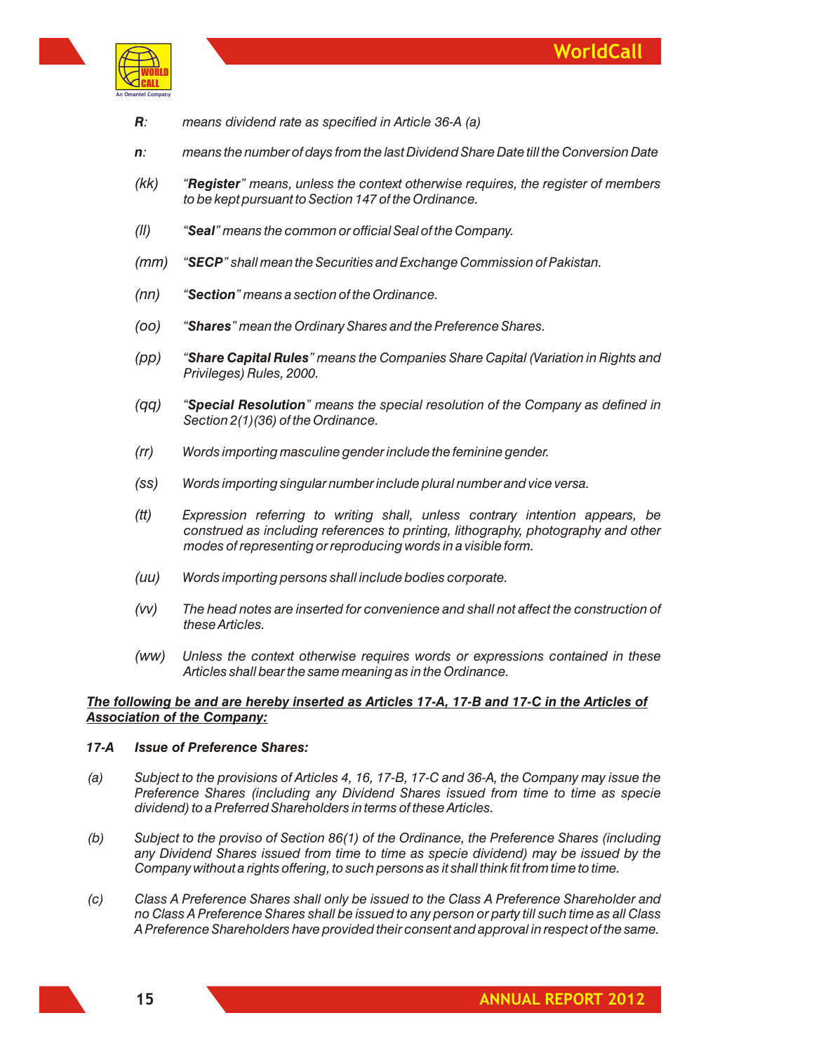***R**: means dividend rate as specified in Article 36-A (a)*

***n**: means the number of days from the last Dividend Share Date till the Conversion Date*

*(kk) "**Register**" means, unless the context otherwise requires, the register of members to be kept pursuant to Section 147 of the Ordinance.*

*(ll) "**Seal**" means the common or official Seal of the Company.*

*(mm) "**SECP**" shall mean the Securities and Exchange Commission of Pakistan.*

*(nn) "**Section**" means a section of the Ordinance.*

*(oo) "**Shares**" mean the Ordinary Shares and the Preference Shares.*

*(pp) "**Share Capital Rules**" means the Companies Share Capital (Variation in Rights and Privileges) Rules, 2000.*

*(qq) "**Special Resolution**" means the special resolution of the Company as defined in Section 2(1)(36) of the Ordinance.*

*(rr) Words importing masculine gender include the feminine gender.*

*(ss) Words importing singular number include plural number and vice versa.*

*(tt) Expression referring to writing shall, unless contrary intention appears, be construed as including references to printing, lithography, photography and other modes of representing or reproducing words in a visible form.*

*(uu) Words importing persons shall include bodies corporate.*

*(vv) The head notes are inserted for convenience and shall not affect the construction of these Articles.*

*(ww) Unless the context otherwise requires words or expressions contained in these Articles shall bear the same meaning as in the Ordinance.*

***<u>The following be and are hereby inserted as Articles 17-A, 17-B and 17-C in the Articles of Association of the Company:</u>***

***17-A Issue of Preference Shares:***

*(a) Subject to the provisions of Articles 4, 16, 17-B, 17-C and 36-A, the Company may issue the Preference Shares (including any Dividend Shares issued from time to time as specie dividend) to a Preferred Shareholders in terms of these Articles.*

*(b) Subject to the proviso of Section 86(1) of the Ordinance, the Preference Shares (including any Dividend Shares issued from time to time as specie dividend) may be issued by the Company without a rights offering, to such persons as it shall think fit from time to time.*

*(c) Class A Preference Shares shall only be issued to the Class A Preference Shareholder and no Class A Preference Shares shall be issued to any person or party till such time as all Class A Preference Shareholders have provided their consent and approval in respect of the same.*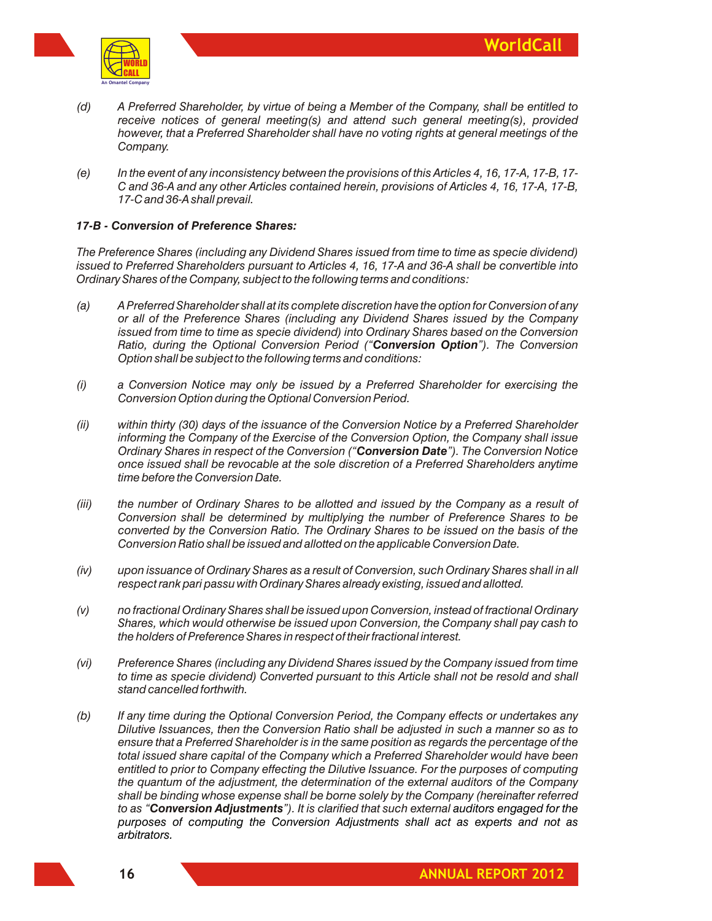*(d)* *A Preferred Shareholder, by virtue of being a Member of the Company, shall be entitled to receive notices of general meeting(s) and attend such general meeting(s), provided however, that a Preferred Shareholder shall have no voting rights at general meetings of the Company.*

*(e)* *In the event of any inconsistency between the provisions of this Articles 4, 16, 17-A, 17-B, 17-C and 36-A and any other Articles contained herein, provisions of Articles 4, 16, 17-A, 17-B, 17-C and 36-A shall prevail.*

***17-B - Conversion of Preference Shares:***

*The Preference Shares (including any Dividend Shares issued from time to time as specie dividend) issued to Preferred Shareholders pursuant to Articles 4, 16, 17-A and 36-A shall be convertible into Ordinary Shares of the Company, subject to the following terms and conditions:*

*(a)* *A Preferred Shareholder shall at its complete discretion have the option for Conversion of any or all of the Preference Shares (including any Dividend Shares issued by the Company issued from time to time as specie dividend) into Ordinary Shares based on the Conversion Ratio, during the Optional Conversion Period ("**Conversion Option**"). The Conversion Option shall be subject to the following terms and conditions:*

*(i)* *a Conversion Notice may only be issued by a Preferred Shareholder for exercising the Conversion Option during the Optional Conversion Period.*

*(ii)* *within thirty (30) days of the issuance of the Conversion Notice by a Preferred Shareholder informing the Company of the Exercise of the Conversion Option, the Company shall issue Ordinary Shares in respect of the Conversion ("**Conversion Date**"). The Conversion Notice once issued shall be revocable at the sole discretion of a Preferred Shareholders anytime time before the Conversion Date.*

*(iii)* *the number of Ordinary Shares to be allotted and issued by the Company as a result of Conversion shall be determined by multiplying the number of Preference Shares to be converted by the Conversion Ratio. The Ordinary Shares to be issued on the basis of the Conversion Ratio shall be issued and allotted on the applicable Conversion Date.*

*(iv)* *upon issuance of Ordinary Shares as a result of Conversion, such Ordinary Shares shall in all respect rank pari passu with Ordinary Shares already existing, issued and allotted.*

*(v)* *no fractional Ordinary Shares shall be issued upon Conversion, instead of fractional Ordinary Shares, which would otherwise be issued upon Conversion, the Company shall pay cash to the holders of Preference Shares in respect of their fractional interest.*

*(vi)* *Preference Shares (including any Dividend Shares issued by the Company issued from time to time as specie dividend) Converted pursuant to this Article shall not be resold and shall stand cancelled forthwith.*

*(b)* *If any time during the Optional Conversion Period, the Company effects or undertakes any Dilutive Issuances, then the Conversion Ratio shall be adjusted in such a manner so as to ensure that a Preferred Shareholder is in the same position as regards the percentage of the total issued share capital of the Company which a Preferred Shareholder would have been entitled to prior to Company effecting the Dilutive Issuance. For the purposes of computing the quantum of the adjustment, the determination of the external auditors of the Company shall be binding whose expense shall be borne solely by the Company (hereinafter referred to as "**Conversion Adjustments**"). It is clarified that such external auditors engaged for the purposes of computing the Conversion Adjustments shall act as experts and not as arbitrators.*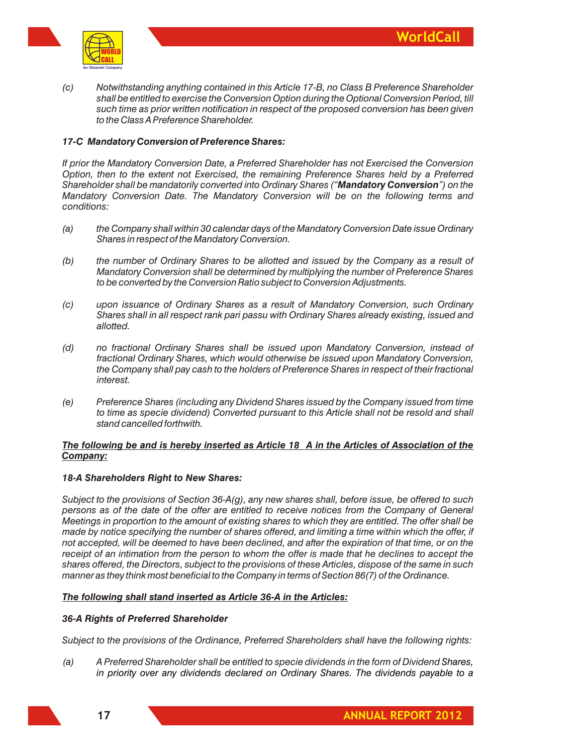*(c) Notwithstanding anything contained in this Article 17-B, no Class B Preference Shareholder shall be entitled to exercise the Conversion Option during the Optional Conversion Period, till such time as prior written notification in respect of the proposed conversion has been given to the Class A Preference Shareholder.*

***17-C Mandatory Conversion of Preference Shares:***

*If prior the Mandatory Conversion Date, a Preferred Shareholder has not Exercised the Conversion Option, then to the extent not Exercised, the remaining Preference Shares held by a Preferred Shareholder shall be mandatorily converted into Ordinary Shares ("**Mandatory Conversion**") on the Mandatory Conversion Date. The Mandatory Conversion will be on the following terms and conditions:*

*(a) the Company shall within 30 calendar days of the Mandatory Conversion Date issue Ordinary Shares in respect of the Mandatory Conversion.*

*(b) the number of Ordinary Shares to be allotted and issued by the Company as a result of Mandatory Conversion shall be determined by multiplying the number of Preference Shares to be converted by the Conversion Ratio subject to Conversion Adjustments.*

*(c) upon issuance of Ordinary Shares as a result of Mandatory Conversion, such Ordinary Shares shall in all respect rank pari passu with Ordinary Shares already existing, issued and allotted.*

*(d) no fractional Ordinary Shares shall be issued upon Mandatory Conversion, instead of fractional Ordinary Shares, which would otherwise be issued upon Mandatory Conversion, the Company shall pay cash to the holders of Preference Shares in respect of their fractional interest.*

*(e) Preference Shares (including any Dividend Shares issued by the Company issued from time to time as specie dividend) Converted pursuant to this Article shall not be resold and shall stand cancelled forthwith.*

***<u>The following be and is hereby inserted as Article 18 A in the Articles of Association of the Company:</u>***

***18-A Shareholders Right to New Shares:***

*Subject to the provisions of Section 36-A(g), any new shares shall, before issue, be offered to such persons as of the date of the offer are entitled to receive notices from the Company of General Meetings in proportion to the amount of existing shares to which they are entitled. The offer shall be made by notice specifying the number of shares offered, and limiting a time within which the offer, if not accepted, will be deemed to have been declined, and after the expiration of that time, or on the receipt of an intimation from the person to whom the offer is made that he declines to accept the shares offered, the Directors, subject to the provisions of these Articles, dispose of the same in such manner as they think most beneficial to the Company in terms of Section 86(7) of the Ordinance.*

***<u>The following shall stand inserted as Article 36-A in the Articles:</u>***

***36-A Rights of Preferred Shareholder***

*Subject to the provisions of the Ordinance, Preferred Shareholders shall have the following rights:*

*(a) A Preferred Shareholder shall be entitled to specie dividends in the form of Dividend Shares, in priority over any dividends declared on Ordinary Shares. The dividends payable to a*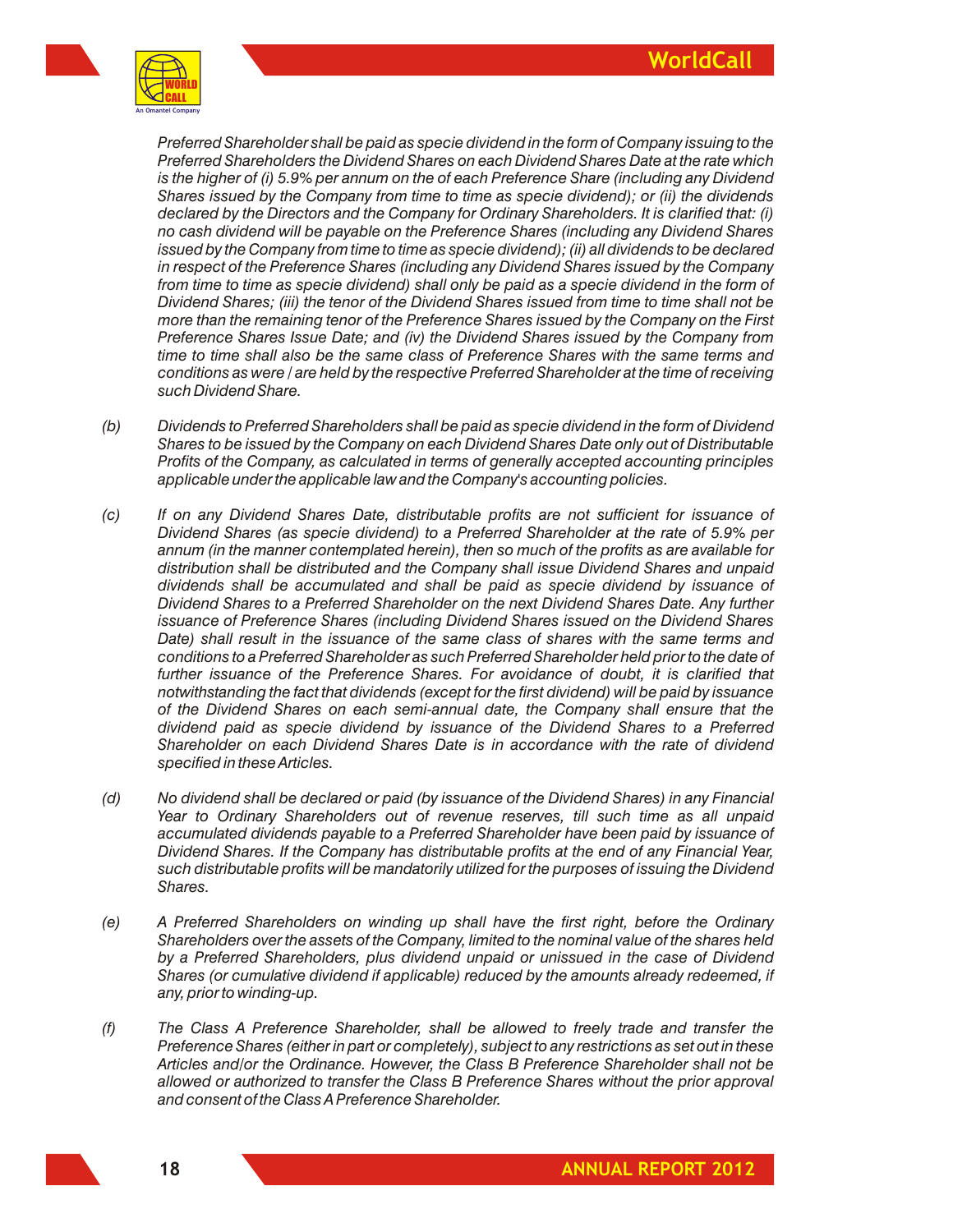*Preferred Shareholder shall be paid as specie dividend in the form of Company issuing to the Preferred Shareholders the Dividend Shares on each Dividend Shares Date at the rate which is the higher of (i) 5.9% per annum on the of each Preference Share (including any Dividend Shares issued by the Company from time to time as specie dividend); or (ii) the dividends declared by the Directors and the Company for Ordinary Shareholders. It is clarified that: (i) no cash dividend will be payable on the Preference Shares (including any Dividend Shares issued by the Company from time to time as specie dividend); (ii) all dividends to be declared in respect of the Preference Shares (including any Dividend Shares issued by the Company from time to time as specie dividend) shall only be paid as a specie dividend in the form of Dividend Shares; (iii) the tenor of the Dividend Shares issued from time to time shall not be more than the remaining tenor of the Preference Shares issued by the Company on the First Preference Shares Issue Date; and (iv) the Dividend Shares issued by the Company from time to time shall also be the same class of Preference Shares with the same terms and conditions as were / are held by the respective Preferred Shareholder at the time of receiving such Dividend Share.*

*(b) Dividends to Preferred Shareholders shall be paid as specie dividend in the form of Dividend Shares to be issued by the Company on each Dividend Shares Date only out of Distributable Profits of the Company, as calculated in terms of generally accepted accounting principles applicable under the applicable law and the Company's accounting policies.*

*(c) If on any Dividend Shares Date, distributable profits are not sufficient for issuance of Dividend Shares (as specie dividend) to a Preferred Shareholder at the rate of 5.9% per annum (in the manner contemplated herein), then so much of the profits as are available for distribution shall be distributed and the Company shall issue Dividend Shares and unpaid dividends shall be accumulated and shall be paid as specie dividend by issuance of Dividend Shares to a Preferred Shareholder on the next Dividend Shares Date. Any further issuance of Preference Shares (including Dividend Shares issued on the Dividend Shares Date) shall result in the issuance of the same class of shares with the same terms and conditions to a Preferred Shareholder as such Preferred Shareholder held prior to the date of further issuance of the Preference Shares. For avoidance of doubt, it is clarified that notwithstanding the fact that dividends (except for the first dividend) will be paid by issuance of the Dividend Shares on each semi-annual date, the Company shall ensure that the dividend paid as specie dividend by issuance of the Dividend Shares to a Preferred Shareholder on each Dividend Shares Date is in accordance with the rate of dividend specified in these Articles.*

*(d) No dividend shall be declared or paid (by issuance of the Dividend Shares) in any Financial Year to Ordinary Shareholders out of revenue reserves, till such time as all unpaid accumulated dividends payable to a Preferred Shareholder have been paid by issuance of Dividend Shares. If the Company has distributable profits at the end of any Financial Year, such distributable profits will be mandatorily utilized for the purposes of issuing the Dividend Shares.*

*(e) A Preferred Shareholders on winding up shall have the first right, before the Ordinary Shareholders over the assets of the Company, limited to the nominal value of the shares held by a Preferred Shareholders, plus dividend unpaid or unissued in the case of Dividend Shares (or cumulative dividend if applicable) reduced by the amounts already redeemed, if any, prior to winding-up.*

*(f) The Class A Preference Shareholder, shall be allowed to freely trade and transfer the Preference Shares (either in part or completely), subject to any restrictions as set out in these Articles and/or the Ordinance. However, the Class B Preference Shareholder shall not be allowed or authorized to transfer the Class B Preference Shares without the prior approval and consent of the Class A Preference Shareholder.*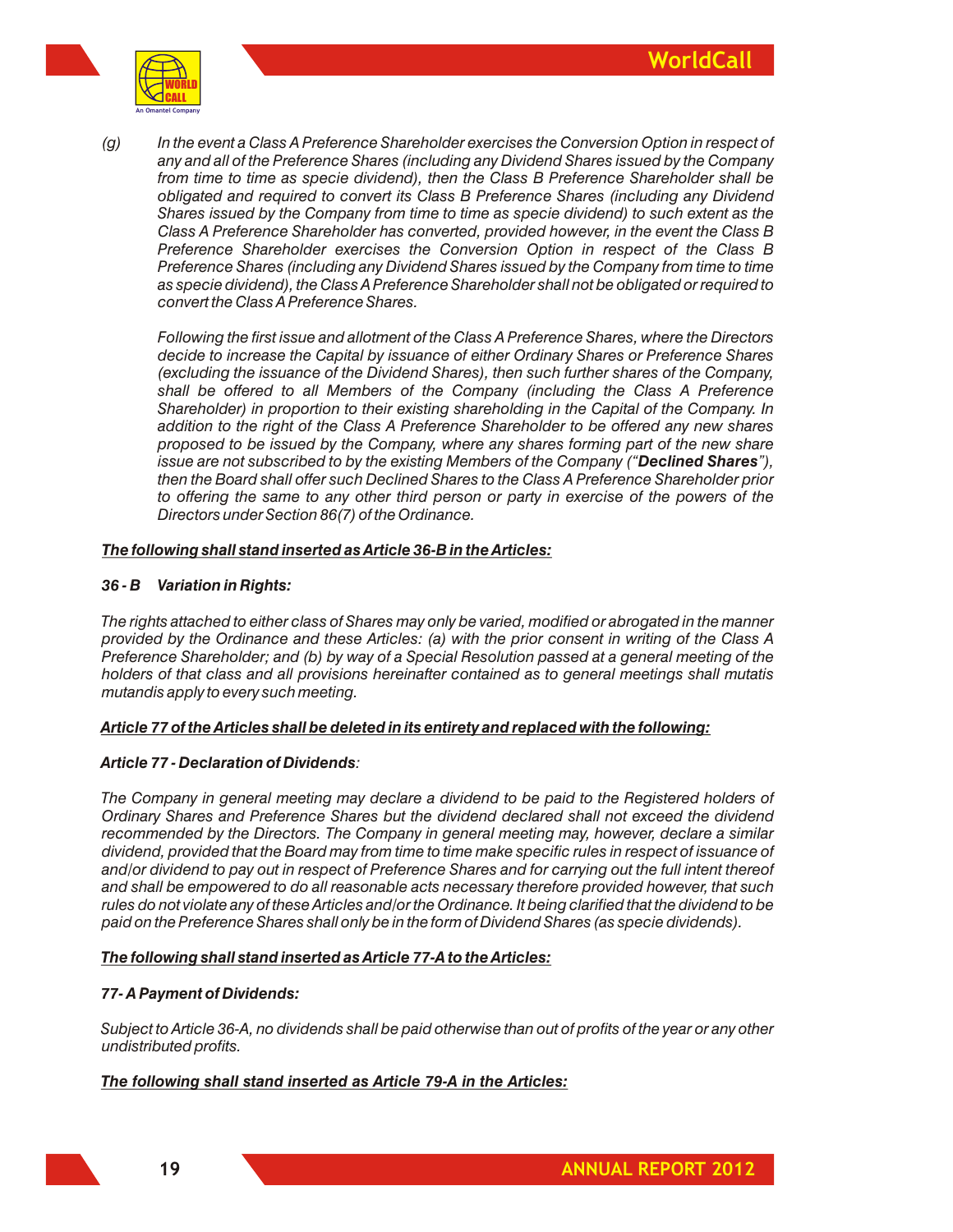*(g) In the event a Class A Preference Shareholder exercises the Conversion Option in respect of any and all of the Preference Shares (including any Dividend Shares issued by the Company from time to time as specie dividend), then the Class B Preference Shareholder shall be obligated and required to convert its Class B Preference Shares (including any Dividend Shares issued by the Company from time to time as specie dividend) to such extent as the Class A Preference Shareholder has converted, provided however, in the event the Class B Preference Shareholder exercises the Conversion Option in respect of the Class B Preference Shares (including any Dividend Shares issued by the Company from time to time as specie dividend), the Class A Preference Shareholder shall not be obligated or required to convert the Class A Preference Shares.*

*Following the first issue and allotment of the Class A Preference Shares, where the Directors decide to increase the Capital by issuance of either Ordinary Shares or Preference Shares (excluding the issuance of the Dividend Shares), then such further shares of the Company, shall be offered to all Members of the Company (including the Class A Preference Shareholder) in proportion to their existing shareholding in the Capital of the Company. In addition to the right of the Class A Preference Shareholder to be offered any new shares proposed to be issued by the Company, where any shares forming part of the new share issue are not subscribed to by the existing Members of the Company ("**Declined Shares**"), then the Board shall offer such Declined Shares to the Class A Preference Shareholder prior to offering the same to any other third person or party in exercise of the powers of the Directors under Section 86(7) of the Ordinance.*

***<u>The following shall stand inserted as Article 36-B in the Articles:</u>***

***36 - B Variation in Rights:***

*The rights attached to either class of Shares may only be varied, modified or abrogated in the manner provided by the Ordinance and these Articles: (a) with the prior consent in writing of the Class A Preference Shareholder; and (b) by way of a Special Resolution passed at a general meeting of the holders of that class and all provisions hereinafter contained as to general meetings shall mutatis mutandis apply to every such meeting.*

***<u>Article 77 of the Articles shall be deleted in its entirety and replaced with the following:</u>***

***Article 77 - Declaration of Dividends:***

*The Company in general meeting may declare a dividend to be paid to the Registered holders of Ordinary Shares and Preference Shares but the dividend declared shall not exceed the dividend recommended by the Directors. The Company in general meeting may, however, declare a similar dividend, provided that the Board may from time to time make specific rules in respect of issuance of and/or dividend to pay out in respect of Preference Shares and for carrying out the full intent thereof and shall be empowered to do all reasonable acts necessary therefore provided however, that such rules do not violate any of these Articles and/or the Ordinance. It being clarified that the dividend to be paid on the Preference Shares shall only be in the form of Dividend Shares (as specie dividends).*

***<u>The following shall stand inserted as Article 77-A to the Articles:</u>***

***77- A Payment of Dividends:***

*Subject to Article 36-A, no dividends shall be paid otherwise than out of profits of the year or any other undistributed profits.*

***<u>The following shall stand inserted as Article 79-A in the Articles:</u>***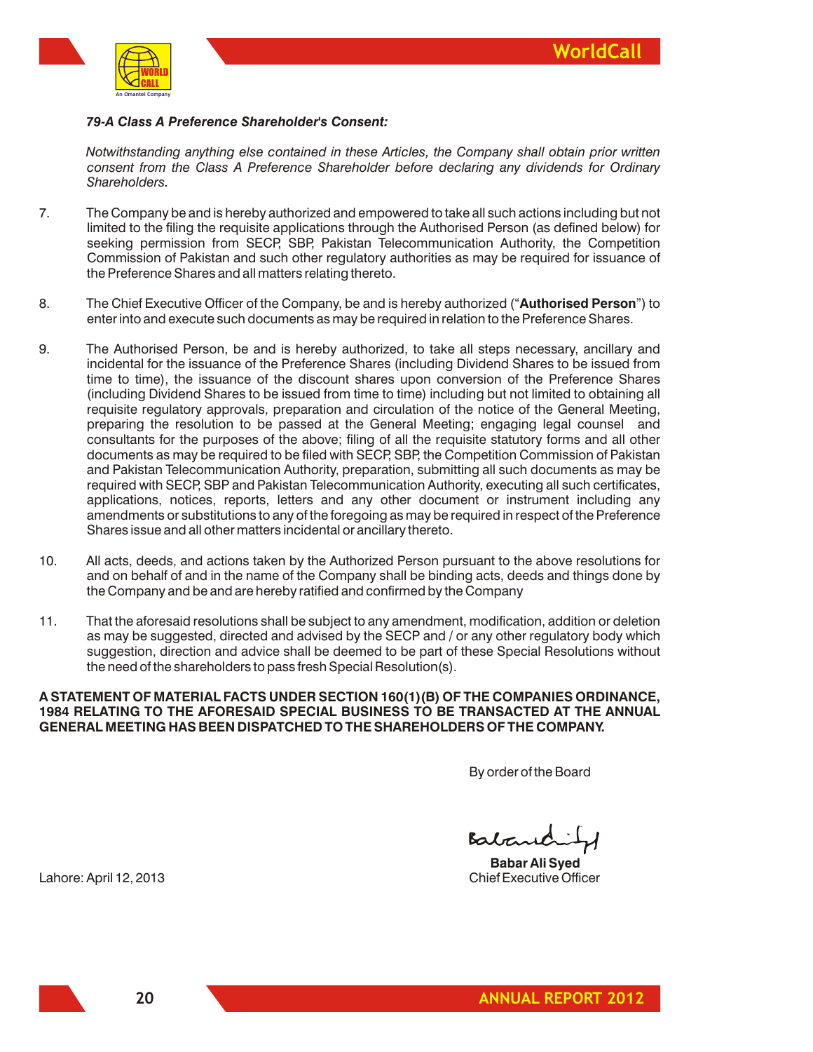***79-A Class A Preference Shareholder's Consent:***

*Notwithstanding anything else contained in these Articles, the Company shall obtain prior written consent from the Class A Preference Shareholder before declaring any dividends for Ordinary Shareholders.*

7. The Company be and is hereby authorized and empowered to take all such actions including but not limited to the filing the requisite applications through the Authorised Person (as defined below) for seeking permission from SECP, SBP, Pakistan Telecommunication Authority, the Competition Commission of Pakistan and such other regulatory authorities as may be required for issuance of the Preference Shares and all matters relating thereto.

8. The Chief Executive Officer of the Company, be and is hereby authorized ("**Authorised Person**") to enter into and execute such documents as may be required in relation to the Preference Shares.

9. The Authorised Person, be and is hereby authorized, to take all steps necessary, ancillary and incidental for the issuance of the Preference Shares (including Dividend Shares to be issued from time to time), the issuance of the discount shares upon conversion of the Preference Shares (including Dividend Shares to be issued from time to time) including but not limited to obtaining all requisite regulatory approvals, preparation and circulation of the notice of the General Meeting, preparing the resolution to be passed at the General Meeting; engaging legal counsel and consultants for the purposes of the above; filing of all the requisite statutory forms and all other documents as may be required to be filed with SECP, SBP, the Competition Commission of Pakistan and Pakistan Telecommunication Authority, preparation, submitting all such documents as may be required with SECP, SBP and Pakistan Telecommunication Authority, executing all such certificates, applications, notices, reports, letters and any other document or instrument including any amendments or substitutions to any of the foregoing as may be required in respect of the Preference Shares issue and all other matters incidental or ancillary thereto.

10. All acts, deeds, and actions taken by the Authorized Person pursuant to the above resolutions for and on behalf of and in the name of the Company shall be binding acts, deeds and things done by the Company and be and are hereby ratified and confirmed by the Company

11. That the aforesaid resolutions shall be subject to any amendment, modification, addition or deletion as may be suggested, directed and advised by the SECP and / or any other regulatory body which suggestion, direction and advice shall be deemed to be part of these Special Resolutions without the need of the shareholders to pass fresh Special Resolution(s).

**A STATEMENT OF MATERIAL FACTS UNDER SECTION 160(1)(B) OF THE COMPANIES ORDINANCE, 1984 RELATING TO THE AFORESAID SPECIAL BUSINESS TO BE TRANSACTED AT THE ANNUAL GENERAL MEETING HAS BEEN DISPATCHED TO THE SHAREHOLDERS OF THE COMPANY.**

By order of the Board

**Babar Ali Syed**
Chief Executive Officer

Lahore: April 12, 2013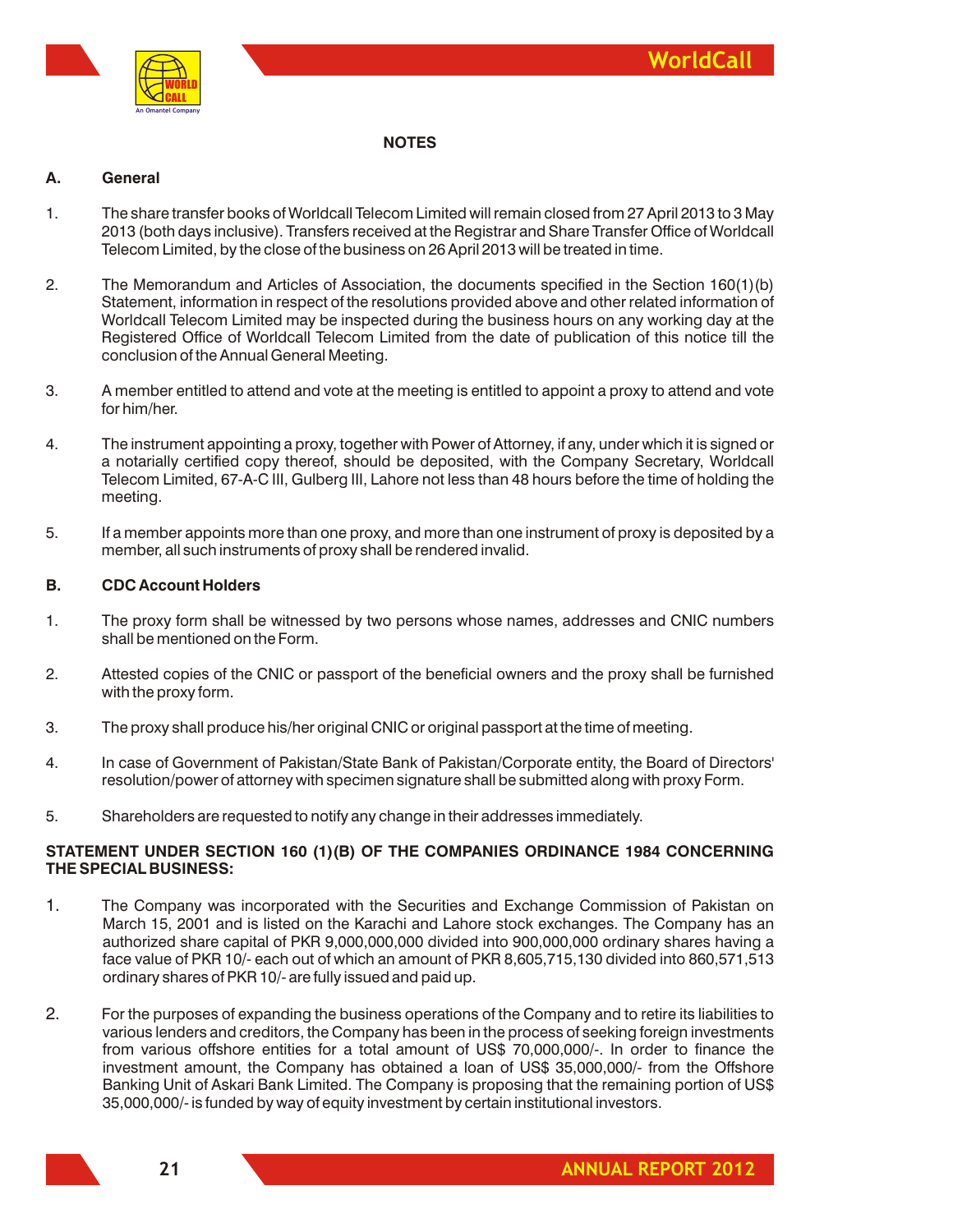## NOTES

### A. General

1. The share transfer books of Worldcall Telecom Limited will remain closed from 27 April 2013 to 3 May 2013 (both days inclusive). Transfers received at the Registrar and Share Transfer Office of Worldcall Telecom Limited, by the close of the business on 26 April 2013 will be treated in time.

2. The Memorandum and Articles of Association, the documents specified in the Section 160(1)(b) Statement, information in respect of the resolutions provided above and other related information of Worldcall Telecom Limited may be inspected during the business hours on any working day at the Registered Office of Worldcall Telecom Limited from the date of publication of this notice till the conclusion of the Annual General Meeting.

3. A member entitled to attend and vote at the meeting is entitled to appoint a proxy to attend and vote for him/her.

4. The instrument appointing a proxy, together with Power of Attorney, if any, under which it is signed or a notarially certified copy thereof, should be deposited, with the Company Secretary, Worldcall Telecom Limited, 67-A-C III, Gulberg III, Lahore not less than 48 hours before the time of holding the meeting.

5. If a member appoints more than one proxy, and more than one instrument of proxy is deposited by a member, all such instruments of proxy shall be rendered invalid.

### B. CDC Account Holders

1. The proxy form shall be witnessed by two persons whose names, addresses and CNIC numbers shall be mentioned on the Form.

2. Attested copies of the CNIC or passport of the beneficial owners and the proxy shall be furnished with the proxy form.

3. The proxy shall produce his/her original CNIC or original passport at the time of meeting.

4. In case of Government of Pakistan/State Bank of Pakistan/Corporate entity, the Board of Directors' resolution/power of attorney with specimen signature shall be submitted along with proxy Form.

5. Shareholders are requested to notify any change in their addresses immediately.

### STATEMENT UNDER SECTION 160 (1)(B) OF THE COMPANIES ORDINANCE 1984 CONCERNING THE SPECIAL BUSINESS:

1. The Company was incorporated with the Securities and Exchange Commission of Pakistan on March 15, 2001 and is listed on the Karachi and Lahore stock exchanges. The Company has an authorized share capital of PKR 9,000,000,000 divided into 900,000,000 ordinary shares having a face value of PKR 10/- each out of which an amount of PKR 8,605,715,130 divided into 860,571,513 ordinary shares of PKR 10/- are fully issued and paid up.

2. For the purposes of expanding the business operations of the Company and to retire its liabilities to various lenders and creditors, the Company has been in the process of seeking foreign investments from various offshore entities for a total amount of US$ 70,000,000/-. In order to finance the investment amount, the Company has obtained a loan of US$ 35,000,000/- from the Offshore Banking Unit of Askari Bank Limited. The Company is proposing that the remaining portion of US$ 35,000,000/- is funded by way of equity investment by certain institutional investors.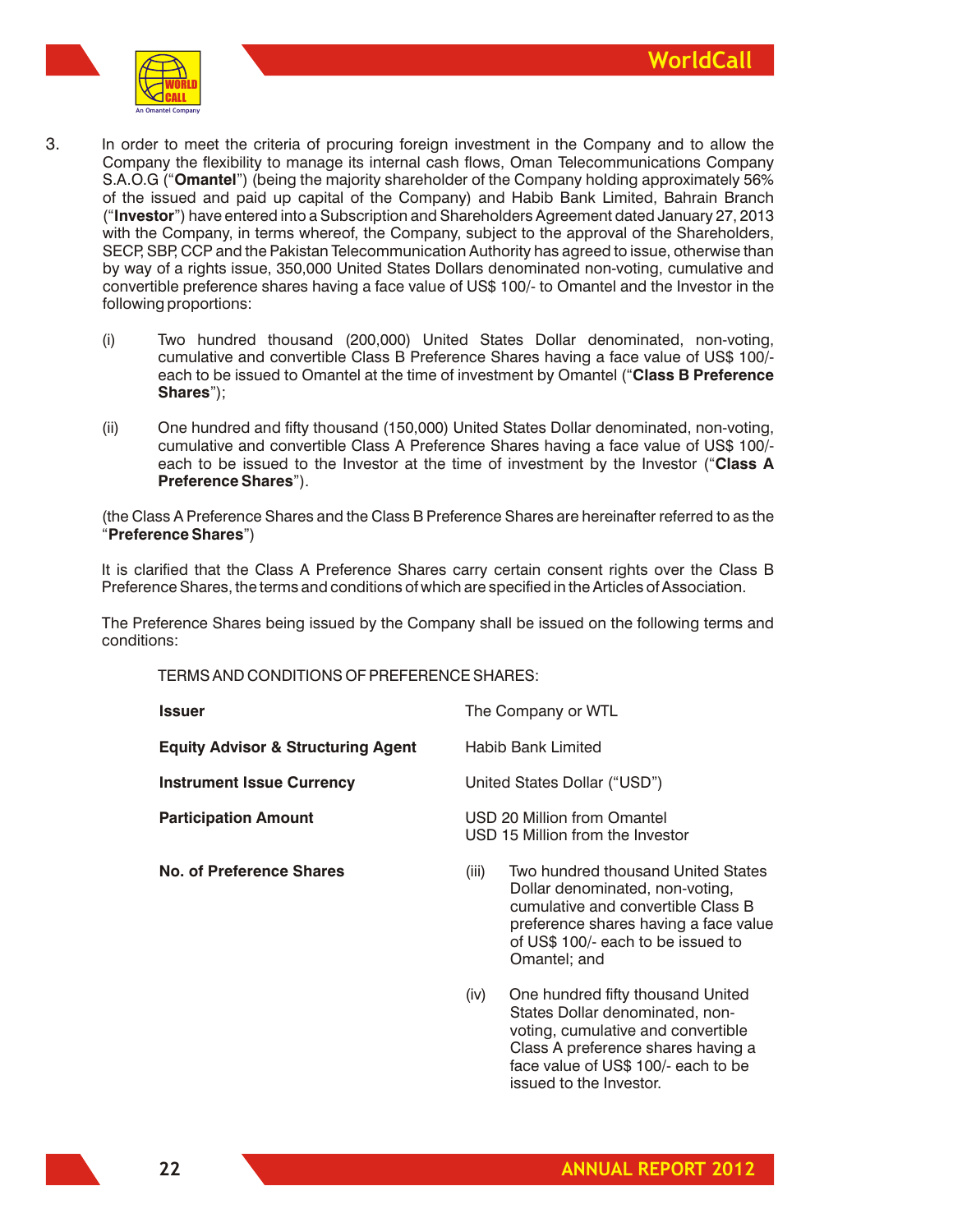3. In order to meet the criteria of procuring foreign investment in the Company and to allow the Company the flexibility to manage its internal cash flows, Oman Telecommunications Company S.A.O.G ("**Omantel**") (being the majority shareholder of the Company holding approximately 56% of the issued and paid up capital of the Company) and Habib Bank Limited, Bahrain Branch ("**Investor**") have entered into a Subscription and Shareholders Agreement dated January 27, 2013 with the Company, in terms whereof, the Company, subject to the approval of the Shareholders, SECP, SBP, CCP and the Pakistan Telecommunication Authority has agreed to issue, otherwise than by way of a rights issue, 350,000 United States Dollars denominated non-voting, cumulative and convertible preference shares having a face value of US$ 100/- to Omantel and the Investor in the following proportions:

   (i) Two hundred thousand (200,000) United States Dollar denominated, non-voting, cumulative and convertible Class B Preference Shares having a face value of US$ 100/- each to be issued to Omantel at the time of investment by Omantel ("**Class B Preference Shares**");

   (ii) One hundred and fifty thousand (150,000) United States Dollar denominated, non-voting, cumulative and convertible Class A Preference Shares having a face value of US$ 100/- each to be issued to the Investor at the time of investment by the Investor ("**Class A Preference Shares**").

   (the Class A Preference Shares and the Class B Preference Shares are hereinafter referred to as the "**Preference Shares**")

   It is clarified that the Class A Preference Shares carry certain consent rights over the Class B Preference Shares, the terms and conditions of which are specified in the Articles of Association.

   The Preference Shares being issued by the Company shall be issued on the following terms and conditions:

   TERMS AND CONDITIONS OF PREFERENCE SHARES:

| | |
|---|---|
| **Issuer** | The Company or WTL |
| **Equity Advisor & Structuring Agent** | Habib Bank Limited |
| **Instrument Issue Currency** | United States Dollar ("USD") |
| **Participation Amount** | USD 20 Million from Omantel<br>USD 15 Million from the Investor |
| **No. of Preference Shares** | (iii) Two hundred thousand United States Dollar denominated, non-voting, cumulative and convertible Class B preference shares having a face value of US$ 100/- each to be issued to Omantel; and<br><br>(iv) One hundred fifty thousand United States Dollar denominated, non-voting, cumulative and convertible Class A preference shares having a face value of US$ 100/- each to be issued to the Investor. |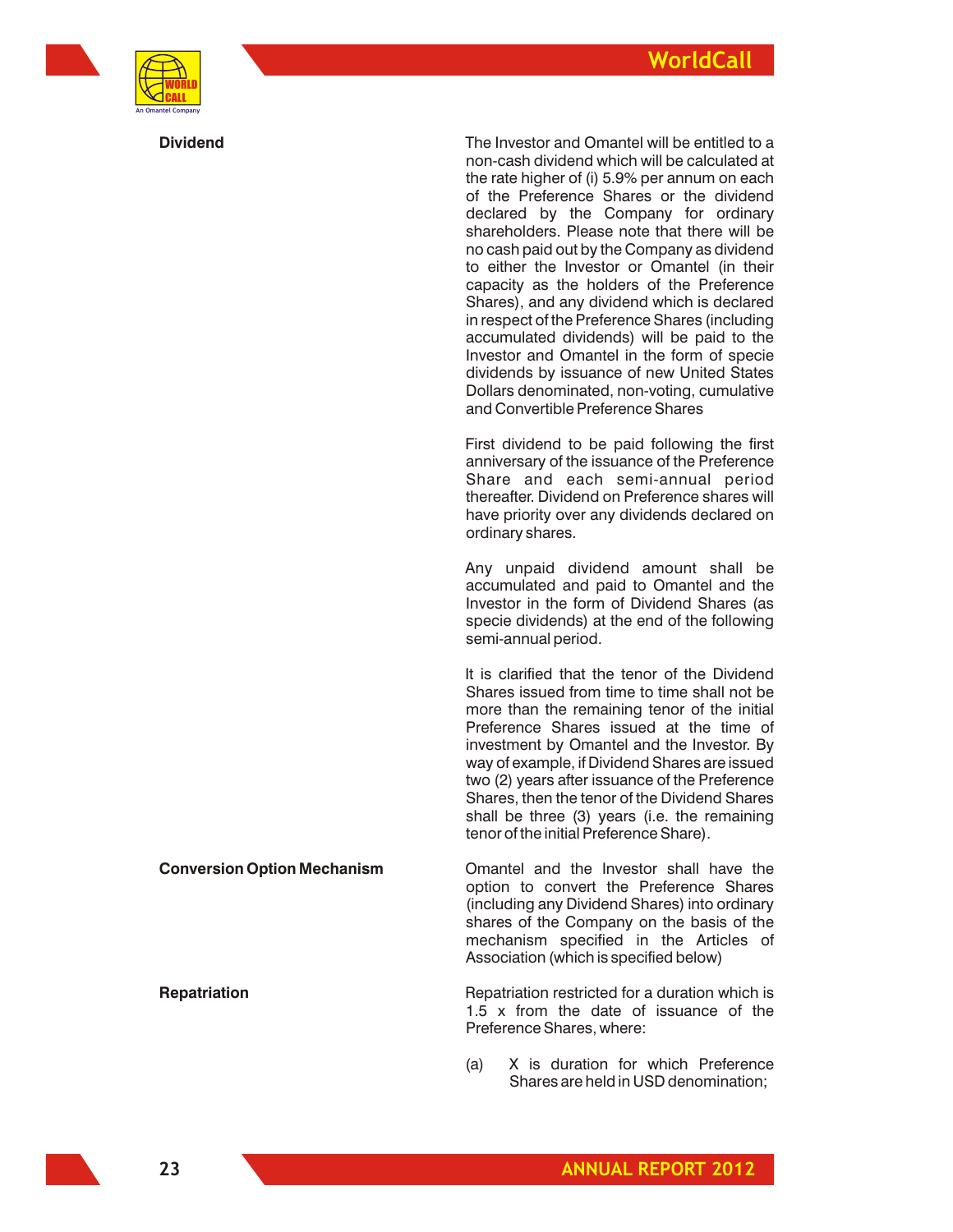| | |
|---|---|
| **Dividend** | The Investor and Omantel will be entitled to a non-cash dividend which will be calculated at the rate higher of (i) 5.9% per annum on each of the Preference Shares or the dividend declared by the Company for ordinary shareholders. Please note that there will be no cash paid out by the Company as dividend to either the Investor or Omantel (in their capacity as the holders of the Preference Shares), and any dividend which is declared in respect of the Preference Shares (including accumulated dividends) will be paid to the Investor and Omantel in the form of specie dividends by issuance of new United States Dollars denominated, non-voting, cumulative and Convertible Preference Shares<br><br>First dividend to be paid following the first anniversary of the issuance of the Preference Share and each semi-annual period thereafter. Dividend on Preference shares will have priority over any dividends declared on ordinary shares.<br><br>Any unpaid dividend amount shall be accumulated and paid to Omantel and the Investor in the form of Dividend Shares (as specie dividends) at the end of the following semi-annual period.<br><br>It is clarified that the tenor of the Dividend Shares issued from time to time shall not be more than the remaining tenor of the initial Preference Shares issued at the time of investment by Omantel and the Investor. By way of example, if Dividend Shares are issued two (2) years after issuance of the Preference Shares, then the tenor of the Dividend Shares shall be three (3) years (i.e. the remaining tenor of the initial Preference Share). |
| **Conversion Option Mechanism** | Omantel and the Investor shall have the option to convert the Preference Shares (including any Dividend Shares) into ordinary shares of the Company on the basis of the mechanism specified in the Articles of Association (which is specified below) |
| **Repatriation** | Repatriation restricted for a duration which is 1.5 x from the date of issuance of the Preference Shares, where:<br><br>(a) X is duration for which Preference Shares are held in USD denomination; |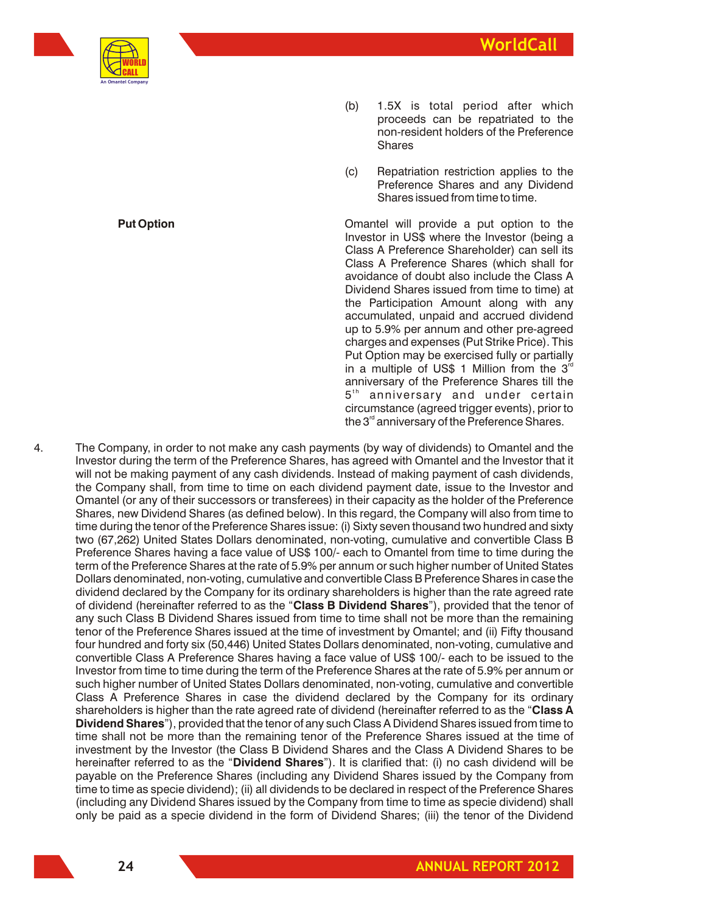(b) 1.5X is total period after which proceeds can be repatriated to the non-resident holders of the Preference Shares

(c) Repatriation restriction applies to the Preference Shares and any Dividend Shares issued from time to time.

| | |
|---|---|
| **Put Option** | Omantel will provide a put option to the Investor in US$ where the Investor (being a Class A Preference Shareholder) can sell its Class A Preference Shares (which shall for avoidance of doubt also include the Class A Dividend Shares issued from time to time) at the Participation Amount along with any accumulated, unpaid and accrued dividend up to 5.9% per annum and other pre-agreed charges and expenses (Put Strike Price). This Put Option may be exercised fully or partially in a multiple of US$ 1 Million from the 3rd anniversary of the Preference Shares till the 5th anniversary and under certain circumstance (agreed trigger events), prior to the 3rd anniversary of the Preference Shares. |

4. The Company, in order to not make any cash payments (by way of dividends) to Omantel and the Investor during the term of the Preference Shares, has agreed with Omantel and the Investor that it will not be making payment of any cash dividends. Instead of making payment of cash dividends, the Company shall, from time to time on each dividend payment date, issue to the Investor and Omantel (or any of their successors or transferees) in their capacity as the holder of the Preference Shares, new Dividend Shares (as defined below). In this regard, the Company will also from time to time during the tenor of the Preference Shares issue: (i) Sixty seven thousand two hundred and sixty two (67,262) United States Dollars denominated, non-voting, cumulative and convertible Class B Preference Shares having a face value of US$ 100/- each to Omantel from time to time during the term of the Preference Shares at the rate of 5.9% per annum or such higher number of United States Dollars denominated, non-voting, cumulative and convertible Class B Preference Shares in case the dividend declared by the Company for its ordinary shareholders is higher than the rate agreed rate of dividend (hereinafter referred to as the "**Class B Dividend Shares**"), provided that the tenor of any such Class B Dividend Shares issued from time to time shall not be more than the remaining tenor of the Preference Shares issued at the time of investment by Omantel; and (ii) Fifty thousand four hundred and forty six (50,446) United States Dollars denominated, non-voting, cumulative and convertible Class A Preference Shares having a face value of US$ 100/- each to be issued to the Investor from time to time during the term of the Preference Shares at the rate of 5.9% per annum or such higher number of United States Dollars denominated, non-voting, cumulative and convertible Class A Preference Shares in case the dividend declared by the Company for its ordinary shareholders is higher than the rate agreed rate of dividend (hereinafter referred to as the "**Class A Dividend Shares**"), provided that the tenor of any such Class A Dividend Shares issued from time to time shall not be more than the remaining tenor of the Preference Shares issued at the time of investment by the Investor (the Class B Dividend Shares and the Class A Dividend Shares to be hereinafter referred to as the "**Dividend Shares**"). It is clarified that: (i) no cash dividend will be payable on the Preference Shares (including any Dividend Shares issued by the Company from time to time as specie dividend); (ii) all dividends to be declared in respect of the Preference Shares (including any Dividend Shares issued by the Company from time to time as specie dividend) shall only be paid as a specie dividend in the form of Dividend Shares; (iii) the tenor of the Dividend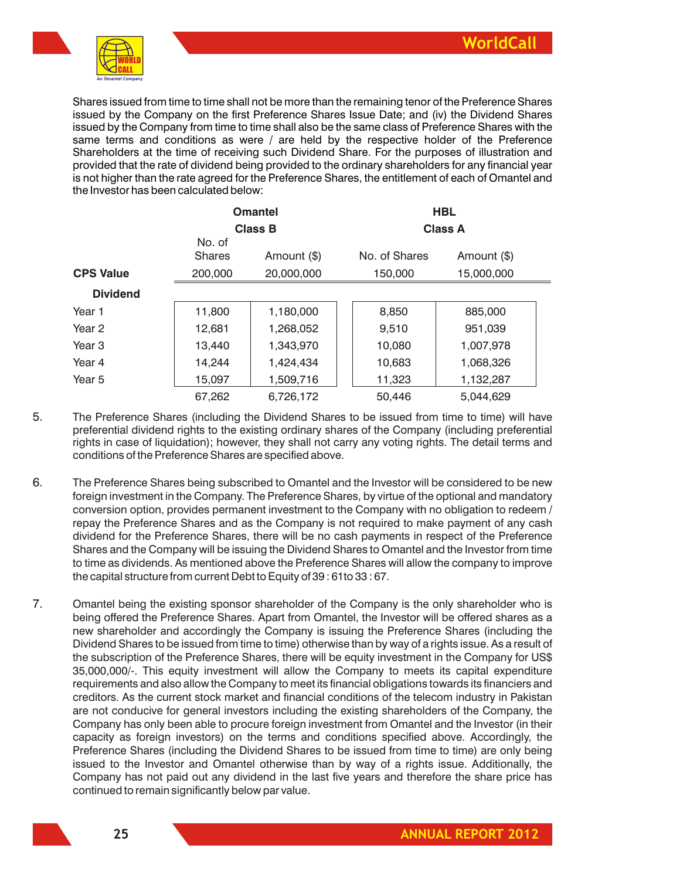Shares issued from time to time shall not be more than the remaining tenor of the Preference Shares issued by the Company on the first Preference Shares Issue Date; and (iv) the Dividend Shares issued by the Company from time to time shall also be the same class of Preference Shares with the same terms and conditions as were / are held by the respective holder of the Preference Shareholders at the time of receiving such Dividend Share. For the purposes of illustration and provided that the rate of dividend being provided to the ordinary shareholders for any financial year is not higher than the rate agreed for the Preference Shares, the entitlement of each of Omantel and the Investor has been calculated below:

| | Omantel | | HBL | |
|---|---|---|---|---|
| | Class B | | Class A | |
| | No. of Shares | Amount ($) | No. of Shares | Amount ($) |
| **CPS Value** | 200,000 | 20,000,000 | 150,000 | 15,000,000 |
| **Dividend** | | | | |
| Year 1 | 11,800 | 1,180,000 | 8,850 | 885,000 |
| Year 2 | 12,681 | 1,268,052 | 9,510 | 951,039 |
| Year 3 | 13,440 | 1,343,970 | 10,080 | 1,007,978 |
| Year 4 | 14,244 | 1,424,434 | 10,683 | 1,068,326 |
| Year 5 | 15,097 | 1,509,716 | 11,323 | 1,132,287 |
| | 67,262 | 6,726,172 | 50,446 | 5,044,629 |

5. The Preference Shares (including the Dividend Shares to be issued from time to time) will have preferential dividend rights to the existing ordinary shares of the Company (including preferential rights in case of liquidation); however, they shall not carry any voting rights. The detail terms and conditions of the Preference Shares are specified above.

6. The Preference Shares being subscribed to Omantel and the Investor will be considered to be new foreign investment in the Company. The Preference Shares, by virtue of the optional and mandatory conversion option, provides permanent investment to the Company with no obligation to redeem / repay the Preference Shares and as the Company is not required to make payment of any cash dividend for the Preference Shares, there will be no cash payments in respect of the Preference Shares and the Company will be issuing the Dividend Shares to Omantel and the Investor from time to time as dividends. As mentioned above the Preference Shares will allow the company to improve the capital structure from current Debt to Equity of 39 : 61to 33 : 67.

7. Omantel being the existing sponsor shareholder of the Company is the only shareholder who is being offered the Preference Shares. Apart from Omantel, the Investor will be offered shares as a new shareholder and accordingly the Company is issuing the Preference Shares (including the Dividend Shares to be issued from time to time) otherwise than by way of a rights issue. As a result of the subscription of the Preference Shares, there will be equity investment in the Company for US$ 35,000,000/-. This equity investment will allow the Company to meets its capital expenditure requirements and also allow the Company to meet its financial obligations towards its financiers and creditors. As the current stock market and financial conditions of the telecom industry in Pakistan are not conducive for general investors including the existing shareholders of the Company, the Company has only been able to procure foreign investment from Omantel and the Investor (in their capacity as foreign investors) on the terms and conditions specified above. Accordingly, the Preference Shares (including the Dividend Shares to be issued from time to time) are only being issued to the Investor and Omantel otherwise than by way of a rights issue. Additionally, the Company has not paid out any dividend in the last five years and therefore the share price has continued to remain significantly below par value.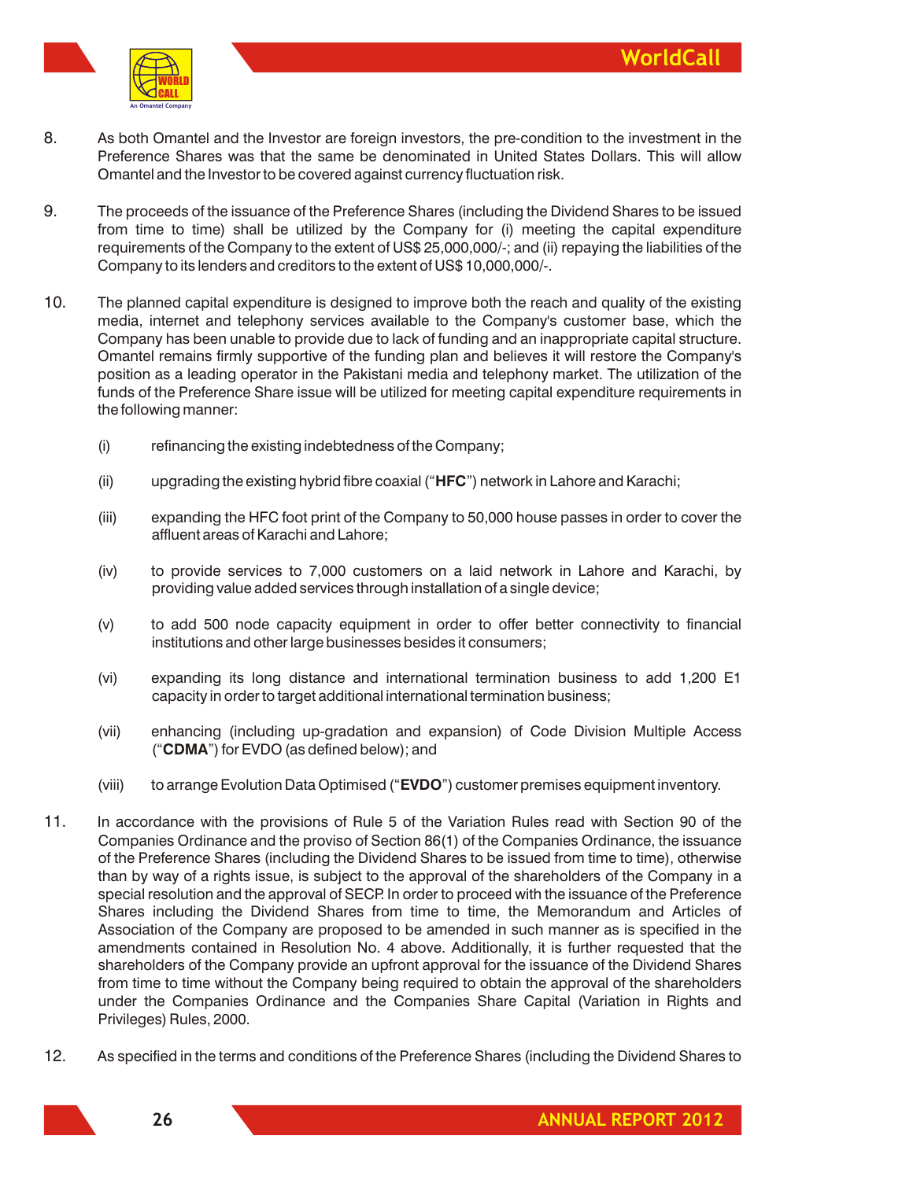8. As both Omantel and the Investor are foreign investors, the pre-condition to the investment in the Preference Shares was that the same be denominated in United States Dollars. This will allow Omantel and the Investor to be covered against currency fluctuation risk.

9. The proceeds of the issuance of the Preference Shares (including the Dividend Shares to be issued from time to time) shall be utilized by the Company for (i) meeting the capital expenditure requirements of the Company to the extent of US$ 25,000,000/-; and (ii) repaying the liabilities of the Company to its lenders and creditors to the extent of US$ 10,000,000/-.

10. The planned capital expenditure is designed to improve both the reach and quality of the existing media, internet and telephony services available to the Company's customer base, which the Company has been unable to provide due to lack of funding and an inappropriate capital structure. Omantel remains firmly supportive of the funding plan and believes it will restore the Company's position as a leading operator in the Pakistani media and telephony market. The utilization of the funds of the Preference Share issue will be utilized for meeting capital expenditure requirements in the following manner:

    (i) refinancing the existing indebtedness of the Company;

    (ii) upgrading the existing hybrid fibre coaxial ("**HFC**") network in Lahore and Karachi;

    (iii) expanding the HFC foot print of the Company to 50,000 house passes in order to cover the affluent areas of Karachi and Lahore;

    (iv) to provide services to 7,000 customers on a laid network in Lahore and Karachi, by providing value added services through installation of a single device;

    (v) to add 500 node capacity equipment in order to offer better connectivity to financial institutions and other large businesses besides it consumers;

    (vi) expanding its long distance and international termination business to add 1,200 E1 capacity in order to target additional international termination business;

    (vii) enhancing (including up-gradation and expansion) of Code Division Multiple Access ("**CDMA**") for EVDO (as defined below); and

    (viii) to arrange Evolution Data Optimised ("**EVDO**") customer premises equipment inventory.

11. In accordance with the provisions of Rule 5 of the Variation Rules read with Section 90 of the Companies Ordinance and the proviso of Section 86(1) of the Companies Ordinance, the issuance of the Preference Shares (including the Dividend Shares to be issued from time to time), otherwise than by way of a rights issue, is subject to the approval of the shareholders of the Company in a special resolution and the approval of SECP. In order to proceed with the issuance of the Preference Shares including the Dividend Shares from time to time, the Memorandum and Articles of Association of the Company are proposed to be amended in such manner as is specified in the amendments contained in Resolution No. 4 above. Additionally, it is further requested that the shareholders of the Company provide an upfront approval for the issuance of the Dividend Shares from time to time without the Company being required to obtain the approval of the shareholders under the Companies Ordinance and the Companies Share Capital (Variation in Rights and Privileges) Rules, 2000.

12. As specified in the terms and conditions of the Preference Shares (including the Dividend Shares to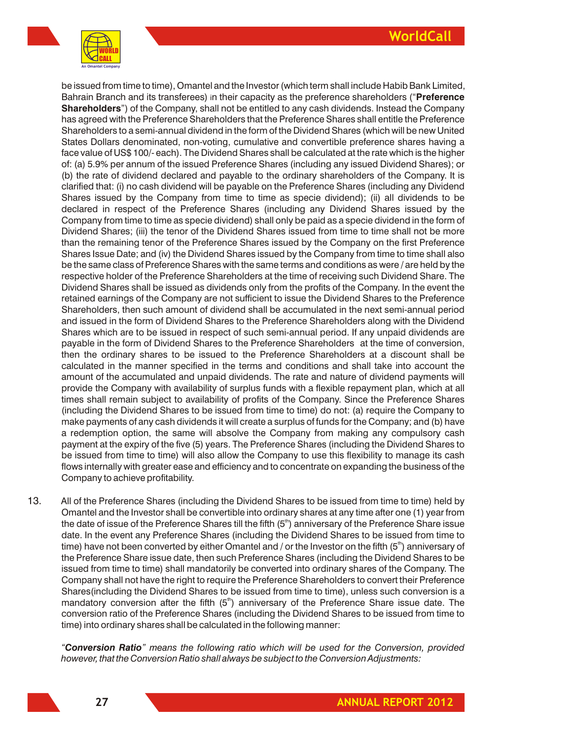be issued from time to time), Omantel and the Investor (which term shall include Habib Bank Limited, Bahrain Branch and its transferees) in their capacity as the preference shareholders ("**Preference Shareholders**") of the Company, shall not be entitled to any cash dividends. Instead the Company has agreed with the Preference Shareholders that the Preference Shares shall entitle the Preference Shareholders to a semi-annual dividend in the form of the Dividend Shares (which will be new United States Dollars denominated, non-voting, cumulative and convertible preference shares having a face value of US$ 100/- each). The Dividend Shares shall be calculated at the rate which is the higher of: (a) 5.9% per annum of the issued Preference Shares (including any issued Dividend Shares); or (b) the rate of dividend declared and payable to the ordinary shareholders of the Company. It is clarified that: (i) no cash dividend will be payable on the Preference Shares (including any Dividend Shares issued by the Company from time to time as specie dividend); (ii) all dividends to be declared in respect of the Preference Shares (including any Dividend Shares issued by the Company from time to time as specie dividend) shall only be paid as a specie dividend in the form of Dividend Shares; (iii) the tenor of the Dividend Shares issued from time to time shall not be more than the remaining tenor of the Preference Shares issued by the Company on the first Preference Shares Issue Date; and (iv) the Dividend Shares issued by the Company from time to time shall also be the same class of Preference Shares with the same terms and conditions as were / are held by the respective holder of the Preference Shareholders at the time of receiving such Dividend Share. The Dividend Shares shall be issued as dividends only from the profits of the Company. In the event the retained earnings of the Company are not sufficient to issue the Dividend Shares to the Preference Shareholders, then such amount of dividend shall be accumulated in the next semi-annual period and issued in the form of Dividend Shares to the Preference Shareholders along with the Dividend Shares which are to be issued in respect of such semi-annual period. If any unpaid dividends are payable in the form of Dividend Shares to the Preference Shareholders at the time of conversion, then the ordinary shares to be issued to the Preference Shareholders at a discount shall be calculated in the manner specified in the terms and conditions and shall take into account the amount of the accumulated and unpaid dividends. The rate and nature of dividend payments will provide the Company with availability of surplus funds with a flexible repayment plan, which at all times shall remain subject to availability of profits of the Company. Since the Preference Shares (including the Dividend Shares to be issued from time to time) do not: (a) require the Company to make payments of any cash dividends it will create a surplus of funds for the Company; and (b) have a redemption option, the same will absolve the Company from making any compulsory cash payment at the expiry of the five (5) years. The Preference Shares (including the Dividend Shares to be issued from time to time) will also allow the Company to use this flexibility to manage its cash flows internally with greater ease and efficiency and to concentrate on expanding the business of the Company to achieve profitability.

13. All of the Preference Shares (including the Dividend Shares to be issued from time to time) held by Omantel and the Investor shall be convertible into ordinary shares at any time after one (1) year from the date of issue of the Preference Shares till the fifth ($5^{th}$) anniversary of the Preference Share issue date. In the event any Preference Shares (including the Dividend Shares to be issued from time to time) have not been converted by either Omantel and / or the Investor on the fifth ($5^{th}$) anniversary of the Preference Share issue date, then such Preference Shares (including the Dividend Shares to be issued from time to time) shall mandatorily be converted into ordinary shares of the Company. The Company shall not have the right to require the Preference Shareholders to convert their Preference Shares(including the Dividend Shares to be issued from time to time), unless such conversion is a mandatory conversion after the fifth ($5^{th}$) anniversary of the Preference Share issue date. The conversion ratio of the Preference Shares (including the Dividend Shares to be issued from time to time) into ordinary shares shall be calculated in the following manner:

*"**Conversion Ratio**" means the following ratio which will be used for the Conversion, provided however, that the Conversion Ratio shall always be subject to the Conversion Adjustments:*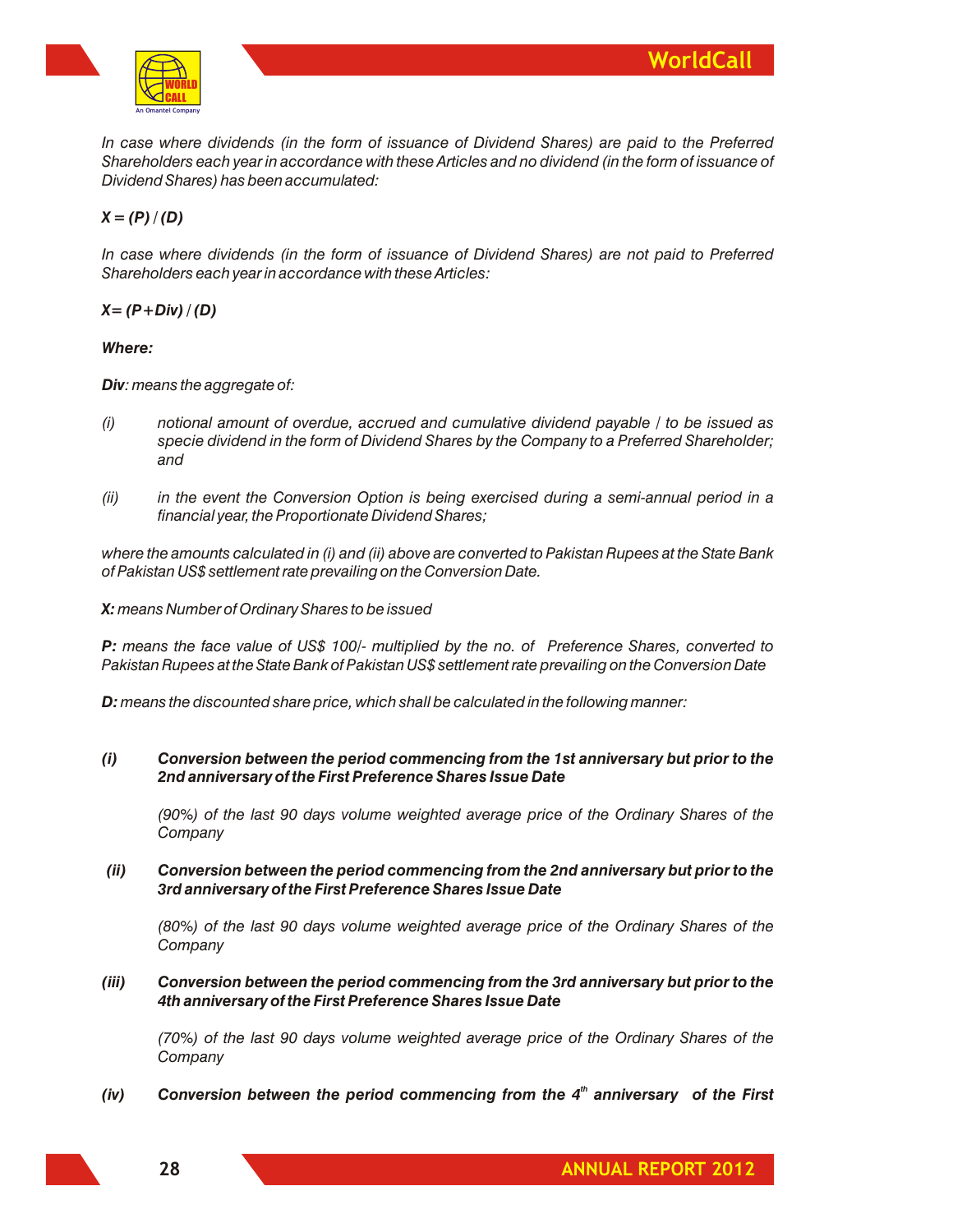*In case where dividends (in the form of issuance of Dividend Shares) are paid to the Preferred Shareholders each year in accordance with these Articles and no dividend (in the form of issuance of Dividend Shares) has been accumulated:*

***X = (P) / (D)***

*In case where dividends (in the form of issuance of Dividend Shares) are not paid to Preferred Shareholders each year in accordance with these Articles:*

***X= (P+Div) / (D)***

***Where:***

***Div**: means the aggregate of:*

*(i) notional amount of overdue, accrued and cumulative dividend payable / to be issued as specie dividend in the form of Dividend Shares by the Company to a Preferred Shareholder; and*

*(ii) in the event the Conversion Option is being exercised during a semi-annual period in a financial year, the Proportionate Dividend Shares;*

*where the amounts calculated in (i) and (ii) above are converted to Pakistan Rupees at the State Bank of Pakistan US$ settlement rate prevailing on the Conversion Date.*

***X:** means Number of Ordinary Shares to be issued*

***P:** means the face value of US$ 100/- multiplied by the no. of Preference Shares, converted to Pakistan Rupees at the State Bank of Pakistan US$ settlement rate prevailing on the Conversion Date*

***D:** means the discounted share price, which shall be calculated in the following manner:*

***(i) Conversion between the period commencing from the 1st anniversary but prior to the 2nd anniversary of the First Preference Shares Issue Date***

*(90%) of the last 90 days volume weighted average price of the Ordinary Shares of the Company*

***(ii) Conversion between the period commencing from the 2nd anniversary but prior to the 3rd anniversary of the First Preference Shares Issue Date***

*(80%) of the last 90 days volume weighted average price of the Ordinary Shares of the Company*

***(iii) Conversion between the period commencing from the 3rd anniversary but prior to the 4th anniversary of the First Preference Shares Issue Date***

*(70%) of the last 90 days volume weighted average price of the Ordinary Shares of the Company*

***(iv) Conversion between the period commencing from the 4th anniversary of the First***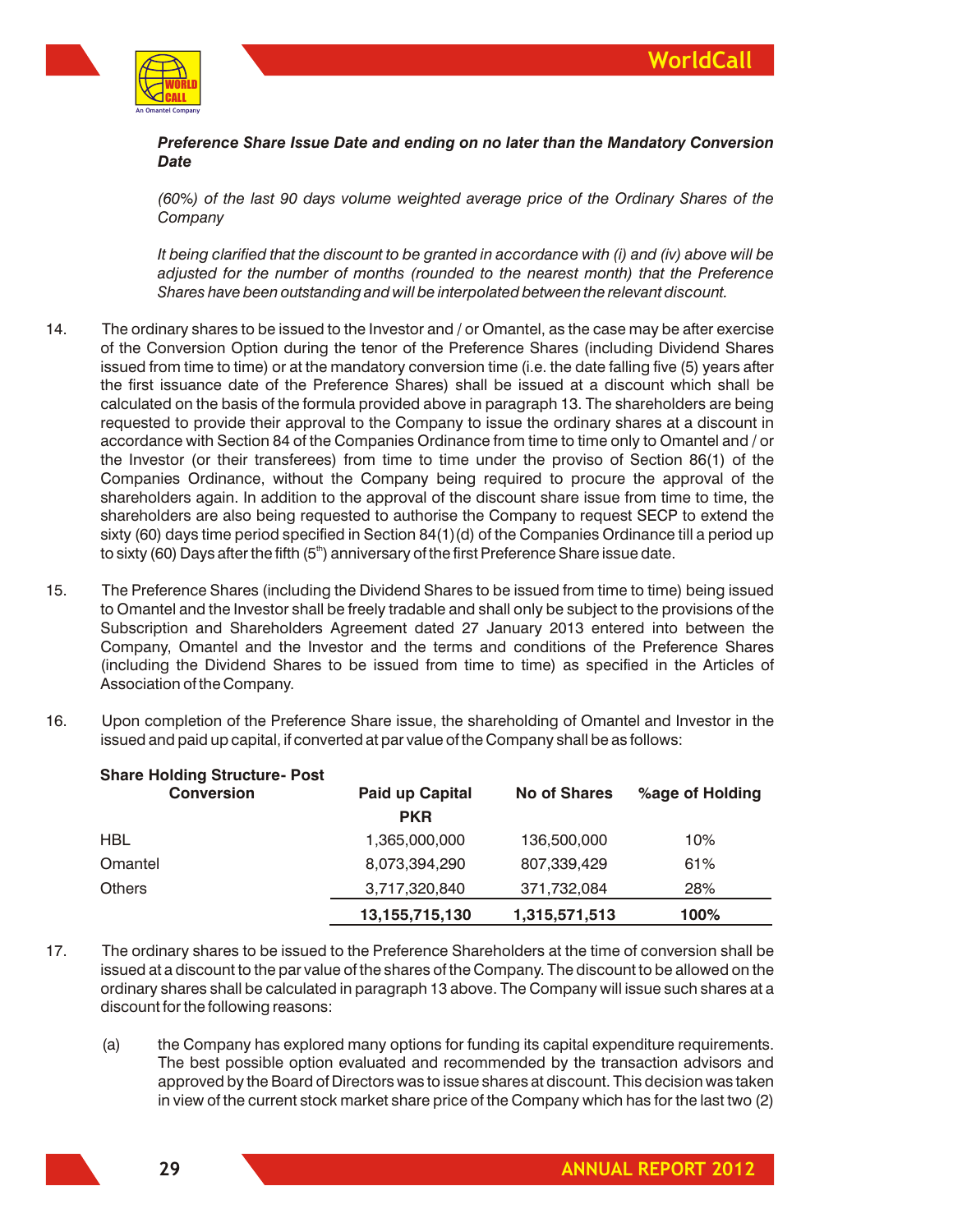***Preference Share Issue Date and ending on no later than the Mandatory Conversion Date***

*(60%) of the last 90 days volume weighted average price of the Ordinary Shares of the Company*

*It being clarified that the discount to be granted in accordance with (i) and (iv) above will be adjusted for the number of months (rounded to the nearest month) that the Preference Shares have been outstanding and will be interpolated between the relevant discount.*

14. The ordinary shares to be issued to the Investor and / or Omantel, as the case may be after exercise of the Conversion Option during the tenor of the Preference Shares (including Dividend Shares issued from time to time) or at the mandatory conversion time (i.e. the date falling five (5) years after the first issuance date of the Preference Shares) shall be issued at a discount which shall be calculated on the basis of the formula provided above in paragraph 13. The shareholders are being requested to provide their approval to the Company to issue the ordinary shares at a discount in accordance with Section 84 of the Companies Ordinance from time to time only to Omantel and / or the Investor (or their transferees) from time to time under the proviso of Section 86(1) of the Companies Ordinance, without the Company being required to procure the approval of the shareholders again. In addition to the approval of the discount share issue from time to time, the shareholders are also being requested to authorise the Company to request SECP to extend the sixty (60) days time period specified in Section 84(1)(d) of the Companies Ordinance till a period up to sixty (60) Days after the fifth (5th) anniversary of the first Preference Share issue date.

15. The Preference Shares (including the Dividend Shares to be issued from time to time) being issued to Omantel and the Investor shall be freely tradable and shall only be subject to the provisions of the Subscription and Shareholders Agreement dated 27 January 2013 entered into between the Company, Omantel and the Investor and the terms and conditions of the Preference Shares (including the Dividend Shares to be issued from time to time) as specified in the Articles of Association of the Company.

16. Upon completion of the Preference Share issue, the shareholding of Omantel and Investor in the issued and paid up capital, if converted at par value of the Company shall be as follows:

| **Share Holding Structure- Post Conversion** | **Paid up Capital PKR** | **No of Shares** | **%age of Holding** |
|---|---|---|---|
| HBL | 1,365,000,000 | 136,500,000 | 10% |
| Omantel | 8,073,394,290 | 807,339,429 | 61% |
| Others | 3,717,320,840 | 371,732,084 | 28% |
| | **13,155,715,130** | **1,315,571,513** | **100%** |

17. The ordinary shares to be issued to the Preference Shareholders at the time of conversion shall be issued at a discount to the par value of the shares of the Company. The discount to be allowed on the ordinary shares shall be calculated in paragraph 13 above. The Company will issue such shares at a discount for the following reasons:

    (a) the Company has explored many options for funding its capital expenditure requirements. The best possible option evaluated and recommended by the transaction advisors and approved by the Board of Directors was to issue shares at discount. This decision was taken in view of the current stock market share price of the Company which has for the last two (2)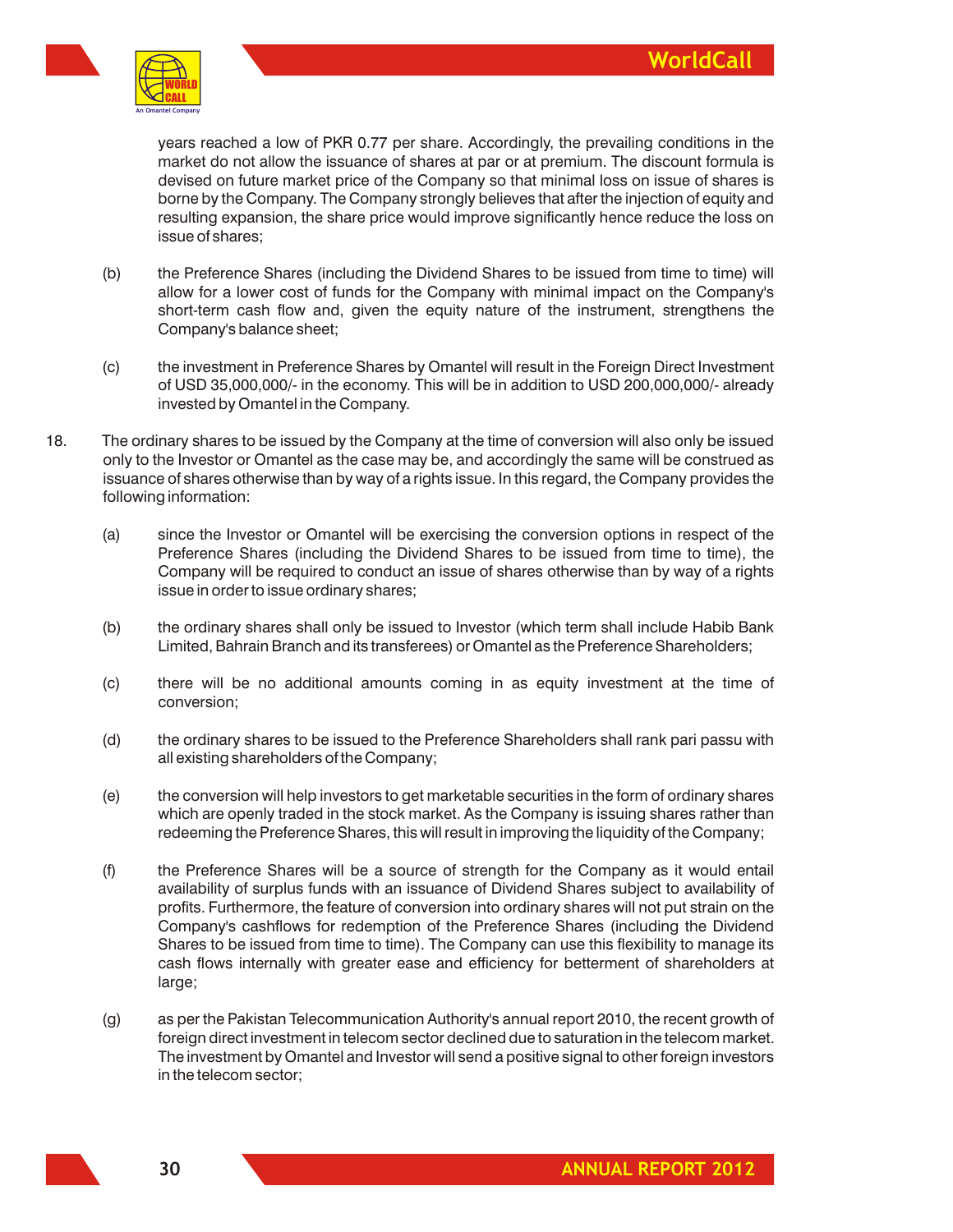years reached a low of PKR 0.77 per share. Accordingly, the prevailing conditions in the market do not allow the issuance of shares at par or at premium. The discount formula is devised on future market price of the Company so that minimal loss on issue of shares is borne by the Company. The Company strongly believes that after the injection of equity and resulting expansion, the share price would improve significantly hence reduce the loss on issue of shares;

(b) the Preference Shares (including the Dividend Shares to be issued from time to time) will allow for a lower cost of funds for the Company with minimal impact on the Company's short-term cash flow and, given the equity nature of the instrument, strengthens the Company's balance sheet;

(c) the investment in Preference Shares by Omantel will result in the Foreign Direct Investment of USD 35,000,000/- in the economy. This will be in addition to USD 200,000,000/- already invested by Omantel in the Company.

18. The ordinary shares to be issued by the Company at the time of conversion will also only be issued only to the Investor or Omantel as the case may be, and accordingly the same will be construed as issuance of shares otherwise than by way of a rights issue. In this regard, the Company provides the following information:

(a) since the Investor or Omantel will be exercising the conversion options in respect of the Preference Shares (including the Dividend Shares to be issued from time to time), the Company will be required to conduct an issue of shares otherwise than by way of a rights issue in order to issue ordinary shares;

(b) the ordinary shares shall only be issued to Investor (which term shall include Habib Bank Limited, Bahrain Branch and its transferees) or Omantel as the Preference Shareholders;

(c) there will be no additional amounts coming in as equity investment at the time of conversion;

(d) the ordinary shares to be issued to the Preference Shareholders shall rank pari passu with all existing shareholders of the Company;

(e) the conversion will help investors to get marketable securities in the form of ordinary shares which are openly traded in the stock market. As the Company is issuing shares rather than redeeming the Preference Shares, this will result in improving the liquidity of the Company;

(f) the Preference Shares will be a source of strength for the Company as it would entail availability of surplus funds with an issuance of Dividend Shares subject to availability of profits. Furthermore, the feature of conversion into ordinary shares will not put strain on the Company's cashflows for redemption of the Preference Shares (including the Dividend Shares to be issued from time to time). The Company can use this flexibility to manage its cash flows internally with greater ease and efficiency for betterment of shareholders at large;

(g) as per the Pakistan Telecommunication Authority's annual report 2010, the recent growth of foreign direct investment in telecom sector declined due to saturation in the telecom market. The investment by Omantel and Investor will send a positive signal to other foreign investors in the telecom sector;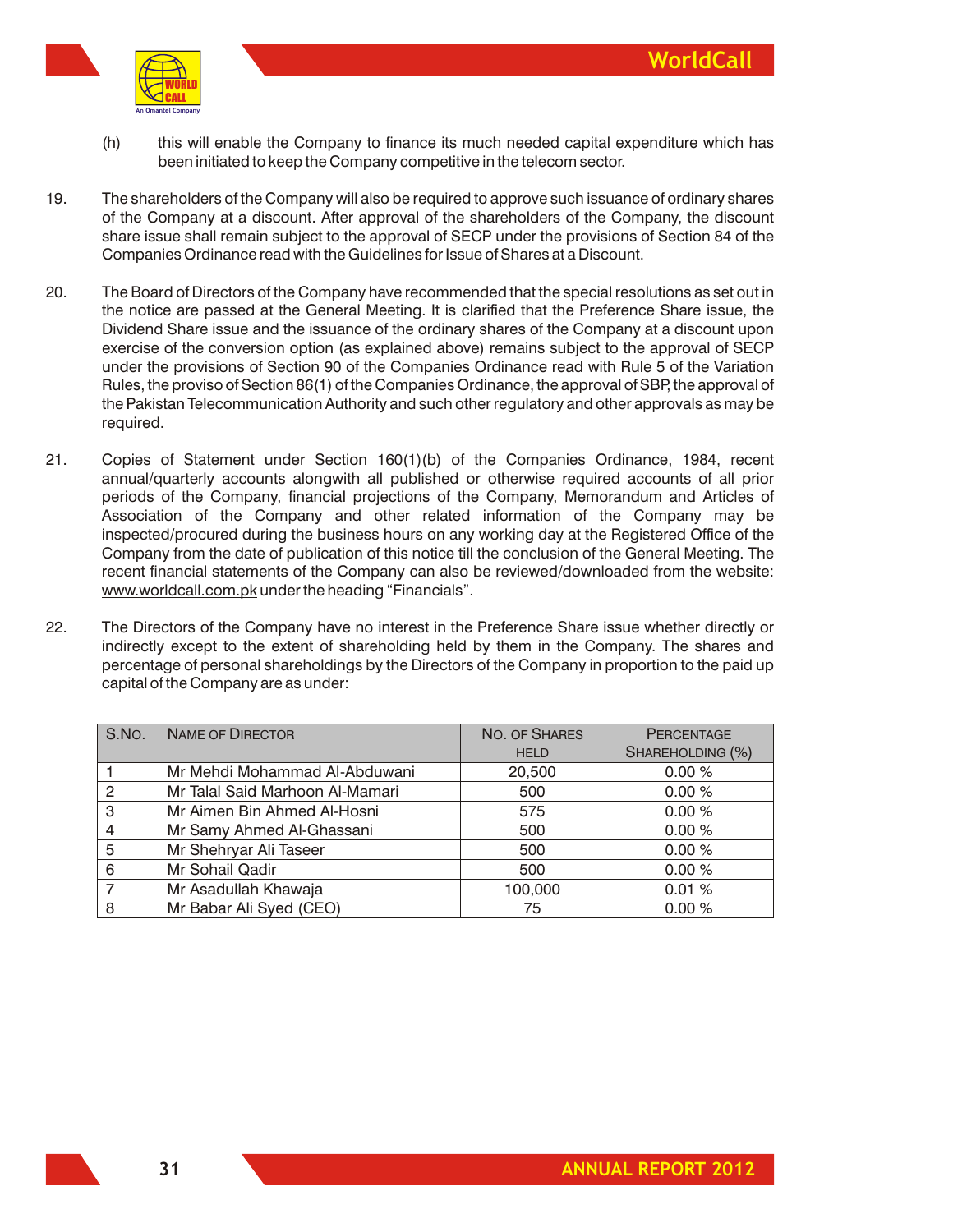(h) this will enable the Company to finance its much needed capital expenditure which has been initiated to keep the Company competitive in the telecom sector.

19. The shareholders of the Company will also be required to approve such issuance of ordinary shares of the Company at a discount. After approval of the shareholders of the Company, the discount share issue shall remain subject to the approval of SECP under the provisions of Section 84 of the Companies Ordinance read with the Guidelines for Issue of Shares at a Discount.

20. The Board of Directors of the Company have recommended that the special resolutions as set out in the notice are passed at the General Meeting. It is clarified that the Preference Share issue, the Dividend Share issue and the issuance of the ordinary shares of the Company at a discount upon exercise of the conversion option (as explained above) remains subject to the approval of SECP under the provisions of Section 90 of the Companies Ordinance read with Rule 5 of the Variation Rules, the proviso of Section 86(1) of the Companies Ordinance, the approval of SBP, the approval of the Pakistan Telecommunication Authority and such other regulatory and other approvals as may be required.

21. Copies of Statement under Section 160(1)(b) of the Companies Ordinance, 1984, recent annual/quarterly accounts alongwith all published or otherwise required accounts of all prior periods of the Company, financial projections of the Company, Memorandum and Articles of Association of the Company and other related information of the Company may be inspected/procured during the business hours on any working day at the Registered Office of the Company from the date of publication of this notice till the conclusion of the General Meeting. The recent financial statements of the Company can also be reviewed/downloaded from the website: www.worldcall.com.pk under the heading "Financials".

22. The Directors of the Company have no interest in the Preference Share issue whether directly or indirectly except to the extent of shareholding held by them in the Company. The shares and percentage of personal shareholdings by the Directors of the Company in proportion to the paid up capital of the Company are as under:

| S.No. | Name of Director | No. of Shares held | Percentage Shareholding (%) |
|---|---|---|---|
| 1 | Mr Mehdi Mohammad Al-Abduwani | 20,500 | 0.00 % |
| 2 | Mr Talal Said Marhoon Al-Mamari | 500 | 0.00 % |
| 3 | Mr Aimen Bin Ahmed Al-Hosni | 575 | 0.00 % |
| 4 | Mr Samy Ahmed Al-Ghassani | 500 | 0.00 % |
| 5 | Mr Shehryar Ali Taseer | 500 | 0.00 % |
| 6 | Mr Sohail Qadir | 500 | 0.00 % |
| 7 | Mr Asadullah Khawaja | 100,000 | 0.01 % |
| 8 | Mr Babar Ali Syed (CEO) | 75 | 0.00 % |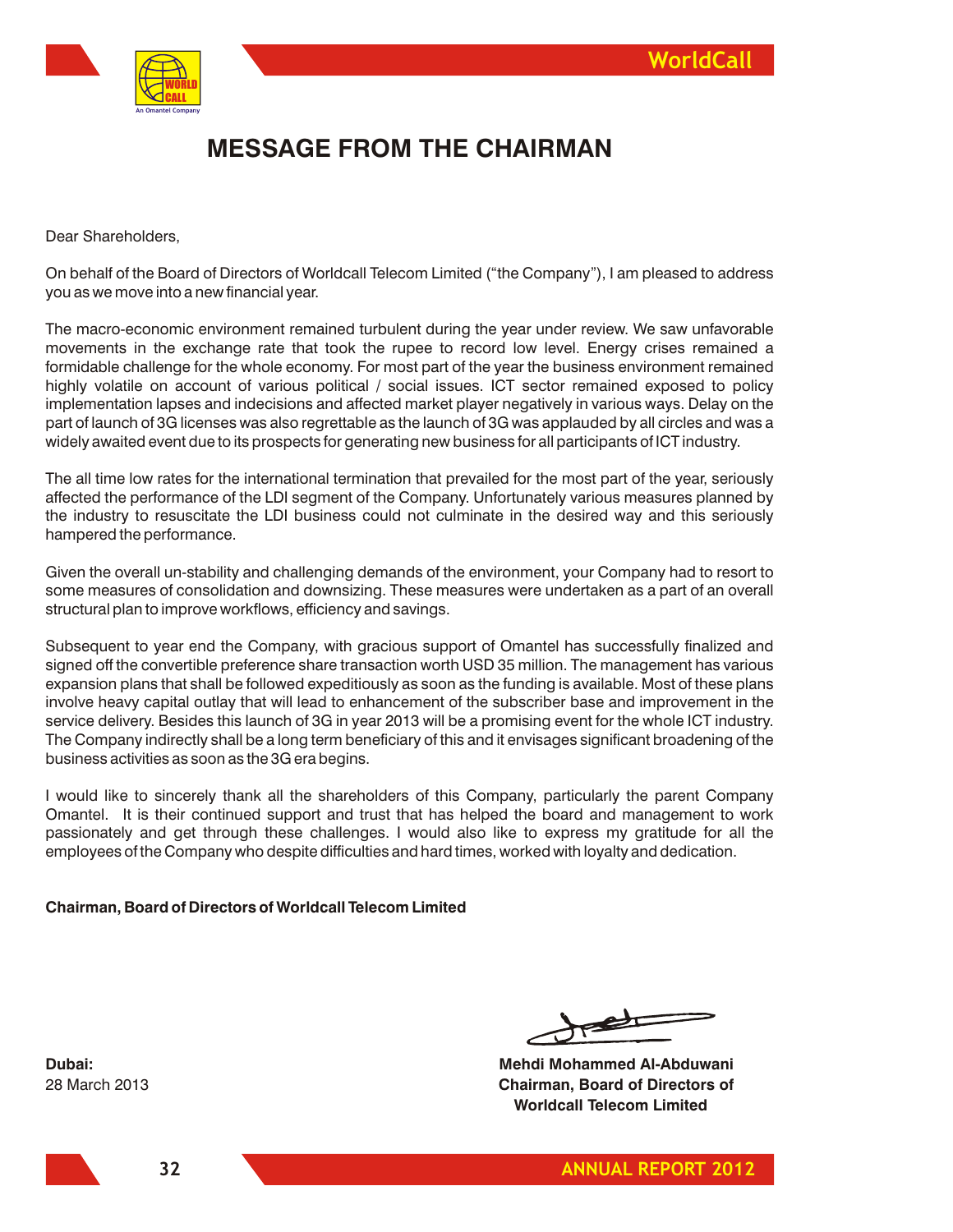# MESSAGE FROM THE CHAIRMAN

Dear Shareholders,

On behalf of the Board of Directors of Worldcall Telecom Limited ("the Company"), I am pleased to address you as we move into a new financial year.

The macro-economic environment remained turbulent during the year under review. We saw unfavorable movements in the exchange rate that took the rupee to record low level. Energy crises remained a formidable challenge for the whole economy. For most part of the year the business environment remained highly volatile on account of various political / social issues. ICT sector remained exposed to policy implementation lapses and indecisions and affected market player negatively in various ways. Delay on the part of launch of 3G licenses was also regrettable as the launch of 3G was applauded by all circles and was a widely awaited event due to its prospects for generating new business for all participants of ICT industry.

The all time low rates for the international termination that prevailed for the most part of the year, seriously affected the performance of the LDI segment of the Company. Unfortunately various measures planned by the industry to resuscitate the LDI business could not culminate in the desired way and this seriously hampered the performance.

Given the overall un-stability and challenging demands of the environment, your Company had to resort to some measures of consolidation and downsizing. These measures were undertaken as a part of an overall structural plan to improve workflows, efficiency and savings.

Subsequent to year end the Company, with gracious support of Omantel has successfully finalized and signed off the convertible preference share transaction worth USD 35 million. The management has various expansion plans that shall be followed expeditiously as soon as the funding is available. Most of these plans involve heavy capital outlay that will lead to enhancement of the subscriber base and improvement in the service delivery. Besides this launch of 3G in year 2013 will be a promising event for the whole ICT industry. The Company indirectly shall be a long term beneficiary of this and it envisages significant broadening of the business activities as soon as the 3G era begins.

I would like to sincerely thank all the shareholders of this Company, particularly the parent Company Omantel. It is their continued support and trust that has helped the board and management to work passionately and get through these challenges. I would also like to express my gratitude for all the employees of the Company who despite difficulties and hard times, worked with loyalty and dedication.

**Chairman, Board of Directors of Worldcall Telecom Limited**

**Dubai:**
28 March 2013

**Mehdi Mohammed Al-Abduwani**
**Chairman, Board of Directors of Worldcall Telecom Limited**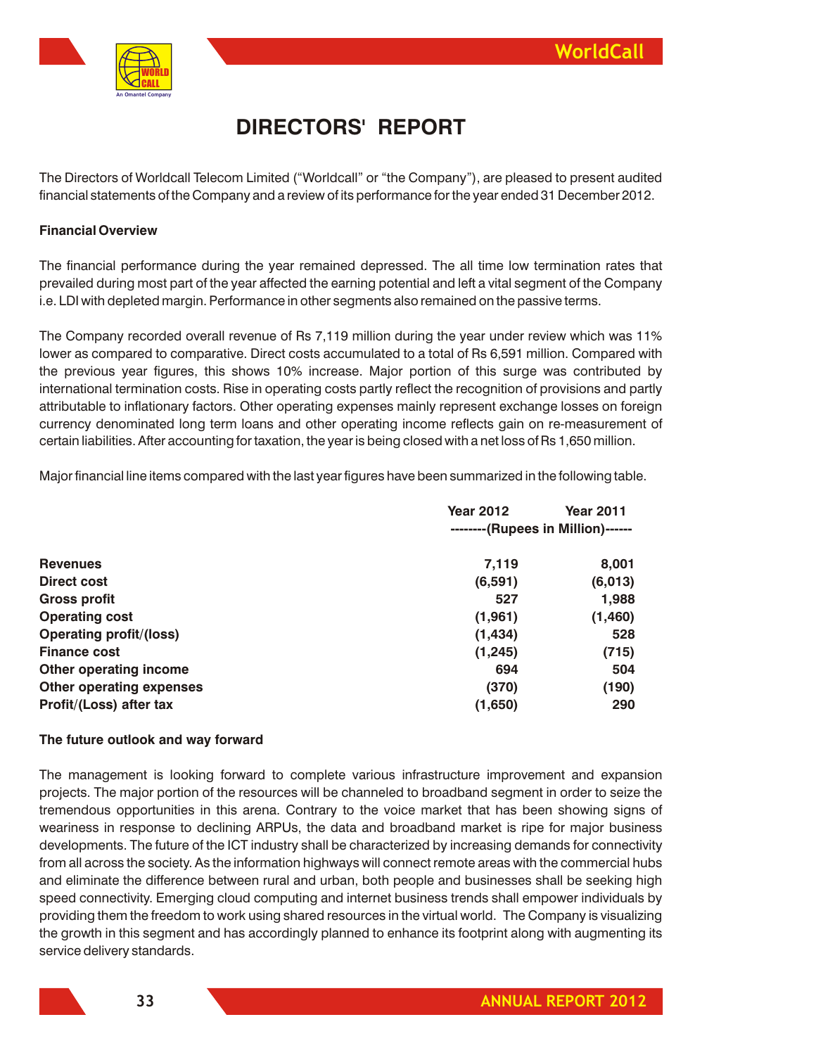# DIRECTORS' REPORT

The Directors of Worldcall Telecom Limited ("Worldcall" or "the Company"), are pleased to present audited financial statements of the Company and a review of its performance for the year ended 31 December 2012.

**Financial Overview**

The financial performance during the year remained depressed. The all time low termination rates that prevailed during most part of the year affected the earning potential and left a vital segment of the Company i.e. LDI with depleted margin. Performance in other segments also remained on the passive terms.

The Company recorded overall revenue of Rs 7,119 million during the year under review which was 11% lower as compared to comparative. Direct costs accumulated to a total of Rs 6,591 million. Compared with the previous year figures, this shows 10% increase. Major portion of this surge was contributed by international termination costs. Rise in operating costs partly reflect the recognition of provisions and partly attributable to inflationary factors. Other operating expenses mainly represent exchange losses on foreign currency denominated long term loans and other operating income reflects gain on re-measurement of certain liabilities. After accounting for taxation, the year is being closed with a net loss of Rs 1,650 million.

Major financial line items compared with the last year figures have been summarized in the following table.

| | Year 2012 | Year 2011 |
|---|---|---|
| | --------(Rupees in Million)------ | |
| **Revenues** | **7,119** | **8,001** |
| **Direct cost** | **(6,591)** | **(6,013)** |
| **Gross profit** | **527** | **1,988** |
| **Operating cost** | **(1,961)** | **(1,460)** |
| **Operating profit/(loss)** | **(1,434)** | **528** |
| **Finance cost** | **(1,245)** | **(715)** |
| **Other operating income** | **694** | **504** |
| **Other operating expenses** | **(370)** | **(190)** |
| **Profit/(Loss) after tax** | **(1,650)** | **290** |

**The future outlook and way forward**

The management is looking forward to complete various infrastructure improvement and expansion projects. The major portion of the resources will be channeled to broadband segment in order to seize the tremendous opportunities in this arena. Contrary to the voice market that has been showing signs of weariness in response to declining ARPUs, the data and broadband market is ripe for major business developments. The future of the ICT industry shall be characterized by increasing demands for connectivity from all across the society. As the information highways will connect remote areas with the commercial hubs and eliminate the difference between rural and urban, both people and businesses shall be seeking high speed connectivity. Emerging cloud computing and internet business trends shall empower individuals by providing them the freedom to work using shared resources in the virtual world. The Company is visualizing the growth in this segment and has accordingly planned to enhance its footprint along with augmenting its service delivery standards.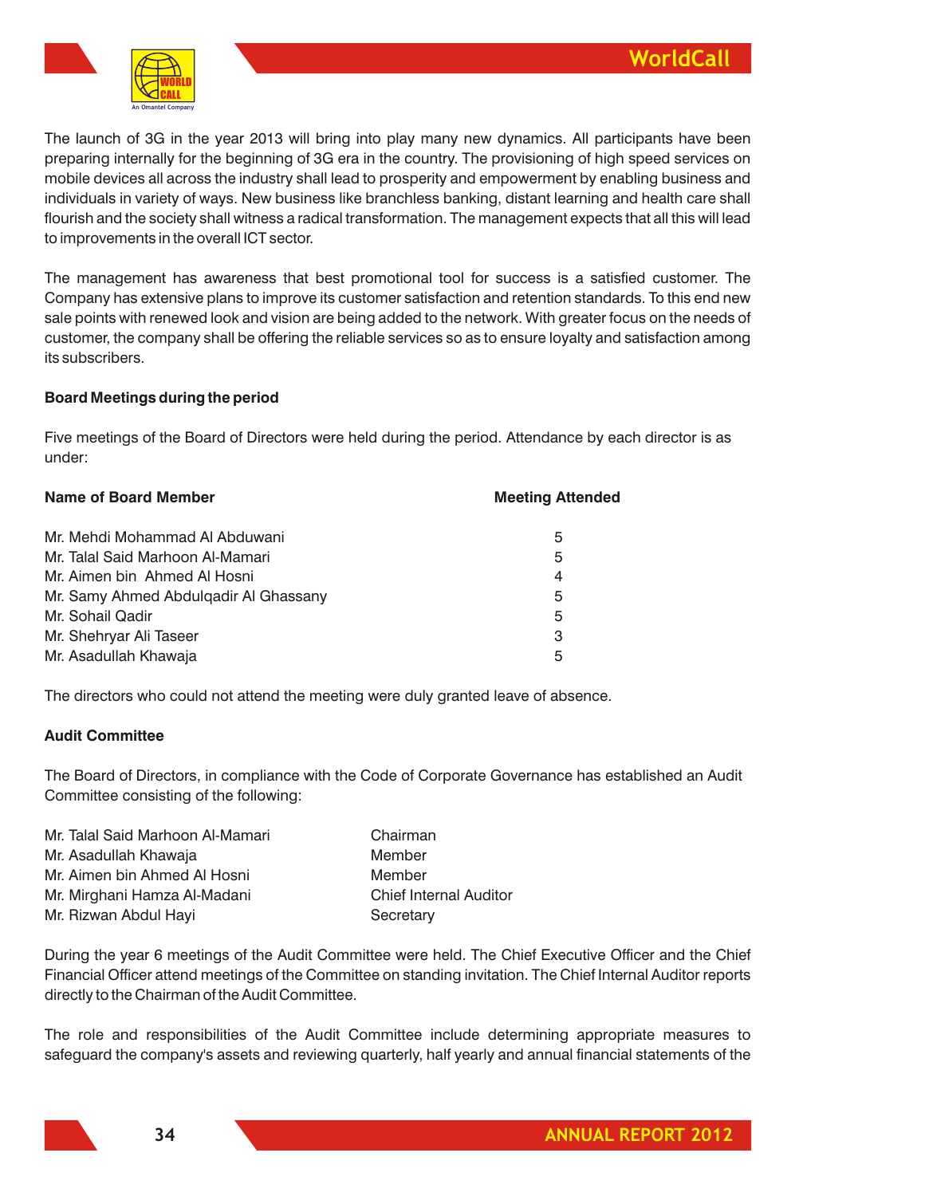The launch of 3G in the year 2013 will bring into play many new dynamics. All participants have been preparing internally for the beginning of 3G era in the country. The provisioning of high speed services on mobile devices all across the industry shall lead to prosperity and empowerment by enabling business and individuals in variety of ways. New business like branchless banking, distant learning and health care shall flourish and the society shall witness a radical transformation. The management expects that all this will lead to improvements in the overall ICT sector.

The management has awareness that best promotional tool for success is a satisfied customer. The Company has extensive plans to improve its customer satisfaction and retention standards. To this end new sale points with renewed look and vision are being added to the network. With greater focus on the needs of customer, the company shall be offering the reliable services so as to ensure loyalty and satisfaction among its subscribers.

**Board Meetings during the period**

Five meetings of the Board of Directors were held during the period. Attendance by each director is as under:

| Name of Board Member | Meeting Attended |
|---|---|
| Mr. Mehdi Mohammad Al Abduwani | 5 |
| Mr. Talal Said Marhoon Al-Mamari | 5 |
| Mr. Aimen bin Ahmed Al Hosni | 4 |
| Mr. Samy Ahmed Abdulqadir Al Ghassany | 5 |
| Mr. Sohail Qadir | 5 |
| Mr. Shehryar Ali Taseer | 3 |
| Mr. Asadullah Khawaja | 5 |

The directors who could not attend the meeting were duly granted leave of absence.

**Audit Committee**

The Board of Directors, in compliance with the Code of Corporate Governance has established an Audit Committee consisting of the following:

| | |
|---|---|
| Mr. Talal Said Marhoon Al-Mamari | Chairman |
| Mr. Asadullah Khawaja | Member |
| Mr. Aimen bin Ahmed Al Hosni | Member |
| Mr. Mirghani Hamza Al-Madani | Chief Internal Auditor |
| Mr. Rizwan Abdul Hayi | Secretary |

During the year 6 meetings of the Audit Committee were held. The Chief Executive Officer and the Chief Financial Officer attend meetings of the Committee on standing invitation. The Chief Internal Auditor reports directly to the Chairman of the Audit Committee.

The role and responsibilities of the Audit Committee include determining appropriate measures to safeguard the company's assets and reviewing quarterly, half yearly and annual financial statements of the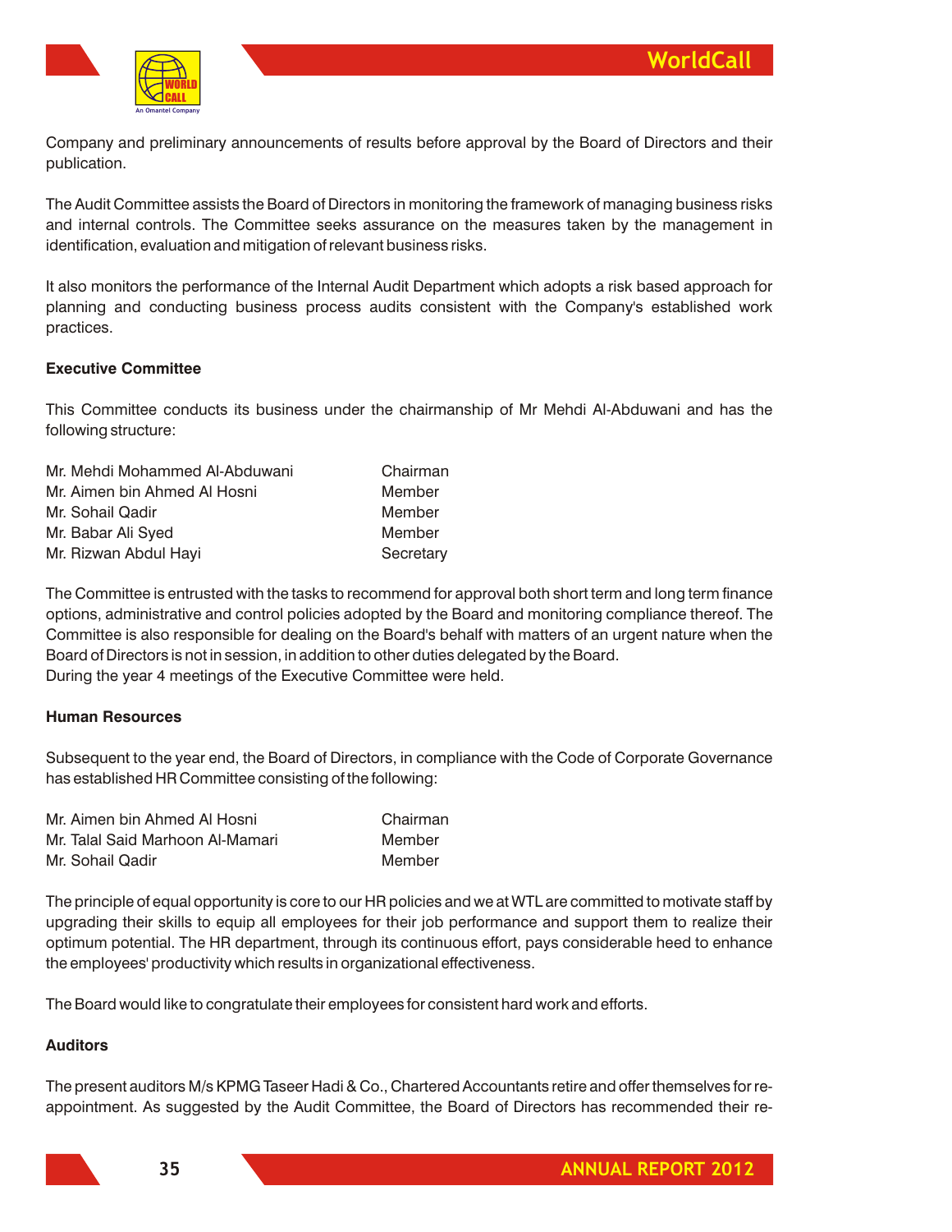Company and preliminary announcements of results before approval by the Board of Directors and their publication.

The Audit Committee assists the Board of Directors in monitoring the framework of managing business risks and internal controls. The Committee seeks assurance on the measures taken by the management in identification, evaluation and mitigation of relevant business risks.

It also monitors the performance of the Internal Audit Department which adopts a risk based approach for planning and conducting business process audits consistent with the Company's established work practices.

**Executive Committee**

This Committee conducts its business under the chairmanship of Mr Mehdi Al-Abduwani and has the following structure:

| | |
|---|---|
| Mr. Mehdi Mohammed Al-Abduwani | Chairman |
| Mr. Aimen bin Ahmed Al Hosni | Member |
| Mr. Sohail Qadir | Member |
| Mr. Babar Ali Syed | Member |
| Mr. Rizwan Abdul Hayi | Secretary |

The Committee is entrusted with the tasks to recommend for approval both short term and long term finance options, administrative and control policies adopted by the Board and monitoring compliance thereof. The Committee is also responsible for dealing on the Board's behalf with matters of an urgent nature when the Board of Directors is not in session, in addition to other duties delegated by the Board.
During the year 4 meetings of the Executive Committee were held.

**Human Resources**

Subsequent to the year end, the Board of Directors, in compliance with the Code of Corporate Governance has established HR Committee consisting of the following:

| | |
|---|---|
| Mr. Aimen bin Ahmed Al Hosni | Chairman |
| Mr. Talal Said Marhoon Al-Mamari | Member |
| Mr. Sohail Qadir | Member |

The principle of equal opportunity is core to our HR policies and we at WTL are committed to motivate staff by upgrading their skills to equip all employees for their job performance and support them to realize their optimum potential. The HR department, through its continuous effort, pays considerable heed to enhance the employees' productivity which results in organizational effectiveness.

The Board would like to congratulate their employees for consistent hard work and efforts.

**Auditors**

The present auditors M/s KPMG Taseer Hadi & Co., Chartered Accountants retire and offer themselves for re-appointment. As suggested by the Audit Committee, the Board of Directors has recommended their re-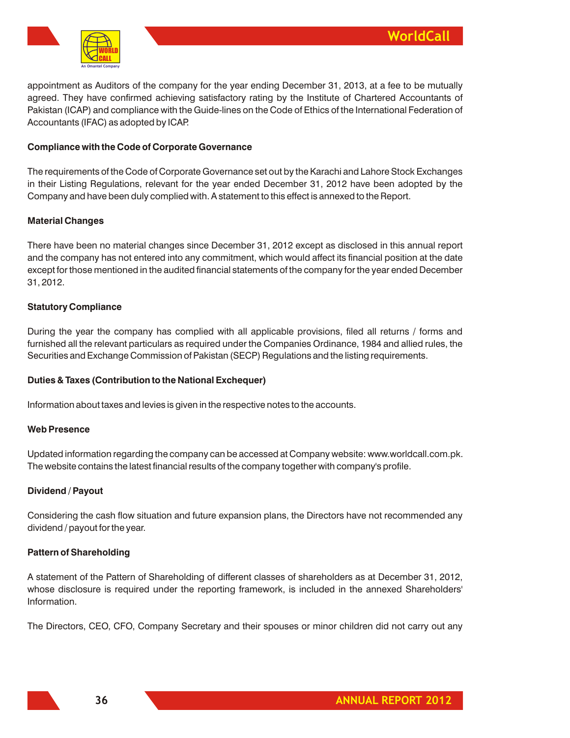appointment as Auditors of the company for the year ending December 31, 2013, at a fee to be mutually agreed. They have confirmed achieving satisfactory rating by the Institute of Chartered Accountants of Pakistan (ICAP) and compliance with the Guide-lines on the Code of Ethics of the International Federation of Accountants (IFAC) as adopted by ICAP.

**Compliance with the Code of Corporate Governance**

The requirements of the Code of Corporate Governance set out by the Karachi and Lahore Stock Exchanges in their Listing Regulations, relevant for the year ended December 31, 2012 have been adopted by the Company and have been duly complied with. A statement to this effect is annexed to the Report.

**Material Changes**

There have been no material changes since December 31, 2012 except as disclosed in this annual report and the company has not entered into any commitment, which would affect its financial position at the date except for those mentioned in the audited financial statements of the company for the year ended December 31, 2012.

**Statutory Compliance**

During the year the company has complied with all applicable provisions, filed all returns / forms and furnished all the relevant particulars as required under the Companies Ordinance, 1984 and allied rules, the Securities and Exchange Commission of Pakistan (SECP) Regulations and the listing requirements.

**Duties & Taxes (Contribution to the National Exchequer)**

Information about taxes and levies is given in the respective notes to the accounts.

**Web Presence**

Updated information regarding the company can be accessed at Company website: www.worldcall.com.pk. The website contains the latest financial results of the company together with company's profile.

**Dividend / Payout**

Considering the cash flow situation and future expansion plans, the Directors have not recommended any dividend / payout for the year.

**Pattern of Shareholding**

A statement of the Pattern of Shareholding of different classes of shareholders as at December 31, 2012, whose disclosure is required under the reporting framework, is included in the annexed Shareholders' Information.

The Directors, CEO, CFO, Company Secretary and their spouses or minor children did not carry out any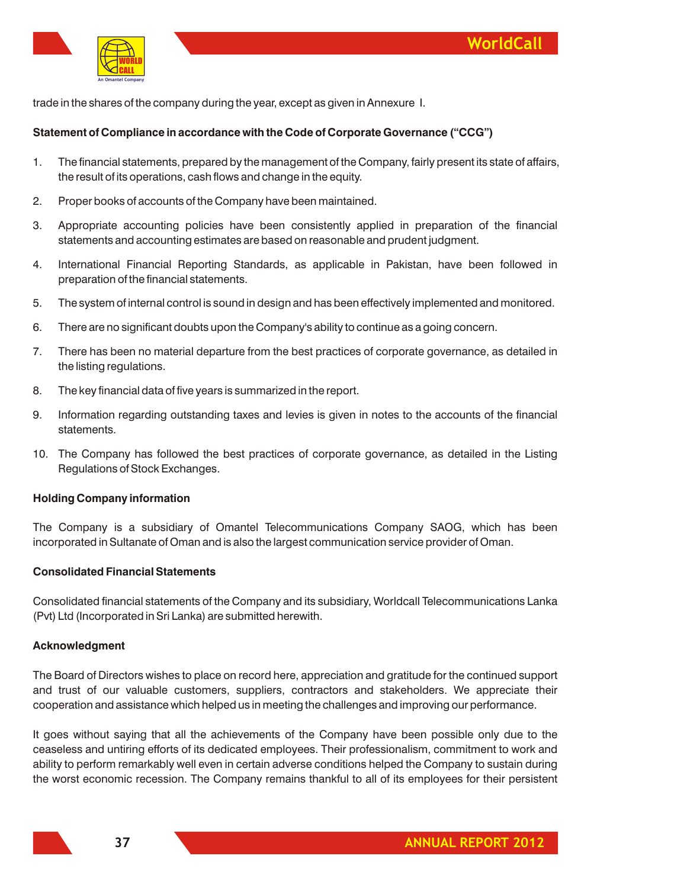trade in the shares of the company during the year, except as given in Annexure I.

**Statement of Compliance in accordance with the Code of Corporate Governance ("CCG")**

1. The financial statements, prepared by the management of the Company, fairly present its state of affairs, the result of its operations, cash flows and change in the equity.
2. Proper books of accounts of the Company have been maintained.
3. Appropriate accounting policies have been consistently applied in preparation of the financial statements and accounting estimates are based on reasonable and prudent judgment.
4. International Financial Reporting Standards, as applicable in Pakistan, have been followed in preparation of the financial statements.
5. The system of internal control is sound in design and has been effectively implemented and monitored.
6. There are no significant doubts upon the Company's ability to continue as a going concern.
7. There has been no material departure from the best practices of corporate governance, as detailed in the listing regulations.
8. The key financial data of five years is summarized in the report.
9. Information regarding outstanding taxes and levies is given in notes to the accounts of the financial statements.
10. The Company has followed the best practices of corporate governance, as detailed in the Listing Regulations of Stock Exchanges.

**Holding Company information**

The Company is a subsidiary of Omantel Telecommunications Company SAOG, which has been incorporated in Sultanate of Oman and is also the largest communication service provider of Oman.

**Consolidated Financial Statements**

Consolidated financial statements of the Company and its subsidiary, Worldcall Telecommunications Lanka (Pvt) Ltd (Incorporated in Sri Lanka) are submitted herewith.

**Acknowledgment**

The Board of Directors wishes to place on record here, appreciation and gratitude for the continued support and trust of our valuable customers, suppliers, contractors and stakeholders. We appreciate their cooperation and assistance which helped us in meeting the challenges and improving our performance.

It goes without saying that all the achievements of the Company have been possible only due to the ceaseless and untiring efforts of its dedicated employees. Their professionalism, commitment to work and ability to perform remarkably well even in certain adverse conditions helped the Company to sustain during the worst economic recession. The Company remains thankful to all of its employees for their persistent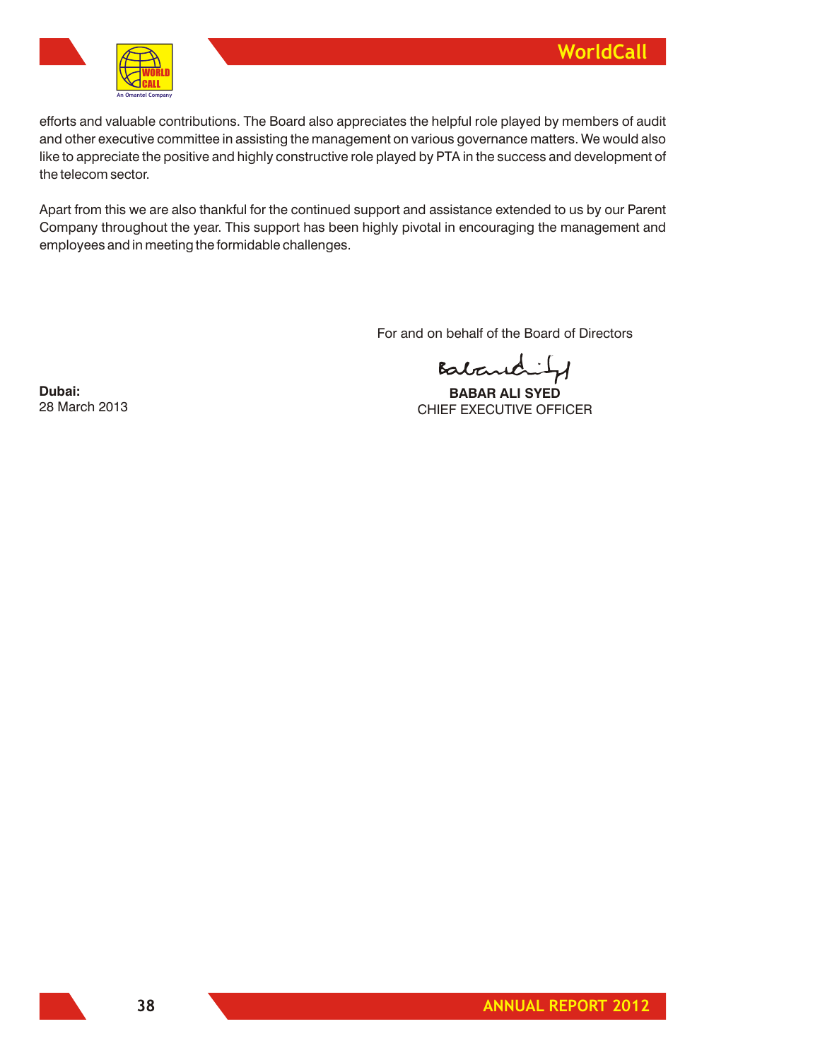efforts and valuable contributions. The Board also appreciates the helpful role played by members of audit and other executive committee in assisting the management on various governance matters. We would also like to appreciate the positive and highly constructive role played by PTA in the success and development of the telecom sector.

Apart from this we are also thankful for the continued support and assistance extended to us by our Parent Company throughout the year. This support has been highly pivotal in encouraging the management and employees and in meeting the formidable challenges.

For and on behalf of the Board of Directors

**BABAR ALI SYED**
CHIEF EXECUTIVE OFFICER

**Dubai:**
28 March 2013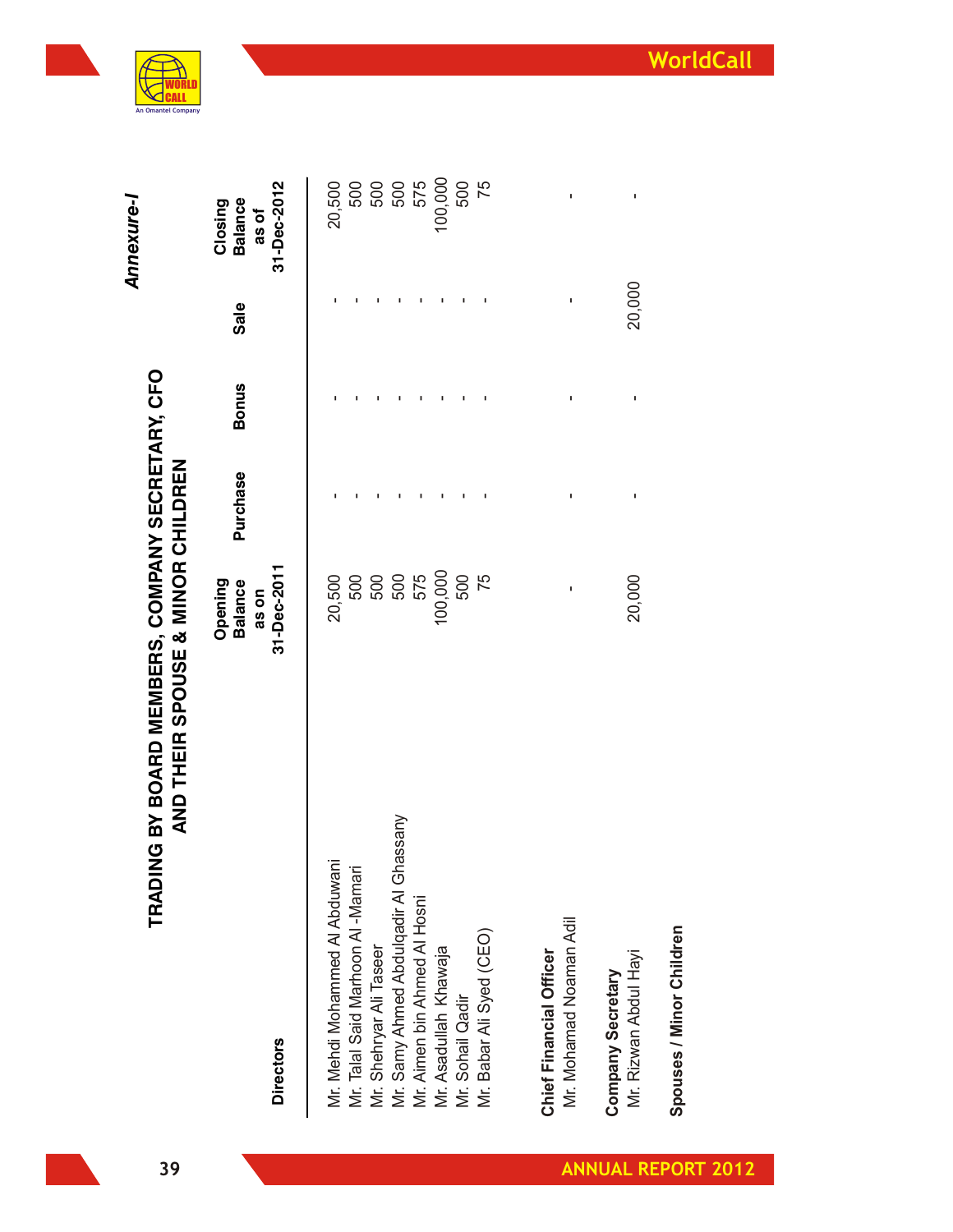*Annexure-I*

## TRADING BY BOARD MEMBERS, COMPANY SECRETARY, CFO AND THEIR SPOUSE & MINOR CHILDREN

| Directors | Opening Balance as on 31-Dec-2011 | Purchase | Bonus | Sale | Closing Balance as of 31-Dec-2012 |
|---|---|---|---|---|---|
| Mr. Mehdi Mohammed Al Abduwani | 20,500 | - | - | - | 20,500 |
| Mr. Talal Said Marhoon Al-Mamari | 500 | - | - | - | 500 |
| Mr. Shehryar Ali Taseer | 500 | - | - | - | 500 |
| Mr. Samy Ahmed Abdulqadir Al Ghassany | 500 | - | - | - | 500 |
| Mr. Aimen bin Ahmed Al Hosni | 575 | - | - | - | 575 |
| Mr. Asadullah Khawaja | 100,000 | - | - | - | 100,000 |
| Mr. Sohail Qadir | 500 | - | - | - | 500 |
| Mr. Babar Ali Syed (CEO) | 75 | - | - | - | 75 |
| **Chief Financial Officer** | | | | | |
| Mr. Mohamad Noaman Adil | - | - | - | - | - |
| **Company Secretary** | | | | | |
| Mr. Rizwan Abdul Hayi | 20,000 | - | - | 20,000 | - |
| **Spouses / Minor Children** | | | | | |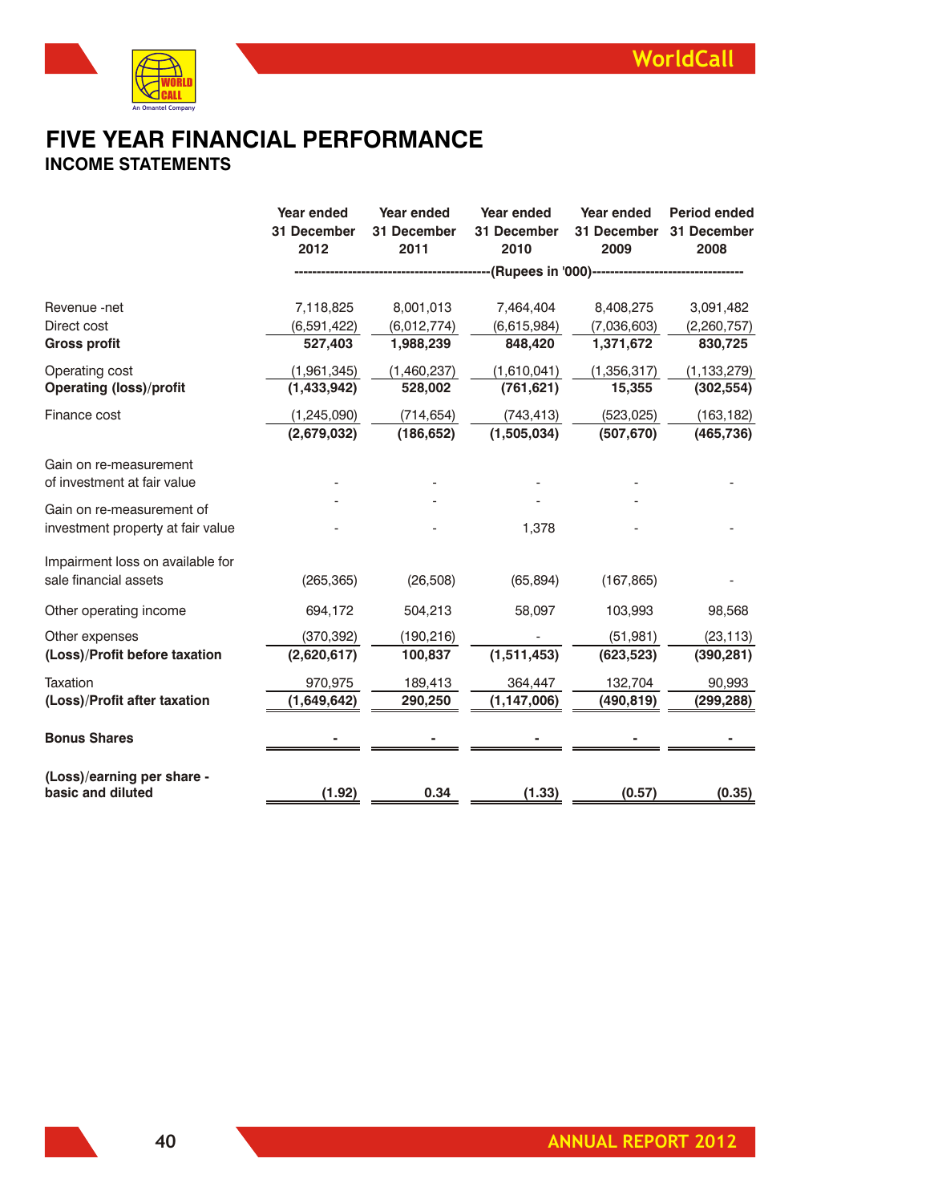# FIVE YEAR FINANCIAL PERFORMANCE

## INCOME STATEMENTS

| | Year ended 31 December 2012 | Year ended 31 December 2011 | Year ended 31 December 2010 | Year ended 31 December 2009 | Period ended 31 December 2008 |
|---|---|---|---|---|---|
| | ----------(Rupees in '000)---------- | | | | |
| Revenue -net | 7,118,825 | 8,001,013 | 7,464,404 | 8,408,275 | 3,091,482 |
| Direct cost | (6,591,422) | (6,012,774) | (6,615,984) | (7,036,603) | (2,260,757) |
| **Gross profit** | **527,403** | **1,988,239** | **848,420** | **1,371,672** | **830,725** |
| Operating cost | (1,961,345) | (1,460,237) | (1,610,041) | (1,356,317) | (1,133,279) |
| **Operating (loss)/profit** | **(1,433,942)** | **528,002** | **(761,621)** | **15,355** | **(302,554)** |
| Finance cost | (1,245,090) | (714,654) | (743,413) | (523,025) | (163,182) |
| | **(2,679,032)** | **(186,652)** | **(1,505,034)** | **(507,670)** | **(465,736)** |
| Gain on re-measurement of investment at fair value | - | - | - | - | - |
| Gain on re-measurement of investment property at fair value | - | - | 1,378 | - | - |
| Impairment loss on available for sale financial assets | (265,365) | (26,508) | (65,894) | (167,865) | - |
| Other operating income | 694,172 | 504,213 | 58,097 | 103,993 | 98,568 |
| Other expenses | (370,392) | (190,216) | - | (51,981) | (23,113) |
| **(Loss)/Profit before taxation** | **(2,620,617)** | **100,837** | **(1,511,453)** | **(623,523)** | **(390,281)** |
| Taxation | 970,975 | 189,413 | 364,447 | 132,704 | 90,993 |
| **(Loss)/Profit after taxation** | **(1,649,642)** | **290,250** | **(1,147,006)** | **(490,819)** | **(299,288)** |
| **Bonus Shares** | **-** | **-** | **-** | **-** | **-** |
| **(Loss)/earning per share - basic and diluted** | **(1.92)** | **0.34** | **(1.33)** | **(0.57)** | **(0.35)** |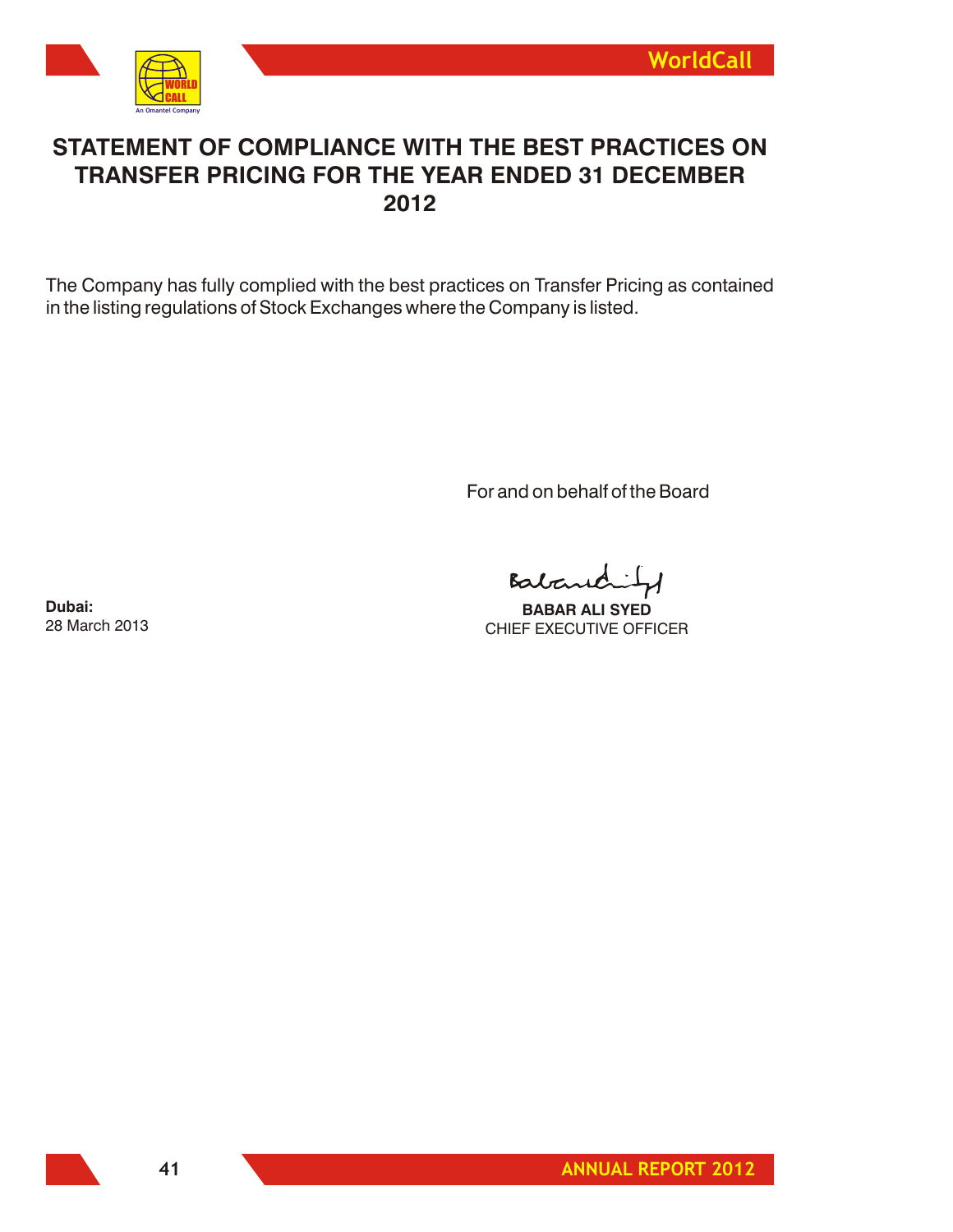# STATEMENT OF COMPLIANCE WITH THE BEST PRACTICES ON TRANSFER PRICING FOR THE YEAR ENDED 31 DECEMBER 2012

The Company has fully complied with the best practices on Transfer Pricing as contained in the listing regulations of Stock Exchanges where the Company is listed.

For and on behalf of the Board

**BABAR ALI SYED**
CHIEF EXECUTIVE OFFICER

**Dubai:**
28 March 2013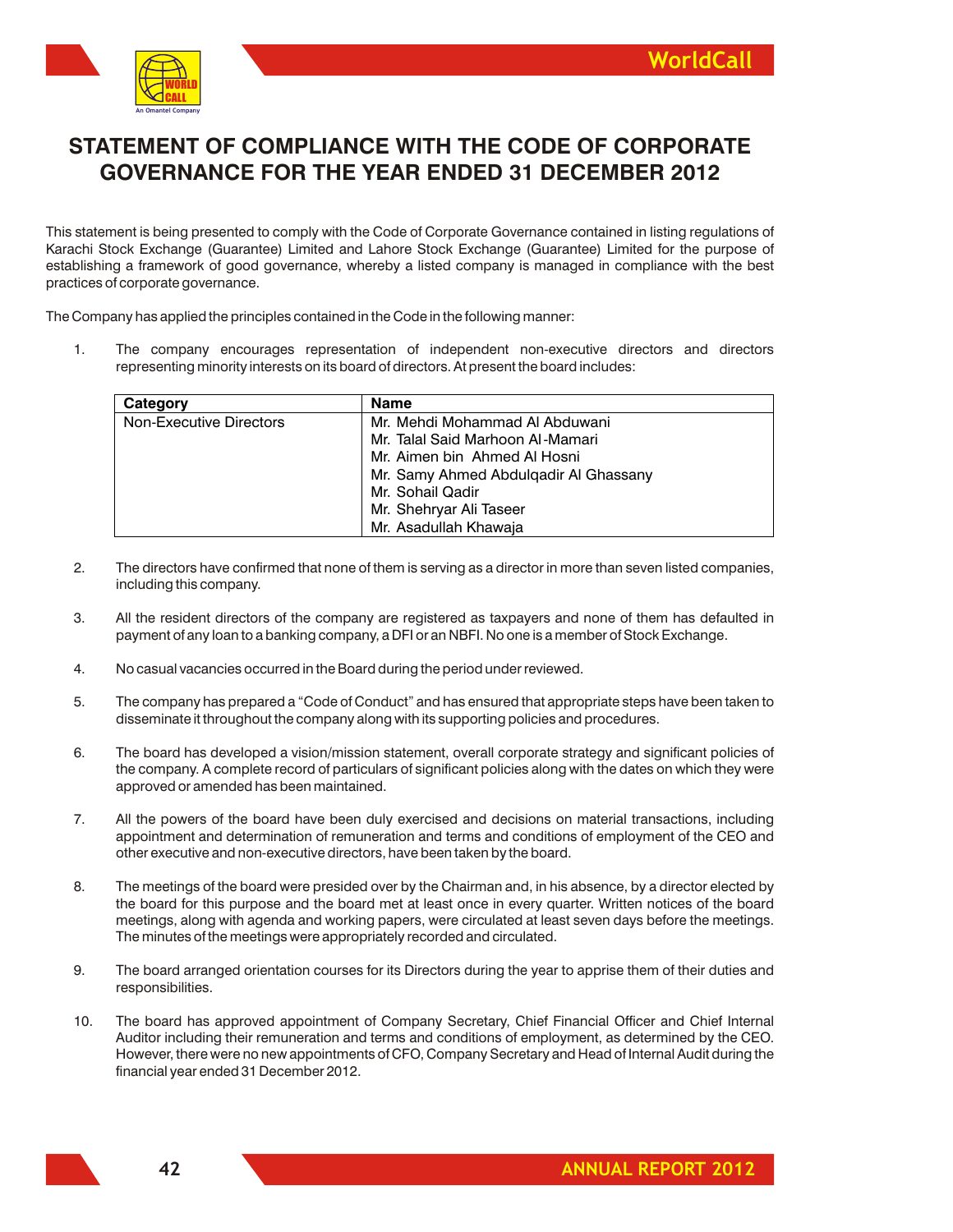# STATEMENT OF COMPLIANCE WITH THE CODE OF CORPORATE GOVERNANCE FOR THE YEAR ENDED 31 DECEMBER 2012

This statement is being presented to comply with the Code of Corporate Governance contained in listing regulations of Karachi Stock Exchange (Guarantee) Limited and Lahore Stock Exchange (Guarantee) Limited for the purpose of establishing a framework of good governance, whereby a listed company is managed in compliance with the best practices of corporate governance.

The Company has applied the principles contained in the Code in the following manner:

1. The company encourages representation of independent non-executive directors and directors representing minority interests on its board of directors. At present the board includes:

| Category | Name |
|---|---|
| Non-Executive Directors | Mr. Mehdi Mohammad Al Abduwani<br>Mr. Talal Said Marhoon Al-Mamari<br>Mr. Aimen bin Ahmed Al Hosni<br>Mr. Samy Ahmed Abdulqadir Al Ghassany<br>Mr. Sohail Qadir<br>Mr. Shehryar Ali Taseer<br>Mr. Asadullah Khawaja |

2. The directors have confirmed that none of them is serving as a director in more than seven listed companies, including this company.

3. All the resident directors of the company are registered as taxpayers and none of them has defaulted in payment of any loan to a banking company, a DFI or an NBFI. No one is a member of Stock Exchange.

4. No casual vacancies occurred in the Board during the period under reviewed.

5. The company has prepared a "Code of Conduct" and has ensured that appropriate steps have been taken to disseminate it throughout the company along with its supporting policies and procedures.

6. The board has developed a vision/mission statement, overall corporate strategy and significant policies of the company. A complete record of particulars of significant policies along with the dates on which they were approved or amended has been maintained.

7. All the powers of the board have been duly exercised and decisions on material transactions, including appointment and determination of remuneration and terms and conditions of employment of the CEO and other executive and non-executive directors, have been taken by the board.

8. The meetings of the board were presided over by the Chairman and, in his absence, by a director elected by the board for this purpose and the board met at least once in every quarter. Written notices of the board meetings, along with agenda and working papers, were circulated at least seven days before the meetings. The minutes of the meetings were appropriately recorded and circulated.

9. The board arranged orientation courses for its Directors during the year to apprise them of their duties and responsibilities.

10. The board has approved appointment of Company Secretary, Chief Financial Officer and Chief Internal Auditor including their remuneration and terms and conditions of employment, as determined by the CEO. However, there were no new appointments of CFO, Company Secretary and Head of Internal Audit during the financial year ended 31 December 2012.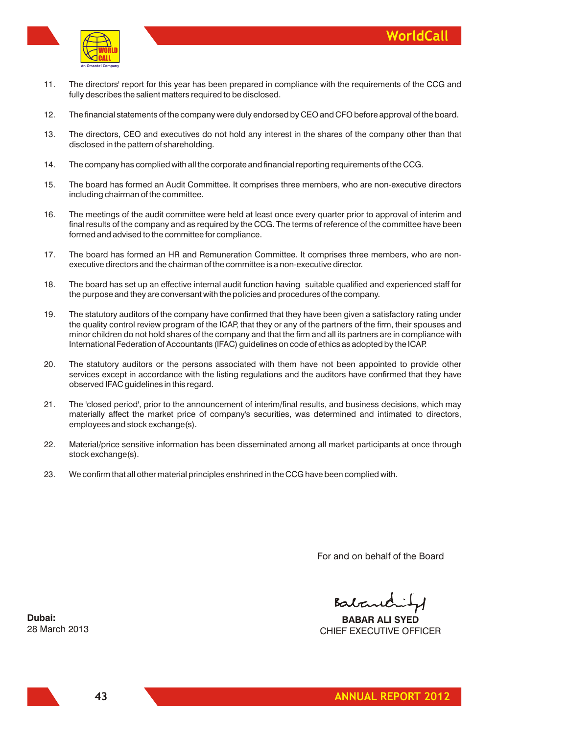11. The directors' report for this year has been prepared in compliance with the requirements of the CCG and fully describes the salient matters required to be disclosed.

12. The financial statements of the company were duly endorsed by CEO and CFO before approval of the board.

13. The directors, CEO and executives do not hold any interest in the shares of the company other than that disclosed in the pattern of shareholding.

14. The company has complied with all the corporate and financial reporting requirements of the CCG.

15. The board has formed an Audit Committee. It comprises three members, who are non-executive directors including chairman of the committee.

16. The meetings of the audit committee were held at least once every quarter prior to approval of interim and final results of the company and as required by the CCG. The terms of reference of the committee have been formed and advised to the committee for compliance.

17. The board has formed an HR and Remuneration Committee. It comprises three members, who are non-executive directors and the chairman of the committee is a non-executive director.

18. The board has set up an effective internal audit function having suitable qualified and experienced staff for the purpose and they are conversant with the policies and procedures of the company.

19. The statutory auditors of the company have confirmed that they have been given a satisfactory rating under the quality control review program of the ICAP, that they or any of the partners of the firm, their spouses and minor children do not hold shares of the company and that the firm and all its partners are in compliance with International Federation of Accountants (IFAC) guidelines on code of ethics as adopted by the ICAP.

20. The statutory auditors or the persons associated with them have not been appointed to provide other services except in accordance with the listing regulations and the auditors have confirmed that they have observed IFAC guidelines in this regard.

21. The 'closed period', prior to the announcement of interim/final results, and business decisions, which may materially affect the market price of company's securities, was determined and intimated to directors, employees and stock exchange(s).

22. Material/price sensitive information has been disseminated among all market participants at once through stock exchange(s).

23. We confirm that all other material principles enshrined in the CCG have been complied with.

For and on behalf of the Board

**BABAR ALI SYED**
CHIEF EXECUTIVE OFFICER

**Dubai:**
28 March 2013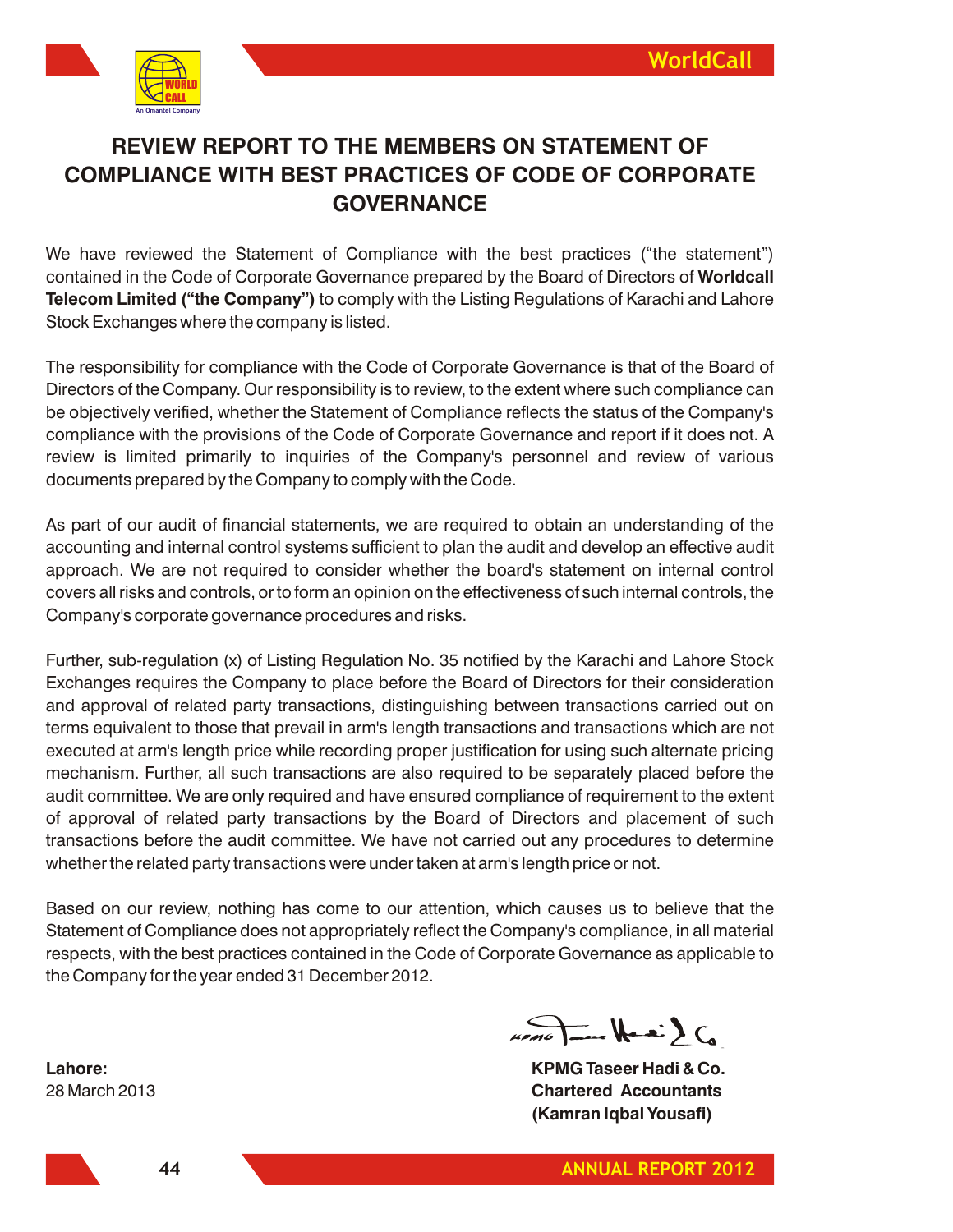# REVIEW REPORT TO THE MEMBERS ON STATEMENT OF COMPLIANCE WITH BEST PRACTICES OF CODE OF CORPORATE GOVERNANCE

We have reviewed the Statement of Compliance with the best practices ("the statement") contained in the Code of Corporate Governance prepared by the Board of Directors of **Worldcall Telecom Limited ("the Company")** to comply with the Listing Regulations of Karachi and Lahore Stock Exchanges where the company is listed.

The responsibility for compliance with the Code of Corporate Governance is that of the Board of Directors of the Company. Our responsibility is to review, to the extent where such compliance can be objectively verified, whether the Statement of Compliance reflects the status of the Company's compliance with the provisions of the Code of Corporate Governance and report if it does not. A review is limited primarily to inquiries of the Company's personnel and review of various documents prepared by the Company to comply with the Code.

As part of our audit of financial statements, we are required to obtain an understanding of the accounting and internal control systems sufficient to plan the audit and develop an effective audit approach. We are not required to consider whether the board's statement on internal control covers all risks and controls, or to form an opinion on the effectiveness of such internal controls, the Company's corporate governance procedures and risks.

Further, sub-regulation (x) of Listing Regulation No. 35 notified by the Karachi and Lahore Stock Exchanges requires the Company to place before the Board of Directors for their consideration and approval of related party transactions, distinguishing between transactions carried out on terms equivalent to those that prevail in arm's length transactions and transactions which are not executed at arm's length price while recording proper justification for using such alternate pricing mechanism. Further, all such transactions are also required to be separately placed before the audit committee. We are only required and have ensured compliance of requirement to the extent of approval of related party transactions by the Board of Directors and placement of such transactions before the audit committee. We have not carried out any procedures to determine whether the related party transactions were under taken at arm's length price or not.

Based on our review, nothing has come to our attention, which causes us to believe that the Statement of Compliance does not appropriately reflect the Company's compliance, in all material respects, with the best practices contained in the Code of Corporate Governance as applicable to the Company for the year ended 31 December 2012.

**Lahore:**
28 March 2013

**KPMG Taseer Hadi & Co.**
**Chartered Accountants**
**(Kamran Iqbal Yousafi)**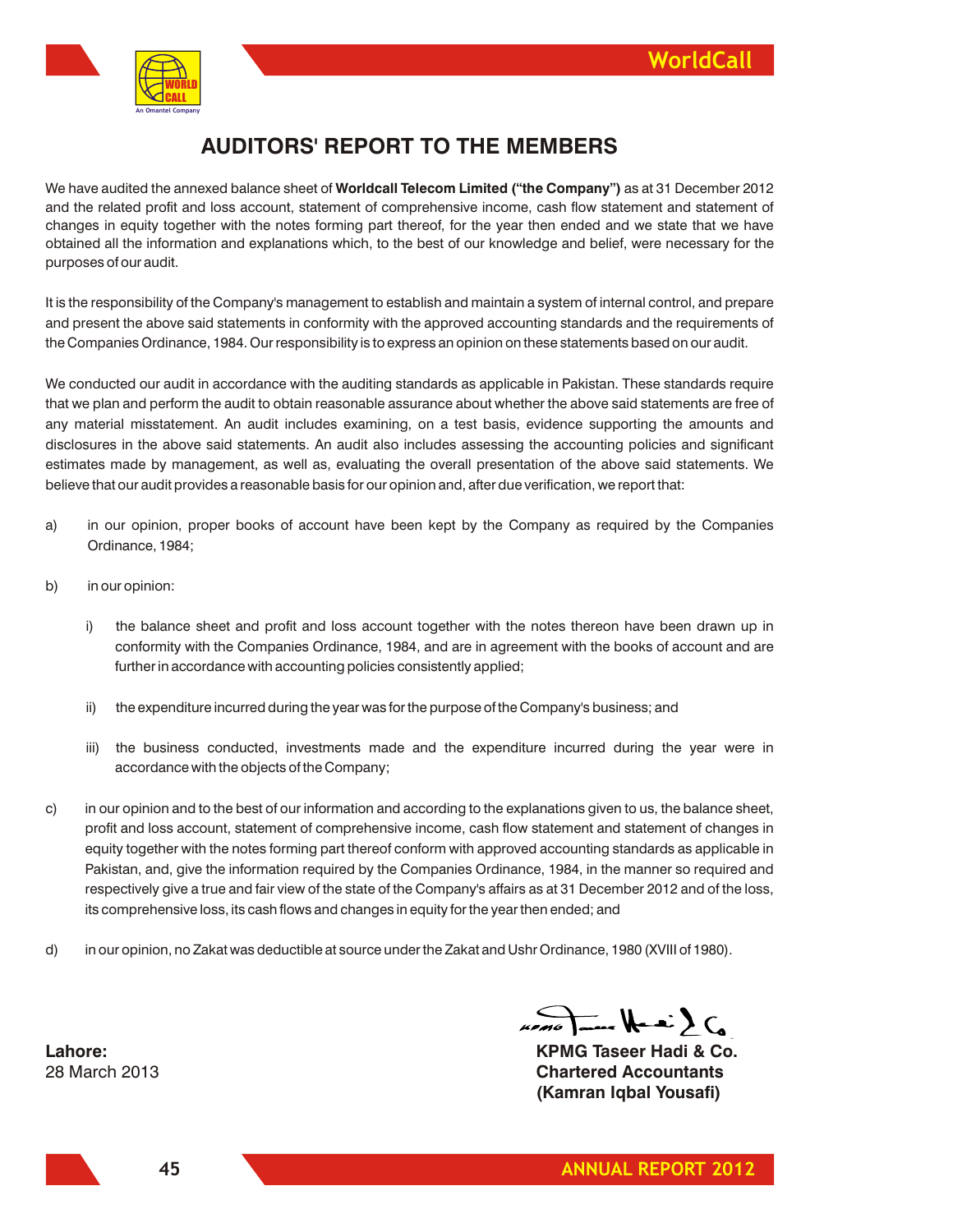# AUDITORS' REPORT TO THE MEMBERS

We have audited the annexed balance sheet of **Worldcall Telecom Limited ("the Company")** as at 31 December 2012 and the related profit and loss account, statement of comprehensive income, cash flow statement and statement of changes in equity together with the notes forming part thereof, for the year then ended and we state that we have obtained all the information and explanations which, to the best of our knowledge and belief, were necessary for the purposes of our audit.

It is the responsibility of the Company's management to establish and maintain a system of internal control, and prepare and present the above said statements in conformity with the approved accounting standards and the requirements of the Companies Ordinance, 1984. Our responsibility is to express an opinion on these statements based on our audit.

We conducted our audit in accordance with the auditing standards as applicable in Pakistan. These standards require that we plan and perform the audit to obtain reasonable assurance about whether the above said statements are free of any material misstatement. An audit includes examining, on a test basis, evidence supporting the amounts and disclosures in the above said statements. An audit also includes assessing the accounting policies and significant estimates made by management, as well as, evaluating the overall presentation of the above said statements. We believe that our audit provides a reasonable basis for our opinion and, after due verification, we report that:

a) in our opinion, proper books of account have been kept by the Company as required by the Companies Ordinance, 1984;

b) in our opinion:

   i) the balance sheet and profit and loss account together with the notes thereon have been drawn up in conformity with the Companies Ordinance, 1984, and are in agreement with the books of account and are further in accordance with accounting policies consistently applied;

   ii) the expenditure incurred during the year was for the purpose of the Company's business; and

   iii) the business conducted, investments made and the expenditure incurred during the year were in accordance with the objects of the Company;

c) in our opinion and to the best of our information and according to the explanations given to us, the balance sheet, profit and loss account, statement of comprehensive income, cash flow statement and statement of changes in equity together with the notes forming part thereof conform with approved accounting standards as applicable in Pakistan, and, give the information required by the Companies Ordinance, 1984, in the manner so required and respectively give a true and fair view of the state of the Company's affairs as at 31 December 2012 and of the loss, its comprehensive loss, its cash flows and changes in equity for the year then ended; and

d) in our opinion, no Zakat was deductible at source under the Zakat and Ushr Ordinance, 1980 (XVIII of 1980).

**Lahore:**
28 March 2013

**KPMG Taseer Hadi & Co.**
**Chartered Accountants**
**(Kamran Iqbal Yousafi)**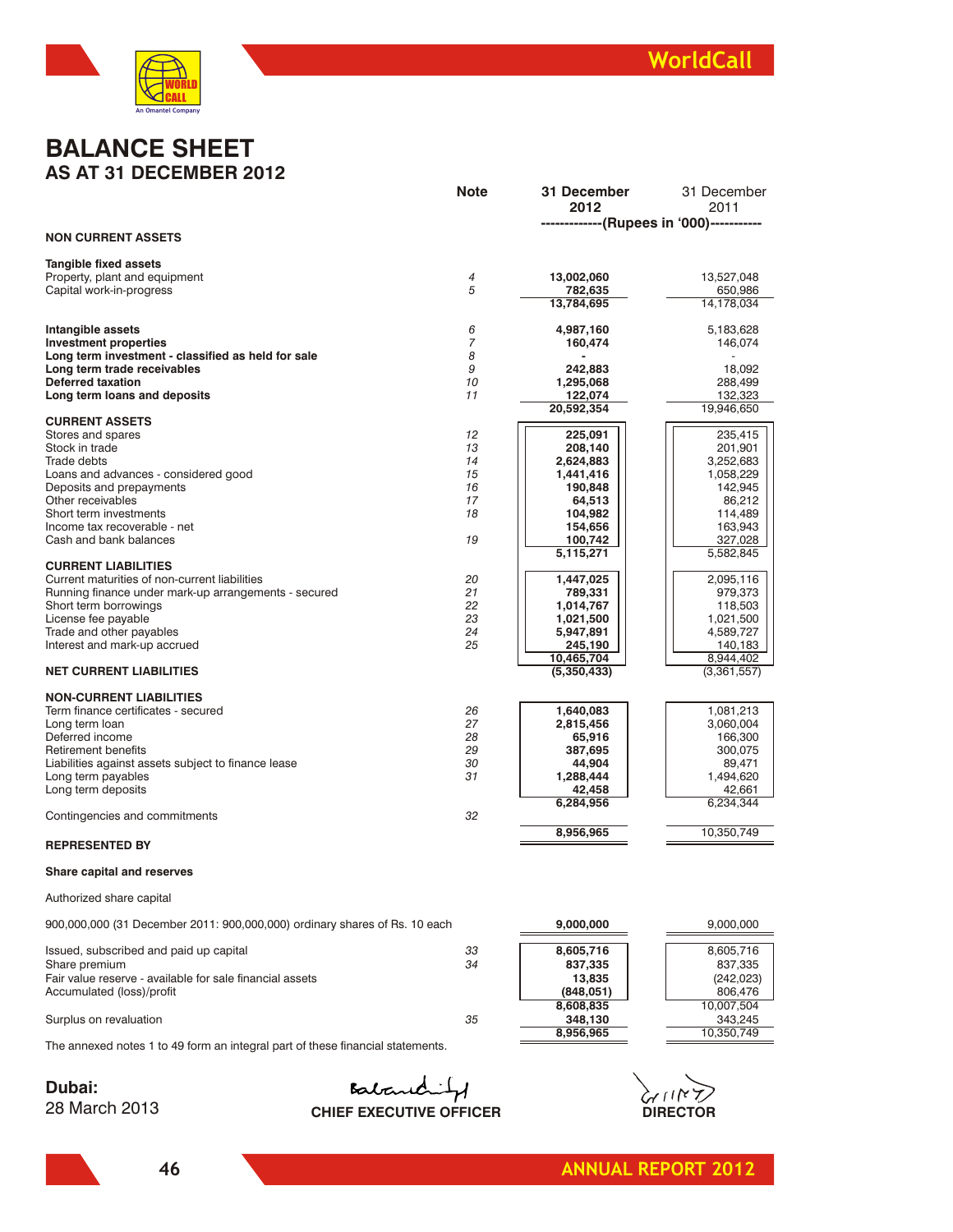# BALANCE SHEET

## AS AT 31 DECEMBER 2012

| | Note | 31 December 2012 | 31 December 2011 |
|---|---|---|---|
| | | (Rupees in '000) | |
| **NON CURRENT ASSETS** | | | |
| **Tangible fixed assets** | | | |
| Property, plant and equipment | 4 | **13,002,060** | 13,527,048 |
| Capital work-in-progress | 5 | **782,635** | 650,986 |
| | | **13,784,695** | 14,178,034 |
| **Intangible assets** | 6 | **4,987,160** | 5,183,628 |
| **Investment properties** | 7 | **160,474** | 146,074 |
| **Long term investment - classified as held for sale** | 8 | **-** | - |
| **Long term trade receivables** | 9 | **242,883** | 18,092 |
| **Deferred taxation** | 10 | **1,295,068** | 288,499 |
| **Long term loans and deposits** | 11 | **122,074** | 132,323 |
| | | **20,592,354** | 19,946,650 |
| **CURRENT ASSETS** | | | |
| Stores and spares | 12 | **225,091** | 235,415 |
| Stock in trade | 13 | **208,140** | 201,901 |
| Trade debts | 14 | **2,624,883** | 3,252,683 |
| Loans and advances - considered good | 15 | **1,441,416** | 1,058,229 |
| Deposits and prepayments | 16 | **190,848** | 142,945 |
| Other receivables | 17 | **64,513** | 86,212 |
| Short term investments | 18 | **104,982** | 114,489 |
| Income tax recoverable - net | | **154,656** | 163,943 |
| Cash and bank balances | 19 | **100,742** | 327,028 |
| | | **5,115,271** | 5,582,845 |
| **CURRENT LIABILITIES** | | | |
| Current maturities of non-current liabilities | 20 | **1,447,025** | 2,095,116 |
| Running finance under mark-up arrangements - secured | 21 | **789,331** | 979,373 |
| Short term borrowings | 22 | **1,014,767** | 118,503 |
| License fee payable | 23 | **1,021,500** | 1,021,500 |
| Trade and other payables | 24 | **5,947,891** | 4,589,727 |
| Interest and mark-up accrued | 25 | **245,190** | 140,183 |
| | | **10,465,704** | 8,944,402 |
| **NET CURRENT LIABILITIES** | | **(5,350,433)** | (3,361,557) |
| **NON-CURRENT LIABILITIES** | | | |
| Term finance certificates - secured | 26 | **1,640,083** | 1,081,213 |
| Long term loan | 27 | **2,815,456** | 3,060,004 |
| Deferred income | 28 | **65,916** | 166,300 |
| Retirement benefits | 29 | **387,695** | 300,075 |
| Liabilities against assets subject to finance lease | 30 | **44,904** | 89,471 |
| Long term payables | 31 | **1,288,444** | 1,494,620 |
| Long term deposits | | **42,458** | 42,661 |
| | | **6,284,956** | 6,234,344 |
| Contingencies and commitments | 32 | | |
| | | **8,956,965** | 10,350,749 |
| **REPRESENTED BY** | | | |
| **Share capital and reserves** | | | |
| Authorized share capital | | | |
| 900,000,000 (31 December 2011: 900,000,000) ordinary shares of Rs. 10 each | | **9,000,000** | 9,000,000 |
| Issued, subscribed and paid up capital | 33 | **8,605,716** | 8,605,716 |
| Share premium | 34 | **837,335** | 837,335 |
| Fair value reserve - available for sale financial assets | | **13,835** | (242,023) |
| Accumulated (loss)/profit | | **(848,051)** | 806,476 |
| | | **8,608,835** | 10,007,504 |
| Surplus on revaluation | 35 | **348,130** | 343,245 |
| | | **8,956,965** | 10,350,749 |

The annexed notes 1 to 49 form an integral part of these financial statements.

**Dubai:**
28 March 2013

**CHIEF EXECUTIVE OFFICER**

**DIRECTOR**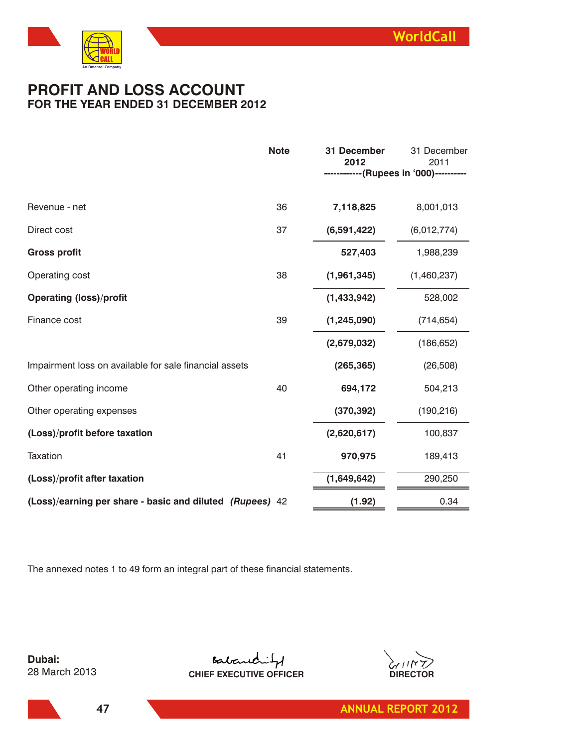# PROFIT AND LOSS ACCOUNT
## FOR THE YEAR ENDED 31 DECEMBER 2012

| | Note | 31 December 2012 | 31 December 2011 |
|---|---|---|---|
| | | ------------(Rupees in '000)---------- | |
| Revenue - net | 36 | **7,118,825** | 8,001,013 |
| Direct cost | 37 | **(6,591,422)** | (6,012,774) |
| **Gross profit** | | **527,403** | 1,988,239 |
| Operating cost | 38 | **(1,961,345)** | (1,460,237) |
| **Operating (loss)/profit** | | **(1,433,942)** | 528,002 |
| Finance cost | 39 | **(1,245,090)** | (714,654) |
| | | **(2,679,032)** | (186,652) |
| Impairment loss on available for sale financial assets | | **(265,365)** | (26,508) |
| Other operating income | 40 | **694,172** | 504,213 |
| Other operating expenses | | **(370,392)** | (190,216) |
| **(Loss)/profit before taxation** | | **(2,620,617)** | 100,837 |
| Taxation | 41 | **970,975** | 189,413 |
| **(Loss)/profit after taxation** | | **(1,649,642)** | 290,250 |
| **(Loss)/earning per share - basic and diluted** ***(Rupees)*** | 42 | **(1.92)** | 0.34 |

The annexed notes 1 to 49 form an integral part of these financial statements.

**Dubai:**
28 March 2013

**CHIEF EXECUTIVE OFFICER**

**DIRECTOR**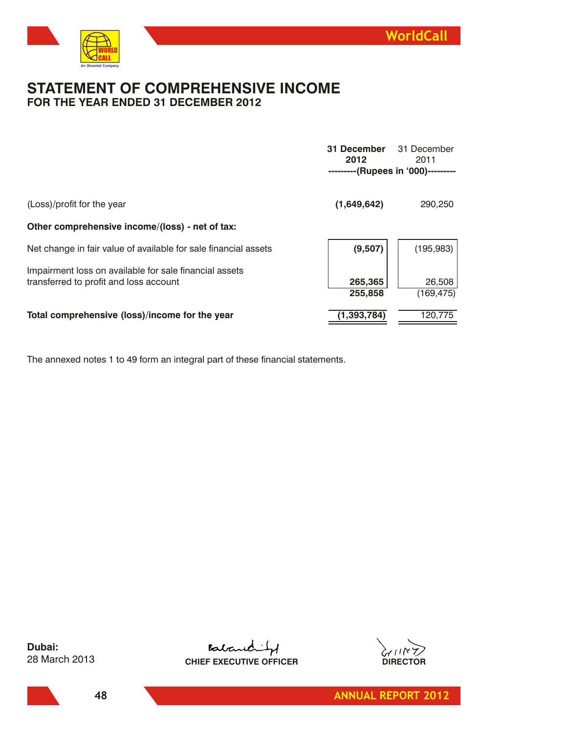# STATEMENT OF COMPREHENSIVE INCOME

## FOR THE YEAR ENDED 31 DECEMBER 2012

| | 31 December 2012 | 31 December 2011 |
|---|---|---|
| | ---------(Rupees in '000)--------- | |
| (Loss)/profit for the year | **(1,649,642)** | 290,250 |
| **Other comprehensive income/(loss) - net of tax:** | | |
| Net change in fair value of available for sale financial assets | **(9,507)** | (195,983) |
| Impairment loss on available for sale financial assets transferred to profit and loss account | **265,365** | 26,508 |
| | **255,858** | (169,475) |
| **Total comprehensive (loss)/income for the year** | **(1,393,784)** | 120,775 |

The annexed notes 1 to 49 form an integral part of these financial statements.

**Dubai:**
28 March 2013

**CHIEF EXECUTIVE OFFICER**

**DIRECTOR**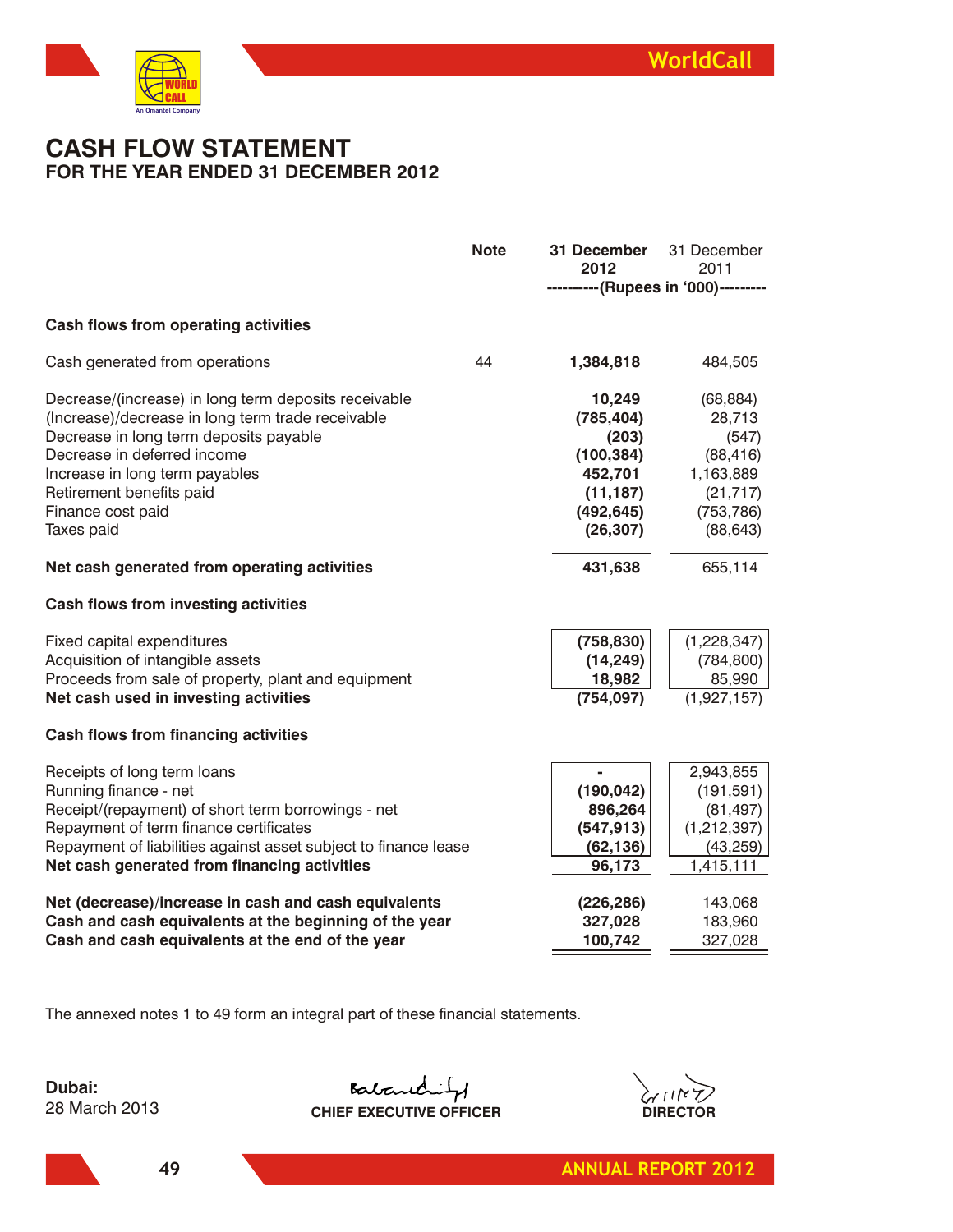# CASH FLOW STATEMENT
## FOR THE YEAR ENDED 31 DECEMBER 2012

| | Note | 31 December 2012 | 31 December 2011 |
|---|---|---|---|
| | | ----------(Rupees in '000)--------- | |
| **Cash flows from operating activities** | | | |
| Cash generated from operations | 44 | **1,384,818** | 484,505 |
| Decrease/(increase) in long term deposits receivable | | **10,249** | (68,884) |
| (Increase)/decrease in long term trade receivable | | **(785,404)** | 28,713 |
| Decrease in long term deposits payable | | **(203)** | (547) |
| Decrease in deferred income | | **(100,384)** | (88,416) |
| Increase in long term payables | | **452,701** | 1,163,889 |
| Retirement benefits paid | | **(11,187)** | (21,717) |
| Finance cost paid | | **(492,645)** | (753,786) |
| Taxes paid | | **(26,307)** | (88,643) |
| **Net cash generated from operating activities** | | **431,638** | 655,114 |
| **Cash flows from investing activities** | | | |
| Fixed capital expenditures | | **(758,830)** | (1,228,347) |
| Acquisition of intangible assets | | **(14,249)** | (784,800) |
| Proceeds from sale of property, plant and equipment | | **18,982** | 85,990 |
| **Net cash used in investing activities** | | **(754,097)** | (1,927,157) |
| **Cash flows from financing activities** | | | |
| Receipts of long term loans | | **-** | 2,943,855 |
| Running finance - net | | **(190,042)** | (191,591) |
| Receipt/(repayment) of short term borrowings - net | | **896,264** | (81,497) |
| Repayment of term finance certificates | | **(547,913)** | (1,212,397) |
| Repayment of liabilities against asset subject to finance lease | | **(62,136)** | (43,259) |
| **Net cash generated from financing activities** | | **96,173** | 1,415,111 |
| **Net (decrease)/increase in cash and cash equivalents** | | **(226,286)** | 143,068 |
| **Cash and cash equivalents at the beginning of the year** | | **327,028** | 183,960 |
| **Cash and cash equivalents at the end of the year** | | **100,742** | 327,028 |

The annexed notes 1 to 49 form an integral part of these financial statements.

**Dubai:**
28 March 2013

**CHIEF EXECUTIVE OFFICER**

**DIRECTOR**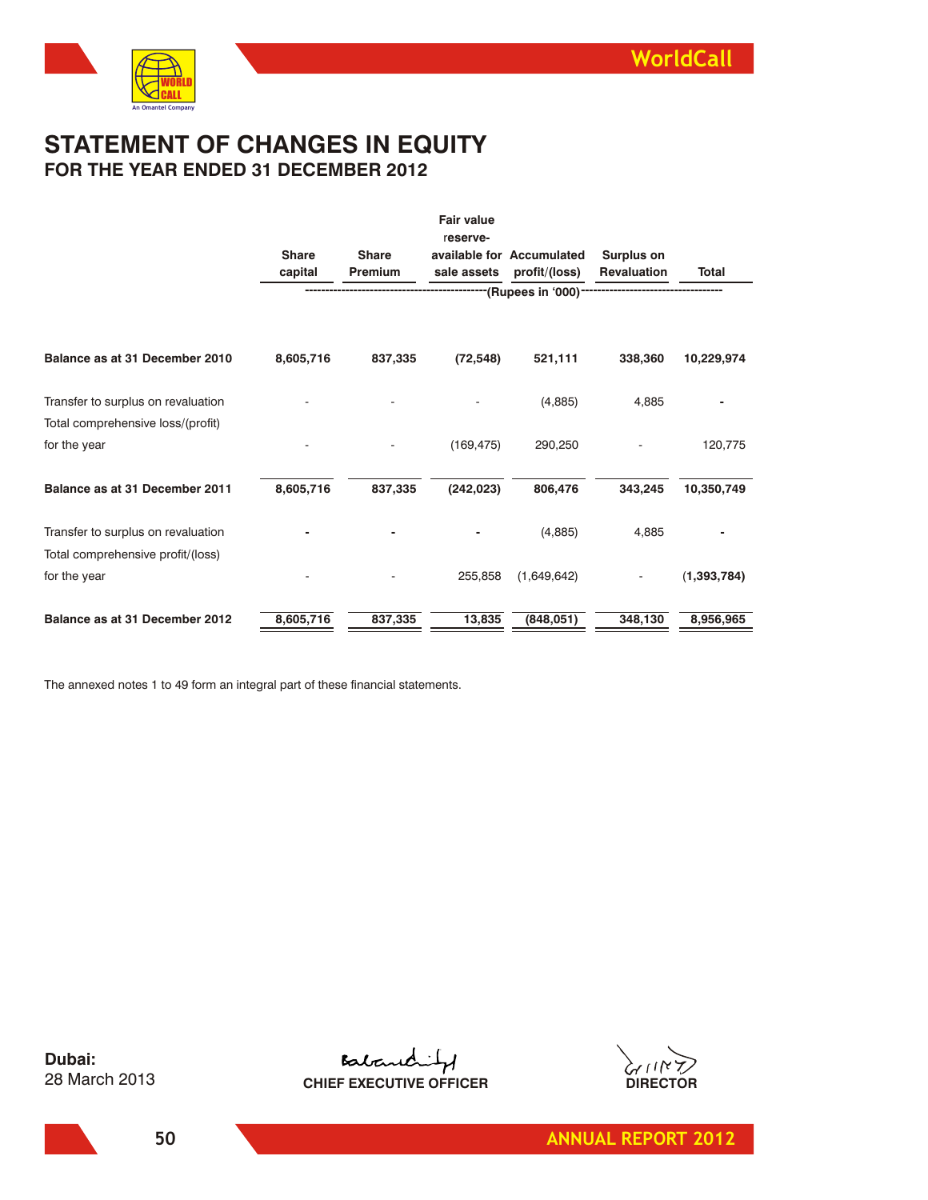# STATEMENT OF CHANGES IN EQUITY

## FOR THE YEAR ENDED 31 DECEMBER 2012

| | Share capital | Share Premium | Fair value reserve-available for sale assets | Accumulated profit/(loss) | Surplus on Revaluation | Total |
|---|---|---|---|---|---|---|
| | -------- | -------- | -------- | (Rupees in '000) | -------- | -------- |
| **Balance as at 31 December 2010** | **8,605,716** | **837,335** | **(72,548)** | **521,111** | **338,360** | **10,229,974** |
| Transfer to surplus on revaluation | - | - | - | (4,885) | 4,885 | - |
| Total comprehensive loss/(profit) for the year | - | - | (169,475) | 290,250 | - | 120,775 |
| **Balance as at 31 December 2011** | **8,605,716** | **837,335** | **(242,023)** | **806,476** | **343,245** | **10,350,749** |
| Transfer to surplus on revaluation | - | - | - | (4,885) | 4,885 | - |
| Total comprehensive profit/(loss) for the year | - | - | 255,858 | (1,649,642) | - | (1,393,784) |
| **Balance as at 31 December 2012** | **8,605,716** | **837,335** | **13,835** | **(848,051)** | **348,130** | **8,956,965** |

The annexed notes 1 to 49 form an integral part of these financial statements.

**Dubai:**
28 March 2013

**CHIEF EXECUTIVE OFFICER**

**DIRECTOR**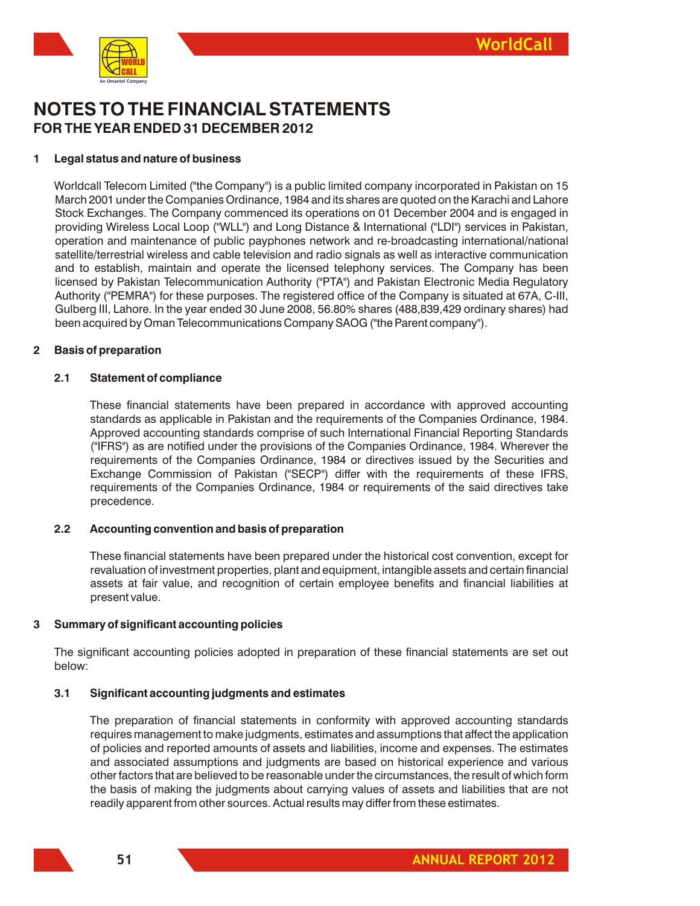# NOTES TO THE FINANCIAL STATEMENTS
## FOR THE YEAR ENDED 31 DECEMBER 2012

### 1 Legal status and nature of business

Worldcall Telecom Limited ("the Company") is a public limited company incorporated in Pakistan on 15 March 2001 under the Companies Ordinance, 1984 and its shares are quoted on the Karachi and Lahore Stock Exchanges. The Company commenced its operations on 01 December 2004 and is engaged in providing Wireless Local Loop ("WLL") and Long Distance & International ("LDI") services in Pakistan, operation and maintenance of public payphones network and re-broadcasting international/national satellite/terrestrial wireless and cable television and radio signals as well as interactive communication and to establish, maintain and operate the licensed telephony services. The Company has been licensed by Pakistan Telecommunication Authority ("PTA") and Pakistan Electronic Media Regulatory Authority ("PEMRA") for these purposes. The registered office of the Company is situated at 67A, C-III, Gulberg III, Lahore. In the year ended 30 June 2008, 56.80% shares (488,839,429 ordinary shares) had been acquired by Oman Telecommunications Company SAOG ("the Parent company").

### 2 Basis of preparation

#### 2.1 Statement of compliance

These financial statements have been prepared in accordance with approved accounting standards as applicable in Pakistan and the requirements of the Companies Ordinance, 1984. Approved accounting standards comprise of such International Financial Reporting Standards ("IFRS") as are notified under the provisions of the Companies Ordinance, 1984. Wherever the requirements of the Companies Ordinance, 1984 or directives issued by the Securities and Exchange Commission of Pakistan ("SECP") differ with the requirements of these IFRS, requirements of the Companies Ordinance, 1984 or requirements of the said directives take precedence.

#### 2.2 Accounting convention and basis of preparation

These financial statements have been prepared under the historical cost convention, except for revaluation of investment properties, plant and equipment, intangible assets and certain financial assets at fair value, and recognition of certain employee benefits and financial liabilities at present value.

### 3 Summary of significant accounting policies

The significant accounting policies adopted in preparation of these financial statements are set out below:

#### 3.1 Significant accounting judgments and estimates

The preparation of financial statements in conformity with approved accounting standards requires management to make judgments, estimates and assumptions that affect the application of policies and reported amounts of assets and liabilities, income and expenses. The estimates and associated assumptions and judgments are based on historical experience and various other factors that are believed to be reasonable under the circumstances, the result of which form the basis of making the judgments about carrying values of assets and liabilities that are not readily apparent from other sources. Actual results may differ from these estimates.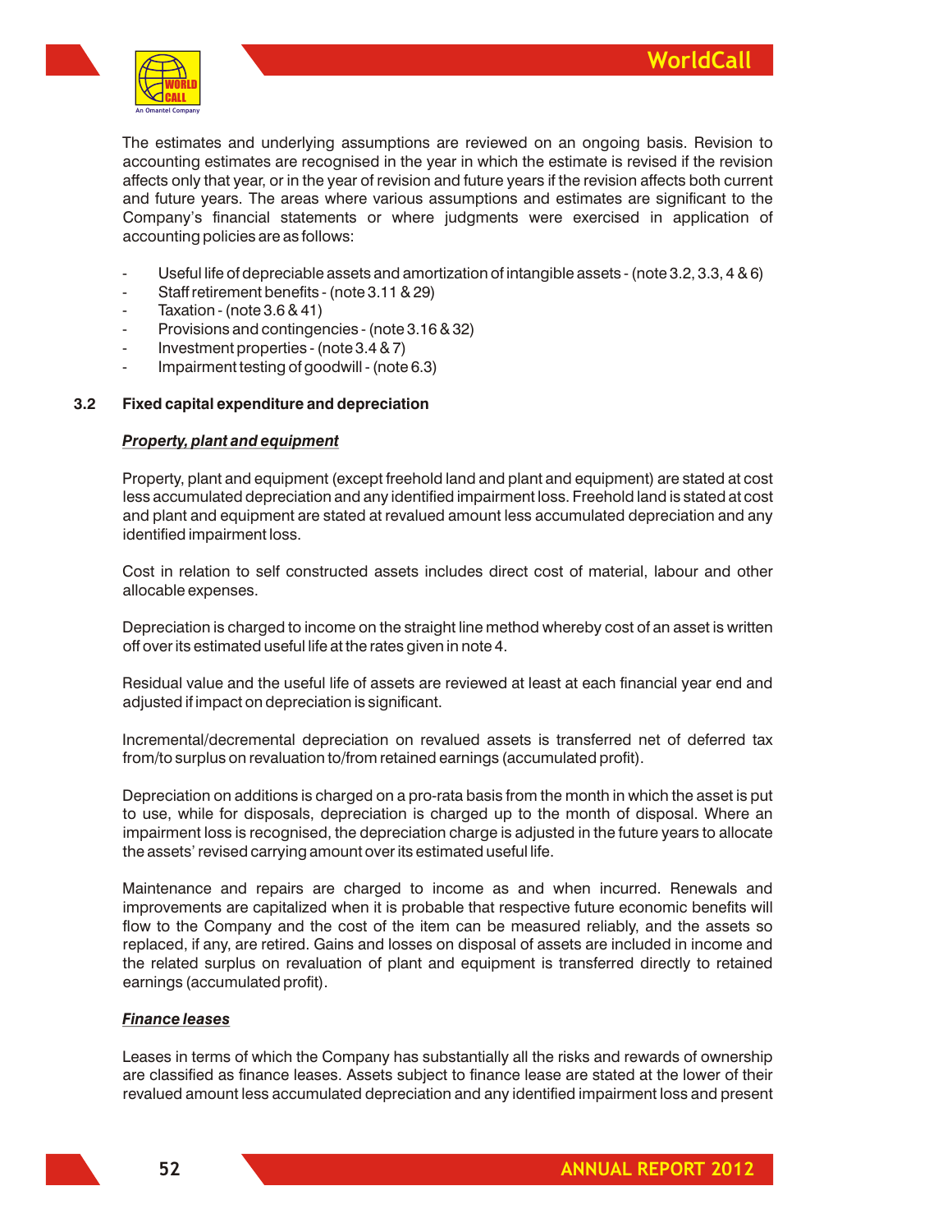The estimates and underlying assumptions are reviewed on an ongoing basis. Revision to accounting estimates are recognised in the year in which the estimate is revised if the revision affects only that year, or in the year of revision and future years if the revision affects both current and future years. The areas where various assumptions and estimates are significant to the Company's financial statements or where judgments were exercised in application of accounting policies are as follows:

- Useful life of depreciable assets and amortization of intangible assets - (note 3.2, 3.3, 4 & 6)
- Staff retirement benefits - (note 3.11 & 29)
- Taxation - (note 3.6 & 41)
- Provisions and contingencies - (note 3.16 & 32)
- Investment properties - (note 3.4 & 7)
- Impairment testing of goodwill - (note 6.3)

**3.2 Fixed capital expenditure and depreciation**

***Property, plant and equipment***

Property, plant and equipment (except freehold land and plant and equipment) are stated at cost less accumulated depreciation and any identified impairment loss. Freehold land is stated at cost and plant and equipment are stated at revalued amount less accumulated depreciation and any identified impairment loss.

Cost in relation to self constructed assets includes direct cost of material, labour and other allocable expenses.

Depreciation is charged to income on the straight line method whereby cost of an asset is written off over its estimated useful life at the rates given in note 4.

Residual value and the useful life of assets are reviewed at least at each financial year end and adjusted if impact on depreciation is significant.

Incremental/decremental depreciation on revalued assets is transferred net of deferred tax from/to surplus on revaluation to/from retained earnings (accumulated profit).

Depreciation on additions is charged on a pro-rata basis from the month in which the asset is put to use, while for disposals, depreciation is charged up to the month of disposal. Where an impairment loss is recognised, the depreciation charge is adjusted in the future years to allocate the assets' revised carrying amount over its estimated useful life.

Maintenance and repairs are charged to income as and when incurred. Renewals and improvements are capitalized when it is probable that respective future economic benefits will flow to the Company and the cost of the item can be measured reliably, and the assets so replaced, if any, are retired. Gains and losses on disposal of assets are included in income and the related surplus on revaluation of plant and equipment is transferred directly to retained earnings (accumulated profit).

***Finance leases***

Leases in terms of which the Company has substantially all the risks and rewards of ownership are classified as finance leases. Assets subject to finance lease are stated at the lower of their revalued amount less accumulated depreciation and any identified impairment loss and present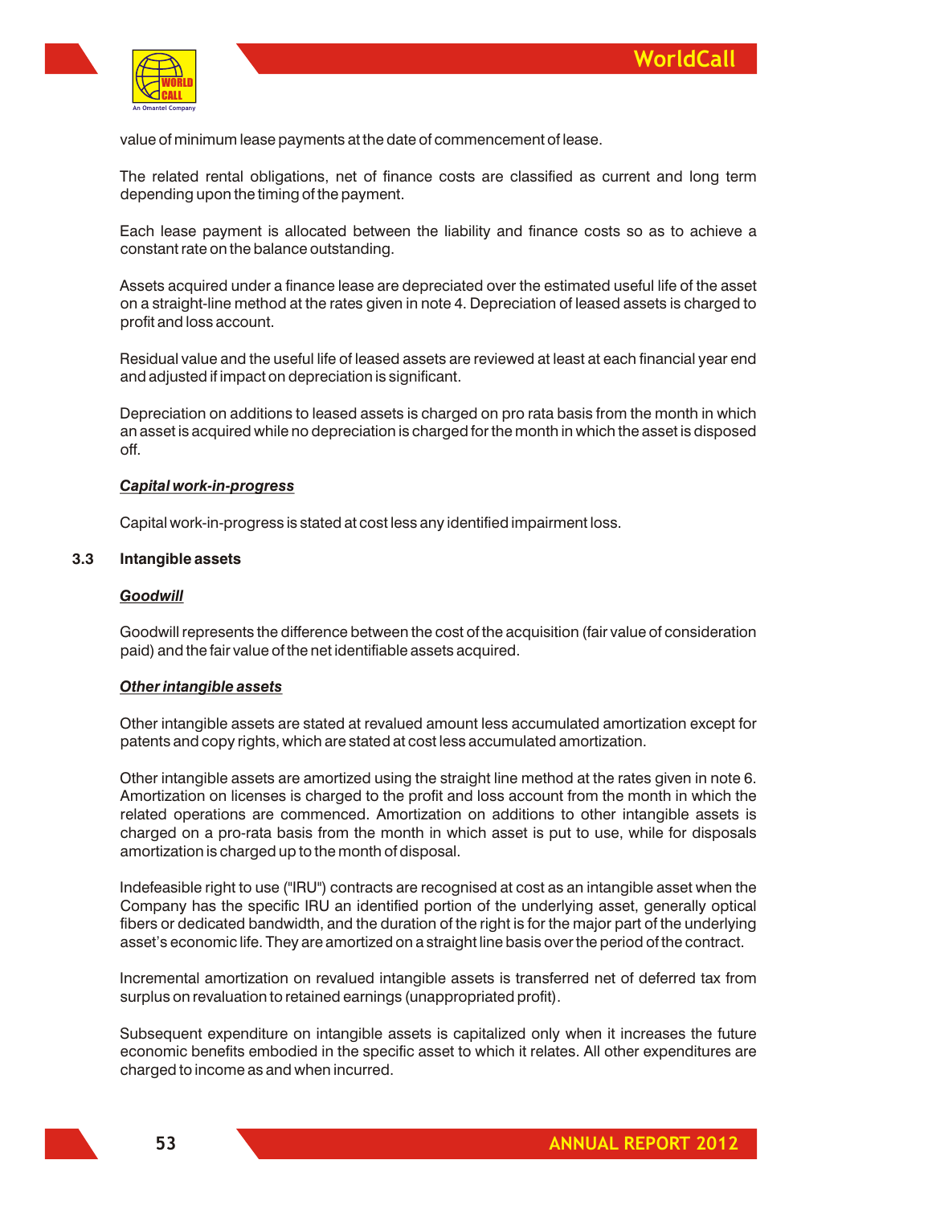value of minimum lease payments at the date of commencement of lease.

The related rental obligations, net of finance costs are classified as current and long term depending upon the timing of the payment.

Each lease payment is allocated between the liability and finance costs so as to achieve a constant rate on the balance outstanding.

Assets acquired under a finance lease are depreciated over the estimated useful life of the asset on a straight-line method at the rates given in note 4. Depreciation of leased assets is charged to profit and loss account.

Residual value and the useful life of leased assets are reviewed at least at each financial year end and adjusted if impact on depreciation is significant.

Depreciation on additions to leased assets is charged on pro rata basis from the month in which an asset is acquired while no depreciation is charged for the month in which the asset is disposed off.

***Capital work-in-progress***

Capital work-in-progress is stated at cost less any identified impairment loss.

### 3.3 Intangible assets

***Goodwill***

Goodwill represents the difference between the cost of the acquisition (fair value of consideration paid) and the fair value of the net identifiable assets acquired.

***Other intangible assets***

Other intangible assets are stated at revalued amount less accumulated amortization except for patents and copy rights, which are stated at cost less accumulated amortization.

Other intangible assets are amortized using the straight line method at the rates given in note 6. Amortization on licenses is charged to the profit and loss account from the month in which the related operations are commenced. Amortization on additions to other intangible assets is charged on a pro-rata basis from the month in which asset is put to use, while for disposals amortization is charged up to the month of disposal.

Indefeasible right to use ("IRU") contracts are recognised at cost as an intangible asset when the Company has the specific IRU an identified portion of the underlying asset, generally optical fibers or dedicated bandwidth, and the duration of the right is for the major part of the underlying asset's economic life. They are amortized on a straight line basis over the period of the contract.

Incremental amortization on revalued intangible assets is transferred net of deferred tax from surplus on revaluation to retained earnings (unappropriated profit).

Subsequent expenditure on intangible assets is capitalized only when it increases the future economic benefits embodied in the specific asset to which it relates. All other expenditures are charged to income as and when incurred.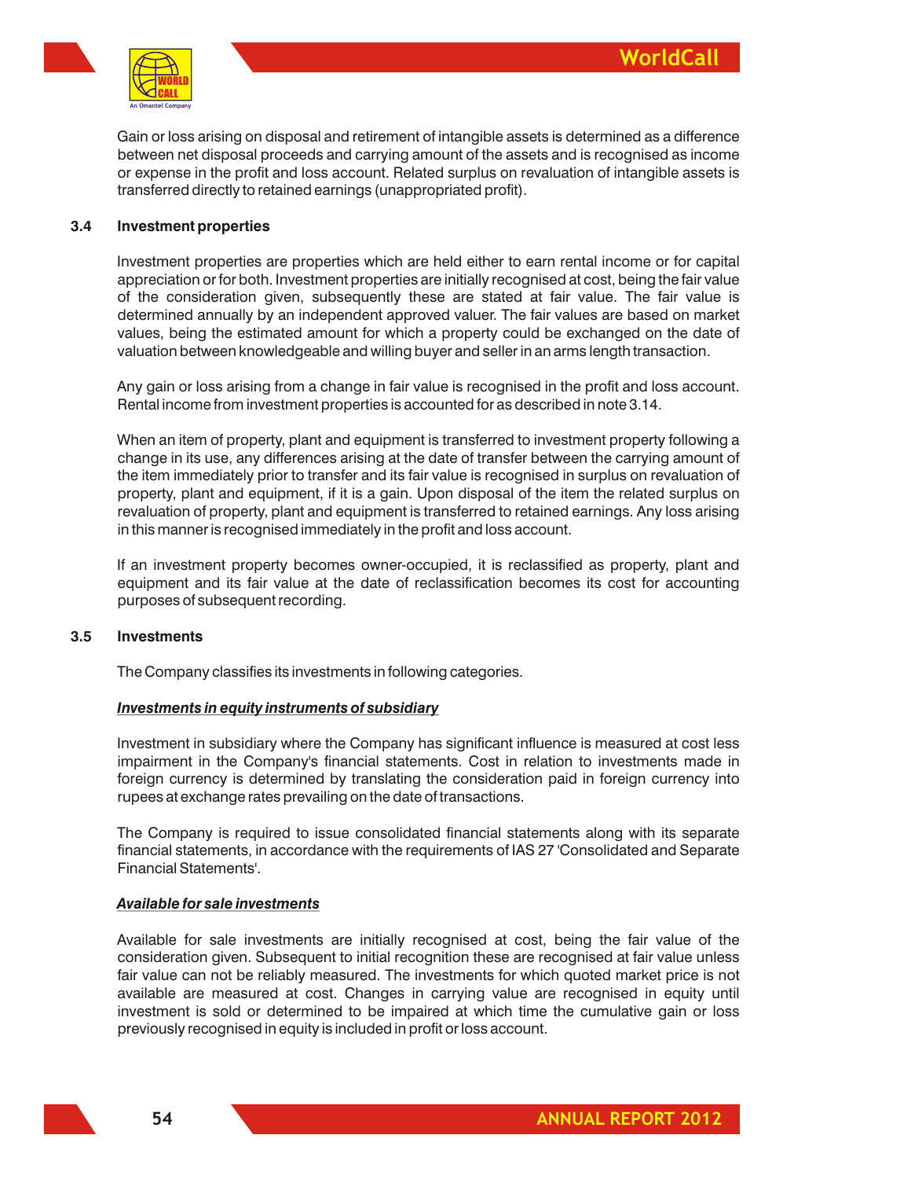Gain or loss arising on disposal and retirement of intangible assets is determined as a difference between net disposal proceeds and carrying amount of the assets and is recognised as income or expense in the profit and loss account. Related surplus on revaluation of intangible assets is transferred directly to retained earnings (unappropriated profit).

### 3.4 Investment properties

Investment properties are properties which are held either to earn rental income or for capital appreciation or for both. Investment properties are initially recognised at cost, being the fair value of the consideration given, subsequently these are stated at fair value. The fair value is determined annually by an independent approved valuer. The fair values are based on market values, being the estimated amount for which a property could be exchanged on the date of valuation between knowledgeable and willing buyer and seller in an arms length transaction.

Any gain or loss arising from a change in fair value is recognised in the profit and loss account. Rental income from investment properties is accounted for as described in note 3.14.

When an item of property, plant and equipment is transferred to investment property following a change in its use, any differences arising at the date of transfer between the carrying amount of the item immediately prior to transfer and its fair value is recognised in surplus on revaluation of property, plant and equipment, if it is a gain. Upon disposal of the item the related surplus on revaluation of property, plant and equipment is transferred to retained earnings. Any loss arising in this manner is recognised immediately in the profit and loss account.

If an investment property becomes owner-occupied, it is reclassified as property, plant and equipment and its fair value at the date of reclassification becomes its cost for accounting purposes of subsequent recording.

### 3.5 Investments

The Company classifies its investments in following categories.

***Investments in equity instruments of subsidiary***

Investment in subsidiary where the Company has significant influence is measured at cost less impairment in the Company's financial statements. Cost in relation to investments made in foreign currency is determined by translating the consideration paid in foreign currency into rupees at exchange rates prevailing on the date of transactions.

The Company is required to issue consolidated financial statements along with its separate financial statements, in accordance with the requirements of IAS 27 'Consolidated and Separate Financial Statements'.

***Available for sale investments***

Available for sale investments are initially recognised at cost, being the fair value of the consideration given. Subsequent to initial recognition these are recognised at fair value unless fair value can not be reliably measured. The investments for which quoted market price is not available are measured at cost. Changes in carrying value are recognised in equity until investment is sold or determined to be impaired at which time the cumulative gain or loss previously recognised in equity is included in profit or loss account.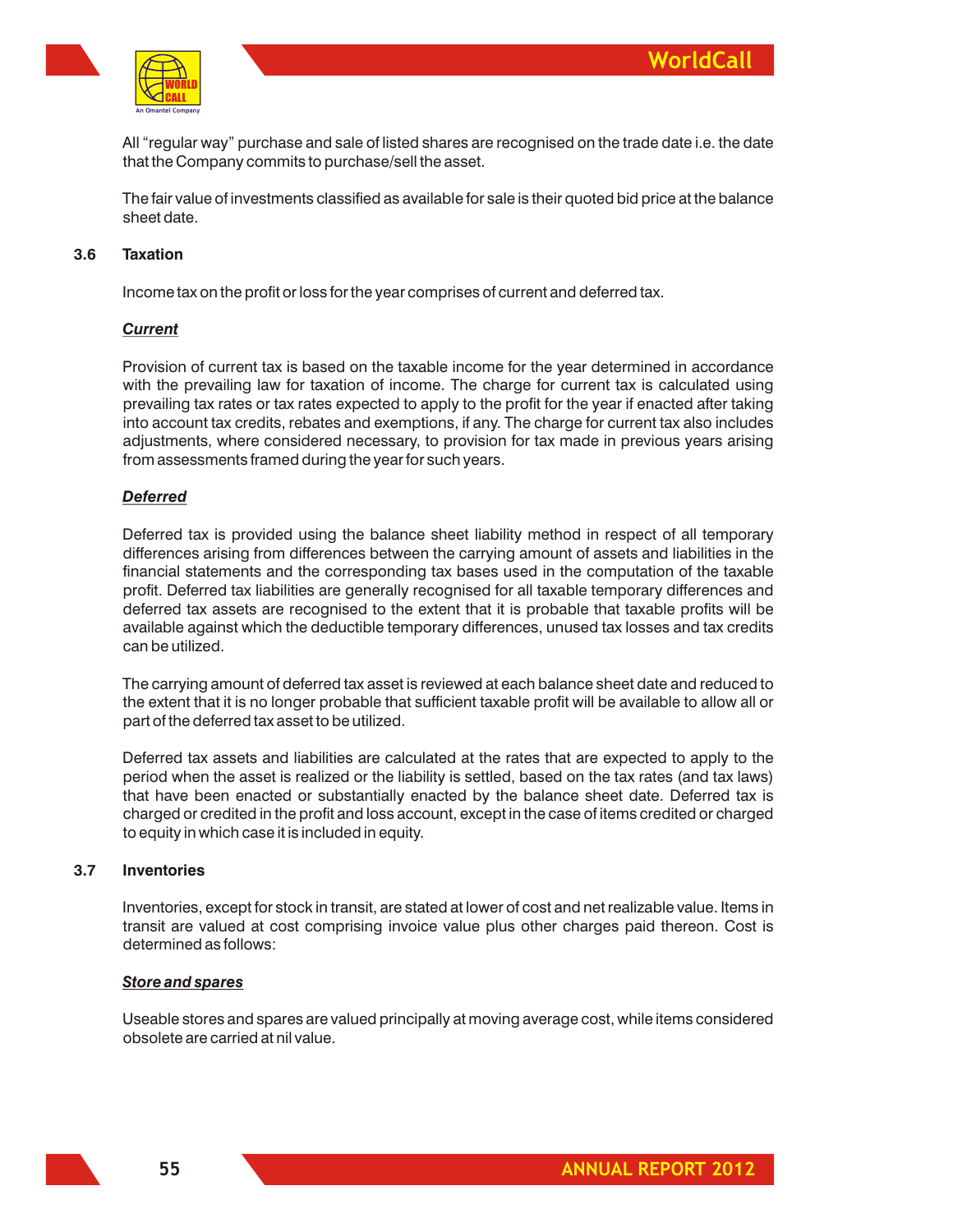All "regular way" purchase and sale of listed shares are recognised on the trade date i.e. the date that the Company commits to purchase/sell the asset.

The fair value of investments classified as available for sale is their quoted bid price at the balance sheet date.

### 3.6 Taxation

Income tax on the profit or loss for the year comprises of current and deferred tax.

***Current***

Provision of current tax is based on the taxable income for the year determined in accordance with the prevailing law for taxation of income. The charge for current tax is calculated using prevailing tax rates or tax rates expected to apply to the profit for the year if enacted after taking into account tax credits, rebates and exemptions, if any. The charge for current tax also includes adjustments, where considered necessary, to provision for tax made in previous years arising from assessments framed during the year for such years.

***Deferred***

Deferred tax is provided using the balance sheet liability method in respect of all temporary differences arising from differences between the carrying amount of assets and liabilities in the financial statements and the corresponding tax bases used in the computation of the taxable profit. Deferred tax liabilities are generally recognised for all taxable temporary differences and deferred tax assets are recognised to the extent that it is probable that taxable profits will be available against which the deductible temporary differences, unused tax losses and tax credits can be utilized.

The carrying amount of deferred tax asset is reviewed at each balance sheet date and reduced to the extent that it is no longer probable that sufficient taxable profit will be available to allow all or part of the deferred tax asset to be utilized.

Deferred tax assets and liabilities are calculated at the rates that are expected to apply to the period when the asset is realized or the liability is settled, based on the tax rates (and tax laws) that have been enacted or substantially enacted by the balance sheet date. Deferred tax is charged or credited in the profit and loss account, except in the case of items credited or charged to equity in which case it is included in equity.

### 3.7 Inventories

Inventories, except for stock in transit, are stated at lower of cost and net realizable value. Items in transit are valued at cost comprising invoice value plus other charges paid thereon. Cost is determined as follows:

***Store and spares***

Useable stores and spares are valued principally at moving average cost, while items considered obsolete are carried at nil value.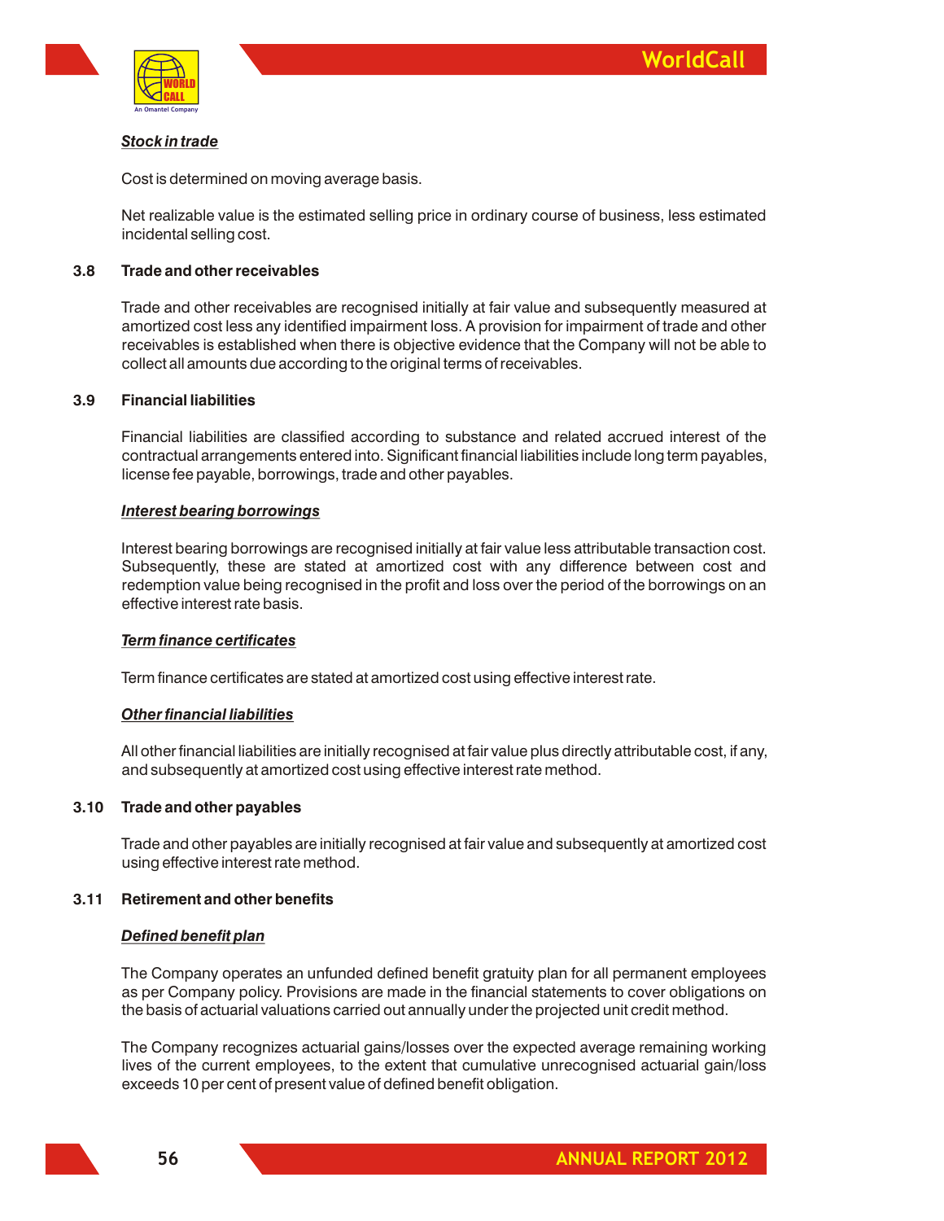***Stock in trade***

Cost is determined on moving average basis.

Net realizable value is the estimated selling price in ordinary course of business, less estimated incidental selling cost.

### 3.8 Trade and other receivables

Trade and other receivables are recognised initially at fair value and subsequently measured at amortized cost less any identified impairment loss. A provision for impairment of trade and other receivables is established when there is objective evidence that the Company will not be able to collect all amounts due according to the original terms of receivables.

### 3.9 Financial liabilities

Financial liabilities are classified according to substance and related accrued interest of the contractual arrangements entered into. Significant financial liabilities include long term payables, license fee payable, borrowings, trade and other payables.

***Interest bearing borrowings***

Interest bearing borrowings are recognised initially at fair value less attributable transaction cost. Subsequently, these are stated at amortized cost with any difference between cost and redemption value being recognised in the profit and loss over the period of the borrowings on an effective interest rate basis.

***Term finance certificates***

Term finance certificates are stated at amortized cost using effective interest rate.

***Other financial liabilities***

All other financial liabilities are initially recognised at fair value plus directly attributable cost, if any, and subsequently at amortized cost using effective interest rate method.

### 3.10 Trade and other payables

Trade and other payables are initially recognised at fair value and subsequently at amortized cost using effective interest rate method.

### 3.11 Retirement and other benefits

***Defined benefit plan***

The Company operates an unfunded defined benefit gratuity plan for all permanent employees as per Company policy. Provisions are made in the financial statements to cover obligations on the basis of actuarial valuations carried out annually under the projected unit credit method.

The Company recognizes actuarial gains/losses over the expected average remaining working lives of the current employees, to the extent that cumulative unrecognised actuarial gain/loss exceeds 10 per cent of present value of defined benefit obligation.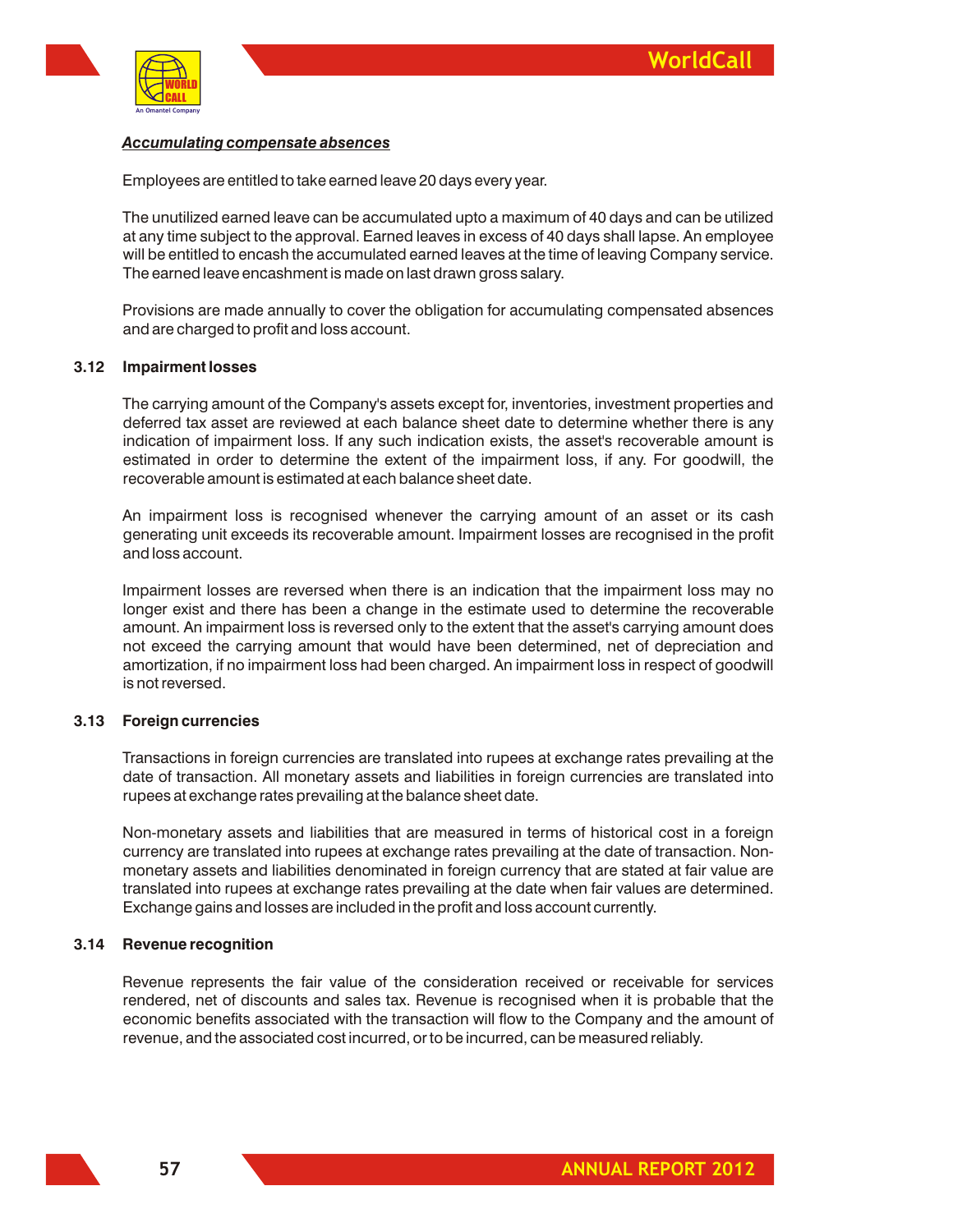***Accumulating compensate absences***

Employees are entitled to take earned leave 20 days every year.

The unutilized earned leave can be accumulated upto a maximum of 40 days and can be utilized at any time subject to the approval. Earned leaves in excess of 40 days shall lapse. An employee will be entitled to encash the accumulated earned leaves at the time of leaving Company service. The earned leave encashment is made on last drawn gross salary.

Provisions are made annually to cover the obligation for accumulating compensated absences and are charged to profit and loss account.

### 3.12 Impairment losses

The carrying amount of the Company's assets except for, inventories, investment properties and deferred tax asset are reviewed at each balance sheet date to determine whether there is any indication of impairment loss. If any such indication exists, the asset's recoverable amount is estimated in order to determine the extent of the impairment loss, if any. For goodwill, the recoverable amount is estimated at each balance sheet date.

An impairment loss is recognised whenever the carrying amount of an asset or its cash generating unit exceeds its recoverable amount. Impairment losses are recognised in the profit and loss account.

Impairment losses are reversed when there is an indication that the impairment loss may no longer exist and there has been a change in the estimate used to determine the recoverable amount. An impairment loss is reversed only to the extent that the asset's carrying amount does not exceed the carrying amount that would have been determined, net of depreciation and amortization, if no impairment loss had been charged. An impairment loss in respect of goodwill is not reversed.

### 3.13 Foreign currencies

Transactions in foreign currencies are translated into rupees at exchange rates prevailing at the date of transaction. All monetary assets and liabilities in foreign currencies are translated into rupees at exchange rates prevailing at the balance sheet date.

Non-monetary assets and liabilities that are measured in terms of historical cost in a foreign currency are translated into rupees at exchange rates prevailing at the date of transaction. Non-monetary assets and liabilities denominated in foreign currency that are stated at fair value are translated into rupees at exchange rates prevailing at the date when fair values are determined. Exchange gains and losses are included in the profit and loss account currently.

### 3.14 Revenue recognition

Revenue represents the fair value of the consideration received or receivable for services rendered, net of discounts and sales tax. Revenue is recognised when it is probable that the economic benefits associated with the transaction will flow to the Company and the amount of revenue, and the associated cost incurred, or to be incurred, can be measured reliably.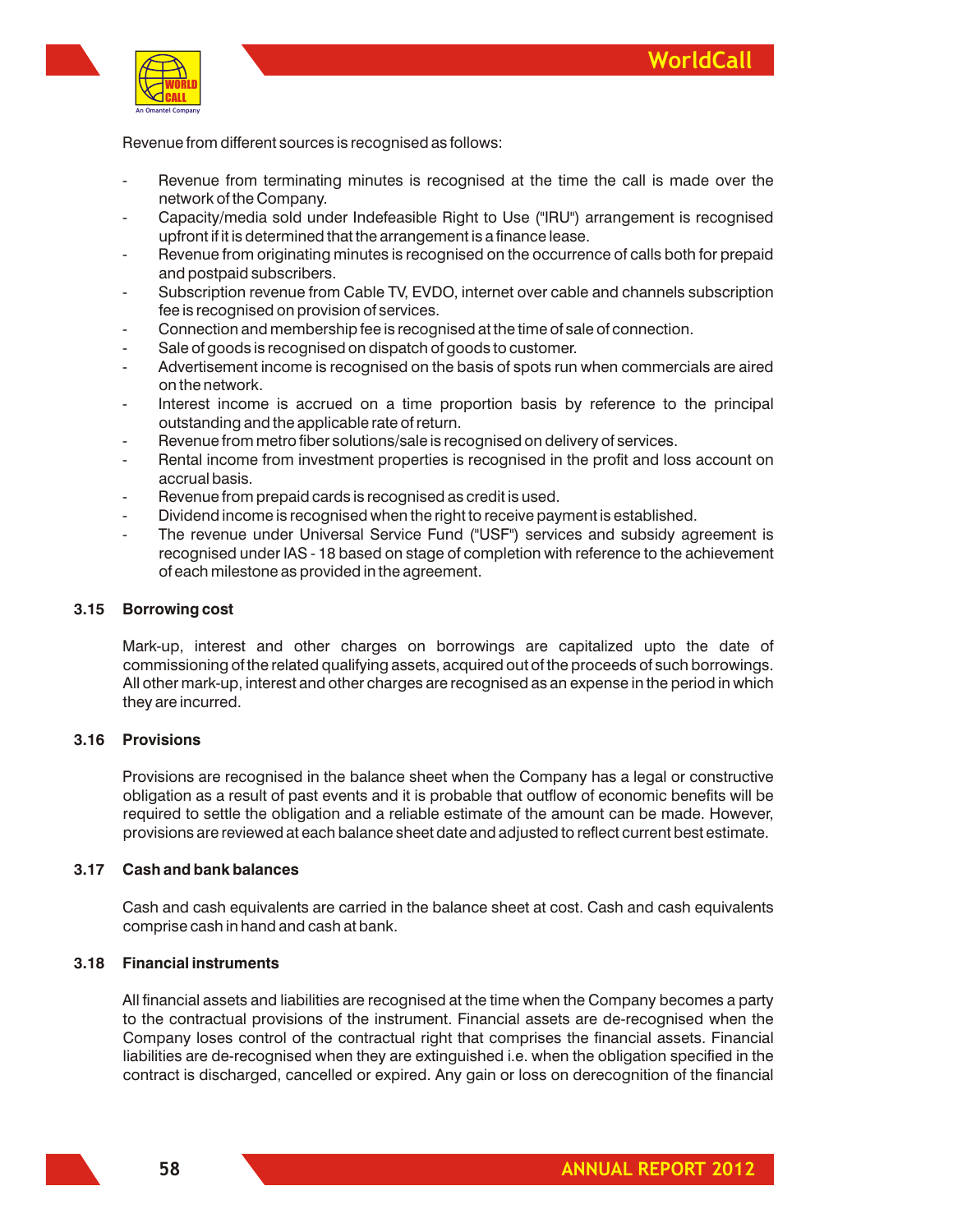Revenue from different sources is recognised as follows:

- Revenue from terminating minutes is recognised at the time the call is made over the network of the Company.
- Capacity/media sold under Indefeasible Right to Use ("IRU") arrangement is recognised upfront if it is determined that the arrangement is a finance lease.
- Revenue from originating minutes is recognised on the occurrence of calls both for prepaid and postpaid subscribers.
- Subscription revenue from Cable TV, EVDO, internet over cable and channels subscription fee is recognised on provision of services.
- Connection and membership fee is recognised at the time of sale of connection.
- Sale of goods is recognised on dispatch of goods to customer.
- Advertisement income is recognised on the basis of spots run when commercials are aired on the network.
- Interest income is accrued on a time proportion basis by reference to the principal outstanding and the applicable rate of return.
- Revenue from metro fiber solutions/sale is recognised on delivery of services.
- Rental income from investment properties is recognised in the profit and loss account on accrual basis.
- Revenue from prepaid cards is recognised as credit is used.
- Dividend income is recognised when the right to receive payment is established.
- The revenue under Universal Service Fund ("USF") services and subsidy agreement is recognised under IAS - 18 based on stage of completion with reference to the achievement of each milestone as provided in the agreement.

**3.15 Borrowing cost**

Mark-up, interest and other charges on borrowings are capitalized upto the date of commissioning of the related qualifying assets, acquired out of the proceeds of such borrowings. All other mark-up, interest and other charges are recognised as an expense in the period in which they are incurred.

**3.16 Provisions**

Provisions are recognised in the balance sheet when the Company has a legal or constructive obligation as a result of past events and it is probable that outflow of economic benefits will be required to settle the obligation and a reliable estimate of the amount can be made. However, provisions are reviewed at each balance sheet date and adjusted to reflect current best estimate.

**3.17 Cash and bank balances**

Cash and cash equivalents are carried in the balance sheet at cost. Cash and cash equivalents comprise cash in hand and cash at bank.

**3.18 Financial instruments**

All financial assets and liabilities are recognised at the time when the Company becomes a party to the contractual provisions of the instrument. Financial assets are de-recognised when the Company loses control of the contractual right that comprises the financial assets. Financial liabilities are de-recognised when they are extinguished i.e. when the obligation specified in the contract is discharged, cancelled or expired. Any gain or loss on derecognition of the financial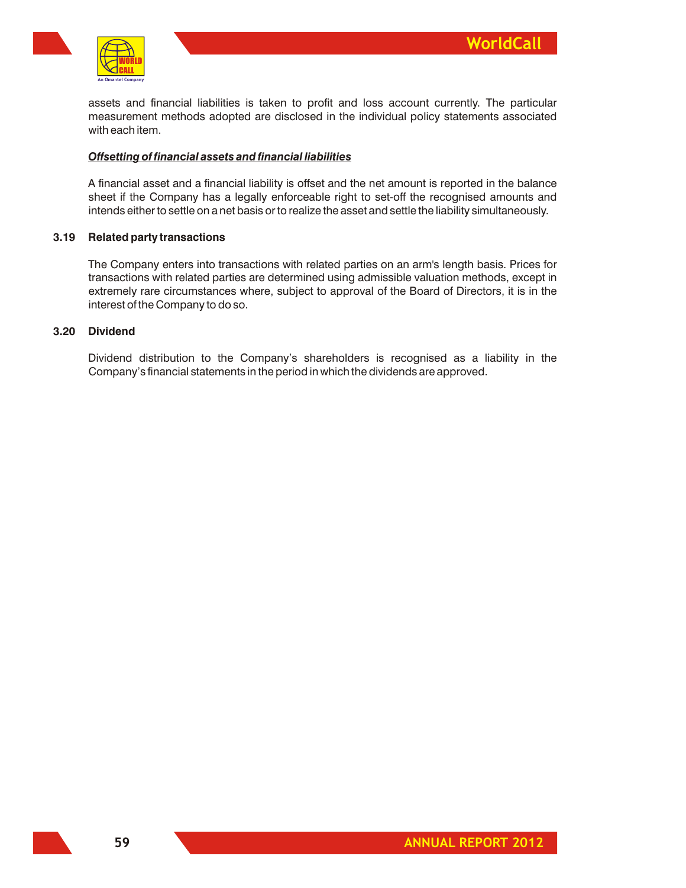assets and financial liabilities is taken to profit and loss account currently. The particular measurement methods adopted are disclosed in the individual policy statements associated with each item.

***Offsetting of financial assets and financial liabilities***

A financial asset and a financial liability is offset and the net amount is reported in the balance sheet if the Company has a legally enforceable right to set-off the recognised amounts and intends either to settle on a net basis or to realize the asset and settle the liability simultaneously.

### 3.19 Related party transactions

The Company enters into transactions with related parties on an arm's length basis. Prices for transactions with related parties are determined using admissible valuation methods, except in extremely rare circumstances where, subject to approval of the Board of Directors, it is in the interest of the Company to do so.

### 3.20 Dividend

Dividend distribution to the Company's shareholders is recognised as a liability in the Company's financial statements in the period in which the dividends are approved.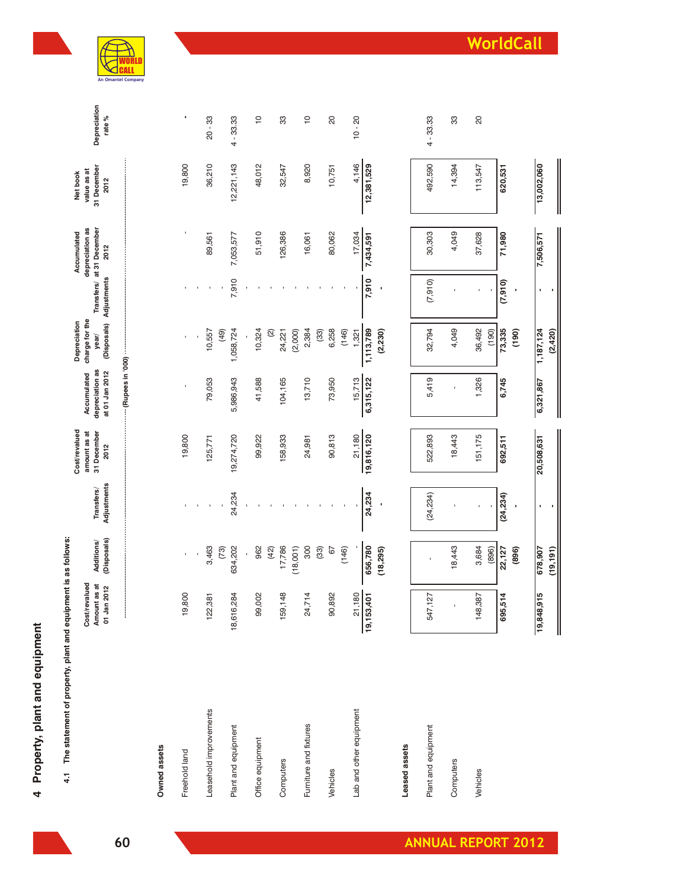## 4 Property, plant and equipment

### 4.1 The statement of property, plant and equipment is as follows:

| | Cost/revalued Amount as at 01 Jan 2012 | Additions/ (Disposals) | Transfers/ Adjustments | Cost/revalued amount as at 31 December 2012 | Accumulated depreciation as at 01 Jan 2012 | Depreciation charge for the year/ (Disposals) | Transfers/ Adjustments | Accumulated depreciation as at 31 December 2012 | Net book value as at 31 December 2012 | Depreciation rate % |
|---|---|---|---|---|---|---|---|---|---|---|
| | (Rupees in '000) | | | | | | | | | |
| **Owned assets** | | | | | | | | | | |
| Freehold land | 19,800 | - | - | 19,800 | - | - | - | - | 19,800 | - |
| Leasehold improvements | 122,381 | 3,463 | - | 125,771 | 79,053 | 10,557 | - | 89,561 | 36,210 | 20 - 33 |
| | | (73) | - | | | (49) | - | | | |
| Plant and equipment | 18,616,284 | 634,202 | 24,234 | 19,274,720 | 5,986,943 | 1,058,724 | 7,910 | 7,053,577 | 12,221,143 | 4 - 33.33 |
| | | - | - | | | - | - | | | |
| Office equipment | 99,002 | 962 | - | 99,922 | 41,588 | 10,324 | - | 51,910 | 48,012 | 10 |
| | | (42) | - | | | (2) | - | | | |
| Computers | 159,148 | 17,786 | - | 158,933 | 104,165 | 24,221 | - | 126,386 | 32,547 | 33 |
| | | (18,001) | - | | | (2,000) | - | | | |
| Furniture and fixtures | 24,714 | 300 | - | 24,981 | 13,710 | 2,384 | - | 16,061 | 8,920 | 10 |
| | | (33) | - | | | (33) | - | | | |
| Vehicles | 90,892 | 67 | - | 90,813 | 73,950 | 6,258 | - | 80,062 | 10,751 | 20 |
| | | (146) | - | | | (146) | - | | | |
| Lab and other equipment | 21,180 | - | - | 21,180 | 15,713 | 1,321 | - | 17,034 | 4,146 | 10 - 20 |
| | **19,153,401** | **656,780** | **24,234** | **19,816,120** | **6,315,122** | **1,113,789** | **7,910** | **7,434,591** | **12,381,529** | |
| | | **(18,295)** | **-** | | | **(2,230)** | **-** | | | |
| **Leased assets** | | | | | | | | | | |
| Plant and equipment | 547,127 | - | (24,234) | 522,893 | 5,419 | 32,794 | (7,910) | 30,303 | 492,590 | 4 - 33.33 |
| Computers | - | 18,443 | - | 18,443 | - | 4,049 | - | 4,049 | 14,394 | 33 |
| Vehicles | 148,387 | 3,684 | - | 151,175 | 1,326 | 36,492 | - | 37,628 | 113,547 | 20 |
| | | (896) | - | | | (190) | - | | | |
| | **695,514** | **22,127** | **(24,234)** | **692,511** | **6,745** | **73,335** | **(7,910)** | **71,980** | **620,531** | |
| | | **(896)** | **-** | | | **(190)** | **-** | | | |
| | **19,848,915** | **678,907** | **-** | **20,508,631** | **6,321,867** | **1,187,124** | **-** | **7,506,571** | **13,002,060** | |
| | | **(19,191)** | **-** | | | **(2,420)** | **-** | | | |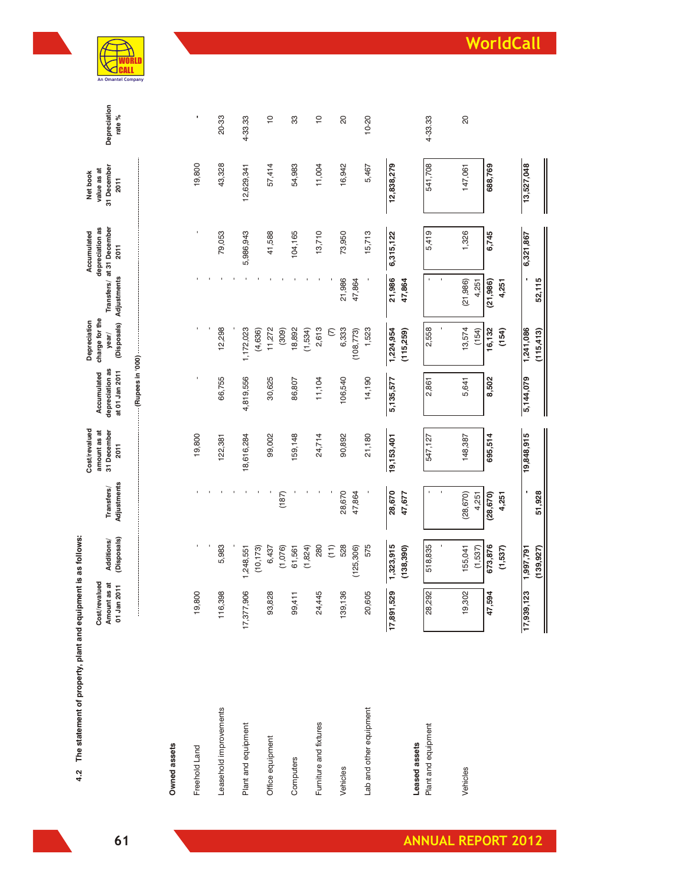4.2 The statement of property, plant and equipment is as follows:

| | Cost/revalued Amount as at 01 Jan 2011 | Additions/ (Disposals) | Transfers/ Adjustments | Cost/revalued amount as at 31 December 2011 | Accumulated depreciation as at 01 Jan 2011 | Depreciation charge for the year/ (Disposals) | Transfers/ Adjustments | Accumulated depreciation as at 31 December 2011 | Net book value as at 31 December 2011 | Depreciation rate % |
|---|---|---|---|---|---|---|---|---|---|---|
| | (Rupees in '000) | | | | | | | | | |
| **Owned assets** | | | | | | | | | | |
| Freehold Land | 19,800 | - | - | 19,800 | - | - | - | - | 19,800 | - |
| | | - | - | | | - | - | | | |
| Leasehold improvements | 116,398 | 5,983 | - | 122,381 | 66,755 | 12,298 | - | 79,053 | 43,328 | 20-33 |
| | | - | - | | | - | - | | | |
| Plant and equipment | 17,377,906 | 1,248,551 | - | 18,616,284 | 4,819,556 | 1,172,023 | - | 5,986,943 | 12,629,341 | 4-33.33 |
| | | (10,173) | - | | | (4,636) | - | | | |
| Office equipment | 93,828 | 6,437 | - | 99,002 | 30,625 | 11,272 | - | 41,588 | 57,414 | 10 |
| | | (1,076) | (187) | | | (309) | - | | | |
| Computers | 99,411 | 61,561 | - | 159,148 | 86,807 | 18,892 | - | 104,165 | 54,983 | 33 |
| | | (1,824) | - | | | (1,534) | - | | | |
| Furniture and fixtures | 24,445 | 280 | - | 24,714 | 11,104 | 2,613 | - | 13,710 | 11,004 | 10 |
| | | (11) | - | | | (7) | - | | | |
| Vehicles | 139,136 | 528 | 28,670 | 90,892 | 106,540 | 6,333 | 21,986 | 73,950 | 16,942 | 20 |
| | | (125,306) | 47,864 | | | (108,773) | 47,864 | | | |
| Lab and other equipment | 20,605 | 575 | - | 21,180 | 14,190 | 1,523 | - | 15,713 | 5,467 | 10-20 |
| | **17,891,529** | **1,323,915** | **28,670** | **19,153,401** | **5,135,577** | **1,224,954** | **21,986** | **6,315,122** | **12,838,279** | |
| | | **(138,390)** | **47,677** | | | **(115,259)** | **47,864** | | | |
| **Leased assets** | | | | | | | | | | |
| Plant and equipment | 28,292 | 518,835 | - | 547,127 | 2,861 | 2,558 | - | 5,419 | 541,708 | 4-33.33 |
| | | - | - | | | - | - | | | |
| Vehicles | 19,302 | 155,041 | (28,670) | 148,387 | 5,641 | 13,574 | (21,986) | 1,326 | 147,061 | 20 |
| | | (1,537) | 4,251 | | | (154) | 4,251 | | | |
| | **47,594** | **673,876** | **(28,670)** | **695,514** | **8,502** | **16,132** | **(21,986)** | **6,745** | **688,769** | |
| | | **(1,537)** | **4,251** | | | **(154)** | **4,251** | | | |
| | **17,939,123** | **1,997,791** | **-** | **19,848,915** | **5,144,079** | **1,241,086** | **-** | **6,321,867** | **13,527,048** | |
| | | **(139,927)** | **51,928** | | | **(115,413)** | **52,115** | | | |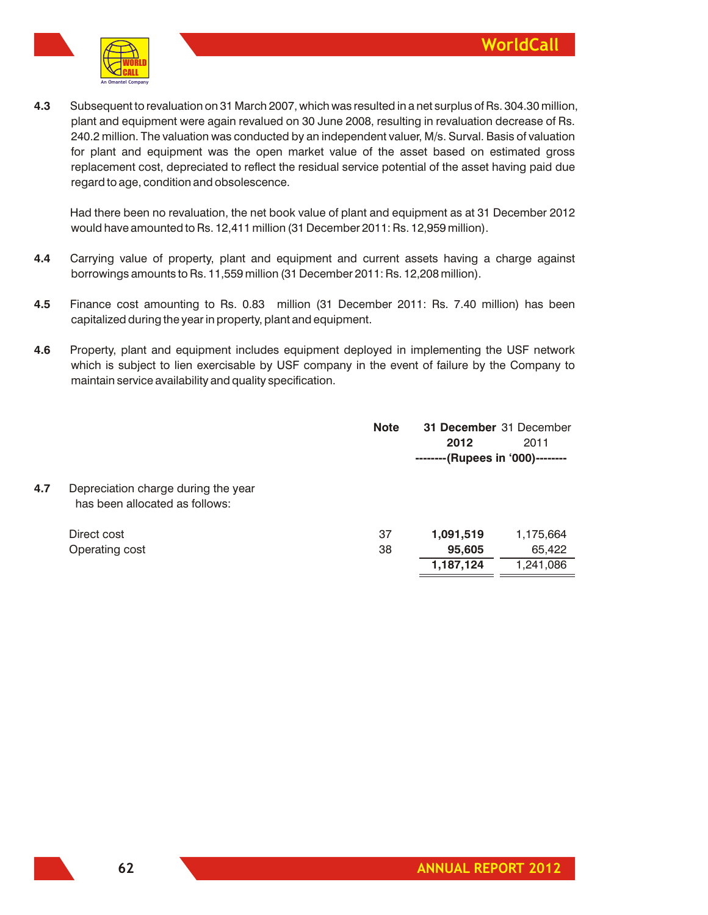4.3 Subsequent to revaluation on 31 March 2007, which was resulted in a net surplus of Rs. 304.30 million, plant and equipment were again revalued on 30 June 2008, resulting in revaluation decrease of Rs. 240.2 million. The valuation was conducted by an independent valuer, M/s. Surval. Basis of valuation for plant and equipment was the open market value of the asset based on estimated gross replacement cost, depreciated to reflect the residual service potential of the asset having paid due regard to age, condition and obsolescence.

Had there been no revaluation, the net book value of plant and equipment as at 31 December 2012 would have amounted to Rs. 12,411 million (31 December 2011: Rs. 12,959 million).

4.4 Carrying value of property, plant and equipment and current assets having a charge against borrowings amounts to Rs. 11,559 million (31 December 2011: Rs. 12,208 million).

4.5 Finance cost amounting to Rs. 0.83 million (31 December 2011: Rs. 7.40 million) has been capitalized during the year in property, plant and equipment.

4.6 Property, plant and equipment includes equipment deployed in implementing the USF network which is subject to lien exercisable by USF company in the event of failure by the Company to maintain service availability and quality specification.

| | Note | **31 December 2012** | 31 December 2011 |
|---|---|---|---|
| | | **--------(Rupees in '000)--------** | |
| **4.7** Depreciation charge during the year has been allocated as follows: | | | |
| Direct cost | 37 | **1,091,519** | 1,175,664 |
| Operating cost | 38 | **95,605** | 65,422 |
| | | **1,187,124** | 1,241,086 |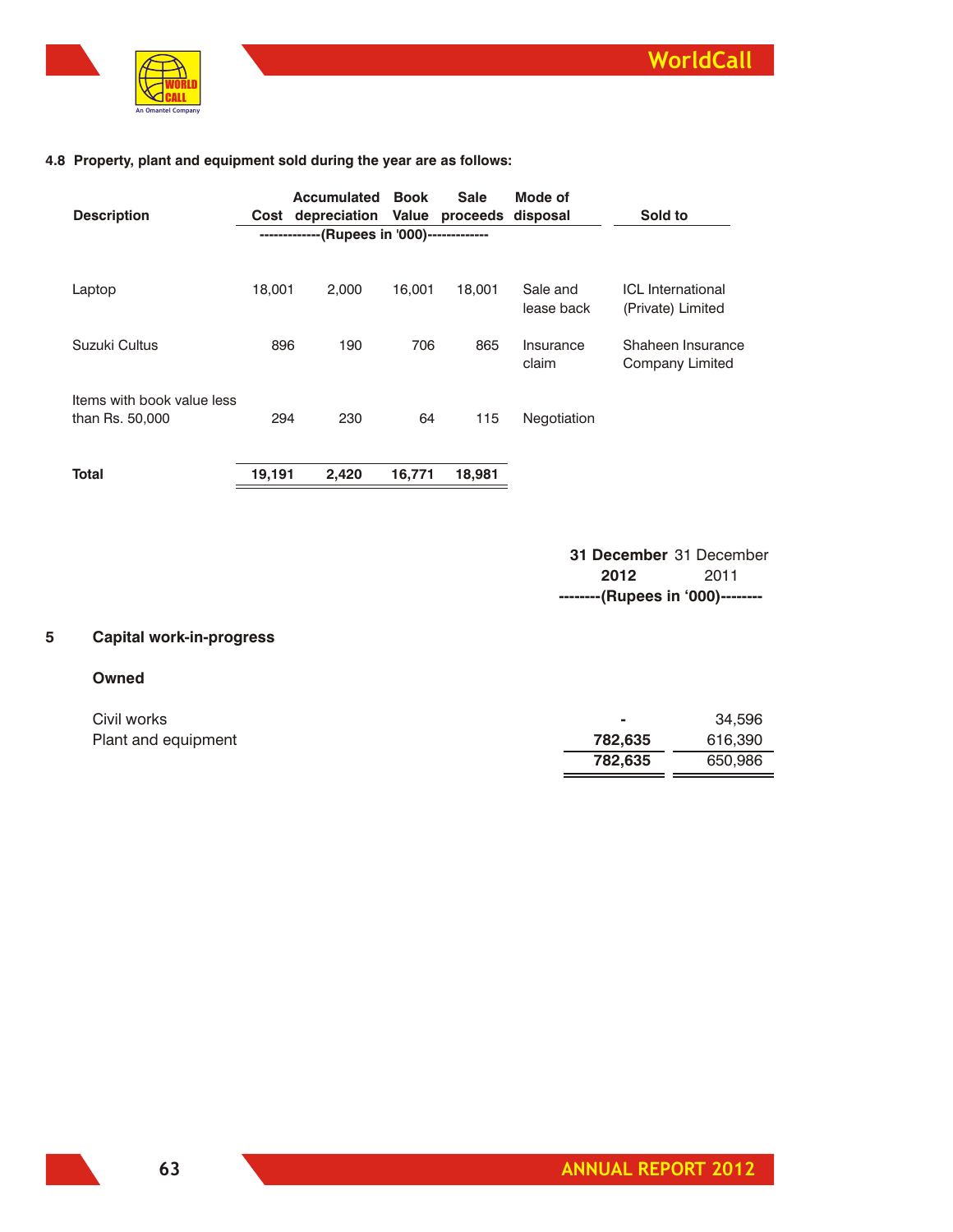#### 4.8 Property, plant and equipment sold during the year are as follows:

| Description | Cost | Accumulated depreciation | Book Value | Sale proceeds | Mode of disposal | Sold to |
|---|---|---|---|---|---|---|
| | -------------(Rupees in '000)------------- | | | | | |
| Laptop | 18,001 | 2,000 | 16,001 | 18,001 | Sale and lease back | ICL International (Private) Limited |
| Suzuki Cultus | 896 | 190 | 706 | 865 | Insurance claim | Shaheen Insurance Company Limited |
| Items with book value less than Rs. 50,000 | 294 | 230 | 64 | 115 | Negotiation | |
| **Total** | **19,191** | **2,420** | **16,771** | **18,981** | | |

## 5 Capital work-in-progress

| | **31 December 2012** | 31 December 2011 |
|---|---|---|
| | --------(Rupees in '000)-------- | |
| **Owned** | | |
| Civil works | **-** | 34,596 |
| Plant and equipment | **782,635** | 616,390 |
| | **782,635** | 650,986 |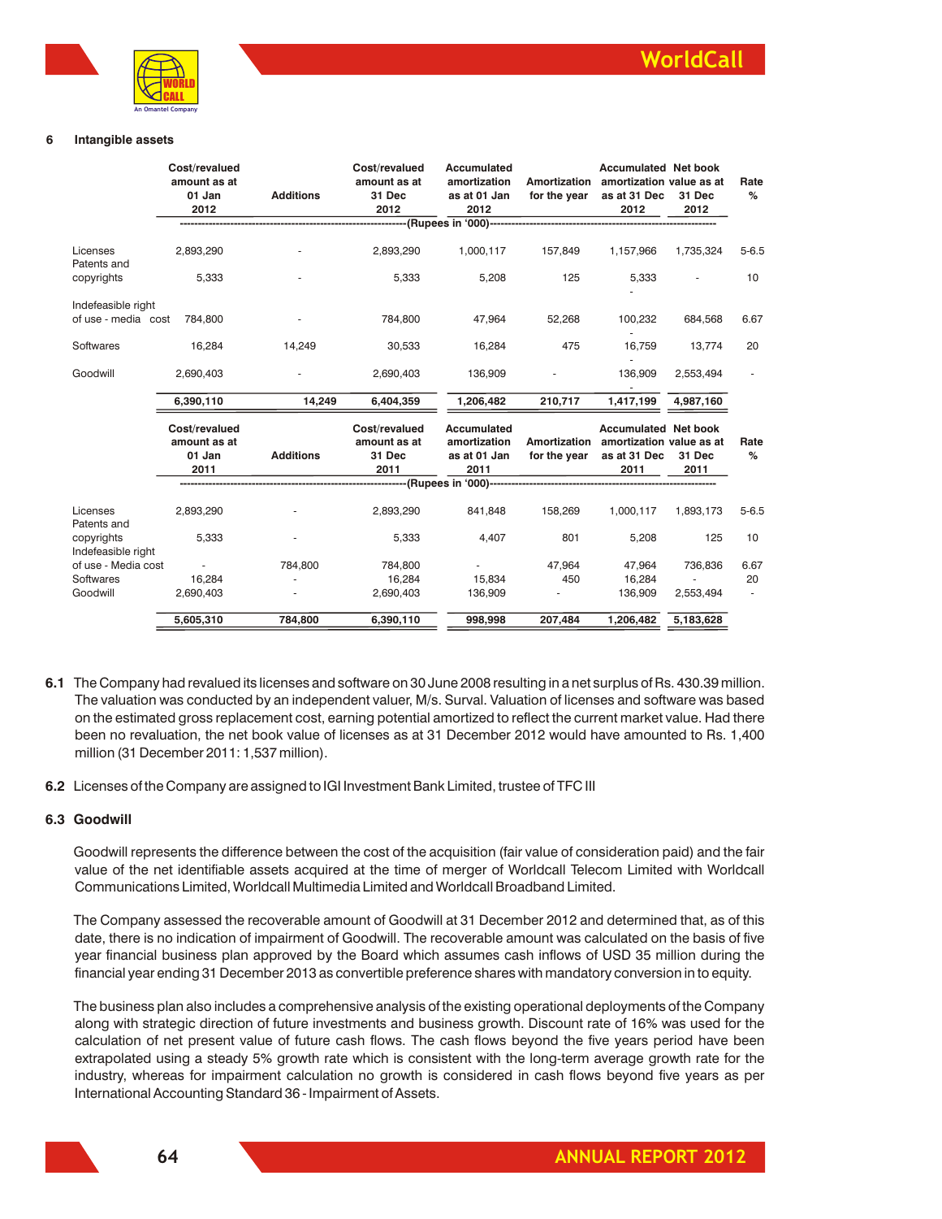## 6 Intangible assets

| | Cost/revalued amount as at 01 Jan 2012 | Additions | Cost/revalued amount as at 31 Dec 2012 | Accumulated amortization as at 01 Jan 2012 | Amortization for the year | Accumulated amortization as at 31 Dec 2012 | Net book value as at 31 Dec 2012 | Rate % |
|---|---|---|---|---|---|---|---|---|
| | -----------------------------------(Rupees in '000)----------------------------------- | | | | | | | |
| Licenses | 2,893,290 | - | 2,893,290 | 1,000,117 | 157,849 | 1,157,966 | 1,735,324 | 5-6.5 |
| Patents and copyrights | 5,333 | - | 5,333 | 5,208 | 125 | 5,333 | - | 10 |
| Indefeasible right of use - media cost | 784,800 | - | 784,800 | 47,964 | 52,268 | 100,232 | 684,568 | 6.67 |
| Softwares | 16,284 | 14,249 | 30,533 | 16,284 | 475 | 16,759 | 13,774 | 20 |
| Goodwill | 2,690,403 | - | 2,690,403 | 136,909 | - | 136,909 | 2,553,494 | - |
| | 6,390,110 | 14,249 | 6,404,359 | 1,206,482 | 210,717 | 1,417,199 | 4,987,160 | |

| | Cost/revalued amount as at 01 Jan 2011 | Additions | Cost/revalued amount as at 31 Dec 2011 | Accumulated amortization as at 01 Jan 2011 | Amortization for the year | Accumulated amortization as at 31 Dec 2011 | Net book value as at 31 Dec 2011 | Rate % |
|---|---|---|---|---|---|---|---|---|
| | -----------------------------------(Rupees in '000)----------------------------------- | | | | | | | |
| Licenses | 2,893,290 | - | 2,893,290 | 841,848 | 158,269 | 1,000,117 | 1,893,173 | 5-6.5 |
| Patents and copyrights | 5,333 | - | 5,333 | 4,407 | 801 | 5,208 | 125 | 10 |
| Indefeasible right of use - Media cost | - | 784,800 | 784,800 | - | 47,964 | 47,964 | 736,836 | 6.67 |
| Softwares | 16,284 | - | 16,284 | 15,834 | 450 | 16,284 | - | 20 |
| Goodwill | 2,690,403 | - | 2,690,403 | 136,909 | - | 136,909 | 2,553,494 | - |
| | 5,605,310 | 784,800 | 6,390,110 | 998,998 | 207,484 | 1,206,482 | 5,183,628 | |

**6.1** The Company had revalued its licenses and software on 30 June 2008 resulting in a net surplus of Rs. 430.39 million. The valuation was conducted by an independent valuer, M/s. Surval. Valuation of licenses and software was based on the estimated gross replacement cost, earning potential amortized to reflect the current market value. Had there been no revaluation, the net book value of licenses as at 31 December 2012 would have amounted to Rs. 1,400 million (31 December 2011: 1,537 million).

**6.2** Licenses of the Company are assigned to IGI Investment Bank Limited, trustee of TFC III

### 6.3 Goodwill

Goodwill represents the difference between the cost of the acquisition (fair value of consideration paid) and the fair value of the net identifiable assets acquired at the time of merger of Worldcall Telecom Limited with Worldcall Communications Limited, Worldcall Multimedia Limited and Worldcall Broadband Limited.

The Company assessed the recoverable amount of Goodwill at 31 December 2012 and determined that, as of this date, there is no indication of impairment of Goodwill. The recoverable amount was calculated on the basis of five year financial business plan approved by the Board which assumes cash inflows of USD 35 million during the financial year ending 31 December 2013 as convertible preference shares with mandatory conversion in to equity.

The business plan also includes a comprehensive analysis of the existing operational deployments of the Company along with strategic direction of future investments and business growth. Discount rate of 16% was used for the calculation of net present value of future cash flows. The cash flows beyond the five years period have been extrapolated using a steady 5% growth rate which is consistent with the long-term average growth rate for the industry, whereas for impairment calculation no growth is considered in cash flows beyond five years as per International Accounting Standard 36 - Impairment of Assets.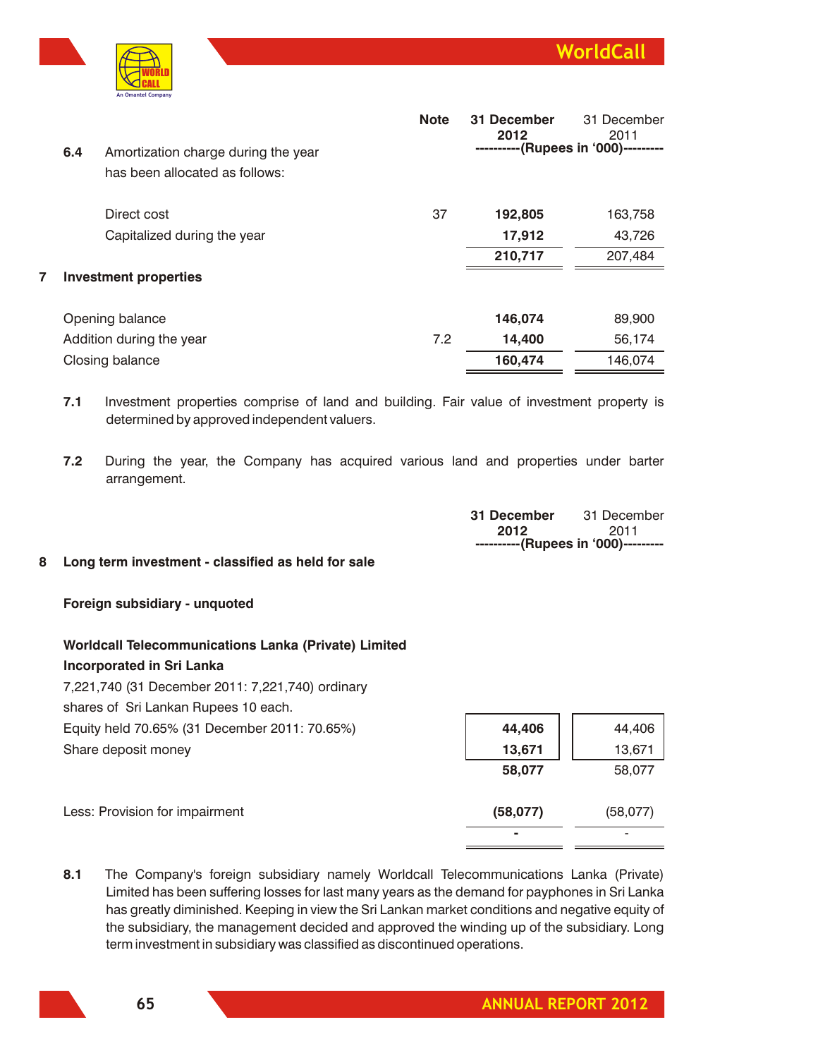| | Note | 31 December 2012 | 31 December 2011 |
|---|---|---|---|
| | | ----------(Rupees in '000)--------- | |
| **6.4** Amortization charge during the year has been allocated as follows: | | | |
| Direct cost | 37 | **192,805** | 163,758 |
| Capitalized during the year | | **17,912** | 43,726 |
| | | **210,717** | 207,484 |

## 7 Investment properties

| | Note | 31 December 2012 | 31 December 2011 |
|---|---|---|---|
| Opening balance | | **146,074** | 89,900 |
| Addition during the year | 7.2 | **14,400** | 56,174 |
| Closing balance | | **160,474** | 146,074 |

**7.1** Investment properties comprise of land and building. Fair value of investment property is determined by approved independent valuers.

**7.2** During the year, the Company has acquired various land and properties under barter arrangement.

## 8 Long term investment - classified as held for sale

| | 31 December 2012 | 31 December 2011 |
|---|---|---|
| | ----------(Rupees in '000)--------- | |
| **Foreign subsidiary - unquoted** | | |
| **Worldcall Telecommunications Lanka (Private) Limited** | | |
| **Incorporated in Sri Lanka** | | |
| 7,221,740 (31 December 2011: 7,221,740) ordinary shares of Sri Lankan Rupees 10 each. | | |
| Equity held 70.65% (31 December 2011: 70.65%) | **44,406** | 44,406 |
| Share deposit money | **13,671** | 13,671 |
| | **58,077** | 58,077 |
| Less: Provision for impairment | **(58,077)** | (58,077) |
| | **-** | - |

**8.1** The Company's foreign subsidiary namely Worldcall Telecommunications Lanka (Private) Limited has been suffering losses for last many years as the demand for payphones in Sri Lanka has greatly diminished. Keeping in view the Sri Lankan market conditions and negative equity of the subsidiary, the management decided and approved the winding up of the subsidiary. Long term investment in subsidiary was classified as discontinued operations.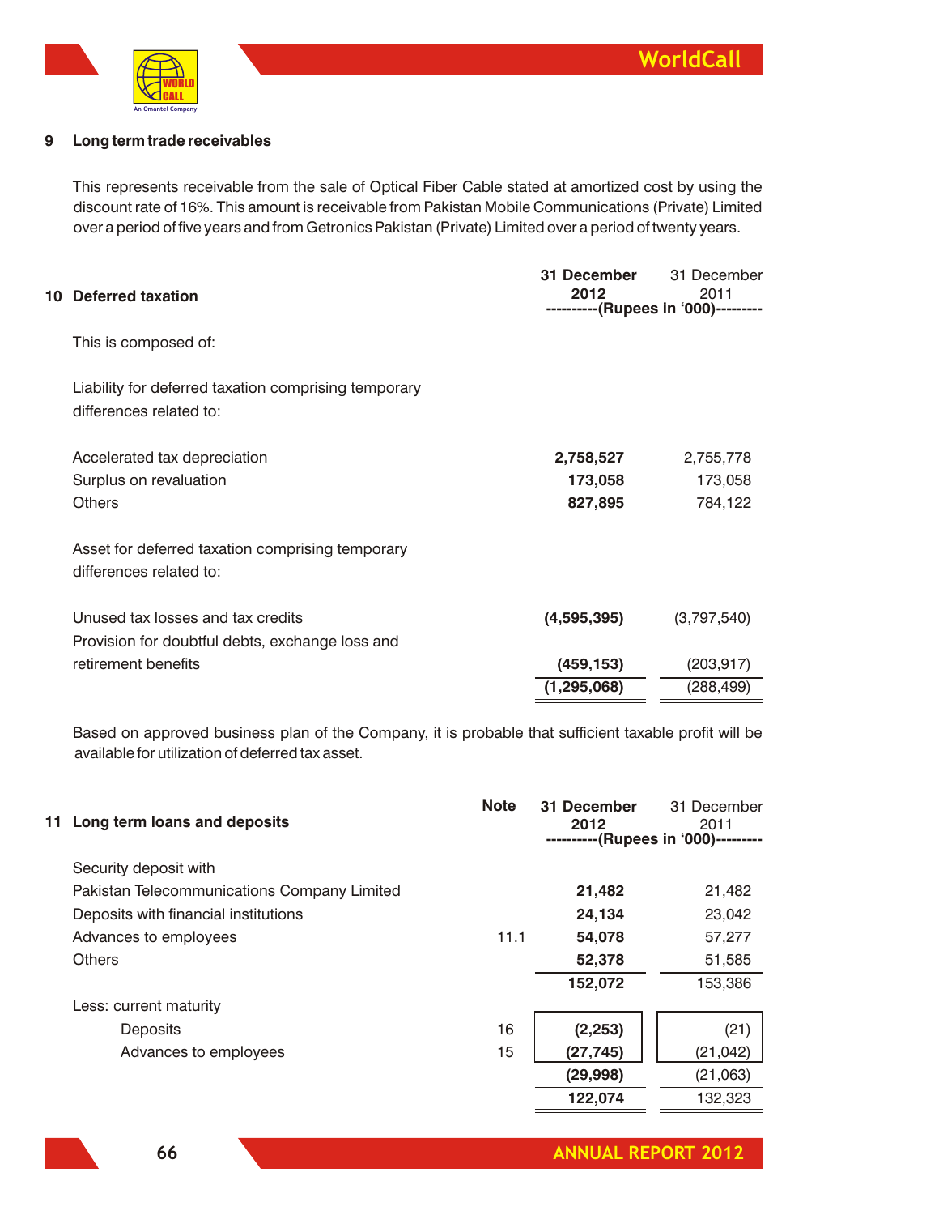## 9 Long term trade receivables

This represents receivable from the sale of Optical Fiber Cable stated at amortized cost by using the discount rate of 16%. This amount is receivable from Pakistan Mobile Communications (Private) Limited over a period of five years and from Getronics Pakistan (Private) Limited over a period of twenty years.

## 10 Deferred taxation

| | 31 December 2012 | 31 December 2011 |
|---|---|---|
| | ----------(Rupees in '000)--------- | |
| This is composed of: | | |
| Liability for deferred taxation comprising temporary differences related to: | | |
| Accelerated tax depreciation | **2,758,527** | 2,755,778 |
| Surplus on revaluation | **173,058** | 173,058 |
| Others | **827,895** | 784,122 |
| Asset for deferred taxation comprising temporary differences related to: | | |
| Unused tax losses and tax credits | **(4,595,395)** | (3,797,540) |
| Provision for doubtful debts, exchange loss and retirement benefits | **(459,153)** | (203,917) |
| | **(1,295,068)** | (288,499) |

Based on approved business plan of the Company, it is probable that sufficient taxable profit will be available for utilization of deferred tax asset.

## 11 Long term loans and deposits

| | Note | 31 December 2012 | 31 December 2011 |
|---|---|---|---|
| | | ----------(Rupees in '000)--------- | |
| Security deposit with | | | |
| Pakistan Telecommunications Company Limited | | **21,482** | 21,482 |
| Deposits with financial institutions | | **24,134** | 23,042 |
| Advances to employees | 11.1 | **54,078** | 57,277 |
| Others | | **52,378** | 51,585 |
| | | **152,072** | 153,386 |
| Less: current maturity | | | |
| Deposits | 16 | **(2,253)** | (21) |
| Advances to employees | 15 | **(27,745)** | (21,042) |
| | | **(29,998)** | (21,063) |
| | | **122,074** | 132,323 |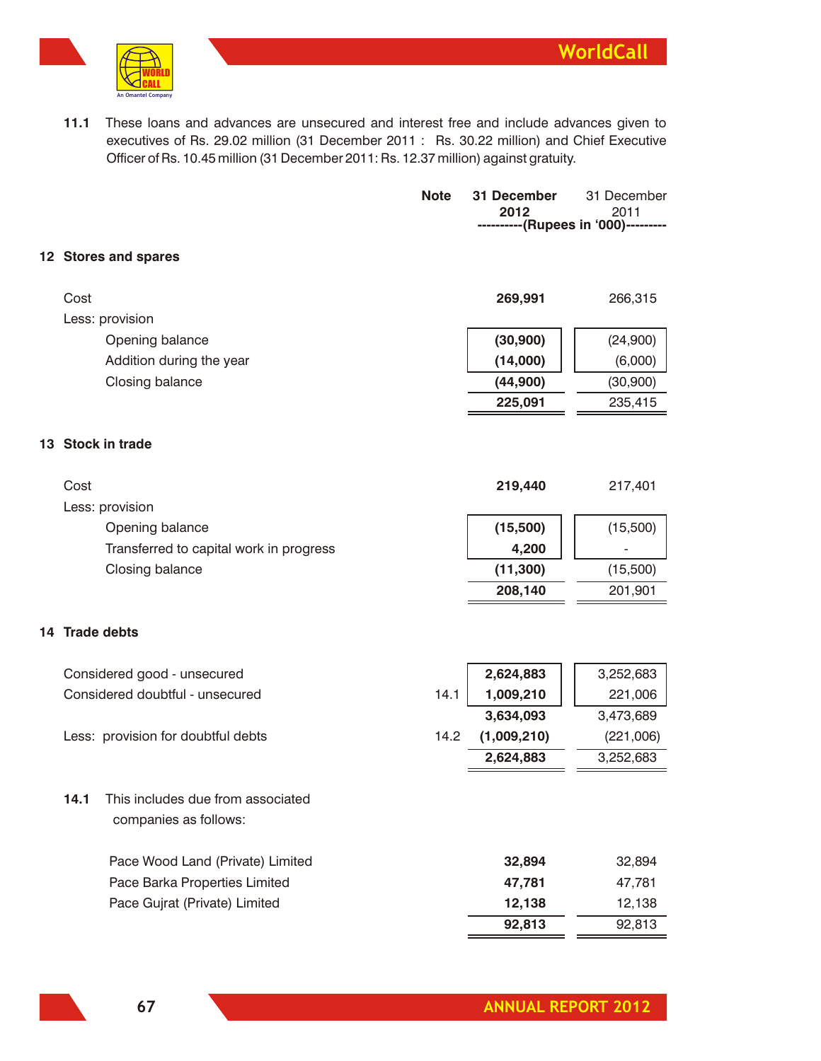**11.1** These loans and advances are unsecured and interest free and include advances given to executives of Rs. 29.02 million (31 December 2011 : Rs. 30.22 million) and Chief Executive Officer of Rs. 10.45 million (31 December 2011: Rs. 12.37 million) against gratuity.

| | Note | 31 December 2012 | 31 December 2011 |
|---|---|---|---|
| | | ----------(Rupees in '000)--------- | |
| **12 Stores and spares** | | | |
| Cost | | **269,991** | 266,315 |
| Less: provision | | | |
| Opening balance | | **(30,900)** | (24,900) |
| Addition during the year | | **(14,000)** | (6,000) |
| Closing balance | | **(44,900)** | (30,900) |
| | | **225,091** | 235,415 |
| **13 Stock in trade** | | | |
| Cost | | **219,440** | 217,401 |
| Less: provision | | | |
| Opening balance | | **(15,500)** | (15,500) |
| Transferred to capital work in progress | | **4,200** | - |
| Closing balance | | **(11,300)** | (15,500) |
| | | **208,140** | 201,901 |
| **14 Trade debts** | | | |
| Considered good - unsecured | | **2,624,883** | 3,252,683 |
| Considered doubtful - unsecured | 14.1 | **1,009,210** | 221,006 |
| | | **3,634,093** | 3,473,689 |
| Less: provision for doubtful debts | 14.2 | **(1,009,210)** | (221,006) |
| | | **2,624,883** | 3,252,683 |

**14.1** This includes due from associated companies as follows:

| | 31 December 2012 | 31 December 2011 |
|---|---|---|
| Pace Wood Land (Private) Limited | **32,894** | 32,894 |
| Pace Barka Properties Limited | **47,781** | 47,781 |
| Pace Gujrat (Private) Limited | **12,138** | 12,138 |
| | **92,813** | 92,813 |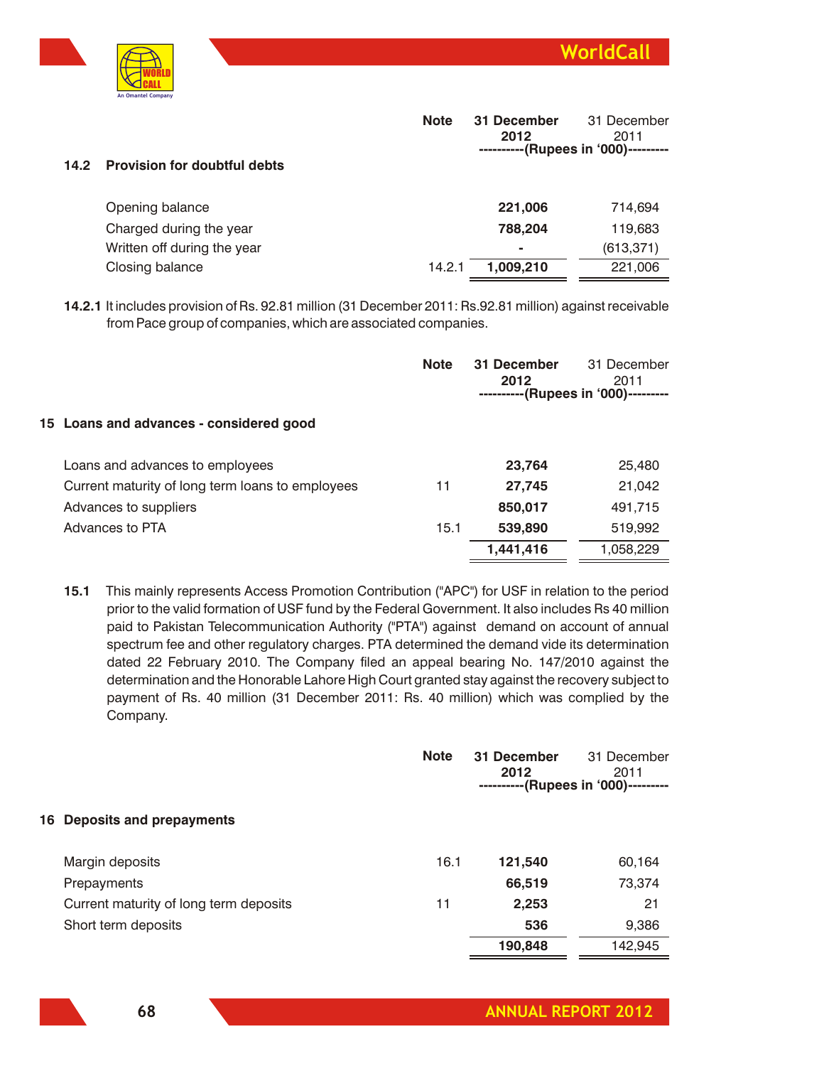### 14.2 Provision for doubtful debts

| | Note | 31 December 2012 | 31 December 2011 |
|---|---|---|---|
| | | (Rupees in '000) | |
| Opening balance | | **221,006** | 714,694 |
| Charged during the year | | **788,204** | 119,683 |
| Written off during the year | | **-** | (613,371) |
| Closing balance | 14.2.1 | **1,009,210** | 221,006 |

**14.2.1** It includes provision of Rs. 92.81 million (31 December 2011: Rs.92.81 million) against receivable from Pace group of companies, which are associated companies.

## 15 Loans and advances - considered good

| | Note | 31 December 2012 | 31 December 2011 |
|---|---|---|---|
| | | (Rupees in '000) | |
| Loans and advances to employees | | **23,764** | 25,480 |
| Current maturity of long term loans to employees | 11 | **27,745** | 21,042 |
| Advances to suppliers | | **850,017** | 491,715 |
| Advances to PTA | 15.1 | **539,890** | 519,992 |
| | | **1,441,416** | 1,058,229 |

**15.1** This mainly represents Access Promotion Contribution ("APC") for USF in relation to the period prior to the valid formation of USF fund by the Federal Government. It also includes Rs 40 million paid to Pakistan Telecommunication Authority ("PTA") against demand on account of annual spectrum fee and other regulatory charges. PTA determined the demand vide its determination dated 22 February 2010. The Company filed an appeal bearing No. 147/2010 against the determination and the Honorable Lahore High Court granted stay against the recovery subject to payment of Rs. 40 million (31 December 2011: Rs. 40 million) which was complied by the Company.

## 16 Deposits and prepayments

| | Note | 31 December 2012 | 31 December 2011 |
|---|---|---|---|
| | | (Rupees in '000) | |
| Margin deposits | 16.1 | **121,540** | 60,164 |
| Prepayments | | **66,519** | 73,374 |
| Current maturity of long term deposits | 11 | **2,253** | 21 |
| Short term deposits | | **536** | 9,386 |
| | | **190,848** | 142,945 |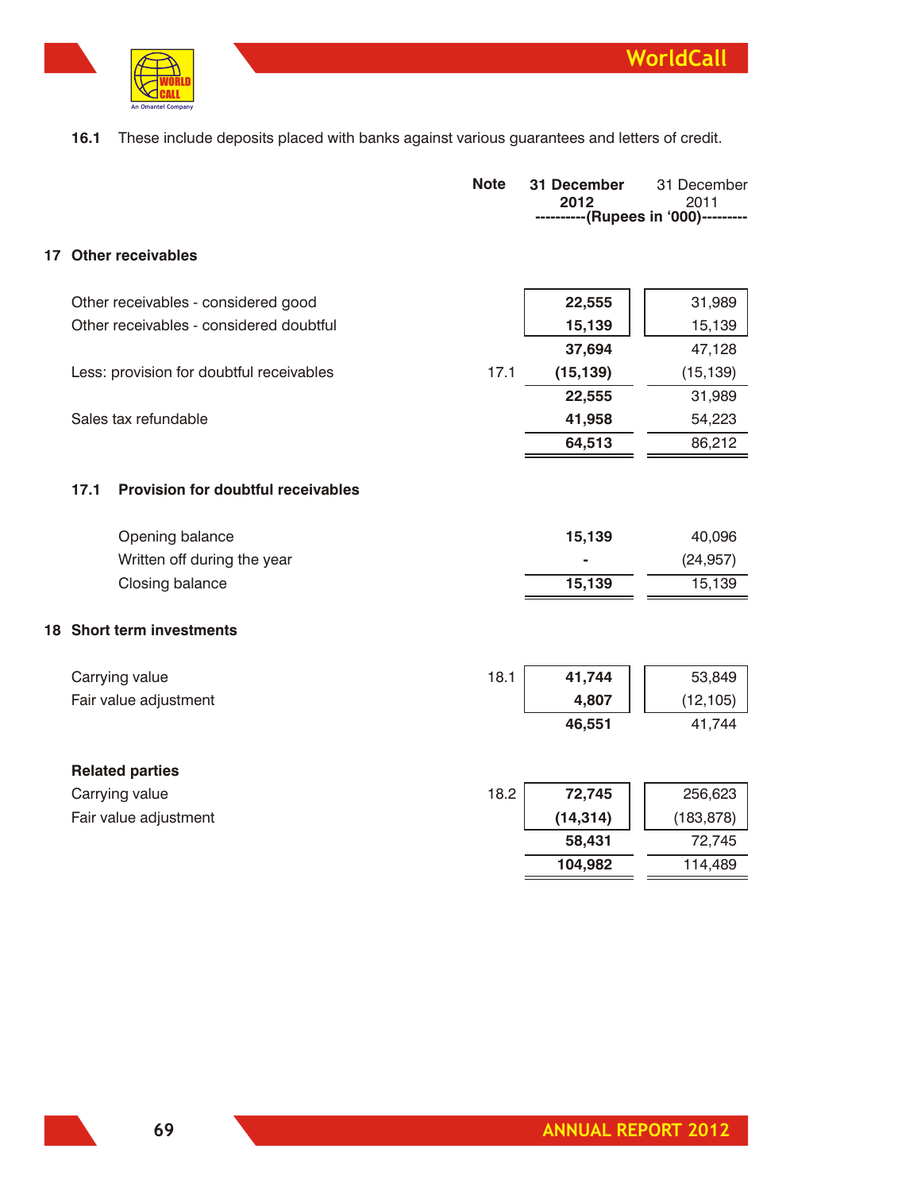**16.1** These include deposits placed with banks against various guarantees and letters of credit.

| | Note | 31 December 2012 | 31 December 2011 |
|---|---|---|---|
| | | ----------(Rupees in '000)--------- | |

## 17 Other receivables

| | Note | 31 December 2012 | 31 December 2011 |
|---|---|---|---|
| Other receivables - considered good | | **22,555** | 31,989 |
| Other receivables - considered doubtful | | **15,139** | 15,139 |
| | | **37,694** | 47,128 |
| Less: provision for doubtful receivables | 17.1 | **(15,139)** | (15,139) |
| | | **22,555** | 31,989 |
| Sales tax refundable | | **41,958** | 54,223 |
| | | **64,513** | 86,212 |

### 17.1 Provision for doubtful receivables

| | 31 December 2012 | 31 December 2011 |
|---|---|---|
| Opening balance | **15,139** | 40,096 |
| Written off during the year | **-** | (24,957) |
| Closing balance | **15,139** | 15,139 |

## 18 Short term investments

| | Note | 31 December 2012 | 31 December 2011 |
|---|---|---|---|
| Carrying value | 18.1 | **41,744** | 53,849 |
| Fair value adjustment | | **4,807** | (12,105) |
| | | **46,551** | 41,744 |
| **Related parties** | | | |
| Carrying value | 18.2 | **72,745** | 256,623 |
| Fair value adjustment | | **(14,314)** | (183,878) |
| | | **58,431** | 72,745 |
| | | **104,982** | 114,489 |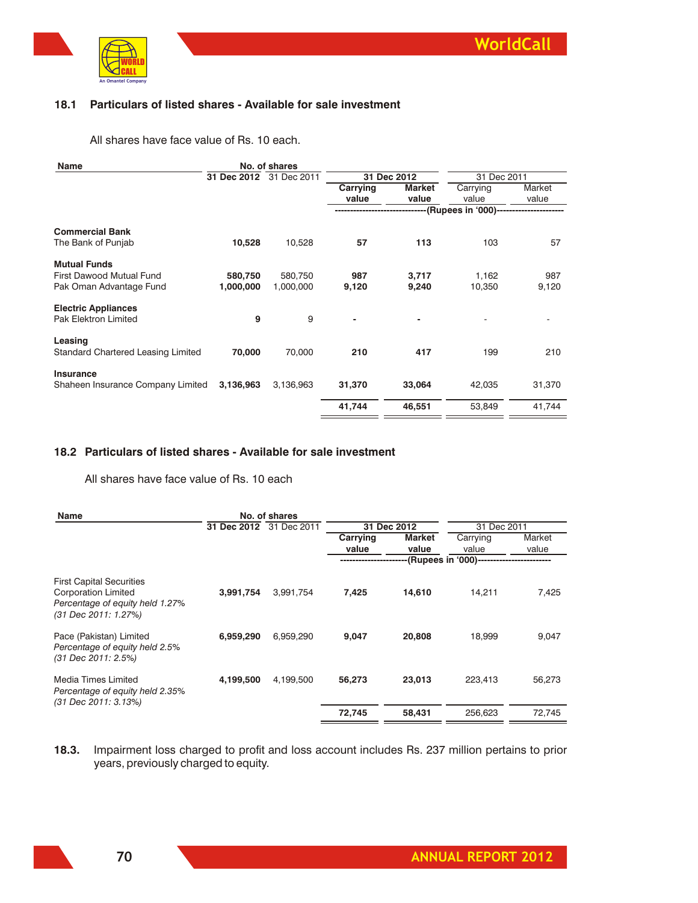### 18.1 Particulars of listed shares - Available for sale investment

All shares have face value of Rs. 10 each.

| Name | No. of shares | | 31 Dec 2012 | | 31 Dec 2011 | |
|---|---|---|---|---|---|---|
| | 31 Dec 2012 | 31 Dec 2011 | Carrying value | Market value | Carrying value | Market value |
| | | | (Rupees in '000) | | | |
| **Commercial Bank** | | | | | | |
| The Bank of Punjab | 10,528 | 10,528 | 57 | 113 | 103 | 57 |
| **Mutual Funds** | | | | | | |
| First Dawood Mutual Fund | 580,750 | 580,750 | 987 | 3,717 | 1,162 | 987 |
| Pak Oman Advantage Fund | 1,000,000 | 1,000,000 | 9,120 | 9,240 | 10,350 | 9,120 |
| **Electric Appliances** | | | | | | |
| Pak Elektron Limited | 9 | 9 | - | - | - | - |
| **Leasing** | | | | | | |
| Standard Chartered Leasing Limited | 70,000 | 70,000 | 210 | 417 | 199 | 210 |
| **Insurance** | | | | | | |
| Shaheen Insurance Company Limited | 3,136,963 | 3,136,963 | 31,370 | 33,064 | 42,035 | 31,370 |
| | | | 41,744 | 46,551 | 53,849 | 41,744 |

### 18.2 Particulars of listed shares - Available for sale investment

All shares have face value of Rs. 10 each

| Name | No. of shares | | 31 Dec 2012 | | 31 Dec 2011 | |
|---|---|---|---|---|---|---|
| | 31 Dec 2012 | 31 Dec 2011 | Carrying value | Market value | Carrying value | Market value |
| | | | (Rupees in '000) | | | |
| First Capital Securities Corporation Limited<br>*Percentage of equity held 1.27% (31 Dec 2011: 1.27%)* | 3,991,754 | 3,991,754 | 7,425 | 14,610 | 14,211 | 7,425 |
| Pace (Pakistan) Limited<br>*Percentage of equity held 2.5% (31 Dec 2011: 2.5%)* | 6,959,290 | 6,959,290 | 9,047 | 20,808 | 18,999 | 9,047 |
| Media Times Limited<br>*Percentage of equity held 2.35% (31 Dec 2011: 3.13%)* | 4,199,500 | 4,199,500 | 56,273 | 23,013 | 223,413 | 56,273 |
| | | | 72,745 | 58,431 | 256,623 | 72,745 |

**18.3.** Impairment loss charged to profit and loss account includes Rs. 237 million pertains to prior years, previously charged to equity.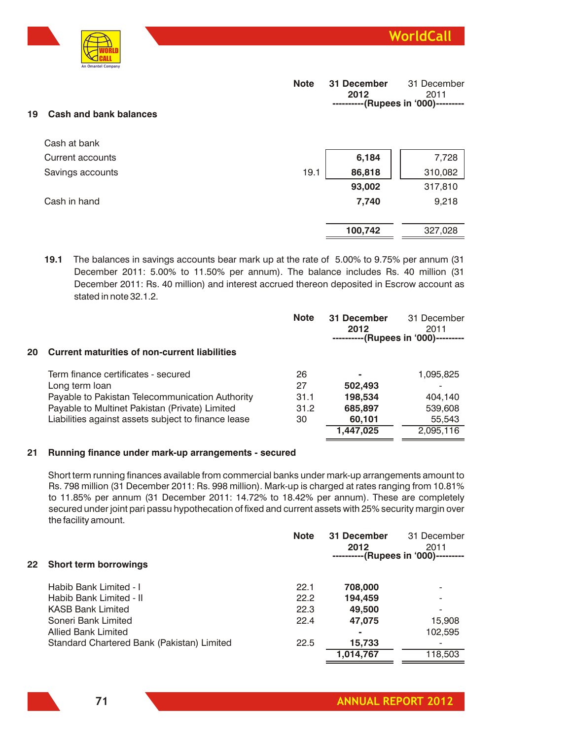## 19 Cash and bank balances

| | Note | 31 December 2012 | 31 December 2011 |
|---|---|---|---|
| | | (Rupees in '000) | |
| Cash at bank | | | |
| Current accounts | | **6,184** | 7,728 |
| Savings accounts | 19.1 | **86,818** | 310,082 |
| | | **93,002** | 317,810 |
| Cash in hand | | **7,740** | 9,218 |
| | | **100,742** | 327,028 |

**19.1** The balances in savings accounts bear mark up at the rate of 5.00% to 9.75% per annum (31 December 2011: 5.00% to 11.50% per annum). The balance includes Rs. 40 million (31 December 2011: Rs. 40 million) and interest accrued thereon deposited in Escrow account as stated in note 32.1.2.

## 20 Current maturities of non-current liabilities

| | Note | 31 December 2012 | 31 December 2011 |
|---|---|---|---|
| | | (Rupees in '000) | |
| Term finance certificates - secured | 26 | **-** | 1,095,825 |
| Long term loan | 27 | **502,493** | - |
| Payable to Pakistan Telecommunication Authority | 31.1 | **198,534** | 404,140 |
| Payable to Multinet Pakistan (Private) Limited | 31.2 | **685,897** | 539,608 |
| Liabilities against assets subject to finance lease | 30 | **60,101** | 55,543 |
| | | **1,447,025** | 2,095,116 |

## 21 Running finance under mark-up arrangements - secured

Short term running finances available from commercial banks under mark-up arrangements amount to Rs. 798 million (31 December 2011: Rs. 998 million). Mark-up is charged at rates ranging from 10.81% to 11.85% per annum (31 December 2011: 14.72% to 18.42% per annum). These are completely secured under joint pari passu hypothecation of fixed and current assets with 25% security margin over the facility amount.

## 22 Short term borrowings

| | Note | 31 December 2012 | 31 December 2011 |
|---|---|---|---|
| | | (Rupees in '000) | |
| Habib Bank Limited - I | 22.1 | **708,000** | - |
| Habib Bank Limited - II | 22.2 | **194,459** | - |
| KASB Bank Limited | 22.3 | **49,500** | - |
| Soneri Bank Limited | 22.4 | **47,075** | 15,908 |
| Allied Bank Limited | | **-** | 102,595 |
| Standard Chartered Bank (Pakistan) Limited | 22.5 | **15,733** | - |
| | | **1,014,767** | 118,503 |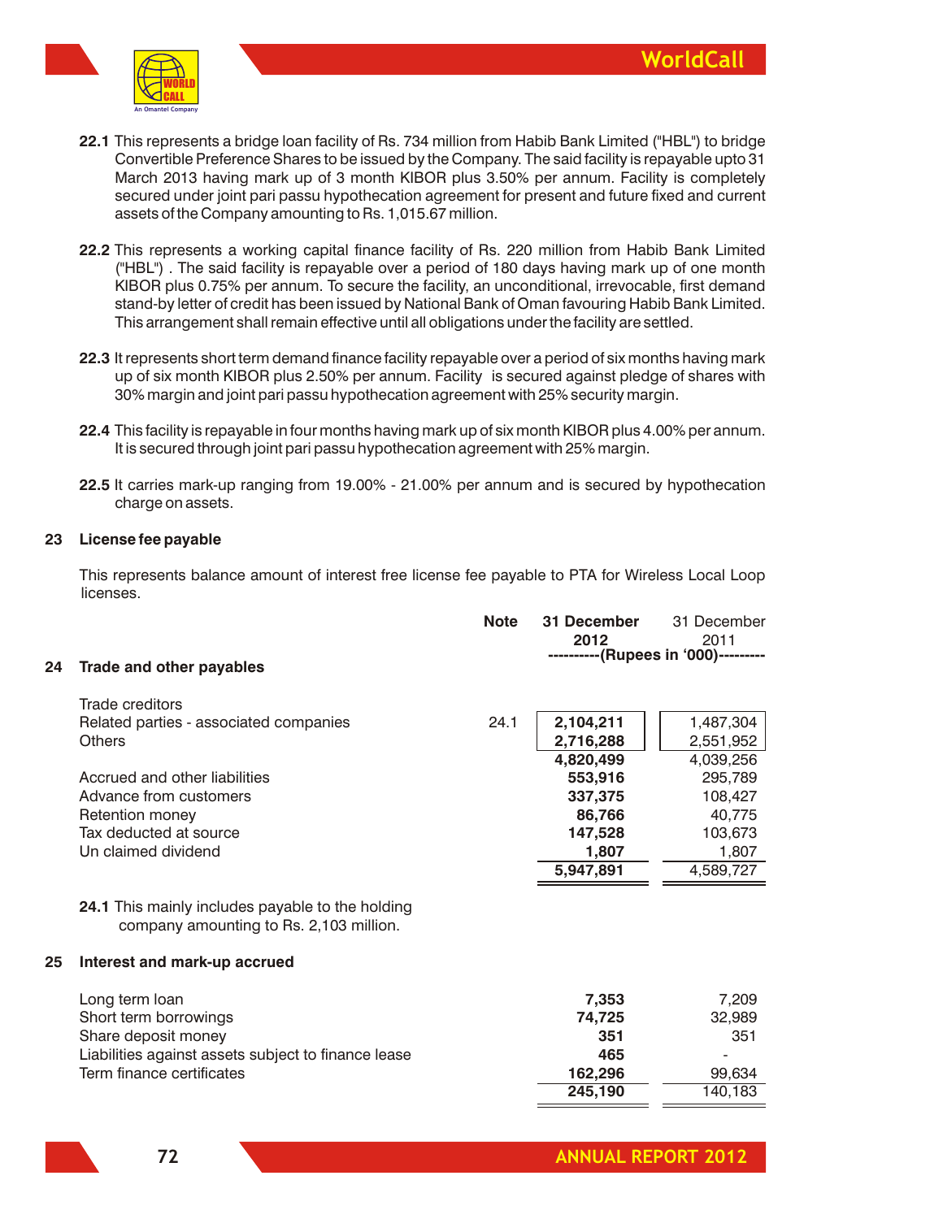**22.1** This represents a bridge loan facility of Rs. 734 million from Habib Bank Limited ("HBL") to bridge Convertible Preference Shares to be issued by the Company. The said facility is repayable upto 31 March 2013 having mark up of 3 month KIBOR plus 3.50% per annum. Facility is completely secured under joint pari passu hypothecation agreement for present and future fixed and current assets of the Company amounting to Rs. 1,015.67 million.

**22.2** This represents a working capital finance facility of Rs. 220 million from Habib Bank Limited ("HBL") . The said facility is repayable over a period of 180 days having mark up of one month KIBOR plus 0.75% per annum. To secure the facility, an unconditional, irrevocable, first demand stand-by letter of credit has been issued by National Bank of Oman favouring Habib Bank Limited. This arrangement shall remain effective until all obligations under the facility are settled.

**22.3** It represents short term demand finance facility repayable over a period of six months having mark up of six month KIBOR plus 2.50% per annum. Facility is secured against pledge of shares with 30% margin and joint pari passu hypothecation agreement with 25% security margin.

**22.4** This facility is repayable in four months having mark up of six month KIBOR plus 4.00% per annum. It is secured through joint pari passu hypothecation agreement with 25% margin.

**22.5** It carries mark-up ranging from 19.00% - 21.00% per annum and is secured by hypothecation charge on assets.

## 23 License fee payable

This represents balance amount of interest free license fee payable to PTA for Wireless Local Loop licenses.

| | Note | 31 December 2012 | 31 December 2011 |
|---|---|---|---|
| | | (Rupees in '000) | |
| **24 Trade and other payables** | | | |
| Trade creditors | | | |
| Related parties - associated companies | 24.1 | **2,104,211** | 1,487,304 |
| Others | | **2,716,288** | 2,551,952 |
| | | **4,820,499** | 4,039,256 |
| Accrued and other liabilities | | **553,916** | 295,789 |
| Advance from customers | | **337,375** | 108,427 |
| Retention money | | **86,766** | 40,775 |
| Tax deducted at source | | **147,528** | 103,673 |
| Un claimed dividend | | **1,807** | 1,807 |
| | | **5,947,891** | 4,589,727 |

**24.1** This mainly includes payable to the holding company amounting to Rs. 2,103 million.

## 25 Interest and mark-up accrued

| | 31 December 2012 | 31 December 2011 |
|---|---|---|
| Long term loan | **7,353** | 7,209 |
| Short term borrowings | **74,725** | 32,989 |
| Share deposit money | **351** | 351 |
| Liabilities against assets subject to finance lease | **465** | - |
| Term finance certificates | **162,296** | 99,634 |
| | **245,190** | 140,183 |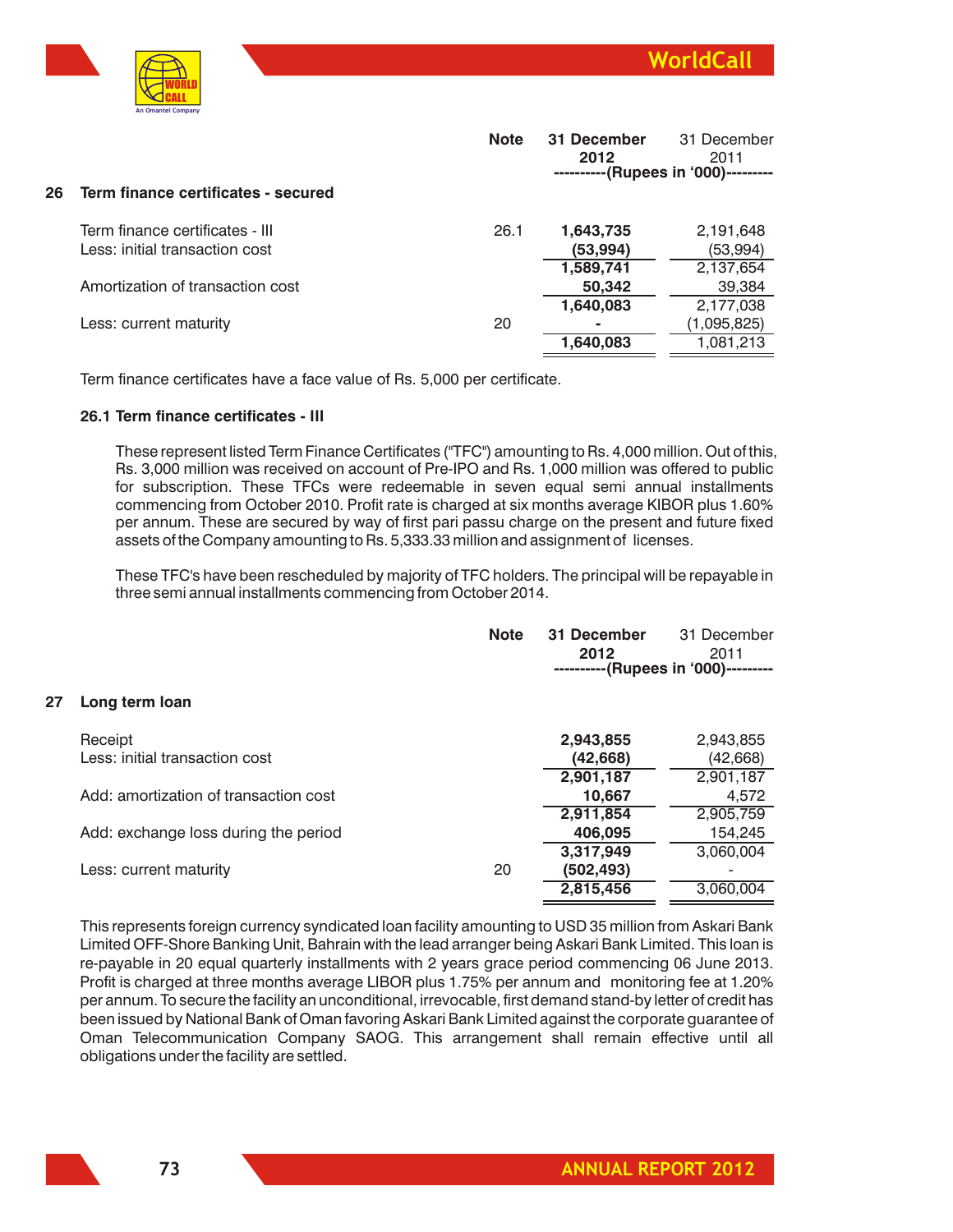| | | Note | 31 December 2012 | 31 December 2011 |
|---|---|---|---|---|
| | | | ----------(Rupees in '000)--------- | |
| **26** | **Term finance certificates - secured** | | | |
| | Term finance certificates - III | 26.1 | **1,643,735** | 2,191,648 |
| | Less: initial transaction cost | | **(53,994)** | (53,994) |
| | | | **1,589,741** | 2,137,654 |
| | Amortization of transaction cost | | **50,342** | 39,384 |
| | | | **1,640,083** | 2,177,038 |
| | Less: current maturity | 20 | **-** | (1,095,825) |
| | | | **1,640,083** | 1,081,213 |

Term finance certificates have a face value of Rs. 5,000 per certificate.

**26.1 Term finance certificates - III**

These represent listed Term Finance Certificates ("TFC") amounting to Rs. 4,000 million. Out of this, Rs. 3,000 million was received on account of Pre-IPO and Rs. 1,000 million was offered to public for subscription. These TFCs were redeemable in seven equal semi annual installments commencing from October 2010. Profit rate is charged at six months average KIBOR plus 1.60% per annum. These are secured by way of first pari passu charge on the present and future fixed assets of the Company amounting to Rs. 5,333.33 million and assignment of licenses.

These TFC's have been rescheduled by majority of TFC holders. The principal will be repayable in three semi annual installments commencing from October 2014.

| | | Note | 31 December 2012 | 31 December 2011 |
|---|---|---|---|---|
| | | | ----------(Rupees in '000)--------- | |
| **27** | **Long term loan** | | | |
| | Receipt | | **2,943,855** | 2,943,855 |
| | Less: initial transaction cost | | **(42,668)** | (42,668) |
| | | | **2,901,187** | 2,901,187 |
| | Add: amortization of transaction cost | | **10,667** | 4,572 |
| | | | **2,911,854** | 2,905,759 |
| | Add: exchange loss during the period | | **406,095** | 154,245 |
| | | | **3,317,949** | 3,060,004 |
| | Less: current maturity | 20 | **(502,493)** | - |
| | | | **2,815,456** | 3,060,004 |

This represents foreign currency syndicated loan facility amounting to USD 35 million from Askari Bank Limited OFF-Shore Banking Unit, Bahrain with the lead arranger being Askari Bank Limited. This loan is re-payable in 20 equal quarterly installments with 2 years grace period commencing 06 June 2013. Profit is charged at three months average LIBOR plus 1.75% per annum and monitoring fee at 1.20% per annum. To secure the facility an unconditional, irrevocable, first demand stand-by letter of credit has been issued by National Bank of Oman favoring Askari Bank Limited against the corporate guarantee of Oman Telecommunication Company SAOG. This arrangement shall remain effective until all obligations under the facility are settled.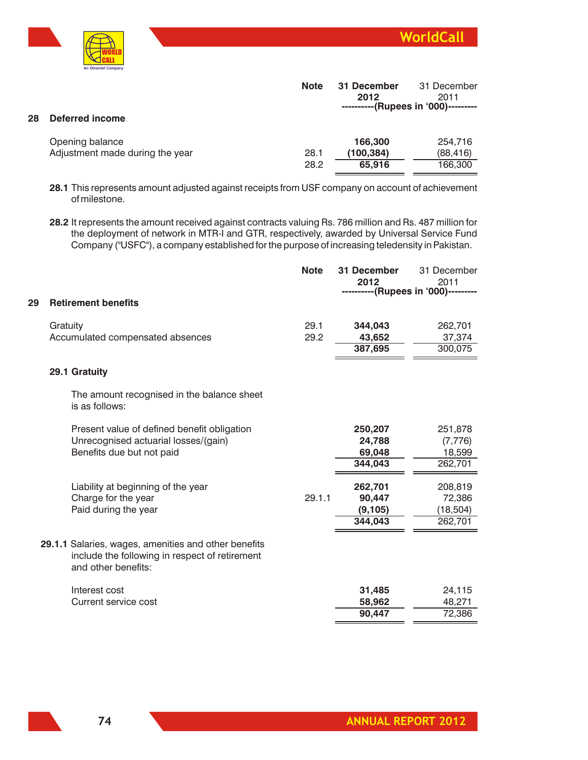## 28 Deferred income

| | Note | 31 December 2012 | 31 December 2011 |
|---|---|---|---|
| | | ----------(Rupees in '000)--------- | |
| Opening balance | | **166,300** | 254,716 |
| Adjustment made during the year | 28.1 | **(100,384)** | (88,416) |
| | 28.2 | **65,916** | 166,300 |

**28.1** This represents amount adjusted against receipts from USF company on account of achievement of milestone.

**28.2** It represents the amount received against contracts valuing Rs. 786 million and Rs. 487 million for the deployment of network in MTR-I and GTR, respectively, awarded by Universal Service Fund Company ("USFC"), a company established for the purpose of increasing teledensity in Pakistan.

## 29 Retirement benefits

| | Note | 31 December 2012 | 31 December 2011 |
|---|---|---|---|
| | | ----------(Rupees in '000)--------- | |
| Gratuity | 29.1 | **344,043** | 262,701 |
| Accumulated compensated absences | 29.2 | **43,652** | 37,374 |
| | | **387,695** | 300,075 |

### 29.1 Gratuity

The amount recognised in the balance sheet is as follows:

| | Note | 31 December 2012 | 31 December 2011 |
|---|---|---|---|
| Present value of defined benefit obligation | | **250,207** | 251,878 |
| Unrecognised actuarial losses/(gain) | | **24,788** | (7,776) |
| Benefits due but not paid | | **69,048** | 18,599 |
| | | **344,043** | 262,701 |
| Liability at beginning of the year | | **262,701** | 208,819 |
| Charge for the year | 29.1.1 | **90,447** | 72,386 |
| Paid during the year | | **(9,105)** | (18,504) |
| | | **344,043** | 262,701 |

**29.1.1** Salaries, wages, amenities and other benefits include the following in respect of retirement and other benefits:

| | 31 December 2012 | 31 December 2011 |
|---|---|---|
| Interest cost | **31,485** | 24,115 |
| Current service cost | **58,962** | 48,271 |
| | **90,447** | 72,386 |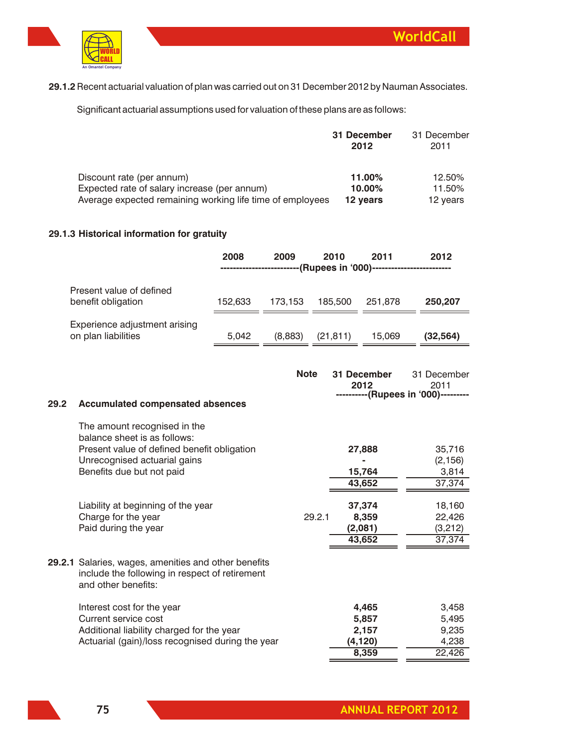**29.1.2** Recent actuarial valuation of plan was carried out on 31 December 2012 by Nauman Associates.

Significant actuarial assumptions used for valuation of these plans are as follows:

| | 31 December 2012 | 31 December 2011 |
|---|---|---|
| Discount rate (per annum) | **11.00%** | 12.50% |
| Expected rate of salary increase (per annum) | **10.00%** | 11.50% |
| Average expected remaining working life time of employees | **12 years** | 12 years |

### 29.1.3 Historical information for gratuity

| | 2008 | 2009 | 2010 | 2011 | 2012 |
|---|---|---|---|---|---|
| | (Rupees in '000) | | | | |
| Present value of defined benefit obligation | 152,633 | 173,153 | 185,500 | 251,878 | **250,207** |
| Experience adjustment arising on plan liabilities | 5,042 | (8,883) | (21,811) | 15,069 | **(32,564)** |

### 29.2 Accumulated compensated absences

| | Note | 31 December 2012 | 31 December 2011 |
|---|---|---|---|
| | | (Rupees in '000) | |
| The amount recognised in the balance sheet is as follows: | | | |
| Present value of defined benefit obligation | | **27,888** | 35,716 |
| Unrecognised actuarial gains | | **-** | (2,156) |
| Benefits due but not paid | | **15,764** | 3,814 |
| | | **43,652** | 37,374 |
| Liability at beginning of the year | | **37,374** | 18,160 |
| Charge for the year | 29.2.1 | **8,359** | 22,426 |
| Paid during the year | | **(2,081)** | (3,212) |
| | | **43,652** | 37,374 |

**29.2.1** Salaries, wages, amenities and other benefits include the following in respect of retirement and other benefits:

| | 31 December 2012 | 31 December 2011 |
|---|---|---|
| Interest cost for the year | **4,465** | 3,458 |
| Current service cost | **5,857** | 5,495 |
| Additional liability charged for the year | **2,157** | 9,235 |
| Actuarial (gain)/loss recognised during the year | **(4,120)** | 4,238 |
| | **8,359** | 22,426 |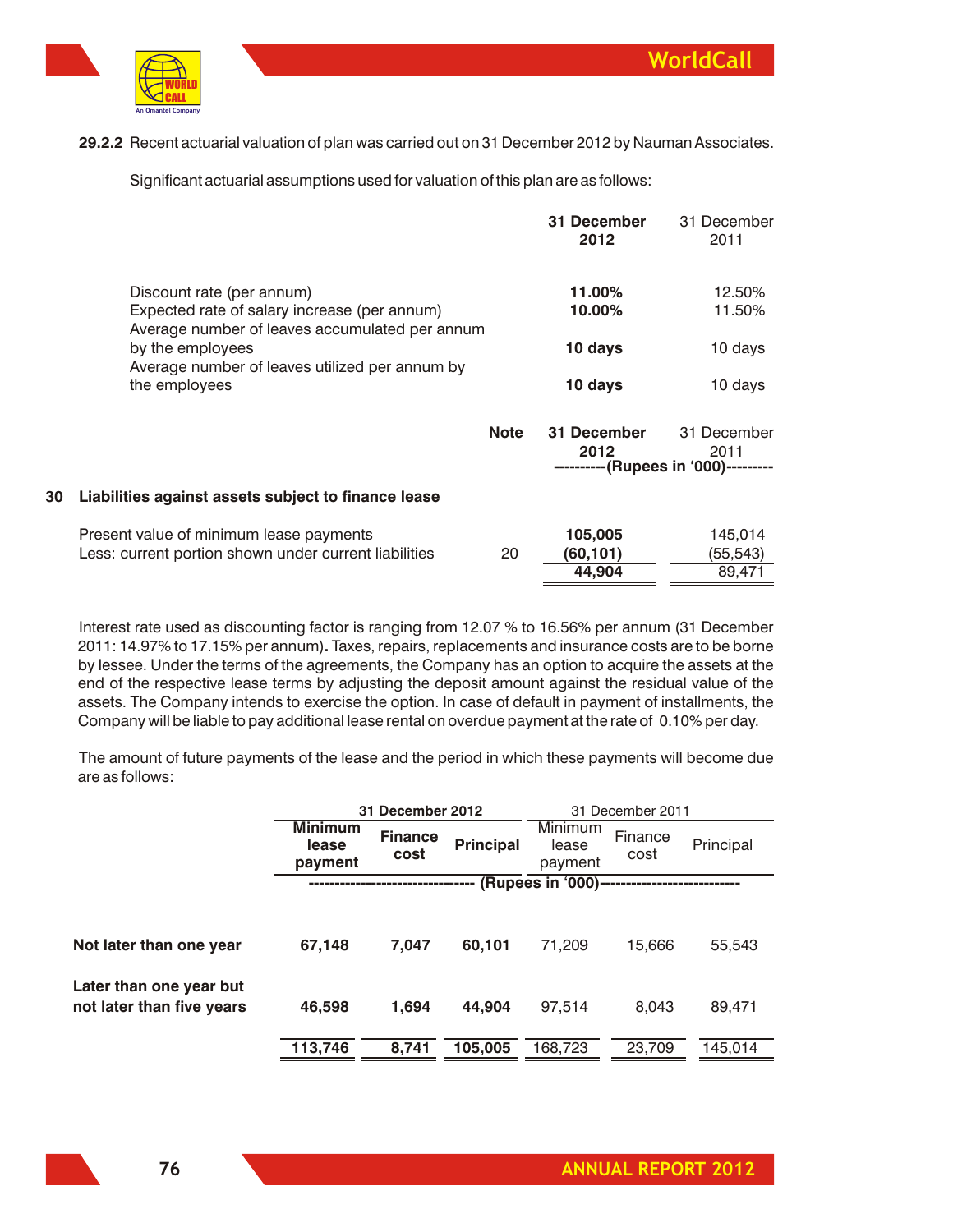29.2.2 Recent actuarial valuation of plan was carried out on 31 December 2012 by Nauman Associates.

Significant actuarial assumptions used for valuation of this plan are as follows:

| | 31 December 2012 | 31 December 2011 |
|---|---|---|
| Discount rate (per annum) | **11.00%** | 12.50% |
| Expected rate of salary increase (per annum) | **10.00%** | 11.50% |
| Average number of leaves accumulated per annum by the employees | **10 days** | 10 days |
| Average number of leaves utilized per annum by the employees | **10 days** | 10 days |

| | Note | 31 December 2012 | 31 December 2011 |
|---|---|---|---|
| | | (Rupees in '000) | |
| **30 Liabilities against assets subject to finance lease** | | | |
| Present value of minimum lease payments | | **105,005** | 145,014 |
| Less: current portion shown under current liabilities | 20 | **(60,101)** | (55,543) |
| | | **44,904** | 89,471 |

Interest rate used as discounting factor is ranging from 12.07 % to 16.56% per annum (31 December 2011: 14.97% to 17.15% per annum). Taxes, repairs, replacements and insurance costs are to be borne by lessee. Under the terms of the agreements, the Company has an option to acquire the assets at the end of the respective lease terms by adjusting the deposit amount against the residual value of the assets. The Company intends to exercise the option. In case of default in payment of installments, the Company will be liable to pay additional lease rental on overdue payment at the rate of 0.10% per day.

The amount of future payments of the lease and the period in which these payments will become due are as follows:

| | 31 December 2012 | | | 31 December 2011 | | |
|---|---|---|---|---|---|---|
| | Minimum lease payment | Finance cost | Principal | Minimum lease payment | Finance cost | Principal |
| | (Rupees in '000) | | | | | |
| **Not later than one year** | **67,148** | **7,047** | **60,101** | 71,209 | 15,666 | 55,543 |
| **Later than one year but not later than five years** | **46,598** | **1,694** | **44,904** | 97,514 | 8,043 | 89,471 |
| | **113,746** | **8,741** | **105,005** | 168,723 | 23,709 | 145,014 |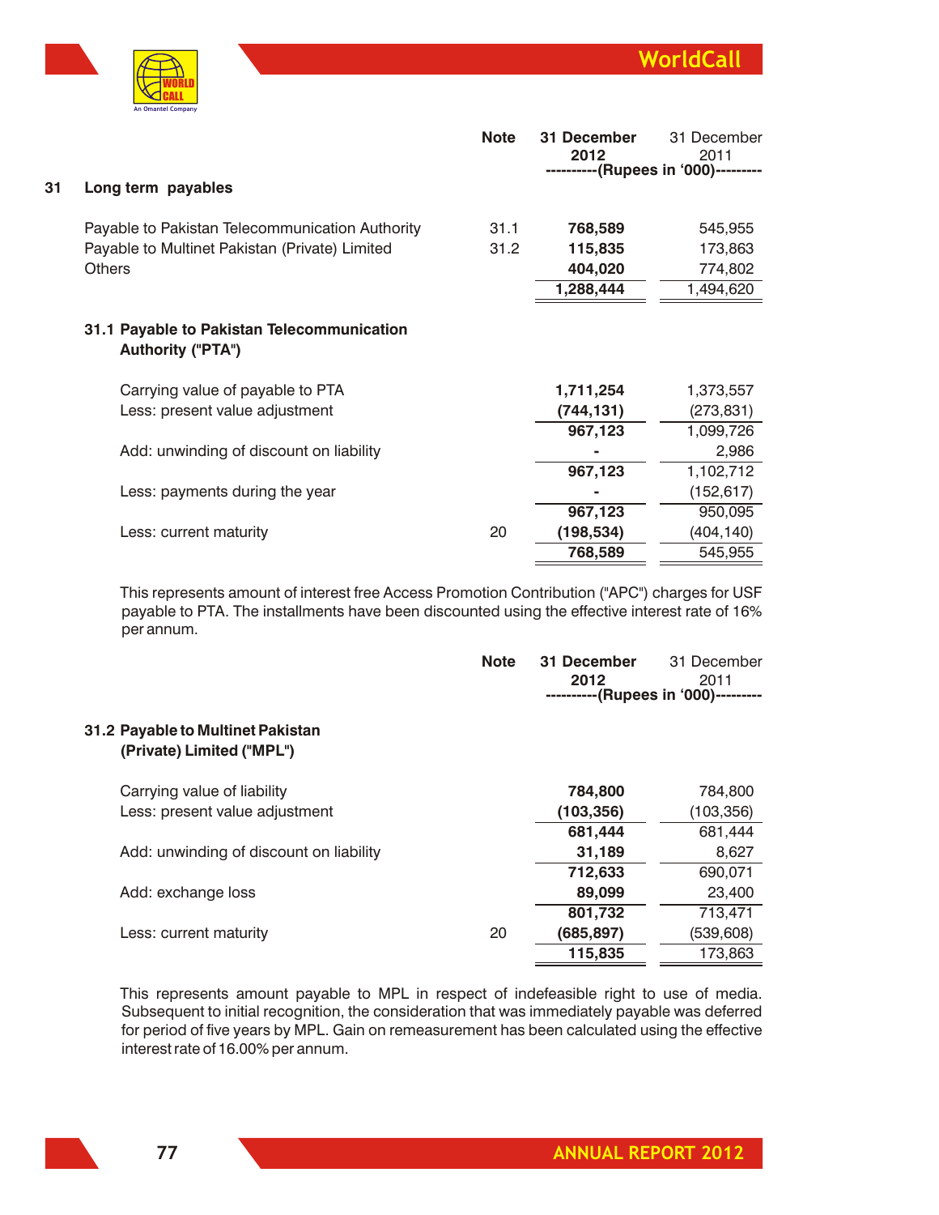## 31 Long term payables

| | Note | 31 December 2012 | 31 December 2011 |
|---|---|---|---|
| | | (Rupees in '000) | |
| Payable to Pakistan Telecommunication Authority | 31.1 | **768,589** | 545,955 |
| Payable to Multinet Pakistan (Private) Limited | 31.2 | **115,835** | 173,863 |
| Others | | **404,020** | 774,802 |
| | | **1,288,444** | 1,494,620 |

### 31.1 Payable to Pakistan Telecommunication Authority ("PTA")

| | Note | 31 December 2012 | 31 December 2011 |
|---|---|---|---|
| Carrying value of payable to PTA | | **1,711,254** | 1,373,557 |
| Less: present value adjustment | | **(744,131)** | (273,831) |
| | | **967,123** | 1,099,726 |
| Add: unwinding of discount on liability | | **-** | 2,986 |
| | | **967,123** | 1,102,712 |
| Less: payments during the year | | **-** | (152,617) |
| | | **967,123** | 950,095 |
| Less: current maturity | 20 | **(198,534)** | (404,140) |
| | | **768,589** | 545,955 |

This represents amount of interest free Access Promotion Contribution ("APC") charges for USF payable to PTA. The installments have been discounted using the effective interest rate of 16% per annum.

### 31.2 Payable to Multinet Pakistan (Private) Limited ("MPL")

| | Note | 31 December 2012 | 31 December 2011 |
|---|---|---|---|
| | | (Rupees in '000) | |
| Carrying value of liability | | **784,800** | 784,800 |
| Less: present value adjustment | | **(103,356)** | (103,356) |
| | | **681,444** | 681,444 |
| Add: unwinding of discount on liability | | **31,189** | 8,627 |
| | | **712,633** | 690,071 |
| Add: exchange loss | | **89,099** | 23,400 |
| | | **801,732** | 713,471 |
| Less: current maturity | 20 | **(685,897)** | (539,608) |
| | | **115,835** | 173,863 |

This represents amount payable to MPL in respect of indefeasible right to use of media. Subsequent to initial recognition, the consideration that was immediately payable was deferred for period of five years by MPL. Gain on remeasurement has been calculated using the effective interest rate of 16.00% per annum.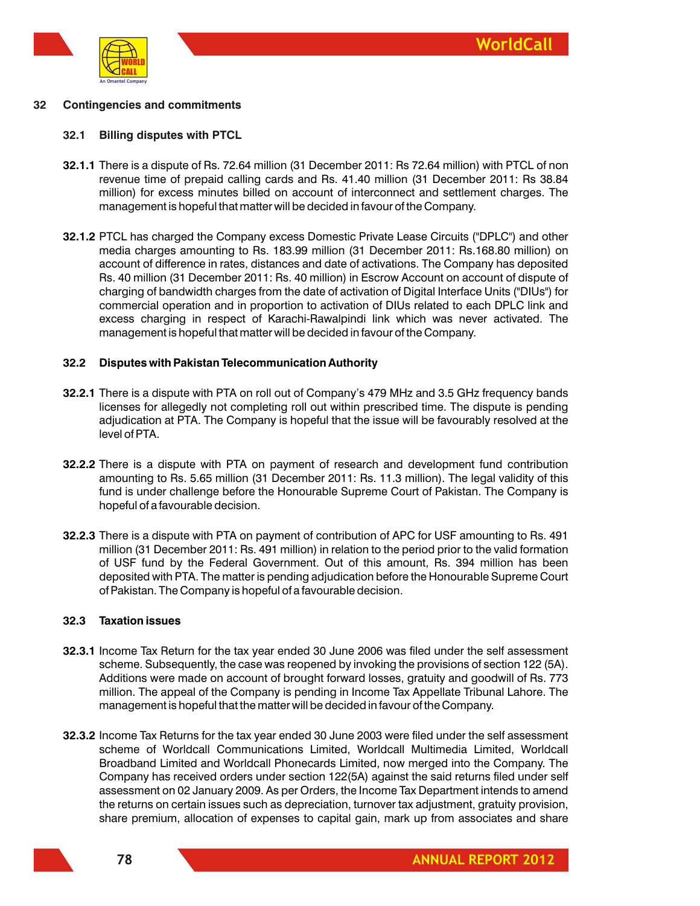## 32 Contingencies and commitments

### 32.1 Billing disputes with PTCL

**32.1.1** There is a dispute of Rs. 72.64 million (31 December 2011: Rs 72.64 million) with PTCL of non revenue time of prepaid calling cards and Rs. 41.40 million (31 December 2011: Rs 38.84 million) for excess minutes billed on account of interconnect and settlement charges. The management is hopeful that matter will be decided in favour of the Company.

**32.1.2** PTCL has charged the Company excess Domestic Private Lease Circuits ("DPLC") and other media charges amounting to Rs. 183.99 million (31 December 2011: Rs.168.80 million) on account of difference in rates, distances and date of activations. The Company has deposited Rs. 40 million (31 December 2011: Rs. 40 million) in Escrow Account on account of dispute of charging of bandwidth charges from the date of activation of Digital Interface Units ("DIUs") for commercial operation and in proportion to activation of DIUs related to each DPLC link and excess charging in respect of Karachi-Rawalpindi link which was never activated. The management is hopeful that matter will be decided in favour of the Company.

### 32.2 Disputes with Pakistan Telecommunication Authority

**32.2.1** There is a dispute with PTA on roll out of Company's 479 MHz and 3.5 GHz frequency bands licenses for allegedly not completing roll out within prescribed time. The dispute is pending adjudication at PTA. The Company is hopeful that the issue will be favourably resolved at the level of PTA.

**32.2.2** There is a dispute with PTA on payment of research and development fund contribution amounting to Rs. 5.65 million (31 December 2011: Rs. 11.3 million). The legal validity of this fund is under challenge before the Honourable Supreme Court of Pakistan. The Company is hopeful of a favourable decision.

**32.2.3** There is a dispute with PTA on payment of contribution of APC for USF amounting to Rs. 491 million (31 December 2011: Rs. 491 million) in relation to the period prior to the valid formation of USF fund by the Federal Government. Out of this amount, Rs. 394 million has been deposited with PTA. The matter is pending adjudication before the Honourable Supreme Court of Pakistan. The Company is hopeful of a favourable decision.

### 32.3 Taxation issues

**32.3.1** Income Tax Return for the tax year ended 30 June 2006 was filed under the self assessment scheme. Subsequently, the case was reopened by invoking the provisions of section 122 (5A). Additions were made on account of brought forward losses, gratuity and goodwill of Rs. 773 million. The appeal of the Company is pending in Income Tax Appellate Tribunal Lahore. The management is hopeful that the matter will be decided in favour of the Company.

**32.3.2** Income Tax Returns for the tax year ended 30 June 2003 were filed under the self assessment scheme of Worldcall Communications Limited, Worldcall Multimedia Limited, Worldcall Broadband Limited and Worldcall Phonecards Limited, now merged into the Company. The Company has received orders under section 122(5A) against the said returns filed under self assessment on 02 January 2009. As per Orders, the Income Tax Department intends to amend the returns on certain issues such as depreciation, turnover tax adjustment, gratuity provision, share premium, allocation of expenses to capital gain, mark up from associates and share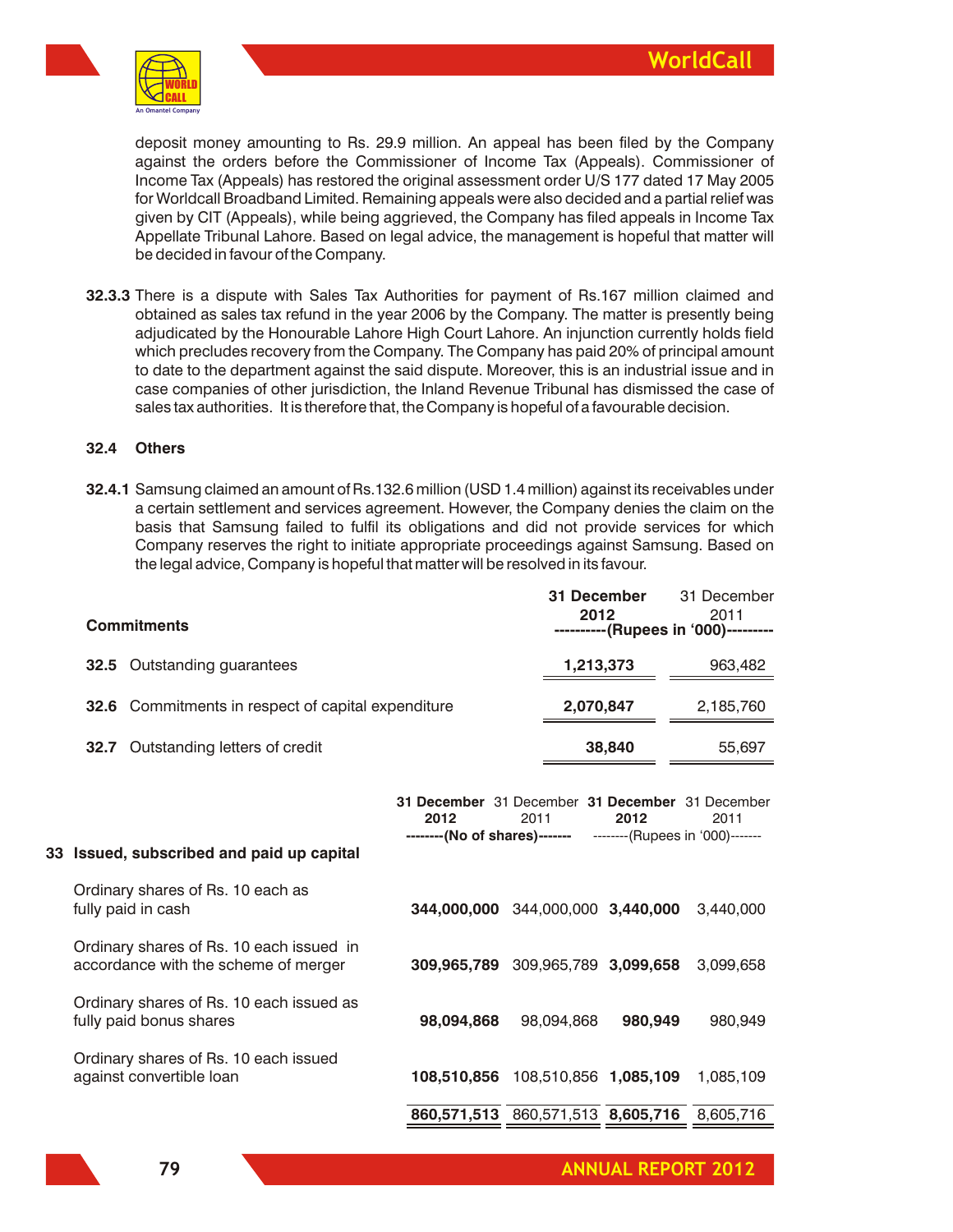deposit money amounting to Rs. 29.9 million. An appeal has been filed by the Company against the orders before the Commissioner of Income Tax (Appeals). Commissioner of Income Tax (Appeals) has restored the original assessment order U/S 177 dated 17 May 2005 for Worldcall Broadband Limited. Remaining appeals were also decided and a partial relief was given by CIT (Appeals), while being aggrieved, the Company has filed appeals in Income Tax Appellate Tribunal Lahore. Based on legal advice, the management is hopeful that matter will be decided in favour of the Company.

**32.3.3** There is a dispute with Sales Tax Authorities for payment of Rs.167 million claimed and obtained as sales tax refund in the year 2006 by the Company. The matter is presently being adjudicated by the Honourable Lahore High Court Lahore. An injunction currently holds field which precludes recovery from the Company. The Company has paid 20% of principal amount to date to the department against the said dispute. Moreover, this is an industrial issue and in case companies of other jurisdiction, the Inland Revenue Tribunal has dismissed the case of sales tax authorities. It is therefore that, the Company is hopeful of a favourable decision.

**32.4 Others**

**32.4.1** Samsung claimed an amount of Rs.132.6 million (USD 1.4 million) against its receivables under a certain settlement and services agreement. However, the Company denies the claim on the basis that Samsung failed to fulfil its obligations and did not provide services for which Company reserves the right to initiate appropriate proceedings against Samsung. Based on the legal advice, Company is hopeful that matter will be resolved in its favour.

| **Commitments** | **31 December 2012** | 31 December 2011 |
|---|---|---|
| | **(Rupees in '000)** | |
| **32.5** Outstanding guarantees | **1,213,373** | 963,482 |
| **32.6** Commitments in respect of capital expenditure | **2,070,847** | 2,185,760 |
| **32.7** Outstanding letters of credit | **38,840** | 55,697 |

| **33 Issued, subscribed and paid up capital** | **31 December 2012** | 31 December 2011 | **31 December 2012** | 31 December 2011 |
|---|---|---|---|---|
| | **(No of shares)** | | (Rupees in '000) | |
| Ordinary shares of Rs. 10 each as fully paid in cash | **344,000,000** | 344,000,000 | **3,440,000** | 3,440,000 |
| Ordinary shares of Rs. 10 each issued in accordance with the scheme of merger | **309,965,789** | 309,965,789 | **3,099,658** | 3,099,658 |
| Ordinary shares of Rs. 10 each issued as fully paid bonus shares | **98,094,868** | 98,094,868 | **980,949** | 980,949 |
| Ordinary shares of Rs. 10 each issued against convertible loan | **108,510,856** | 108,510,856 | **1,085,109** | 1,085,109 |
| | **860,571,513** | 860,571,513 | **8,605,716** | 8,605,716 |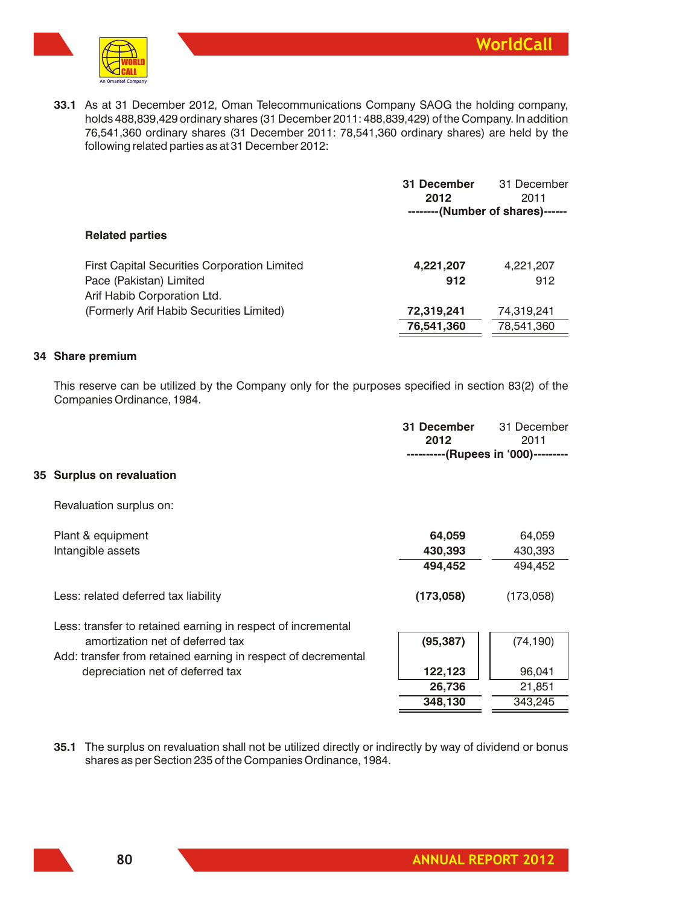**33.1** As at 31 December 2012, Oman Telecommunications Company SAOG the holding company, holds 488,839,429 ordinary shares (31 December 2011: 488,839,429) of the Company. In addition 76,541,360 ordinary shares (31 December 2011: 78,541,360 ordinary shares) are held by the following related parties as at 31 December 2012:

| | 31 December 2012 | 31 December 2011 |
|---|---|---|
| | --------(Number of shares)------ | |
| **Related parties** | | |
| First Capital Securities Corporation Limited | **4,221,207** | 4,221,207 |
| Pace (Pakistan) Limited | **912** | 912 |
| Arif Habib Corporation Ltd. (Formerly Arif Habib Securities Limited) | **72,319,241** | 74,319,241 |
| | **76,541,360** | 78,541,360 |

## 34 Share premium

This reserve can be utilized by the Company only for the purposes specified in section 83(2) of the Companies Ordinance, 1984.

## 35 Surplus on revaluation

| | 31 December 2012 | 31 December 2011 |
|---|---|---|
| | ----------(Rupees in '000)--------- | |
| Revaluation surplus on: | | |
| Plant & equipment | **64,059** | 64,059 |
| Intangible assets | **430,393** | 430,393 |
| | **494,452** | 494,452 |
| Less: related deferred tax liability | **(173,058)** | (173,058) |
| Less: transfer to retained earning in respect of incremental amortization net of deferred tax | **(95,387)** | (74,190) |
| Add: transfer from retained earning in respect of decremental depreciation net of deferred tax | **122,123** | 96,041 |
| | **26,736** | 21,851 |
| | **348,130** | 343,245 |

**35.1** The surplus on revaluation shall not be utilized directly or indirectly by way of dividend or bonus shares as per Section 235 of the Companies Ordinance, 1984.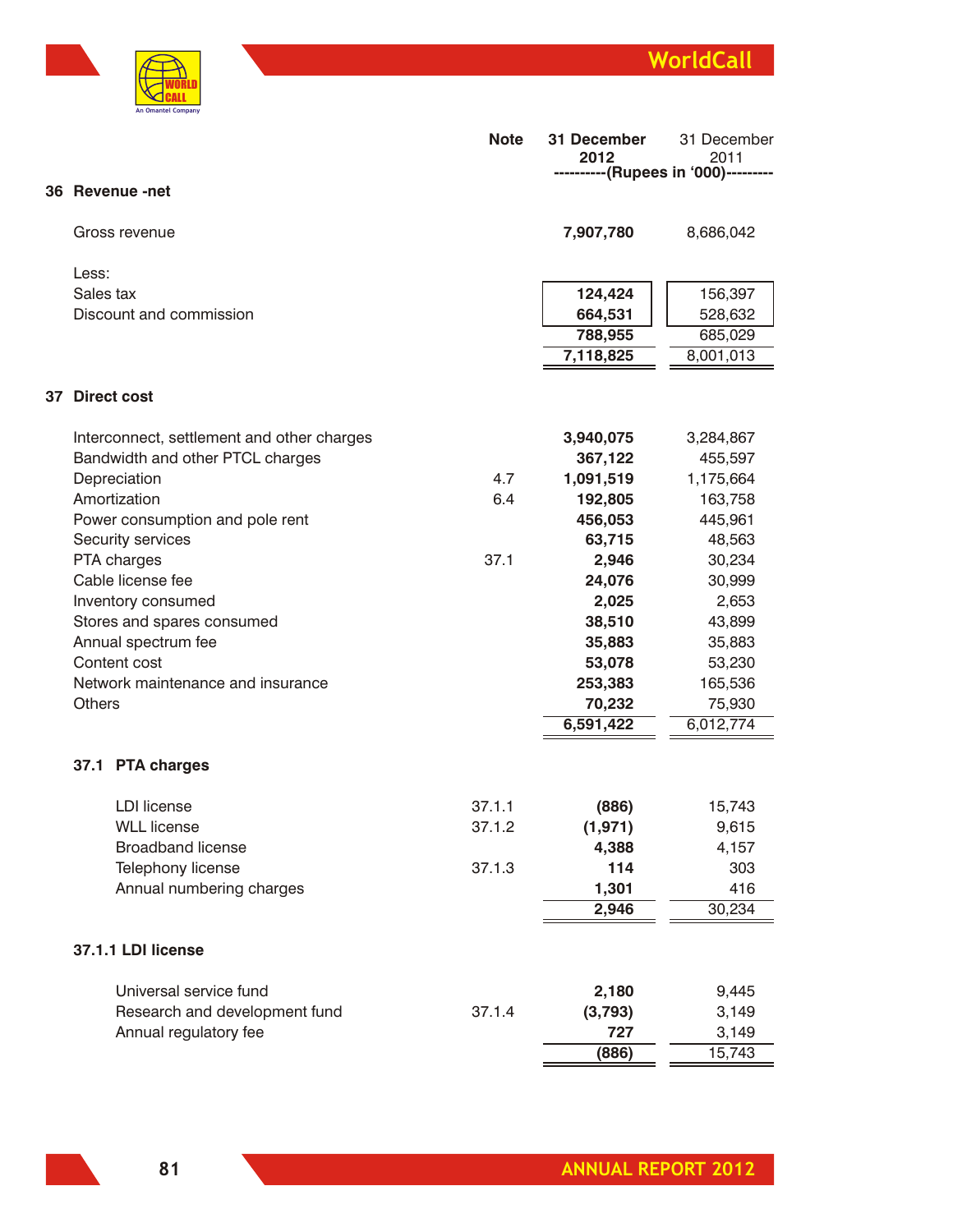| | Note | 31 December 2012 | 31 December 2011 |
|---|---|---|---|
| | | ----------(Rupees in '000)--------- | |

## 36 Revenue -net

| | Note | 2012 | 2011 |
|---|---|---|---|
| Gross revenue | | **7,907,780** | 8,686,042 |
| Less: | | | |
| Sales tax | | **124,424** | 156,397 |
| Discount and commission | | **664,531** | 528,632 |
| | | **788,955** | 685,029 |
| | | **7,118,825** | 8,001,013 |

## 37 Direct cost

| | Note | 2012 | 2011 |
|---|---|---|---|
| Interconnect, settlement and other charges | | **3,940,075** | 3,284,867 |
| Bandwidth and other PTCL charges | | **367,122** | 455,597 |
| Depreciation | 4.7 | **1,091,519** | 1,175,664 |
| Amortization | 6.4 | **192,805** | 163,758 |
| Power consumption and pole rent | | **456,053** | 445,961 |
| Security services | | **63,715** | 48,563 |
| PTA charges | 37.1 | **2,946** | 30,234 |
| Cable license fee | | **24,076** | 30,999 |
| Inventory consumed | | **2,025** | 2,653 |
| Stores and spares consumed | | **38,510** | 43,899 |
| Annual spectrum fee | | **35,883** | 35,883 |
| Content cost | | **53,078** | 53,230 |
| Network maintenance and insurance | | **253,383** | 165,536 |
| Others | | **70,232** | 75,930 |
| | | **6,591,422** | 6,012,774 |

### 37.1 PTA charges

| | Note | 2012 | 2011 |
|---|---|---|---|
| LDI license | 37.1.1 | **(886)** | 15,743 |
| WLL license | 37.1.2 | **(1,971)** | 9,615 |
| Broadband license | | **4,388** | 4,157 |
| Telephony license | 37.1.3 | **114** | 303 |
| Annual numbering charges | | **1,301** | 416 |
| | | **2,946** | 30,234 |

### 37.1.1 LDI license

| | Note | 2012 | 2011 |
|---|---|---|---|
| Universal service fund | | **2,180** | 9,445 |
| Research and development fund | 37.1.4 | **(3,793)** | 3,149 |
| Annual regulatory fee | | **727** | 3,149 |
| | | **(886)** | 15,743 |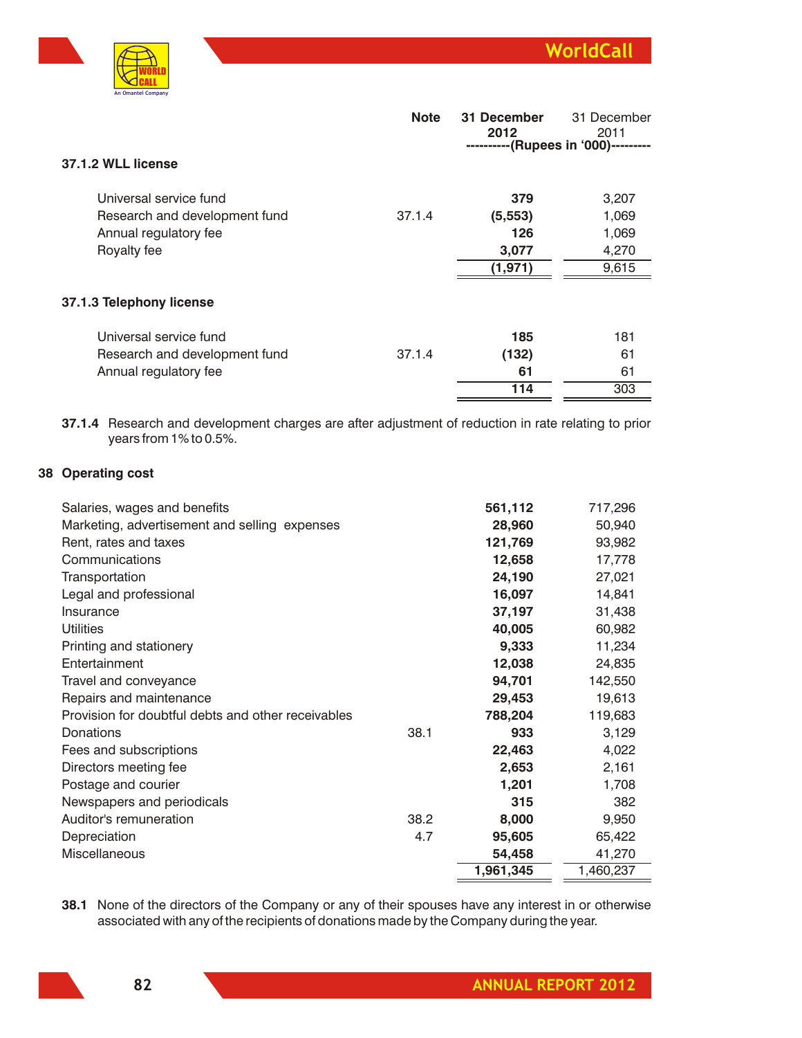| | Note | 31 December 2012 | 31 December 2011 |
|---|---|---|---|
| | | ----------(Rupees in '000)--------- | |

### 37.1.2 WLL license

| | Note | 31 December 2012 | 31 December 2011 |
|---|---|---|---|
| Universal service fund | | **379** | 3,207 |
| Research and development fund | 37.1.4 | **(5,553)** | 1,069 |
| Annual regulatory fee | | **126** | 1,069 |
| Royalty fee | | **3,077** | 4,270 |
| | | **(1,971)** | 9,615 |

### 37.1.3 Telephony license

| | Note | 31 December 2012 | 31 December 2011 |
|---|---|---|---|
| Universal service fund | | **185** | 181 |
| Research and development fund | 37.1.4 | **(132)** | 61 |
| Annual regulatory fee | | **61** | 61 |
| | | **114** | 303 |

**37.1.4** Research and development charges are after adjustment of reduction in rate relating to prior years from 1% to 0.5%.

## 38 Operating cost

| | Note | 31 December 2012 | 31 December 2011 |
|---|---|---|---|
| Salaries, wages and benefits | | **561,112** | 717,296 |
| Marketing, advertisement and selling expenses | | **28,960** | 50,940 |
| Rent, rates and taxes | | **121,769** | 93,982 |
| Communications | | **12,658** | 17,778 |
| Transportation | | **24,190** | 27,021 |
| Legal and professional | | **16,097** | 14,841 |
| Insurance | | **37,197** | 31,438 |
| Utilities | | **40,005** | 60,982 |
| Printing and stationery | | **9,333** | 11,234 |
| Entertainment | | **12,038** | 24,835 |
| Travel and conveyance | | **94,701** | 142,550 |
| Repairs and maintenance | | **29,453** | 19,613 |
| Provision for doubtful debts and other receivables | | **788,204** | 119,683 |
| Donations | 38.1 | **933** | 3,129 |
| Fees and subscriptions | | **22,463** | 4,022 |
| Directors meeting fee | | **2,653** | 2,161 |
| Postage and courier | | **1,201** | 1,708 |
| Newspapers and periodicals | | **315** | 382 |
| Auditor's remuneration | 38.2 | **8,000** | 9,950 |
| Depreciation | 4.7 | **95,605** | 65,422 |
| Miscellaneous | | **54,458** | 41,270 |
| | | **1,961,345** | 1,460,237 |

**38.1** None of the directors of the Company or any of their spouses have any interest in or otherwise associated with any of the recipients of donations made by the Company during the year.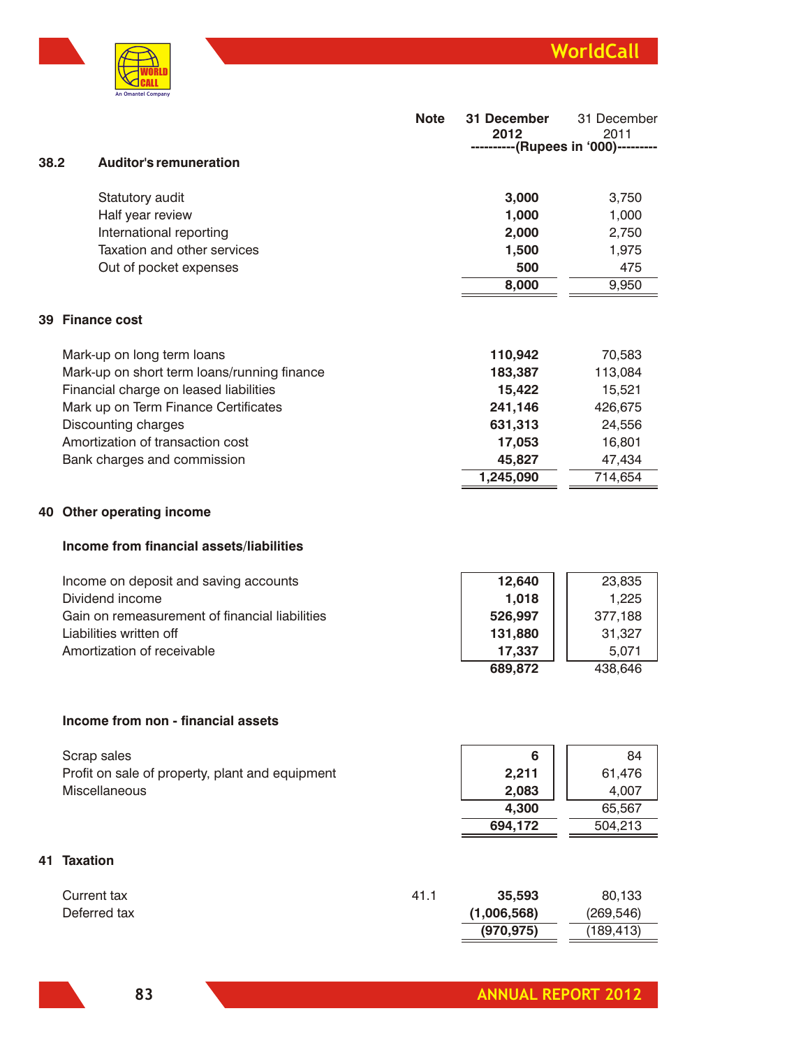### 38.2 Auditor's remuneration

| | Note | 31 December 2012 | 31 December 2011 |
|---|---|---|---|
| | | (Rupees in '000) | |
| Statutory audit | | **3,000** | 3,750 |
| Half year review | | **1,000** | 1,000 |
| International reporting | | **2,000** | 2,750 |
| Taxation and other services | | **1,500** | 1,975 |
| Out of pocket expenses | | **500** | 475 |
| | | **8,000** | 9,950 |

## 39 Finance cost

| | Note | 31 December 2012 | 31 December 2011 |
|---|---|---|---|
| Mark-up on long term loans | | **110,942** | 70,583 |
| Mark-up on short term loans/running finance | | **183,387** | 113,084 |
| Financial charge on leased liabilities | | **15,422** | 15,521 |
| Mark up on Term Finance Certificates | | **241,146** | 426,675 |
| Discounting charges | | **631,313** | 24,556 |
| Amortization of transaction cost | | **17,053** | 16,801 |
| Bank charges and commission | | **45,827** | 47,434 |
| | | **1,245,090** | 714,654 |

## 40 Other operating income

### Income from financial assets/liabilities

| | Note | 31 December 2012 | 31 December 2011 |
|---|---|---|---|
| Income on deposit and saving accounts | | **12,640** | 23,835 |
| Dividend income | | **1,018** | 1,225 |
| Gain on remeasurement of financial liabilities | | **526,997** | 377,188 |
| Liabilities written off | | **131,880** | 31,327 |
| Amortization of receivable | | **17,337** | 5,071 |
| | | **689,872** | 438,646 |

### Income from non - financial assets

| | Note | 31 December 2012 | 31 December 2011 |
|---|---|---|---|
| Scrap sales | | **6** | 84 |
| Profit on sale of property, plant and equipment | | **2,211** | 61,476 |
| Miscellaneous | | **2,083** | 4,007 |
| | | **4,300** | 65,567 |
| | | **694,172** | 504,213 |

## 41 Taxation

| | Note | 31 December 2012 | 31 December 2011 |
|---|---|---|---|
| Current tax | 41.1 | **35,593** | 80,133 |
| Deferred tax | | **(1,006,568)** | (269,546) |
| | | **(970,975)** | (189,413) |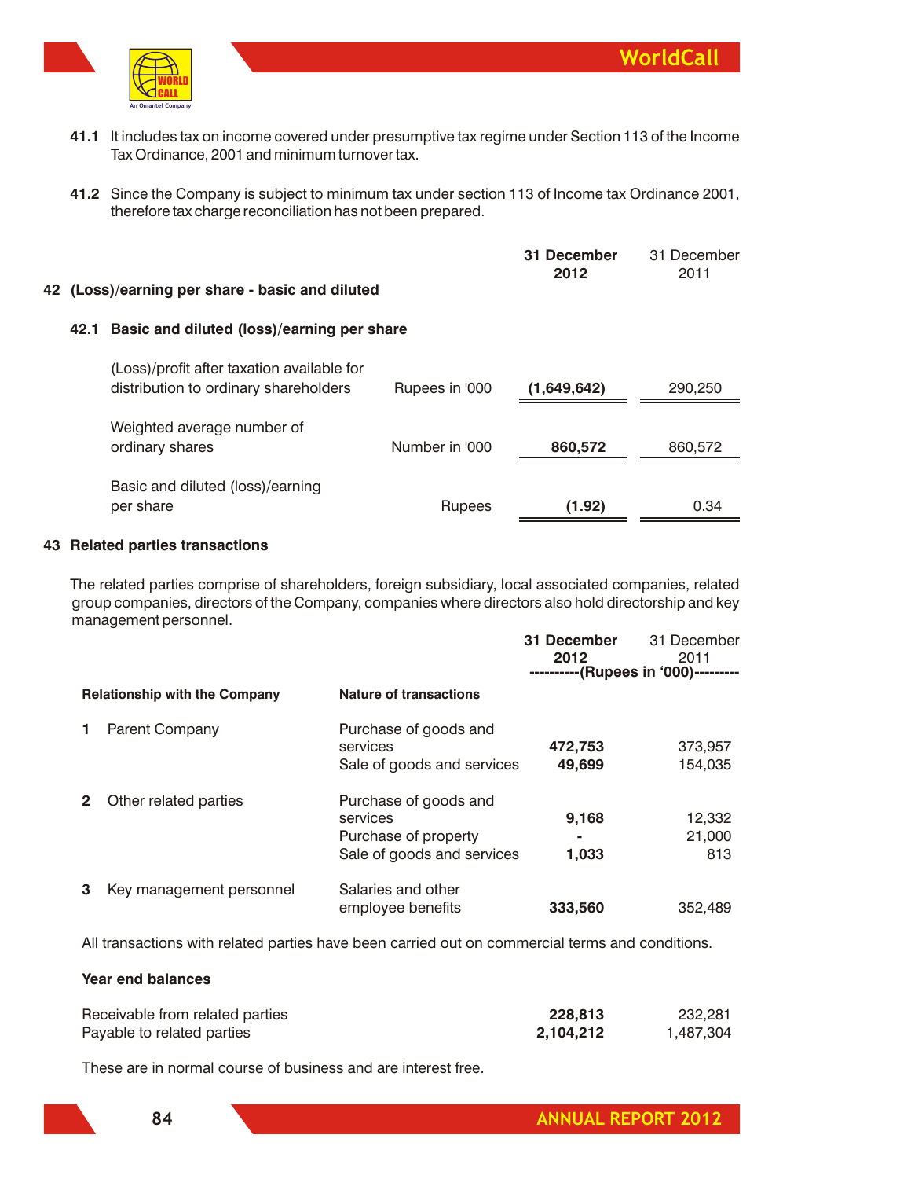**41.1** It includes tax on income covered under presumptive tax regime under Section 113 of the Income Tax Ordinance, 2001 and minimum turnover tax.

**41.2** Since the Company is subject to minimum tax under section 113 of Income tax Ordinance 2001, therefore tax charge reconciliation has not been prepared.

## 42 (Loss)/earning per share - basic and diluted

### 42.1 Basic and diluted (loss)/earning per share

| | | **31 December 2012** | 31 December 2011 |
|---|---|---|---|
| (Loss)/profit after taxation available for distribution to ordinary shareholders | Rupees in '000 | **(1,649,642)** | 290,250 |
| Weighted average number of ordinary shares | Number in '000 | **860,572** | 860,572 |
| Basic and diluted (loss)/earning per share | Rupees | **(1.92)** | 0.34 |

## 43 Related parties transactions

The related parties comprise of shareholders, foreign subsidiary, local associated companies, related group companies, directors of the Company, companies where directors also hold directorship and key management personnel.

| **Relationship with the Company** | **Nature of transactions** | **31 December 2012** | 31 December 2011 |
|---|---|---|---|
| | | ----------(Rupees in '000)--------- | |
| 1 Parent Company | Purchase of goods and services | **472,753** | 373,957 |
| | Sale of goods and services | **49,699** | 154,035 |
| 2 Other related parties | Purchase of goods and services | **9,168** | 12,332 |
| | Purchase of property | **-** | 21,000 |
| | Sale of goods and services | **1,033** | 813 |
| 3 Key management personnel | Salaries and other employee benefits | **333,560** | 352,489 |

All transactions with related parties have been carried out on commercial terms and conditions.

**Year end balances**

| | **31 December 2012** | 31 December 2011 |
|---|---|---|
| Receivable from related parties | **228,813** | 232,281 |
| Payable to related parties | **2,104,212** | 1,487,304 |

These are in normal course of business and are interest free.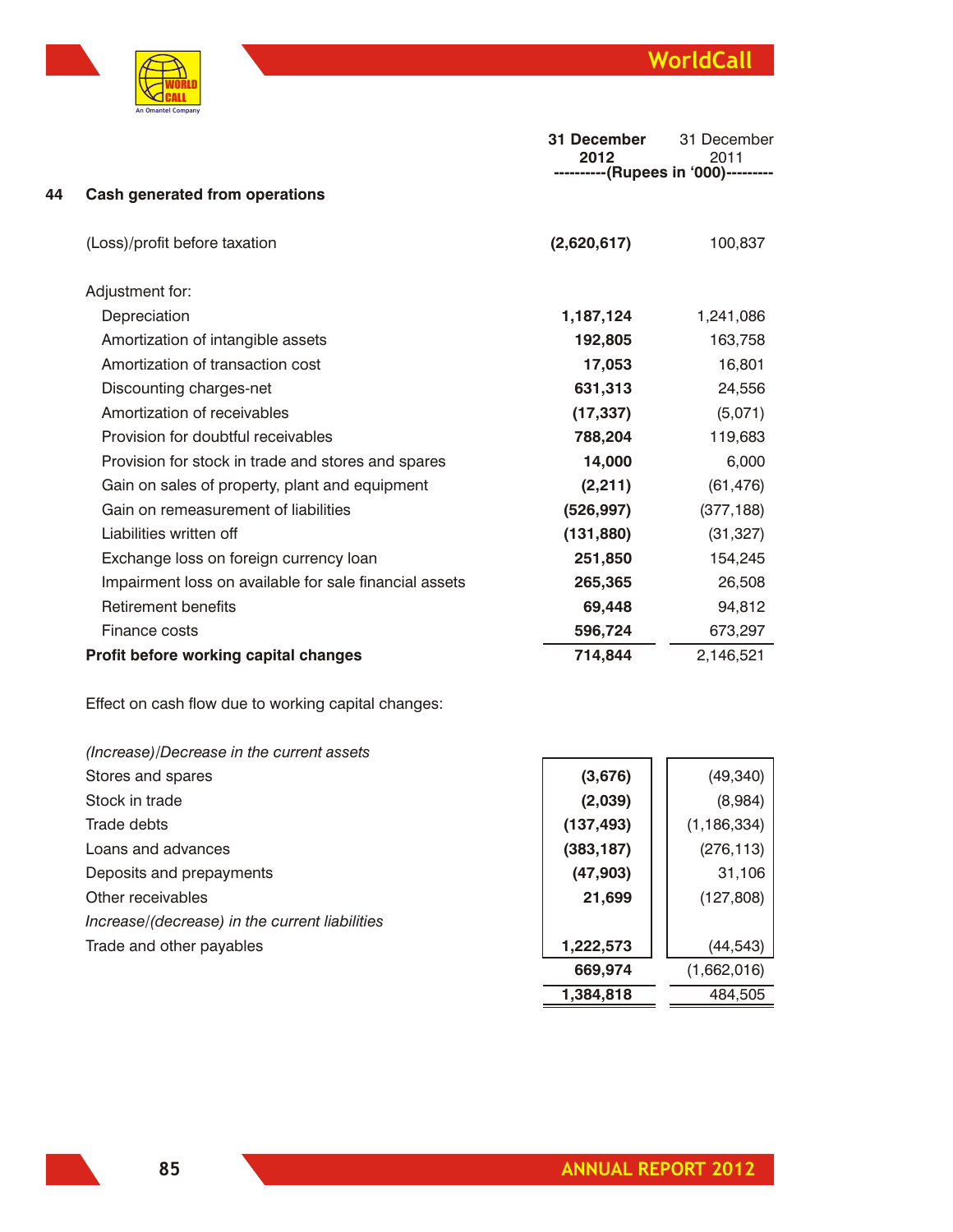## 44 Cash generated from operations

| | 31 December 2012 | 31 December 2011 |
|---|---|---|
| | ----------(Rupees in '000)--------- | |
| (Loss)/profit before taxation | **(2,620,617)** | 100,837 |
| Adjustment for: | | |
| Depreciation | **1,187,124** | 1,241,086 |
| Amortization of intangible assets | **192,805** | 163,758 |
| Amortization of transaction cost | **17,053** | 16,801 |
| Discounting charges-net | **631,313** | 24,556 |
| Amortization of receivables | **(17,337)** | (5,071) |
| Provision for doubtful receivables | **788,204** | 119,683 |
| Provision for stock in trade and stores and spares | **14,000** | 6,000 |
| Gain on sales of property, plant and equipment | **(2,211)** | (61,476) |
| Gain on remeasurement of liabilities | **(526,997)** | (377,188) |
| Liabilities written off | **(131,880)** | (31,327) |
| Exchange loss on foreign currency loan | **251,850** | 154,245 |
| Impairment loss on available for sale financial assets | **265,365** | 26,508 |
| Retirement benefits | **69,448** | 94,812 |
| Finance costs | **596,724** | 673,297 |
| **Profit before working capital changes** | **714,844** | 2,146,521 |
| Effect on cash flow due to working capital changes: | | |
| *(Increase)/Decrease in the current assets* | | |
| Stores and spares | **(3,676)** | (49,340) |
| Stock in trade | **(2,039)** | (8,984) |
| Trade debts | **(137,493)** | (1,186,334) |
| Loans and advances | **(383,187)** | (276,113) |
| Deposits and prepayments | **(47,903)** | 31,106 |
| Other receivables | **21,699** | (127,808) |
| *Increase/(decrease) in the current liabilities* | | |
| Trade and other payables | **1,222,573** | (44,543) |
| | **669,974** | (1,662,016) |
| | **1,384,818** | 484,505 |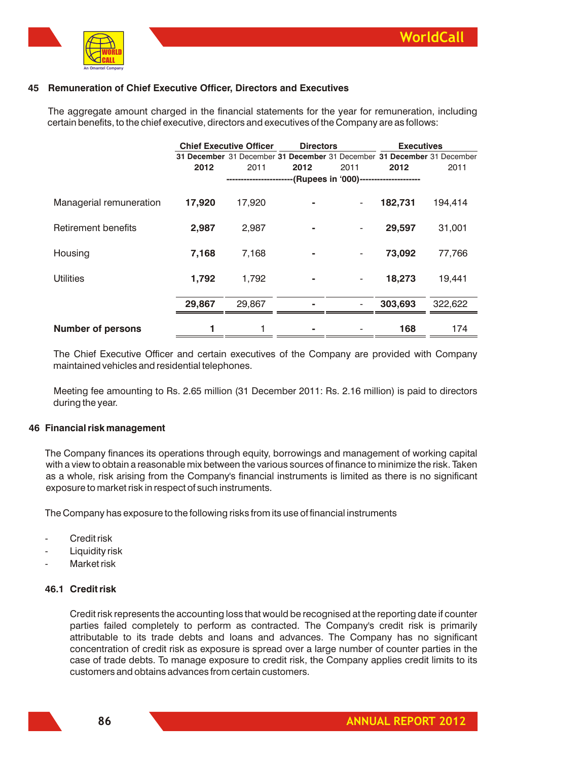## 45 Remuneration of Chief Executive Officer, Directors and Executives

The aggregate amount charged in the financial statements for the year for remuneration, including certain benefits, to the chief executive, directors and executives of the Company are as follows:

| | Chief Executive Officer | | Directors | | Executives | |
|---|---|---|---|---|---|---|
| | **31 December 2012** | 31 December 2011 | **31 December 2012** | 31 December 2011 | **31 December 2012** | 31 December 2011 |
| | (Rupees in '000) | | | | | |
| Managerial remuneration | **17,920** | 17,920 | **-** | - | **182,731** | 194,414 |
| Retirement benefits | **2,987** | 2,987 | **-** | - | **29,597** | 31,001 |
| Housing | **7,168** | 7,168 | **-** | - | **73,092** | 77,766 |
| Utilities | **1,792** | 1,792 | **-** | - | **18,273** | 19,441 |
| | **29,867** | 29,867 | **-** | - | **303,693** | 322,622 |
| **Number of persons** | **1** | 1 | **-** | - | **168** | 174 |

The Chief Executive Officer and certain executives of the Company are provided with Company maintained vehicles and residential telephones.

Meeting fee amounting to Rs. 2.65 million (31 December 2011: Rs. 2.16 million) is paid to directors during the year.

## 46 Financial risk management

The Company finances its operations through equity, borrowings and management of working capital with a view to obtain a reasonable mix between the various sources of finance to minimize the risk. Taken as a whole, risk arising from the Company's financial instruments is limited as there is no significant exposure to market risk in respect of such instruments.

The Company has exposure to the following risks from its use of financial instruments

- Credit risk
- Liquidity risk
- Market risk

### 46.1 Credit risk

Credit risk represents the accounting loss that would be recognised at the reporting date if counter parties failed completely to perform as contracted. The Company's credit risk is primarily attributable to its trade debts and loans and advances. The Company has no significant concentration of credit risk as exposure is spread over a large number of counter parties in the case of trade debts. To manage exposure to credit risk, the Company applies credit limits to its customers and obtains advances from certain customers.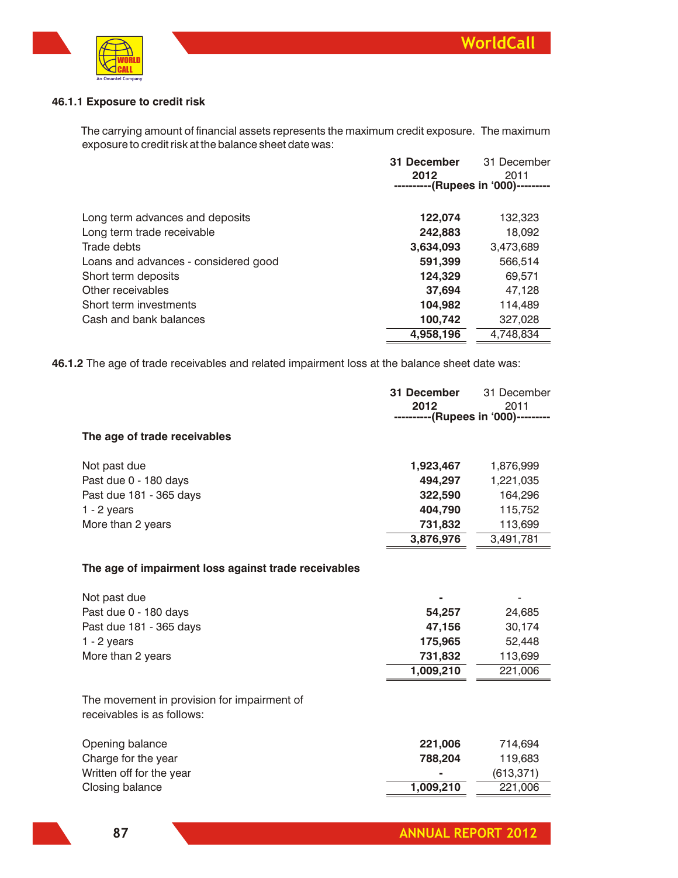#### 46.1.1 Exposure to credit risk

The carrying amount of financial assets represents the maximum credit exposure. The maximum exposure to credit risk at the balance sheet date was:

| | 31 December 2012 | 31 December 2011 |
|---|---|---|
| | ----------(Rupees in '000)--------- | |
| Long term advances and deposits | **122,074** | 132,323 |
| Long term trade receivable | **242,883** | 18,092 |
| Trade debts | **3,634,093** | 3,473,689 |
| Loans and advances - considered good | **591,399** | 566,514 |
| Short term deposits | **124,329** | 69,571 |
| Other receivables | **37,694** | 47,128 |
| Short term investments | **104,982** | 114,489 |
| Cash and bank balances | **100,742** | 327,028 |
| | **4,958,196** | 4,748,834 |

**46.1.2** The age of trade receivables and related impairment loss at the balance sheet date was:

| | 31 December 2012 | 31 December 2011 |
|---|---|---|
| | ----------(Rupees in '000)--------- | |
| **The age of trade receivables** | | |
| Not past due | **1,923,467** | 1,876,999 |
| Past due 0 - 180 days | **494,297** | 1,221,035 |
| Past due 181 - 365 days | **322,590** | 164,296 |
| 1 - 2 years | **404,790** | 115,752 |
| More than 2 years | **731,832** | 113,699 |
| | **3,876,976** | 3,491,781 |
| **The age of impairment loss against trade receivables** | | |
| Not past due | **-** | - |
| Past due 0 - 180 days | **54,257** | 24,685 |
| Past due 181 - 365 days | **47,156** | 30,174 |
| 1 - 2 years | **175,965** | 52,448 |
| More than 2 years | **731,832** | 113,699 |
| | **1,009,210** | 221,006 |
| The movement in provision for impairment of receivables is as follows: | | |
| Opening balance | **221,006** | 714,694 |
| Charge for the year | **788,204** | 119,683 |
| Written off for the year | **-** | (613,371) |
| Closing balance | **1,009,210** | 221,006 |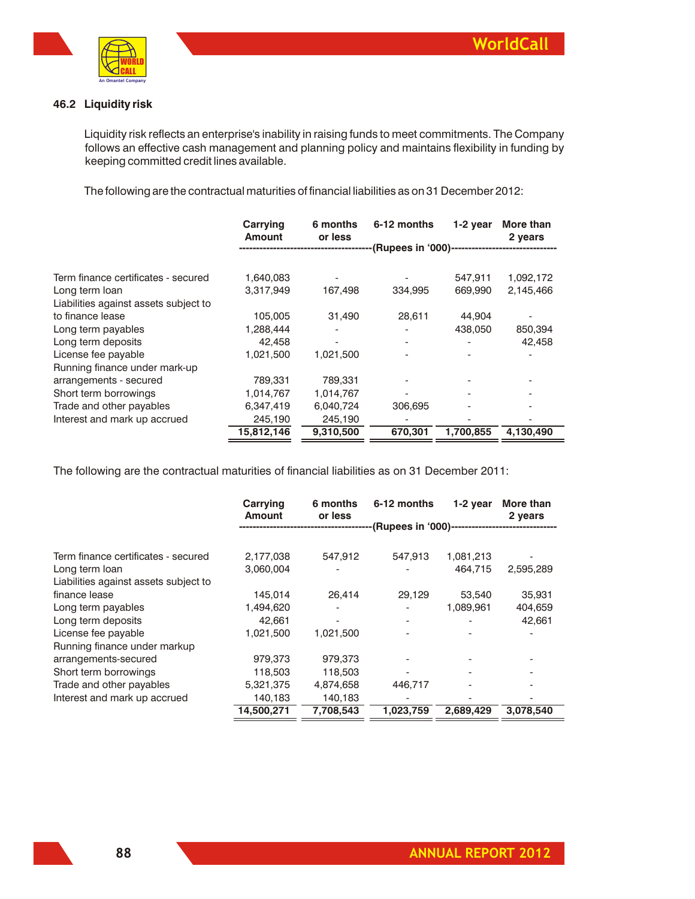### 46.2 Liquidity risk

Liquidity risk reflects an enterprise's inability in raising funds to meet commitments. The Company follows an effective cash management and planning policy and maintains flexibility in funding by keeping committed credit lines available.

The following are the contractual maturities of financial liabilities as on 31 December 2012:

| | Carrying Amount | 6 months or less | 6-12 months | 1-2 year | More than 2 years |
|---|---|---|---|---|---|
| | (Rupees in '000) | | | | |
| Term finance certificates - secured | 1,640,083 | - | - | 547,911 | 1,092,172 |
| Long term loan | 3,317,949 | 167,498 | 334,995 | 669,990 | 2,145,466 |
| Liabilities against assets subject to to finance lease | 105,005 | 31,490 | 28,611 | 44,904 | - |
| Long term payables | 1,288,444 | - | - | 438,050 | 850,394 |
| Long term deposits | 42,458 | - | - | - | 42,458 |
| License fee payable | 1,021,500 | 1,021,500 | - | - | - |
| Running finance under mark-up arrangements - secured | 789,331 | 789,331 | - | - | - |
| Short term borrowings | 1,014,767 | 1,014,767 | - | - | - |
| Trade and other payables | 6,347,419 | 6,040,724 | 306,695 | - | - |
| Interest and mark up accrued | 245,190 | 245,190 | - | - | - |
| | **15,812,146** | **9,310,500** | **670,301** | **1,700,855** | **4,130,490** |

The following are the contractual maturities of financial liabilities as on 31 December 2011:

| | Carrying Amount | 6 months or less | 6-12 months | 1-2 year | More than 2 years |
|---|---|---|---|---|---|
| | (Rupees in '000) | | | | |
| Term finance certificates - secured | 2,177,038 | 547,912 | 547,913 | 1,081,213 | - |
| Long term loan | 3,060,004 | - | - | 464,715 | 2,595,289 |
| Liabilities against assets subject to finance lease | 145,014 | 26,414 | 29,129 | 53,540 | 35,931 |
| Long term payables | 1,494,620 | - | - | 1,089,961 | 404,659 |
| Long term deposits | 42,661 | - | - | - | 42,661 |
| License fee payable | 1,021,500 | 1,021,500 | - | - | - |
| Running finance under markup arrangements-secured | 979,373 | 979,373 | - | - | - |
| Short term borrowings | 118,503 | 118,503 | - | - | - |
| Trade and other payables | 5,321,375 | 4,874,658 | 446,717 | - | - |
| Interest and mark up accrued | 140,183 | 140,183 | - | - | - |
| | **14,500,271** | **7,708,543** | **1,023,759** | **2,689,429** | **3,078,540** |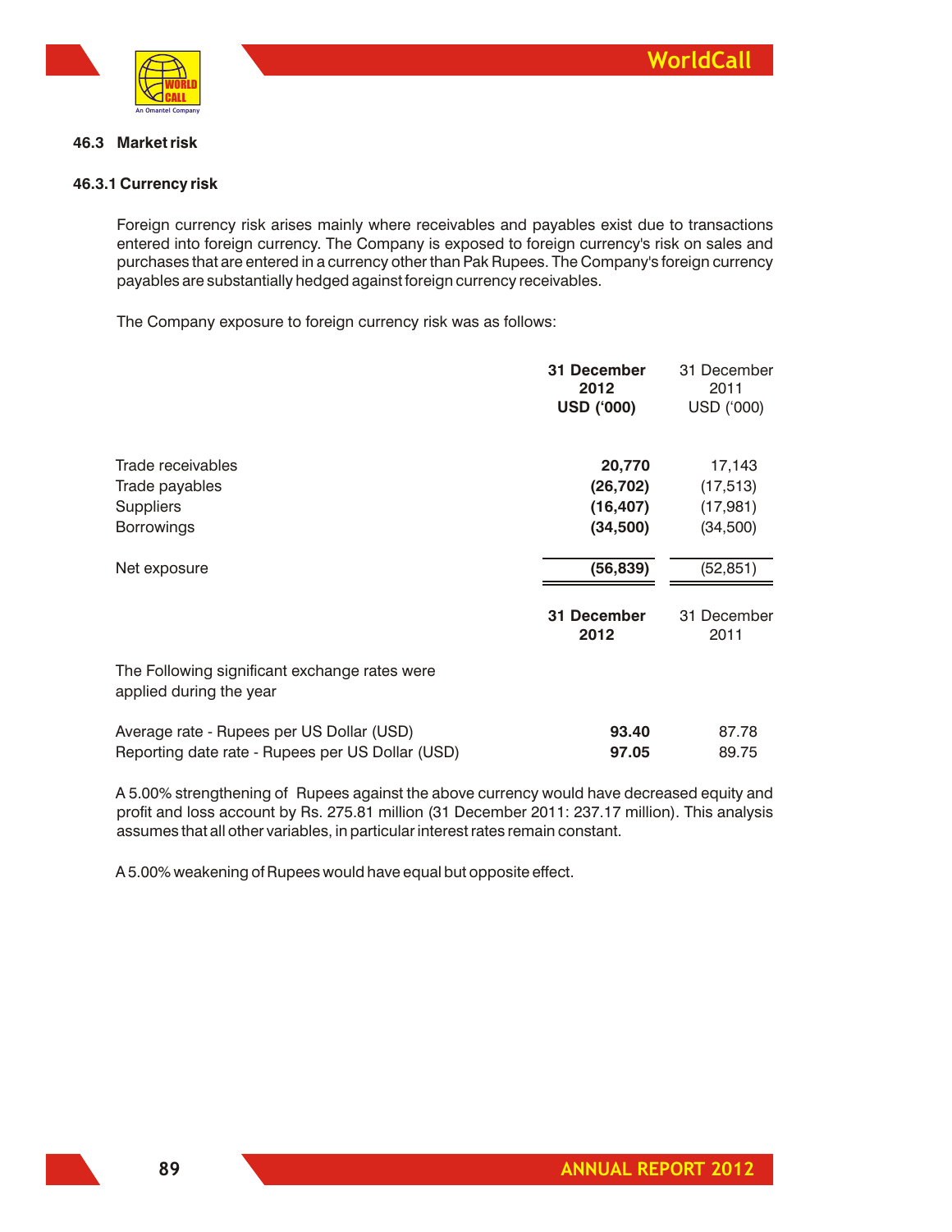### 46.3 Market risk

#### 46.3.1 Currency risk

Foreign currency risk arises mainly where receivables and payables exist due to transactions entered into foreign currency. The Company is exposed to foreign currency's risk on sales and purchases that are entered in a currency other than Pak Rupees. The Company's foreign currency payables are substantially hedged against foreign currency receivables.

The Company exposure to foreign currency risk was as follows:

| | **31 December 2012 USD ('000)** | 31 December 2011 USD ('000) |
|---|---|---|
| Trade receivables | **20,770** | 17,143 |
| Trade payables | **(26,702)** | (17,513) |
| Suppliers | **(16,407)** | (17,981) |
| Borrowings | **(34,500)** | (34,500) |
| Net exposure | **(56,839)** | (52,851) |

| | **31 December 2012** | 31 December 2011 |
|---|---|---|
| The Following significant exchange rates were applied during the year | | |
| Average rate - Rupees per US Dollar (USD) | **93.40** | 87.78 |
| Reporting date rate - Rupees per US Dollar (USD) | **97.05** | 89.75 |

A 5.00% strengthening of Rupees against the above currency would have decreased equity and profit and loss account by Rs. 275.81 million (31 December 2011: 237.17 million). This analysis assumes that all other variables, in particular interest rates remain constant.

A 5.00% weakening of Rupees would have equal but opposite effect.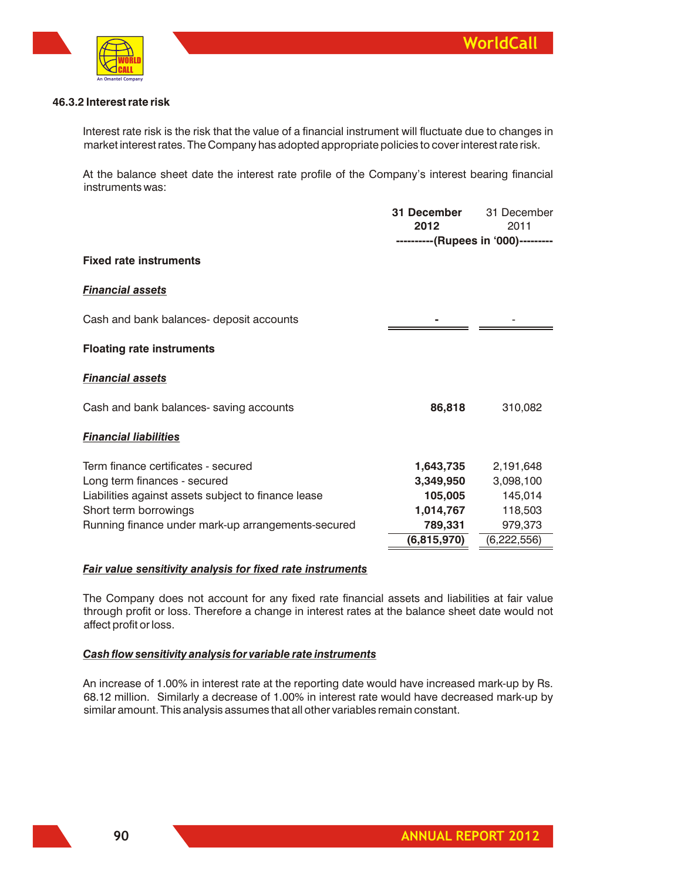### 46.3.2 Interest rate risk

Interest rate risk is the risk that the value of a financial instrument will fluctuate due to changes in market interest rates. The Company has adopted appropriate policies to cover interest rate risk.

At the balance sheet date the interest rate profile of the Company's interest bearing financial instruments was:

| | 31 December 2012 | 31 December 2011 |
|---|---|---|
| | ----------(Rupees in '000)--------- | |
| **Fixed rate instruments** | | |
| ***Financial assets*** | | |
| Cash and bank balances- deposit accounts | **-** | - |
| **Floating rate instruments** | | |
| ***Financial assets*** | | |
| Cash and bank balances- saving accounts | **86,818** | 310,082 |
| ***Financial liabilities*** | | |
| Term finance certificates - secured | **1,643,735** | 2,191,648 |
| Long term finances - secured | **3,349,950** | 3,098,100 |
| Liabilities against assets subject to finance lease | **105,005** | 145,014 |
| Short term borrowings | **1,014,767** | 118,503 |
| Running finance under mark-up arrangements-secured | **789,331** | 979,373 |
| | **(6,815,970)** | (6,222,556) |

***Fair value sensitivity analysis for fixed rate instruments***

The Company does not account for any fixed rate financial assets and liabilities at fair value through profit or loss. Therefore a change in interest rates at the balance sheet date would not affect profit or loss.

***Cash flow sensitivity analysis for variable rate instruments***

An increase of 1.00% in interest rate at the reporting date would have increased mark-up by Rs. 68.12 million. Similarly a decrease of 1.00% in interest rate would have decreased mark-up by similar amount. This analysis assumes that all other variables remain constant.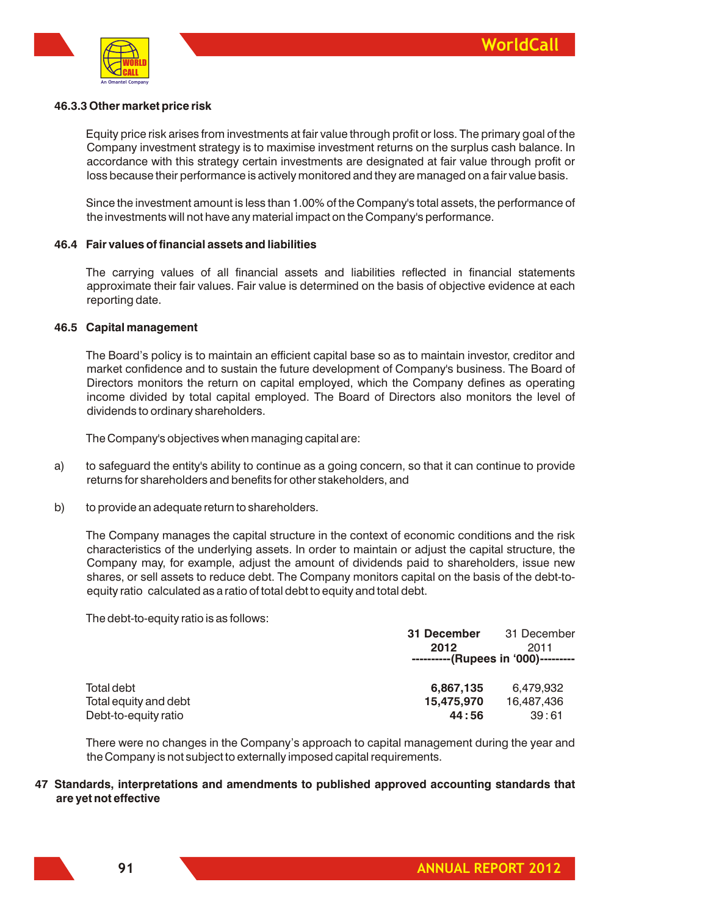#### 46.3.3 Other market price risk

Equity price risk arises from investments at fair value through profit or loss. The primary goal of the Company investment strategy is to maximise investment returns on the surplus cash balance. In accordance with this strategy certain investments are designated at fair value through profit or loss because their performance is actively monitored and they are managed on a fair value basis.

Since the investment amount is less than 1.00% of the Company's total assets, the performance of the investments will not have any material impact on the Company's performance.

### 46.4 Fair values of financial assets and liabilities

The carrying values of all financial assets and liabilities reflected in financial statements approximate their fair values. Fair value is determined on the basis of objective evidence at each reporting date.

### 46.5 Capital management

The Board's policy is to maintain an efficient capital base so as to maintain investor, creditor and market confidence and to sustain the future development of Company's business. The Board of Directors monitors the return on capital employed, which the Company defines as operating income divided by total capital employed. The Board of Directors also monitors the level of dividends to ordinary shareholders.

The Company's objectives when managing capital are:

a) to safeguard the entity's ability to continue as a going concern, so that it can continue to provide returns for shareholders and benefits for other stakeholders, and

b) to provide an adequate return to shareholders.

The Company manages the capital structure in the context of economic conditions and the risk characteristics of the underlying assets. In order to maintain or adjust the capital structure, the Company may, for example, adjust the amount of dividends paid to shareholders, issue new shares, or sell assets to reduce debt. The Company monitors capital on the basis of the debt-to-equity ratio calculated as a ratio of total debt to equity and total debt.

The debt-to-equity ratio is as follows:

| | **31 December 2012** | 31 December 2011 |
|---|---|---|
| | ----------(Rupees in '000)--------- | |
| Total debt | **6,867,135** | 6,479,932 |
| Total equity and debt | **15,475,970** | 16,487,436 |
| Debt-to-equity ratio | **44 : 56** | 39 : 61 |

There were no changes in the Company's approach to capital management during the year and the Company is not subject to externally imposed capital requirements.

## 47 Standards, interpretations and amendments to published approved accounting standards that are yet not effective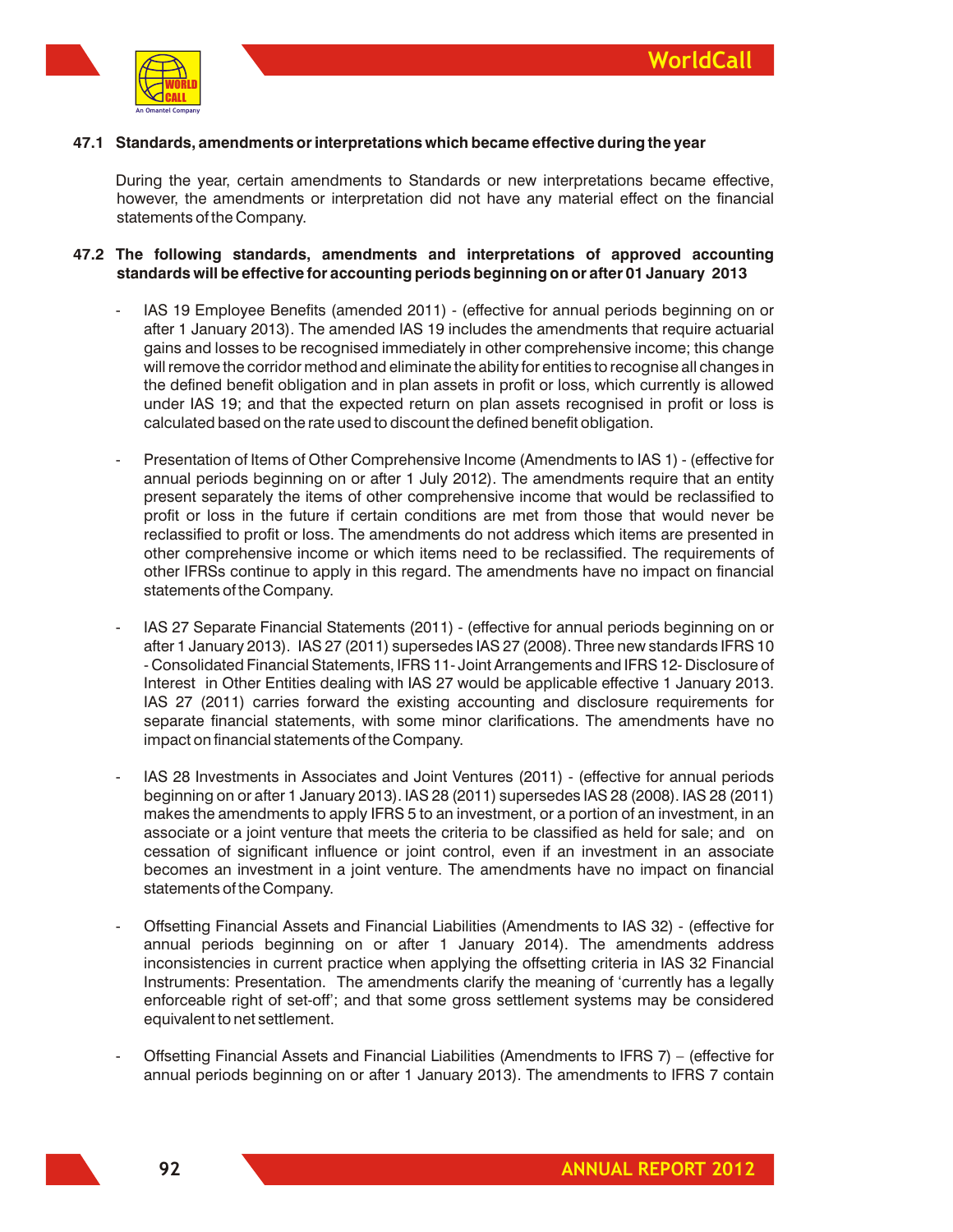### 47.1 Standards, amendments or interpretations which became effective during the year

During the year, certain amendments to Standards or new interpretations became effective, however, the amendments or interpretation did not have any material effect on the financial statements of the Company.

### 47.2 The following standards, amendments and interpretations of approved accounting standards will be effective for accounting periods beginning on or after 01 January 2013

- IAS 19 Employee Benefits (amended 2011) - (effective for annual periods beginning on or after 1 January 2013). The amended IAS 19 includes the amendments that require actuarial gains and losses to be recognised immediately in other comprehensive income; this change will remove the corridor method and eliminate the ability for entities to recognise all changes in the defined benefit obligation and in plan assets in profit or loss, which currently is allowed under IAS 19; and that the expected return on plan assets recognised in profit or loss is calculated based on the rate used to discount the defined benefit obligation.

- Presentation of Items of Other Comprehensive Income (Amendments to IAS 1) - (effective for annual periods beginning on or after 1 July 2012). The amendments require that an entity present separately the items of other comprehensive income that would be reclassified to profit or loss in the future if certain conditions are met from those that would never be reclassified to profit or loss. The amendments do not address which items are presented in other comprehensive income or which items need to be reclassified. The requirements of other IFRSs continue to apply in this regard. The amendments have no impact on financial statements of the Company.

- IAS 27 Separate Financial Statements (2011) - (effective for annual periods beginning on or after 1 January 2013). IAS 27 (2011) supersedes IAS 27 (2008). Three new standards IFRS 10 - Consolidated Financial Statements, IFRS 11- Joint Arrangements and IFRS 12- Disclosure of Interest in Other Entities dealing with IAS 27 would be applicable effective 1 January 2013. IAS 27 (2011) carries forward the existing accounting and disclosure requirements for separate financial statements, with some minor clarifications. The amendments have no impact on financial statements of the Company.

- IAS 28 Investments in Associates and Joint Ventures (2011) - (effective for annual periods beginning on or after 1 January 2013). IAS 28 (2011) supersedes IAS 28 (2008). IAS 28 (2011) makes the amendments to apply IFRS 5 to an investment, or a portion of an investment, in an associate or a joint venture that meets the criteria to be classified as held for sale; and on cessation of significant influence or joint control, even if an investment in an associate becomes an investment in a joint venture. The amendments have no impact on financial statements of the Company.

- Offsetting Financial Assets and Financial Liabilities (Amendments to IAS 32) - (effective for annual periods beginning on or after 1 January 2014). The amendments address inconsistencies in current practice when applying the offsetting criteria in IAS 32 Financial Instruments: Presentation. The amendments clarify the meaning of 'currently has a legally enforceable right of set-off'; and that some gross settlement systems may be considered equivalent to net settlement.

- Offsetting Financial Assets and Financial Liabilities (Amendments to IFRS 7) – (effective for annual periods beginning on or after 1 January 2013). The amendments to IFRS 7 contain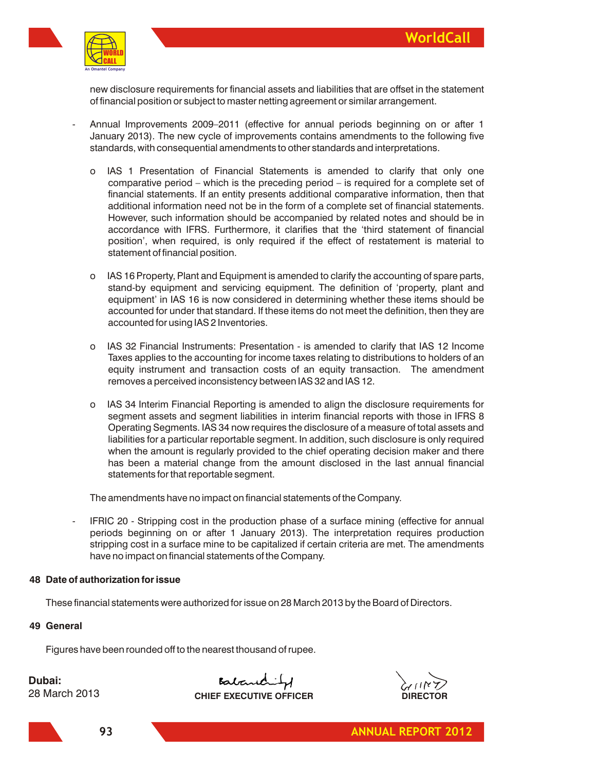new disclosure requirements for financial assets and liabilities that are offset in the statement of financial position or subject to master netting agreement or similar arrangement.

- Annual Improvements 2009–2011 (effective for annual periods beginning on or after 1 January 2013). The new cycle of improvements contains amendments to the following five standards, with consequential amendments to other standards and interpretations.

  - IAS 1 Presentation of Financial Statements is amended to clarify that only one comparative period – which is the preceding period – is required for a complete set of financial statements. If an entity presents additional comparative information, then that additional information need not be in the form of a complete set of financial statements. However, such information should be accompanied by related notes and should be in accordance with IFRS. Furthermore, it clarifies that the 'third statement of financial position', when required, is only required if the effect of restatement is material to statement of financial position.

  - IAS 16 Property, Plant and Equipment is amended to clarify the accounting of spare parts, stand-by equipment and servicing equipment. The definition of 'property, plant and equipment' in IAS 16 is now considered in determining whether these items should be accounted for under that standard. If these items do not meet the definition, then they are accounted for using IAS 2 Inventories.

  - IAS 32 Financial Instruments: Presentation - is amended to clarify that IAS 12 Income Taxes applies to the accounting for income taxes relating to distributions to holders of an equity instrument and transaction costs of an equity transaction. The amendment removes a perceived inconsistency between IAS 32 and IAS 12.

  - IAS 34 Interim Financial Reporting is amended to align the disclosure requirements for segment assets and segment liabilities in interim financial reports with those in IFRS 8 Operating Segments. IAS 34 now requires the disclosure of a measure of total assets and liabilities for a particular reportable segment. In addition, such disclosure is only required when the amount is regularly provided to the chief operating decision maker and there has been a material change from the amount disclosed in the last annual financial statements for that reportable segment.

  The amendments have no impact on financial statements of the Company.

- IFRIC 20 - Stripping cost in the production phase of a surface mining (effective for annual periods beginning on or after 1 January 2013). The interpretation requires production stripping cost in a surface mine to be capitalized if certain criteria are met. The amendments have no impact on financial statements of the Company.

## 48 Date of authorization for issue

These financial statements were authorized for issue on 28 March 2013 by the Board of Directors.

## 49 General

Figures have been rounded off to the nearest thousand of rupee.

**Dubai:**
28 March 2013

**CHIEF EXECUTIVE OFFICER**

**DIRECTOR**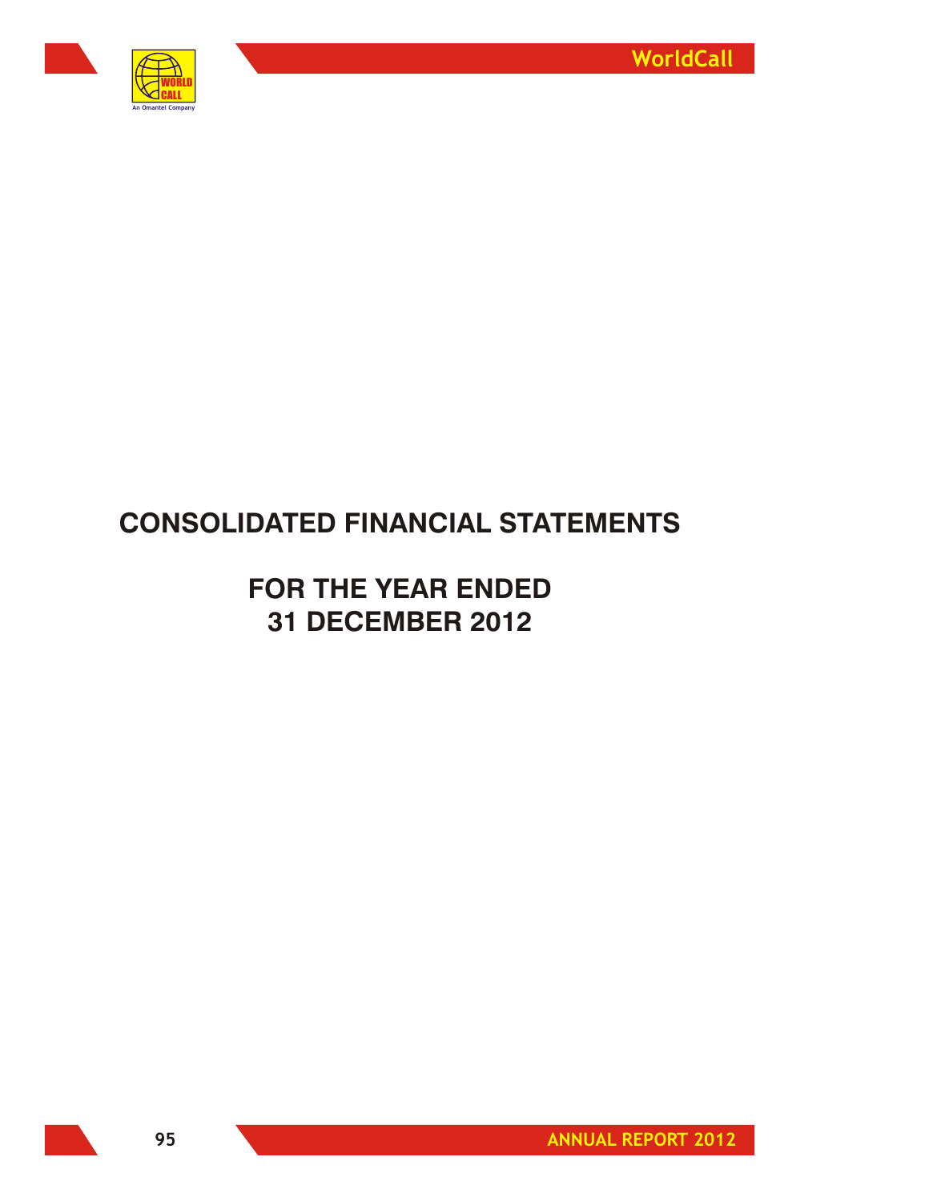# CONSOLIDATED FINANCIAL STATEMENTS

## FOR THE YEAR ENDED
## 31 DECEMBER 2012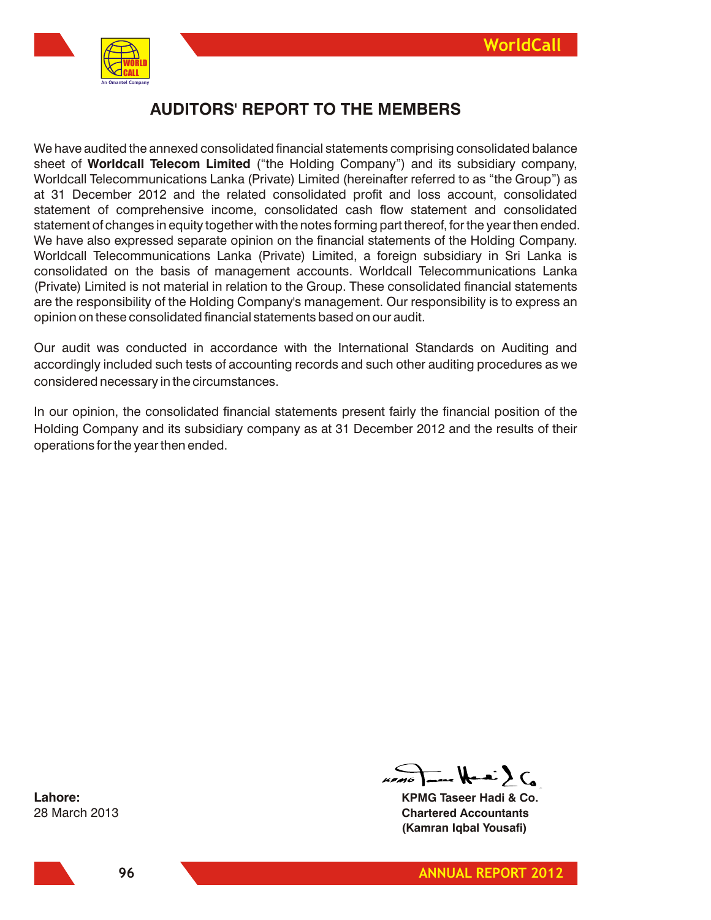# AUDITORS' REPORT TO THE MEMBERS

We have audited the annexed consolidated financial statements comprising consolidated balance sheet of **Worldcall Telecom Limited** ("the Holding Company") and its subsidiary company, Worldcall Telecommunications Lanka (Private) Limited (hereinafter referred to as "the Group") as at 31 December 2012 and the related consolidated profit and loss account, consolidated statement of comprehensive income, consolidated cash flow statement and consolidated statement of changes in equity together with the notes forming part thereof, for the year then ended. We have also expressed separate opinion on the financial statements of the Holding Company. Worldcall Telecommunications Lanka (Private) Limited, a foreign subsidiary in Sri Lanka is consolidated on the basis of management accounts. Worldcall Telecommunications Lanka (Private) Limited is not material in relation to the Group. These consolidated financial statements are the responsibility of the Holding Company's management. Our responsibility is to express an opinion on these consolidated financial statements based on our audit.

Our audit was conducted in accordance with the International Standards on Auditing and accordingly included such tests of accounting records and such other auditing procedures as we considered necessary in the circumstances.

In our opinion, the consolidated financial statements present fairly the financial position of the Holding Company and its subsidiary company as at 31 December 2012 and the results of their operations for the year then ended.

**Lahore:**
28 March 2013

**KPMG Taseer Hadi & Co.**
**Chartered Accountants**
**(Kamran Iqbal Yousafi)**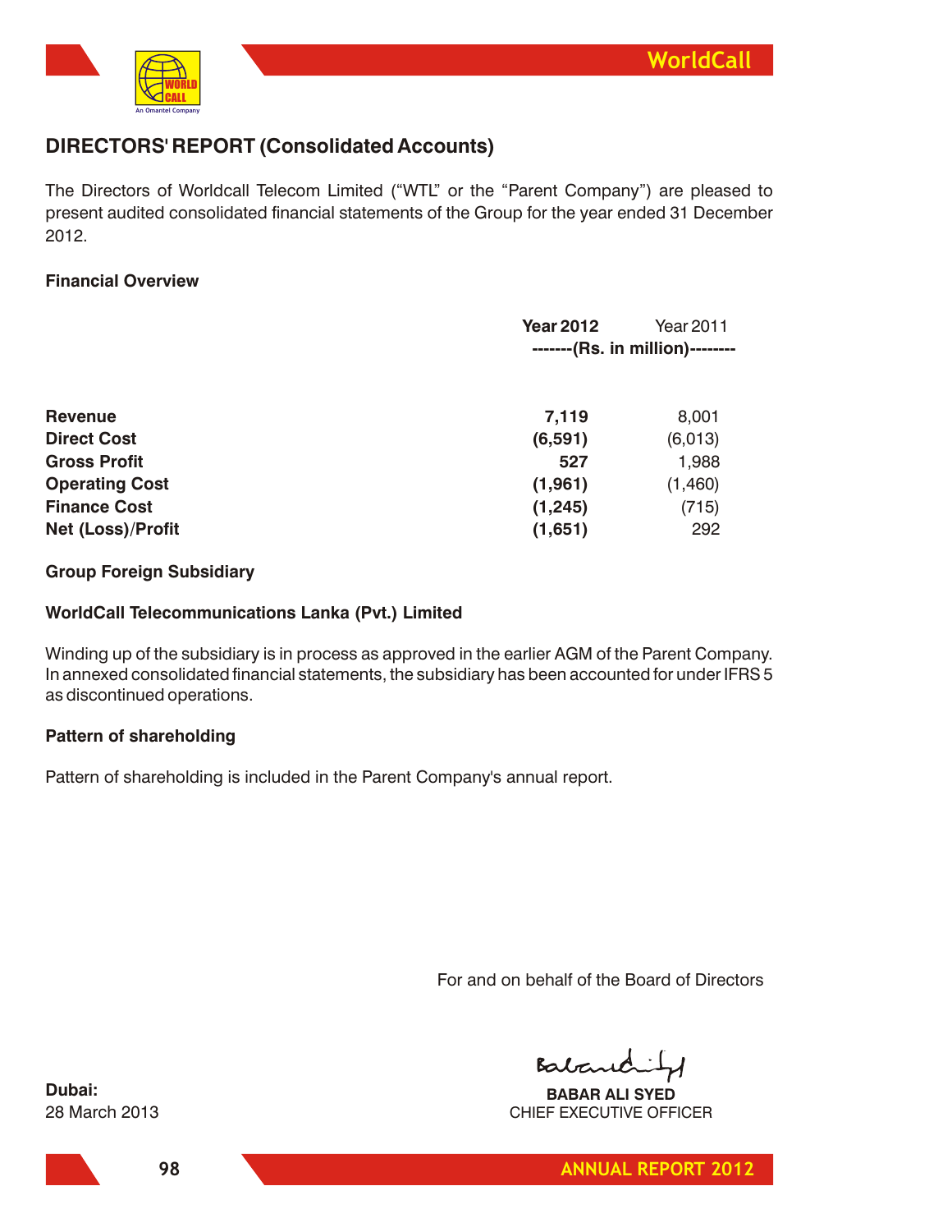## DIRECTORS' REPORT (Consolidated Accounts)

The Directors of Worldcall Telecom Limited ("WTL" or the "Parent Company") are pleased to present audited consolidated financial statements of the Group for the year ended 31 December 2012.

**Financial Overview**

| | **Year 2012** | Year 2011 |
|---|---|---|
| | **-------(Rs. in million)--------** | |
| **Revenue** | **7,119** | 8,001 |
| **Direct Cost** | **(6,591)** | (6,013) |
| **Gross Profit** | **527** | 1,988 |
| **Operating Cost** | **(1,961)** | (1,460) |
| **Finance Cost** | **(1,245)** | (715) |
| **Net (Loss)/Profit** | **(1,651)** | 292 |

**Group Foreign Subsidiary**

**WorldCall Telecommunications Lanka (Pvt.) Limited**

Winding up of the subsidiary is in process as approved in the earlier AGM of the Parent Company. In annexed consolidated financial statements, the subsidiary has been accounted for under IFRS 5 as discontinued operations.

**Pattern of shareholding**

Pattern of shareholding is included in the Parent Company's annual report.

For and on behalf of the Board of Directors

**Dubai:**
28 March 2013

**BABAR ALI SYED**
CHIEF EXECUTIVE OFFICER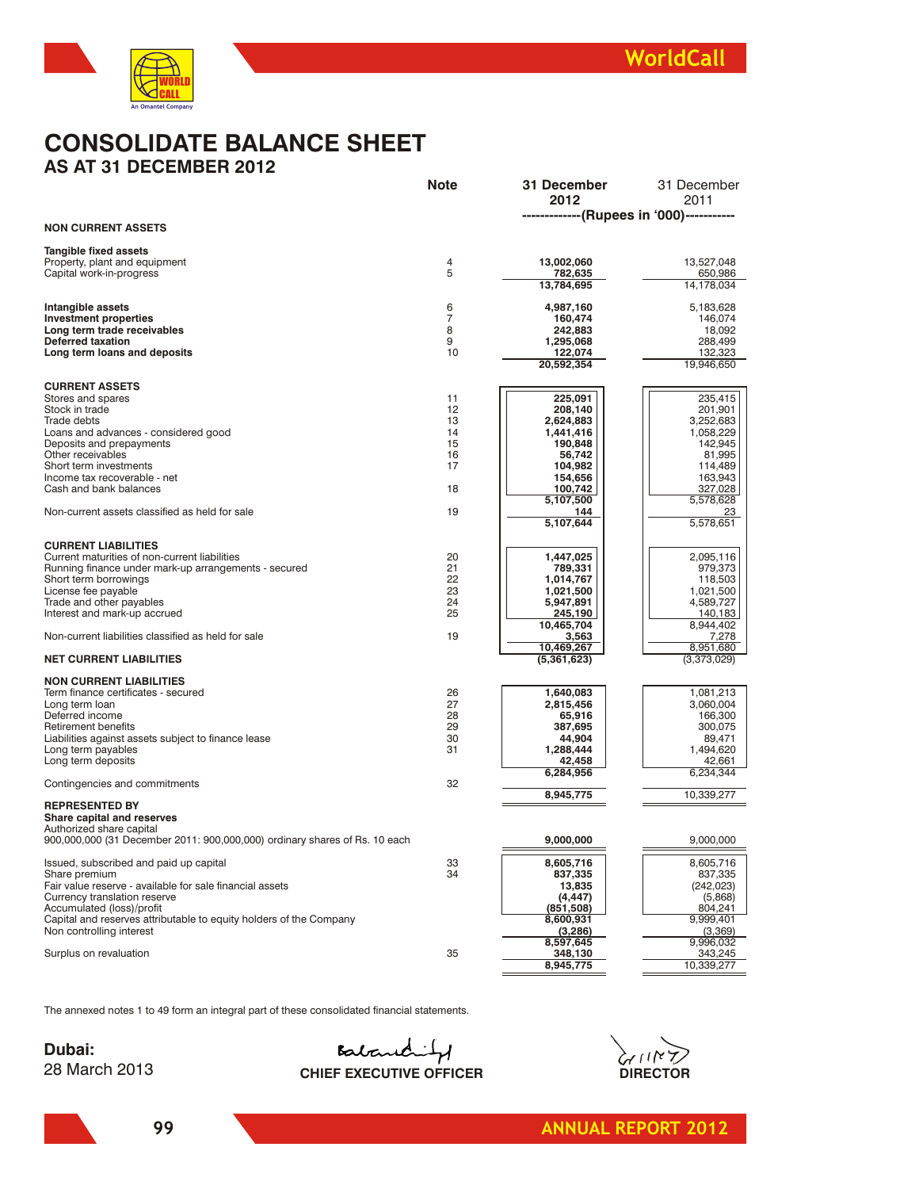# CONSOLIDATE BALANCE SHEET

## AS AT 31 DECEMBER 2012

| | Note | 31 December 2012 | 31 December 2011 |
|---|---|---|---|
| | | (Rupees in '000) | |
| **NON CURRENT ASSETS** | | | |
| **Tangible fixed assets** | | | |
| Property, plant and equipment | 4 | **13,002,060** | 13,527,048 |
| Capital work-in-progress | 5 | **782,635** | 650,986 |
| | | **13,784,695** | 14,178,034 |
| **Intangible assets** | 6 | **4,987,160** | 5,183,628 |
| **Investment properties** | 7 | **160,474** | 146,074 |
| **Long term trade receivables** | 8 | **242,883** | 18,092 |
| **Deferred taxation** | 9 | **1,295,068** | 288,499 |
| **Long term loans and deposits** | 10 | **122,074** | 132,323 |
| | | **20,592,354** | 19,946,650 |
| **CURRENT ASSETS** | | | |
| Stores and spares | 11 | **225,091** | 235,415 |
| Stock in trade | 12 | **208,140** | 201,901 |
| Trade debts | 13 | **2,624,883** | 3,252,683 |
| Loans and advances - considered good | 14 | **1,441,416** | 1,058,229 |
| Deposits and prepayments | 15 | **190,848** | 142,945 |
| Other receivables | 16 | **56,742** | 81,995 |
| Short term investments | 17 | **104,982** | 114,489 |
| Income tax recoverable - net | | **154,656** | 163,943 |
| Cash and bank balances | 18 | **100,742** | 327,028 |
| | | **5,107,500** | 5,578,628 |
| Non-current assets classified as held for sale | 19 | **144** | 23 |
| | | **5,107,644** | 5,578,651 |
| **CURRENT LIABILITIES** | | | |
| Current maturities of non-current liabilities | 20 | **1,447,025** | 2,095,116 |
| Running finance under mark-up arrangements - secured | 21 | **789,331** | 979,373 |
| Short term borrowings | 22 | **1,014,767** | 118,503 |
| License fee payable | 23 | **1,021,500** | 1,021,500 |
| Trade and other payables | 24 | **5,947,891** | 4,589,727 |
| Interest and mark-up accrued | 25 | **245,190** | 140,183 |
| | | **10,465,704** | 8,944,402 |
| Non-current liabilities classified as held for sale | 19 | **3,563** | 7,278 |
| | | **10,469,267** | 8,951,680 |
| **NET CURRENT LIABILITIES** | | **(5,361,623)** | (3,373,029) |
| **NON CURRENT LIABILITIES** | | | |
| Term finance certificates - secured | 26 | **1,640,083** | 1,081,213 |
| Long term loan | 27 | **2,815,456** | 3,060,004 |
| Deferred income | 28 | **65,916** | 166,300 |
| Retirement benefits | 29 | **387,695** | 300,075 |
| Liabilities against assets subject to finance lease | 30 | **44,904** | 89,471 |
| Long term payables | 31 | **1,288,444** | 1,494,620 |
| Long term deposits | | **42,458** | 42,661 |
| | | **6,284,956** | 6,234,344 |
| Contingencies and commitments | 32 | | |
| | | **8,945,775** | 10,339,277 |
| **REPRESENTED BY** | | | |
| **Share capital and reserves** | | | |
| Authorized share capital | | | |
| 900,000,000 (31 December 2011: 900,000,000) ordinary shares of Rs. 10 each | | **9,000,000** | 9,000,000 |
| Issued, subscribed and paid up capital | 33 | **8,605,716** | 8,605,716 |
| Share premium | 34 | **837,335** | 837,335 |
| Fair value reserve - available for sale financial assets | | **13,835** | (242,023) |
| Currency translation reserve | | **(4,447)** | (5,868) |
| Accumulated (loss)/profit | | **(851,508)** | 804,241 |
| Capital and reserves attributable to equity holders of the Company | | **8,600,931** | 9,999,401 |
| Non controlling interest | | **(3,286)** | (3,369) |
| | | **8,597,645** | 9,996,032 |
| Surplus on revaluation | 35 | **348,130** | 343,245 |
| | | **8,945,775** | 10,339,277 |

The annexed notes 1 to 49 form an integral part of these consolidated financial statements.

**Dubai:**
28 March 2013

**CHIEF EXECUTIVE OFFICER**

**DIRECTOR**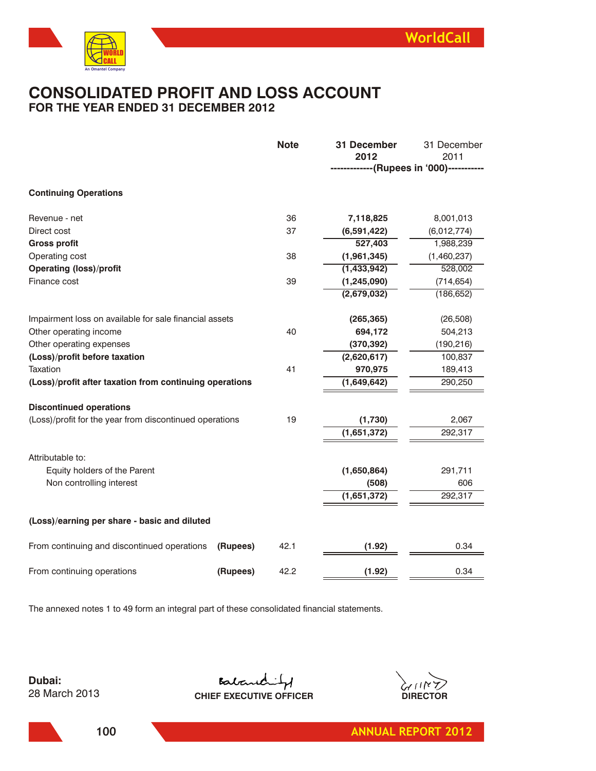# CONSOLIDATED PROFIT AND LOSS ACCOUNT
## FOR THE YEAR ENDED 31 DECEMBER 2012

| | | Note | 31 December 2012 | 31 December 2011 |
|---|---|---|---|---|
| | | | -------------(Rupees in '000)----------- | |
| **Continuing Operations** | | | | |
| Revenue - net | | 36 | **7,118,825** | 8,001,013 |
| Direct cost | | 37 | **(6,591,422)** | (6,012,774) |
| **Gross profit** | | | **527,403** | 1,988,239 |
| Operating cost | | 38 | **(1,961,345)** | (1,460,237) |
| **Operating (loss)/profit** | | | **(1,433,942)** | 528,002 |
| Finance cost | | 39 | **(1,245,090)** | (714,654) |
| | | | **(2,679,032)** | (186,652) |
| Impairment loss on available for sale financial assets | | | **(265,365)** | (26,508) |
| Other operating income | | 40 | **694,172** | 504,213 |
| Other operating expenses | | | **(370,392)** | (190,216) |
| **(Loss)/profit before taxation** | | | **(2,620,617)** | 100,837 |
| Taxation | | 41 | **970,975** | 189,413 |
| **(Loss)/profit after taxation from continuing operations** | | | **(1,649,642)** | 290,250 |
| **Discontinued operations** | | | | |
| (Loss)/profit for the year from discontinued operations | | 19 | **(1,730)** | 2,067 |
| | | | **(1,651,372)** | 292,317 |
| Attributable to: | | | | |
| Equity holders of the Parent | | | **(1,650,864)** | 291,711 |
| Non controlling interest | | | **(508)** | 606 |
| | | | **(1,651,372)** | 292,317 |
| **(Loss)/earning per share - basic and diluted** | | | | |
| From continuing and discontinued operations | **(Rupees)** | 42.1 | **(1.92)** | 0.34 |
| From continuing operations | **(Rupees)** | 42.2 | **(1.92)** | 0.34 |

The annexed notes 1 to 49 form an integral part of these consolidated financial statements.

**Dubai:**
28 March 2013

**CHIEF EXECUTIVE OFFICER**

**DIRECTOR**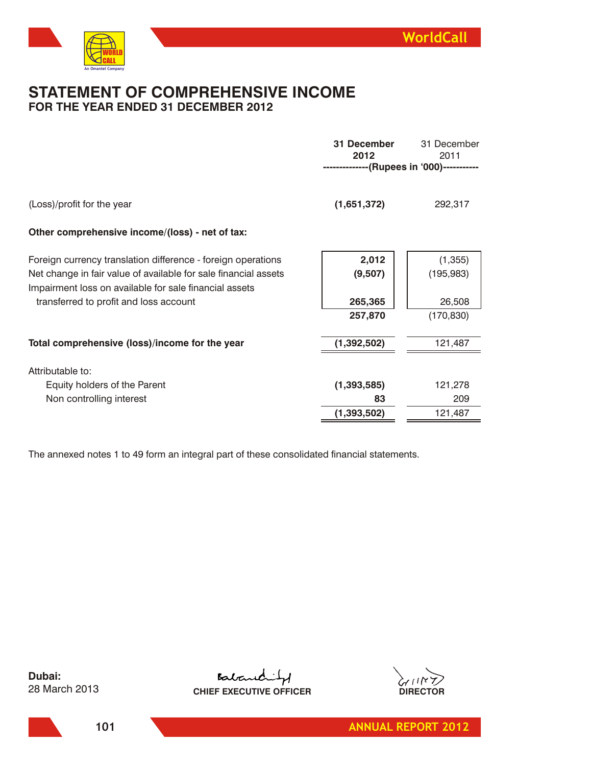# STATEMENT OF COMPREHENSIVE INCOME

## FOR THE YEAR ENDED 31 DECEMBER 2012

| | **31 December 2012** | 31 December 2011 |
|---|---|---|
| | **(Rupees in '000)** | |
| (Loss)/profit for the year | **(1,651,372)** | 292,317 |
| **Other comprehensive income/(loss) - net of tax:** | | |
| Foreign currency translation difference - foreign operations | **2,012** | (1,355) |
| Net change in fair value of available for sale financial assets | **(9,507)** | (195,983) |
| Impairment loss on available for sale financial assets transferred to profit and loss account | **265,365** | 26,508 |
| | **257,870** | (170,830) |
| **Total comprehensive (loss)/income for the year** | **(1,392,502)** | 121,487 |
| Attributable to: | | |
| Equity holders of the Parent | **(1,393,585)** | 121,278 |
| Non controlling interest | **83** | 209 |
| | **(1,393,502)** | 121,487 |

The annexed notes 1 to 49 form an integral part of these consolidated financial statements.

**Dubai:**
28 March 2013

**CHIEF EXECUTIVE OFFICER**

**DIRECTOR**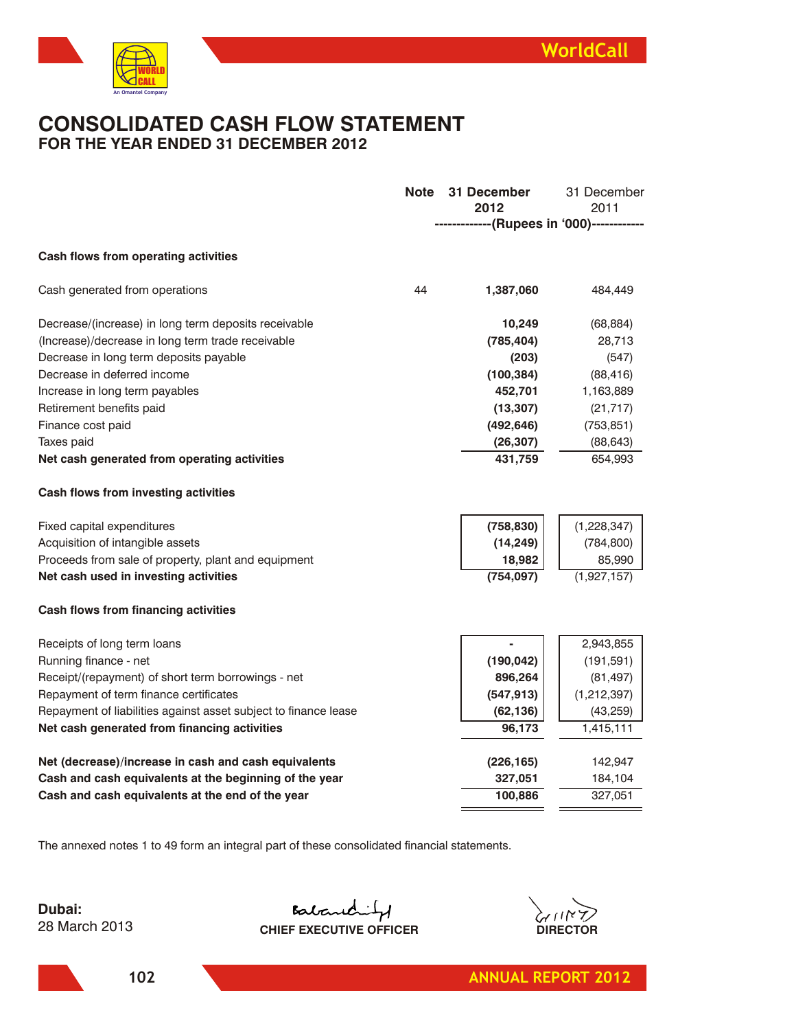# CONSOLIDATED CASH FLOW STATEMENT

## FOR THE YEAR ENDED 31 DECEMBER 2012

| | Note | 31 December 2012 | 31 December 2011 |
|---|---|---|---|
| | | -------------(Rupees in '000)------------ | |
| **Cash flows from operating activities** | | | |
| Cash generated from operations | 44 | **1,387,060** | 484,449 |
| Decrease/(increase) in long term deposits receivable | | **10,249** | (68,884) |
| (Increase)/decrease in long term trade receivable | | **(785,404)** | 28,713 |
| Decrease in long term deposits payable | | **(203)** | (547) |
| Decrease in deferred income | | **(100,384)** | (88,416) |
| Increase in long term payables | | **452,701** | 1,163,889 |
| Retirement benefits paid | | **(13,307)** | (21,717) |
| Finance cost paid | | **(492,646)** | (753,851) |
| Taxes paid | | **(26,307)** | (88,643) |
| **Net cash generated from operating activities** | | **431,759** | 654,993 |
| **Cash flows from investing activities** | | | |
| Fixed capital expenditures | | **(758,830)** | (1,228,347) |
| Acquisition of intangible assets | | **(14,249)** | (784,800) |
| Proceeds from sale of property, plant and equipment | | **18,982** | 85,990 |
| **Net cash used in investing activities** | | **(754,097)** | (1,927,157) |
| **Cash flows from financing activities** | | | |
| Receipts of long term loans | | **-** | 2,943,855 |
| Running finance - net | | **(190,042)** | (191,591) |
| Receipt/(repayment) of short term borrowings - net | | **896,264** | (81,497) |
| Repayment of term finance certificates | | **(547,913)** | (1,212,397) |
| Repayment of liabilities against asset subject to finance lease | | **(62,136)** | (43,259) |
| **Net cash generated from financing activities** | | **96,173** | 1,415,111 |
| **Net (decrease)/increase in cash and cash equivalents** | | **(226,165)** | 142,947 |
| **Cash and cash equivalents at the beginning of the year** | | **327,051** | 184,104 |
| **Cash and cash equivalents at the end of the year** | | **100,886** | 327,051 |

The annexed notes 1 to 49 form an integral part of these consolidated financial statements.

**Dubai:**
28 March 2013

**CHIEF EXECUTIVE OFFICER**

**DIRECTOR**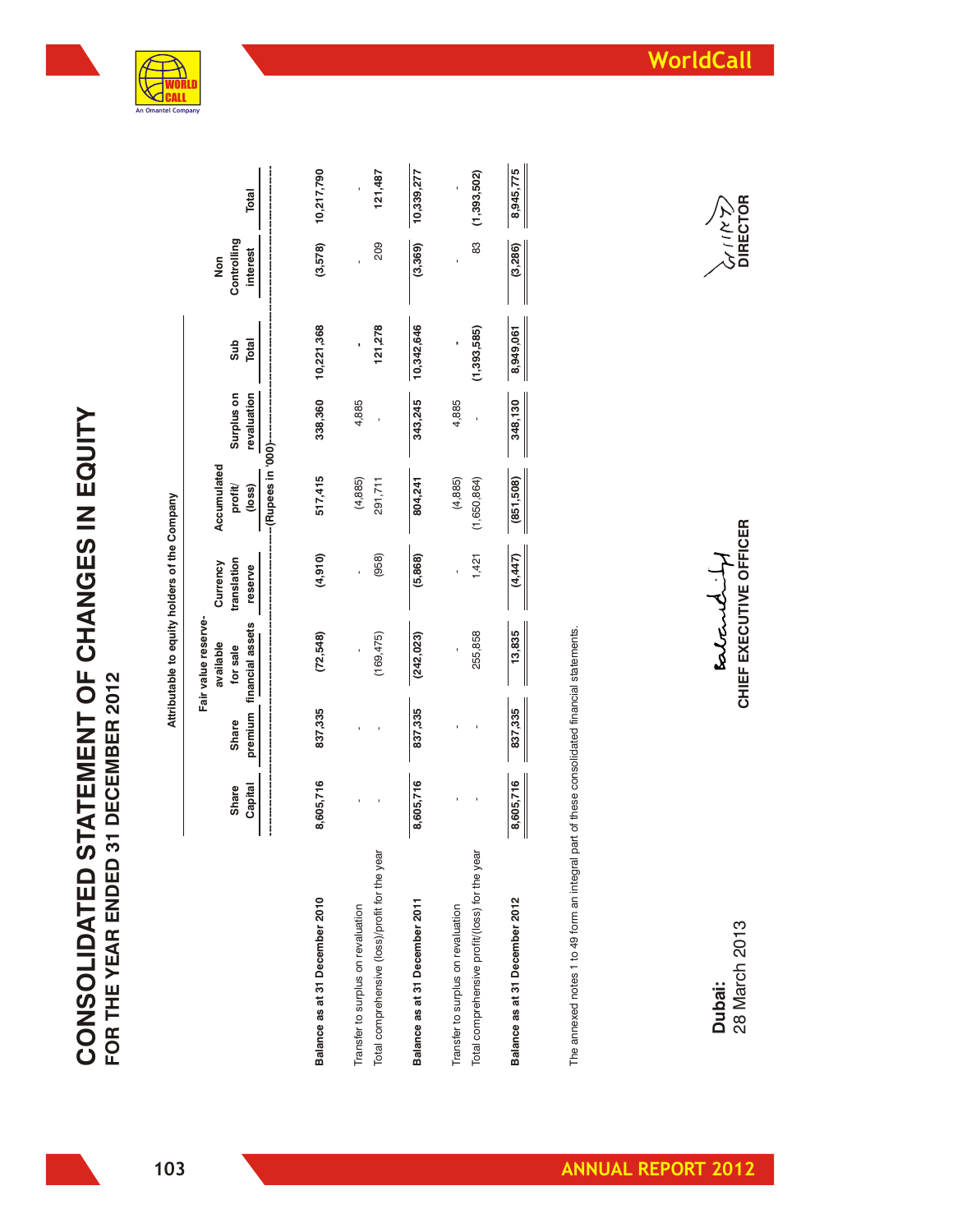# CONSOLIDATED STATEMENT OF CHANGES IN EQUITY

## FOR THE YEAR ENDED 31 DECEMBER 2012

| | Attributable to equity holders of the Company | | | | | | | | |
|---|---|---|---|---|---|---|---|---|---|
| | Share Capital | Share premium | Fair value reserve-available for sale financial assets | Currency translation reserve | Accumulated profit/(loss) | Surplus on revaluation | Sub Total | Non Controlling interest | Total |
| | -------------------------- | | | | (Rupees in '000) | -------------------------- | | | |
| **Balance as at 31 December 2010** | 8,605,716 | 837,335 | (72,548) | (4,910) | 517,415 | 338,360 | 10,221,368 | (3,578) | 10,217,790 |
| Transfer to surplus on revaluation | - | - | - | - | (4,885) | 4,885 | - | - | - |
| Total comprehensive (loss)/profit for the year | - | - | (169,475) | (958) | 291,711 | - | 121,278 | 209 | 121,487 |
| **Balance as at 31 December 2011** | 8,605,716 | 837,335 | (242,023) | (5,868) | 804,241 | 343,245 | 10,342,646 | (3,369) | 10,339,277 |
| Transfer to surplus on revaluation | - | - | - | - | (4,885) | 4,885 | - | - | - |
| Total comprehensive profit/(loss) for the year | - | - | 255,858 | 1,421 | (1,650,864) | - | (1,393,585) | 83 | (1,393,502) |
| **Balance as at 31 December 2012** | 8,605,716 | 837,335 | 13,835 | (4,447) | (851,508) | 348,130 | 8,949,061 | (3,286) | 8,945,775 |

The annexed notes 1 to 49 form an integral part of these consolidated financial statements.

**Dubai:**
28 March 2013

**CHIEF EXECUTIVE OFFICER**

**DIRECTOR**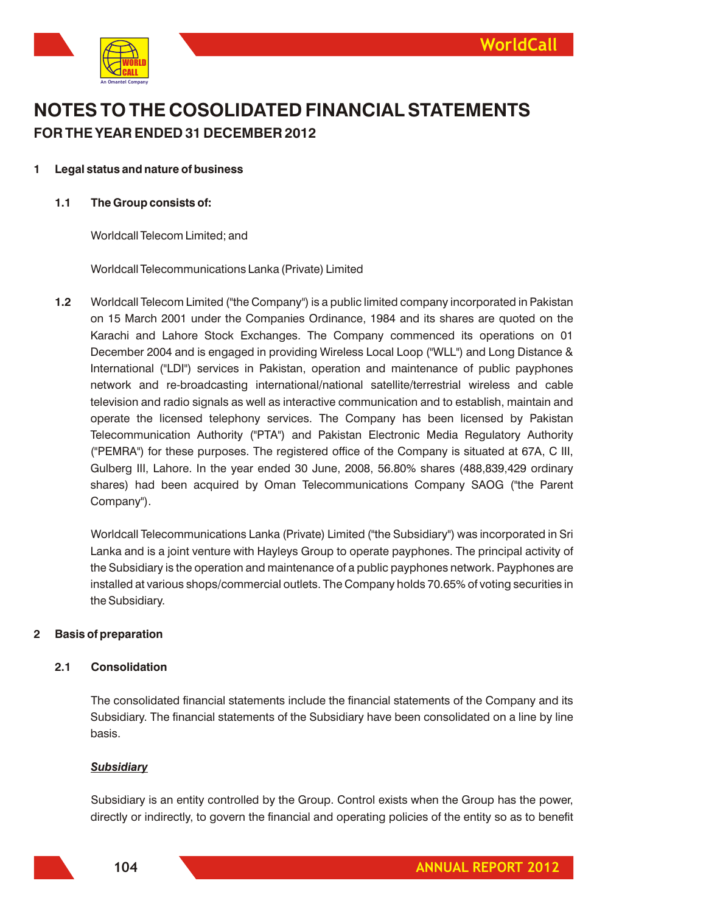# NOTES TO THE COSOLIDATED FINANCIAL STATEMENTS
## FOR THE YEAR ENDED 31 DECEMBER 2012

**1 Legal status and nature of business**

**1.1 The Group consists of:**

Worldcall Telecom Limited; and

Worldcall Telecommunications Lanka (Private) Limited

**1.2** Worldcall Telecom Limited ("the Company") is a public limited company incorporated in Pakistan on 15 March 2001 under the Companies Ordinance, 1984 and its shares are quoted on the Karachi and Lahore Stock Exchanges. The Company commenced its operations on 01 December 2004 and is engaged in providing Wireless Local Loop ("WLL") and Long Distance & International ("LDI") services in Pakistan, operation and maintenance of public payphones network and re-broadcasting international/national satellite/terrestrial wireless and cable television and radio signals as well as interactive communication and to establish, maintain and operate the licensed telephony services. The Company has been licensed by Pakistan Telecommunication Authority ("PTA") and Pakistan Electronic Media Regulatory Authority ("PEMRA") for these purposes. The registered office of the Company is situated at 67A, C III, Gulberg III, Lahore. In the year ended 30 June, 2008, 56.80% shares (488,839,429 ordinary shares) had been acquired by Oman Telecommunications Company SAOG ("the Parent Company").

Worldcall Telecommunications Lanka (Private) Limited ("the Subsidiary") was incorporated in Sri Lanka and is a joint venture with Hayleys Group to operate payphones. The principal activity of the Subsidiary is the operation and maintenance of a public payphones network. Payphones are installed at various shops/commercial outlets. The Company holds 70.65% of voting securities in the Subsidiary.

**2 Basis of preparation**

**2.1 Consolidation**

The consolidated financial statements include the financial statements of the Company and its Subsidiary. The financial statements of the Subsidiary have been consolidated on a line by line basis.

***Subsidiary***

Subsidiary is an entity controlled by the Group. Control exists when the Group has the power, directly or indirectly, to govern the financial and operating policies of the entity so as to benefit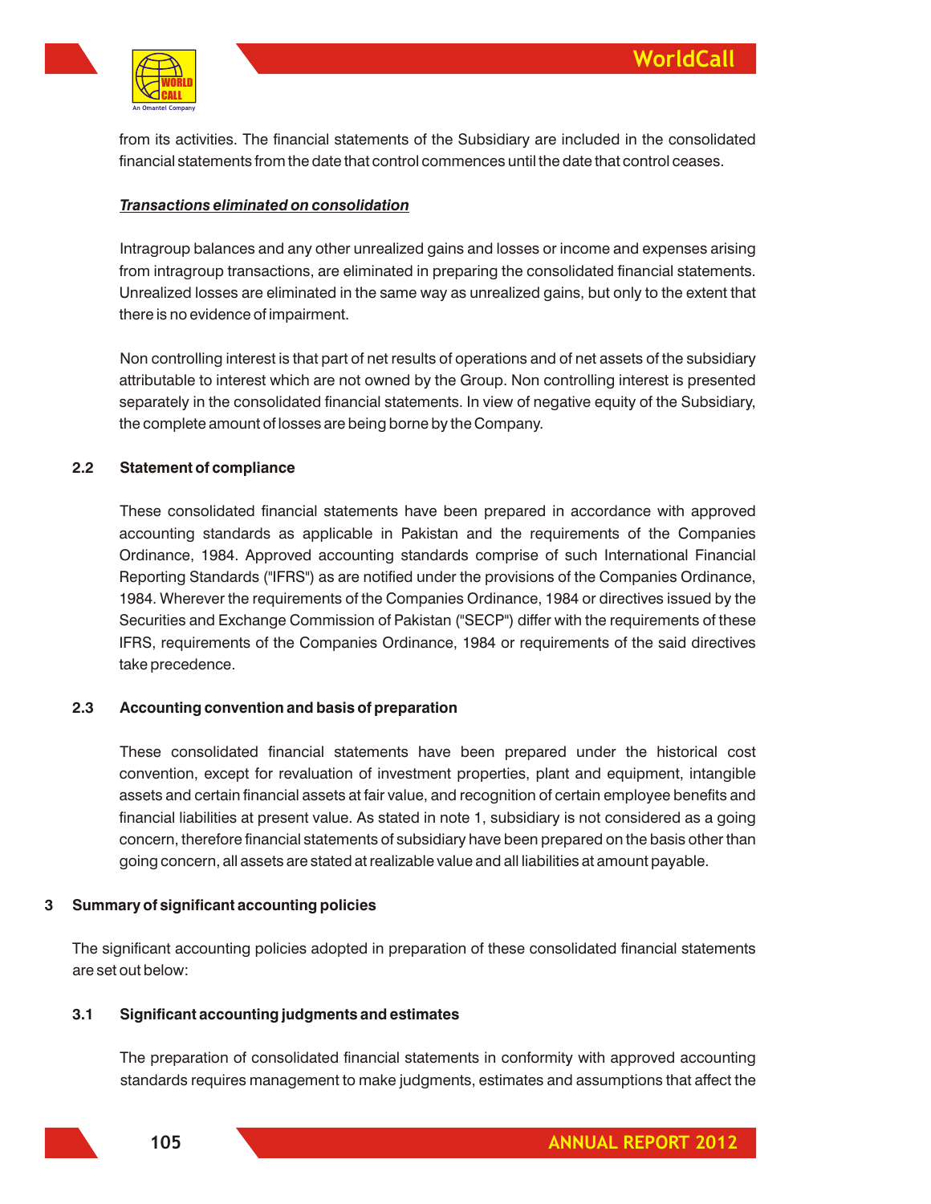from its activities. The financial statements of the Subsidiary are included in the consolidated financial statements from the date that control commences until the date that control ceases.

***Transactions eliminated on consolidation***

Intragroup balances and any other unrealized gains and losses or income and expenses arising from intragroup transactions, are eliminated in preparing the consolidated financial statements. Unrealized losses are eliminated in the same way as unrealized gains, but only to the extent that there is no evidence of impairment.

Non controlling interest is that part of net results of operations and of net assets of the subsidiary attributable to interest which are not owned by the Group. Non controlling interest is presented separately in the consolidated financial statements. In view of negative equity of the Subsidiary, the complete amount of losses are being borne by the Company.

### 2.2 Statement of compliance

These consolidated financial statements have been prepared in accordance with approved accounting standards as applicable in Pakistan and the requirements of the Companies Ordinance, 1984. Approved accounting standards comprise of such International Financial Reporting Standards ("IFRS") as are notified under the provisions of the Companies Ordinance, 1984. Wherever the requirements of the Companies Ordinance, 1984 or directives issued by the Securities and Exchange Commission of Pakistan ("SECP") differ with the requirements of these IFRS, requirements of the Companies Ordinance, 1984 or requirements of the said directives take precedence.

### 2.3 Accounting convention and basis of preparation

These consolidated financial statements have been prepared under the historical cost convention, except for revaluation of investment properties, plant and equipment, intangible assets and certain financial assets at fair value, and recognition of certain employee benefits and financial liabilities at present value. As stated in note 1, subsidiary is not considered as a going concern, therefore financial statements of subsidiary have been prepared on the basis other than going concern, all assets are stated at realizable value and all liabilities at amount payable.

## 3 Summary of significant accounting policies

The significant accounting policies adopted in preparation of these consolidated financial statements are set out below:

### 3.1 Significant accounting judgments and estimates

The preparation of consolidated financial statements in conformity with approved accounting standards requires management to make judgments, estimates and assumptions that affect the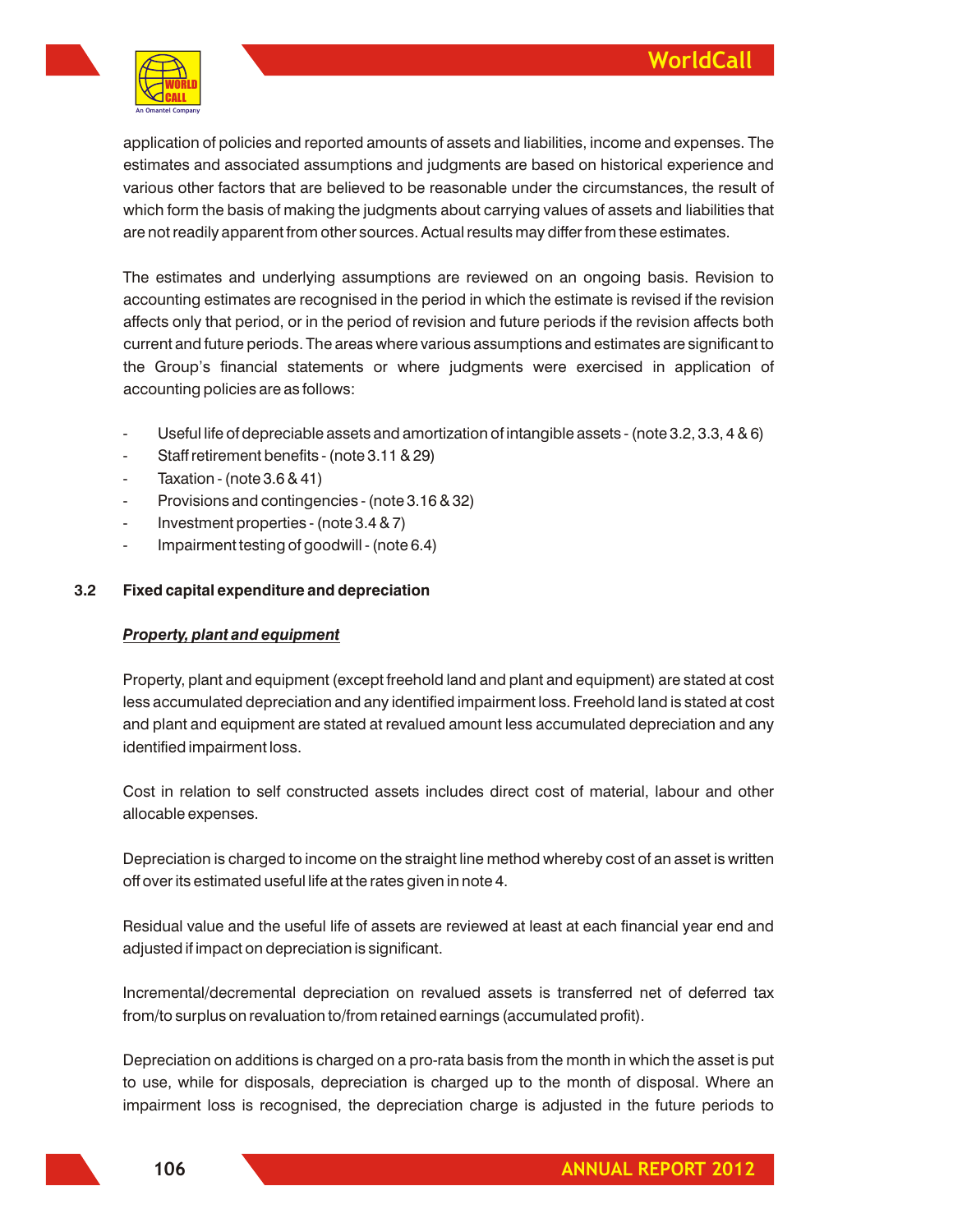application of policies and reported amounts of assets and liabilities, income and expenses. The estimates and associated assumptions and judgments are based on historical experience and various other factors that are believed to be reasonable under the circumstances, the result of which form the basis of making the judgments about carrying values of assets and liabilities that are not readily apparent from other sources. Actual results may differ from these estimates.

The estimates and underlying assumptions are reviewed on an ongoing basis. Revision to accounting estimates are recognised in the period in which the estimate is revised if the revision affects only that period, or in the period of revision and future periods if the revision affects both current and future periods. The areas where various assumptions and estimates are significant to the Group's financial statements or where judgments were exercised in application of accounting policies are as follows:

- Useful life of depreciable assets and amortization of intangible assets - (note 3.2, 3.3, 4 & 6)
- Staff retirement benefits - (note 3.11 & 29)
- Taxation - (note 3.6 & 41)
- Provisions and contingencies - (note 3.16 & 32)
- Investment properties - (note 3.4 & 7)
- Impairment testing of goodwill - (note 6.4)

### 3.2 Fixed capital expenditure and depreciation

***Property, plant and equipment***

Property, plant and equipment (except freehold land and plant and equipment) are stated at cost less accumulated depreciation and any identified impairment loss. Freehold land is stated at cost and plant and equipment are stated at revalued amount less accumulated depreciation and any identified impairment loss.

Cost in relation to self constructed assets includes direct cost of material, labour and other allocable expenses.

Depreciation is charged to income on the straight line method whereby cost of an asset is written off over its estimated useful life at the rates given in note 4.

Residual value and the useful life of assets are reviewed at least at each financial year end and adjusted if impact on depreciation is significant.

Incremental/decremental depreciation on revalued assets is transferred net of deferred tax from/to surplus on revaluation to/from retained earnings (accumulated profit).

Depreciation on additions is charged on a pro-rata basis from the month in which the asset is put to use, while for disposals, depreciation is charged up to the month of disposal. Where an impairment loss is recognised, the depreciation charge is adjusted in the future periods to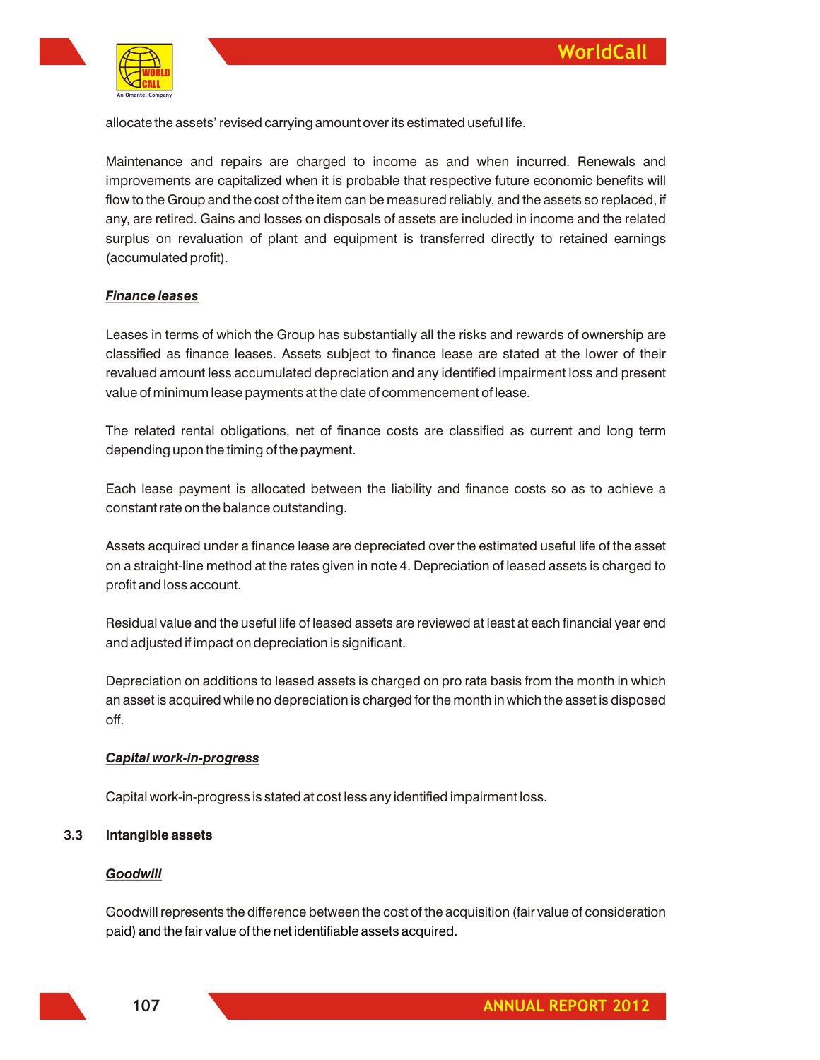allocate the assets' revised carrying amount over its estimated useful life.

Maintenance and repairs are charged to income as and when incurred. Renewals and improvements are capitalized when it is probable that respective future economic benefits will flow to the Group and the cost of the item can be measured reliably, and the assets so replaced, if any, are retired. Gains and losses on disposals of assets are included in income and the related surplus on revaluation of plant and equipment is transferred directly to retained earnings (accumulated profit).

***Finance leases***

Leases in terms of which the Group has substantially all the risks and rewards of ownership are classified as finance leases. Assets subject to finance lease are stated at the lower of their revalued amount less accumulated depreciation and any identified impairment loss and present value of minimum lease payments at the date of commencement of lease.

The related rental obligations, net of finance costs are classified as current and long term depending upon the timing of the payment.

Each lease payment is allocated between the liability and finance costs so as to achieve a constant rate on the balance outstanding.

Assets acquired under a finance lease are depreciated over the estimated useful life of the asset on a straight-line method at the rates given in note 4. Depreciation of leased assets is charged to profit and loss account.

Residual value and the useful life of leased assets are reviewed at least at each financial year end and adjusted if impact on depreciation is significant.

Depreciation on additions to leased assets is charged on pro rata basis from the month in which an asset is acquired while no depreciation is charged for the month in which the asset is disposed off.

***Capital work-in-progress***

Capital work-in-progress is stated at cost less any identified impairment loss.

### 3.3 Intangible assets

***Goodwill***

Goodwill represents the difference between the cost of the acquisition (fair value of consideration paid) and the fair value of the net identifiable assets acquired.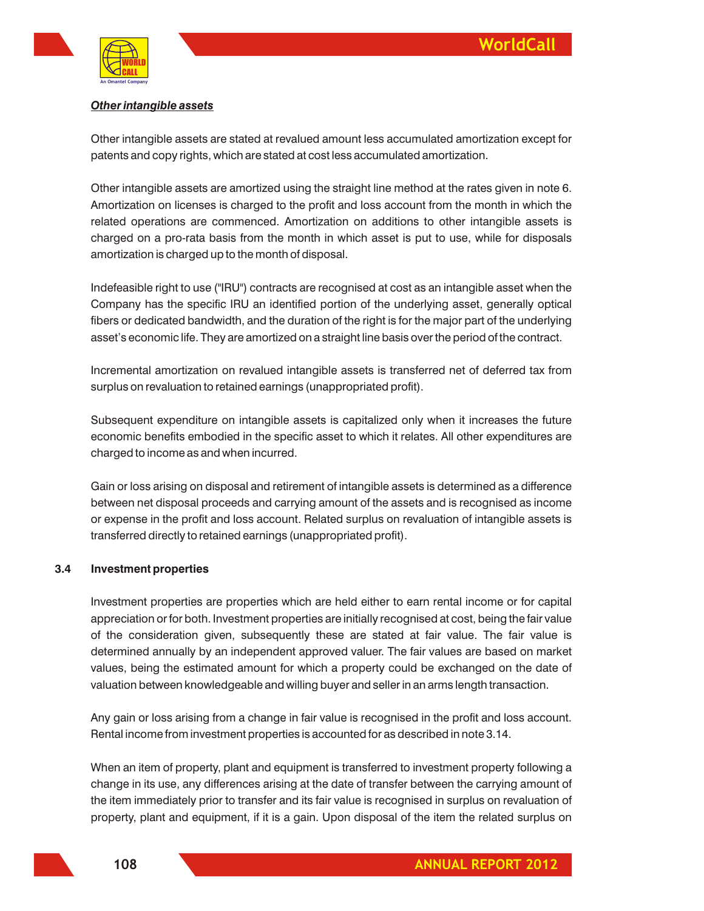***Other intangible assets***

Other intangible assets are stated at revalued amount less accumulated amortization except for patents and copy rights, which are stated at cost less accumulated amortization.

Other intangible assets are amortized using the straight line method at the rates given in note 6. Amortization on licenses is charged to the profit and loss account from the month in which the related operations are commenced. Amortization on additions to other intangible assets is charged on a pro-rata basis from the month in which asset is put to use, while for disposals amortization is charged up to the month of disposal.

Indefeasible right to use ("IRU") contracts are recognised at cost as an intangible asset when the Company has the specific IRU an identified portion of the underlying asset, generally optical fibers or dedicated bandwidth, and the duration of the right is for the major part of the underlying asset's economic life. They are amortized on a straight line basis over the period of the contract.

Incremental amortization on revalued intangible assets is transferred net of deferred tax from surplus on revaluation to retained earnings (unappropriated profit).

Subsequent expenditure on intangible assets is capitalized only when it increases the future economic benefits embodied in the specific asset to which it relates. All other expenditures are charged to income as and when incurred.

Gain or loss arising on disposal and retirement of intangible assets is determined as a difference between net disposal proceeds and carrying amount of the assets and is recognised as income or expense in the profit and loss account. Related surplus on revaluation of intangible assets is transferred directly to retained earnings (unappropriated profit).

### 3.4 Investment properties

Investment properties are properties which are held either to earn rental income or for capital appreciation or for both. Investment properties are initially recognised at cost, being the fair value of the consideration given, subsequently these are stated at fair value. The fair value is determined annually by an independent approved valuer. The fair values are based on market values, being the estimated amount for which a property could be exchanged on the date of valuation between knowledgeable and willing buyer and seller in an arms length transaction.

Any gain or loss arising from a change in fair value is recognised in the profit and loss account. Rental income from investment properties is accounted for as described in note 3.14.

When an item of property, plant and equipment is transferred to investment property following a change in its use, any differences arising at the date of transfer between the carrying amount of the item immediately prior to transfer and its fair value is recognised in surplus on revaluation of property, plant and equipment, if it is a gain. Upon disposal of the item the related surplus on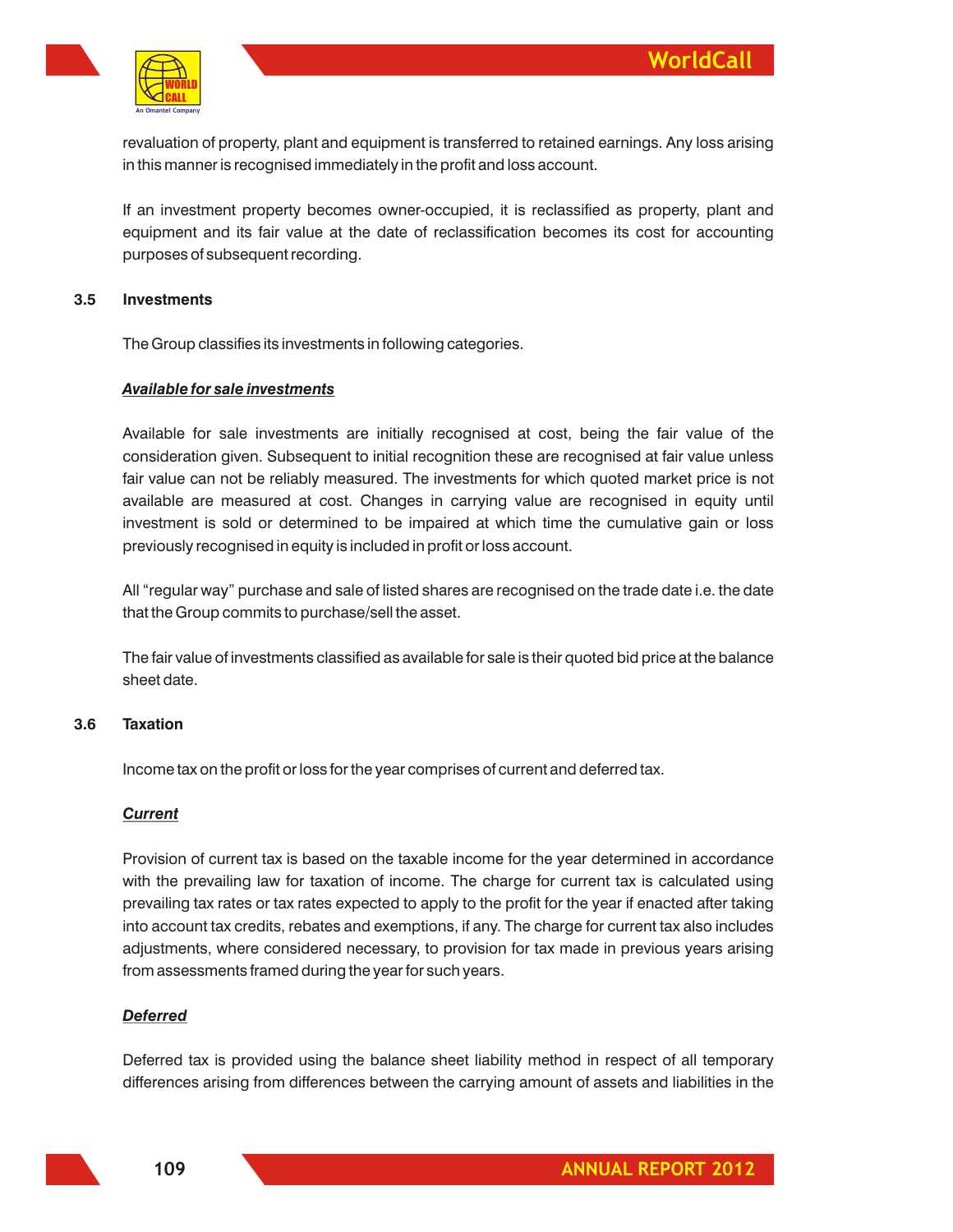revaluation of property, plant and equipment is transferred to retained earnings. Any loss arising in this manner is recognised immediately in the profit and loss account.

If an investment property becomes owner-occupied, it is reclassified as property, plant and equipment and its fair value at the date of reclassification becomes its cost for accounting purposes of subsequent recording.

### 3.5 Investments

The Group classifies its investments in following categories.

***Available for sale investments***

Available for sale investments are initially recognised at cost, being the fair value of the consideration given. Subsequent to initial recognition these are recognised at fair value unless fair value can not be reliably measured. The investments for which quoted market price is not available are measured at cost. Changes in carrying value are recognised in equity until investment is sold or determined to be impaired at which time the cumulative gain or loss previously recognised in equity is included in profit or loss account.

All "regular way" purchase and sale of listed shares are recognised on the trade date i.e. the date that the Group commits to purchase/sell the asset.

The fair value of investments classified as available for sale is their quoted bid price at the balance sheet date.

### 3.6 Taxation

Income tax on the profit or loss for the year comprises of current and deferred tax.

***Current***

Provision of current tax is based on the taxable income for the year determined in accordance with the prevailing law for taxation of income. The charge for current tax is calculated using prevailing tax rates or tax rates expected to apply to the profit for the year if enacted after taking into account tax credits, rebates and exemptions, if any. The charge for current tax also includes adjustments, where considered necessary, to provision for tax made in previous years arising from assessments framed during the year for such years.

***Deferred***

Deferred tax is provided using the balance sheet liability method in respect of all temporary differences arising from differences between the carrying amount of assets and liabilities in the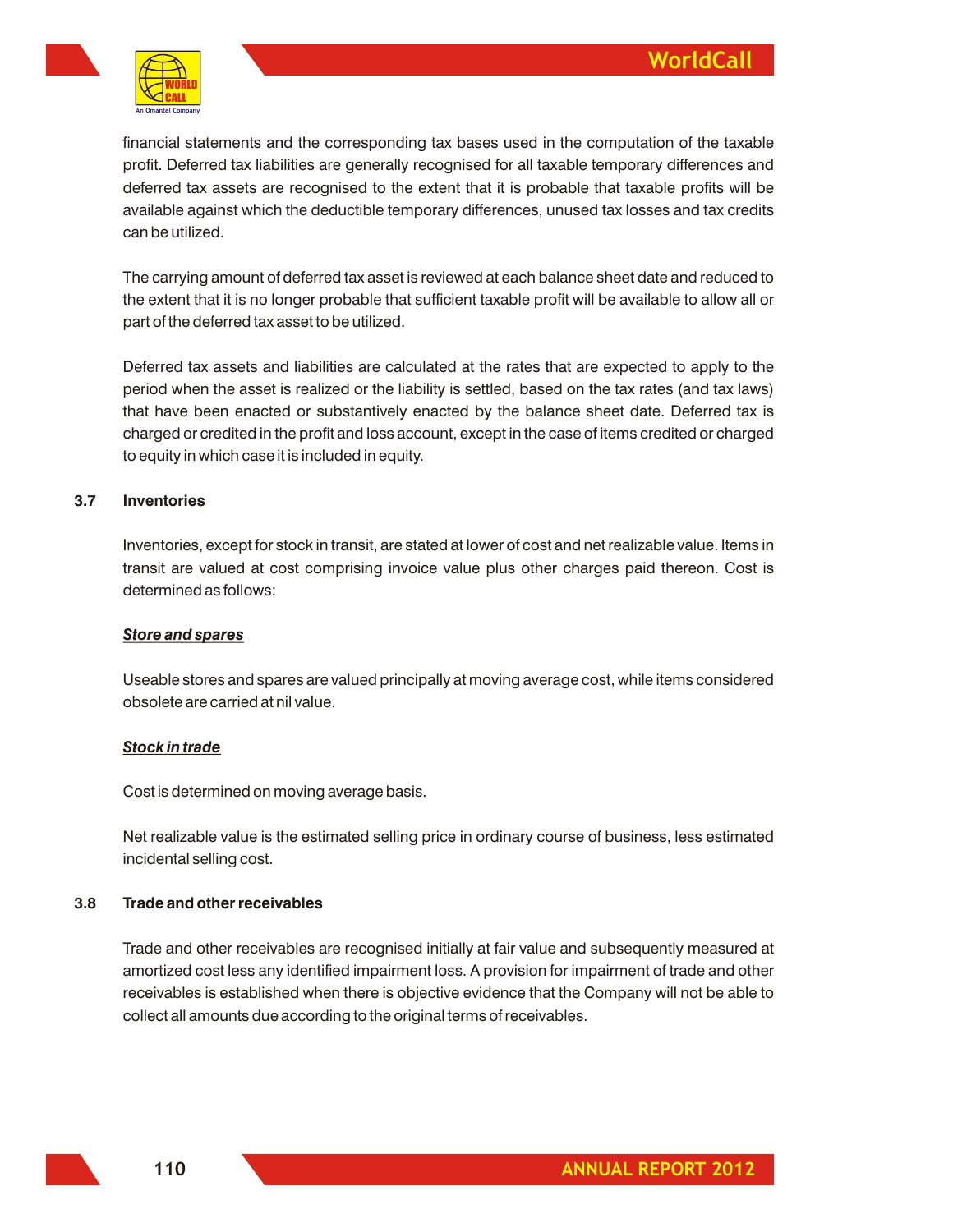financial statements and the corresponding tax bases used in the computation of the taxable profit. Deferred tax liabilities are generally recognised for all taxable temporary differences and deferred tax assets are recognised to the extent that it is probable that taxable profits will be available against which the deductible temporary differences, unused tax losses and tax credits can be utilized.

The carrying amount of deferred tax asset is reviewed at each balance sheet date and reduced to the extent that it is no longer probable that sufficient taxable profit will be available to allow all or part of the deferred tax asset to be utilized.

Deferred tax assets and liabilities are calculated at the rates that are expected to apply to the period when the asset is realized or the liability is settled, based on the tax rates (and tax laws) that have been enacted or substantively enacted by the balance sheet date. Deferred tax is charged or credited in the profit and loss account, except in the case of items credited or charged to equity in which case it is included in equity.

### 3.7 Inventories

Inventories, except for stock in transit, are stated at lower of cost and net realizable value. Items in transit are valued at cost comprising invoice value plus other charges paid thereon. Cost is determined as follows:

***Store and spares***

Useable stores and spares are valued principally at moving average cost, while items considered obsolete are carried at nil value.

***Stock in trade***

Cost is determined on moving average basis.

Net realizable value is the estimated selling price in ordinary course of business, less estimated incidental selling cost.

### 3.8 Trade and other receivables

Trade and other receivables are recognised initially at fair value and subsequently measured at amortized cost less any identified impairment loss. A provision for impairment of trade and other receivables is established when there is objective evidence that the Company will not be able to collect all amounts due according to the original terms of receivables.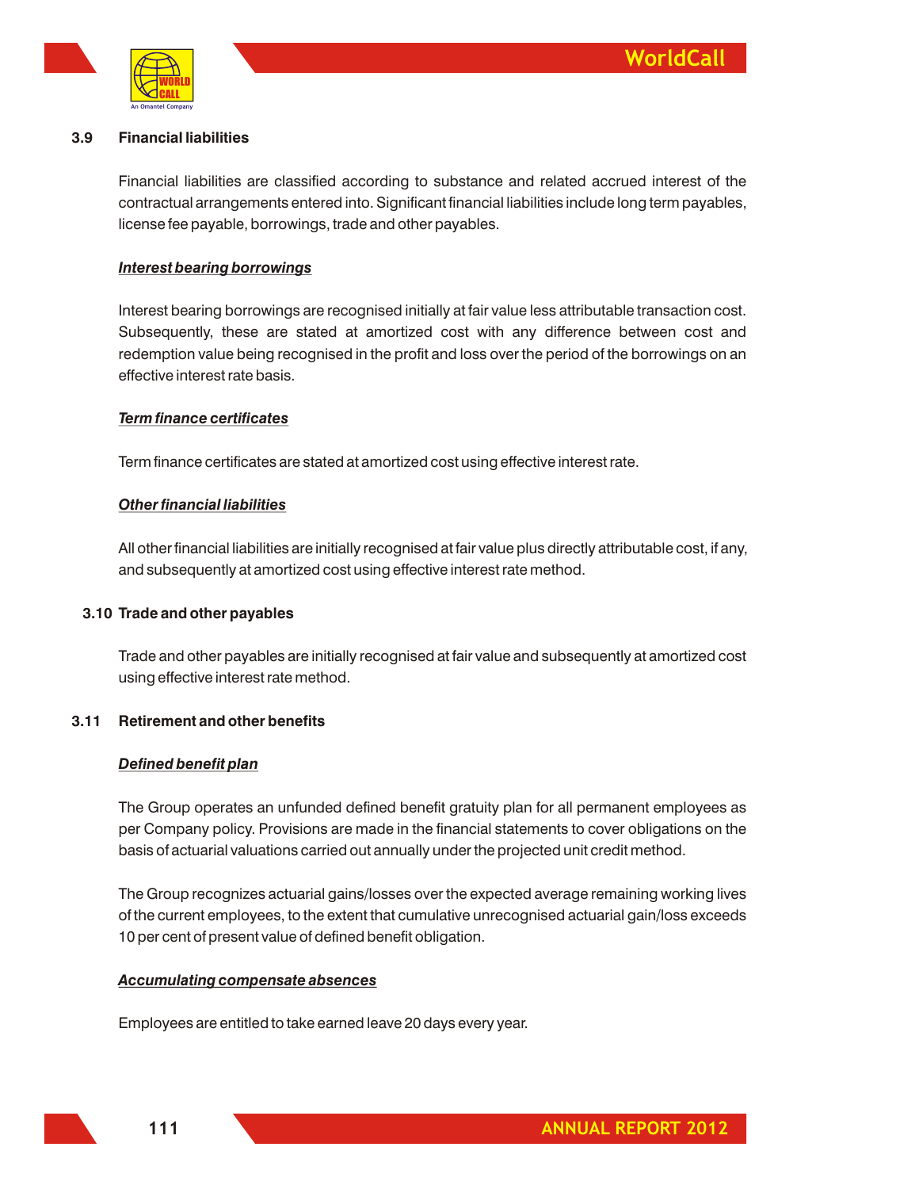### 3.9 Financial liabilities

Financial liabilities are classified according to substance and related accrued interest of the contractual arrangements entered into. Significant financial liabilities include long term payables, license fee payable, borrowings, trade and other payables.

***Interest bearing borrowings***

Interest bearing borrowings are recognised initially at fair value less attributable transaction cost. Subsequently, these are stated at amortized cost with any difference between cost and redemption value being recognised in the profit and loss over the period of the borrowings on an effective interest rate basis.

***Term finance certificates***

Term finance certificates are stated at amortized cost using effective interest rate.

***Other financial liabilities***

All other financial liabilities are initially recognised at fair value plus directly attributable cost, if any, and subsequently at amortized cost using effective interest rate method.

### 3.10 Trade and other payables

Trade and other payables are initially recognised at fair value and subsequently at amortized cost using effective interest rate method.

### 3.11 Retirement and other benefits

***Defined benefit plan***

The Group operates an unfunded defined benefit gratuity plan for all permanent employees as per Company policy. Provisions are made in the financial statements to cover obligations on the basis of actuarial valuations carried out annually under the projected unit credit method.

The Group recognizes actuarial gains/losses over the expected average remaining working lives of the current employees, to the extent that cumulative unrecognised actuarial gain/loss exceeds 10 per cent of present value of defined benefit obligation.

***Accumulating compensate absences***

Employees are entitled to take earned leave 20 days every year.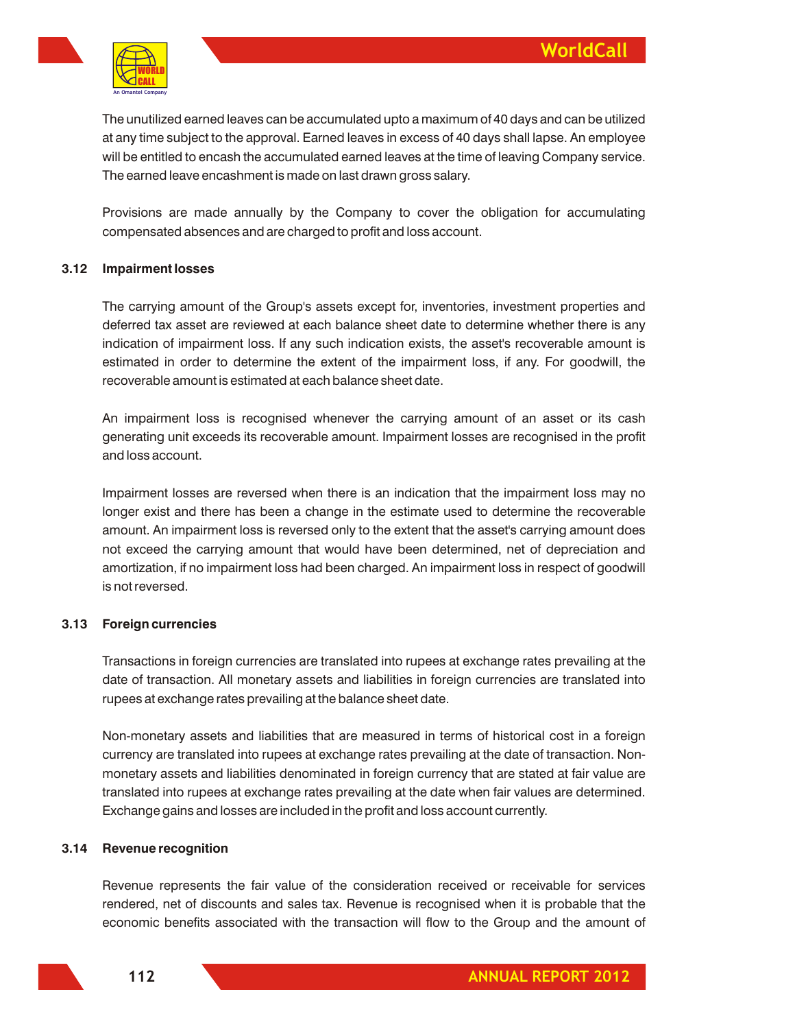The unutilized earned leaves can be accumulated upto a maximum of 40 days and can be utilized at any time subject to the approval. Earned leaves in excess of 40 days shall lapse. An employee will be entitled to encash the accumulated earned leaves at the time of leaving Company service. The earned leave encashment is made on last drawn gross salary.

Provisions are made annually by the Company to cover the obligation for accumulating compensated absences and are charged to profit and loss account.

### 3.12 Impairment losses

The carrying amount of the Group's assets except for, inventories, investment properties and deferred tax asset are reviewed at each balance sheet date to determine whether there is any indication of impairment loss. If any such indication exists, the asset's recoverable amount is estimated in order to determine the extent of the impairment loss, if any. For goodwill, the recoverable amount is estimated at each balance sheet date.

An impairment loss is recognised whenever the carrying amount of an asset or its cash generating unit exceeds its recoverable amount. Impairment losses are recognised in the profit and loss account.

Impairment losses are reversed when there is an indication that the impairment loss may no longer exist and there has been a change in the estimate used to determine the recoverable amount. An impairment loss is reversed only to the extent that the asset's carrying amount does not exceed the carrying amount that would have been determined, net of depreciation and amortization, if no impairment loss had been charged. An impairment loss in respect of goodwill is not reversed.

### 3.13 Foreign currencies

Transactions in foreign currencies are translated into rupees at exchange rates prevailing at the date of transaction. All monetary assets and liabilities in foreign currencies are translated into rupees at exchange rates prevailing at the balance sheet date.

Non-monetary assets and liabilities that are measured in terms of historical cost in a foreign currency are translated into rupees at exchange rates prevailing at the date of transaction. Non-monetary assets and liabilities denominated in foreign currency that are stated at fair value are translated into rupees at exchange rates prevailing at the date when fair values are determined. Exchange gains and losses are included in the profit and loss account currently.

### 3.14 Revenue recognition

Revenue represents the fair value of the consideration received or receivable for services rendered, net of discounts and sales tax. Revenue is recognised when it is probable that the economic benefits associated with the transaction will flow to the Group and the amount of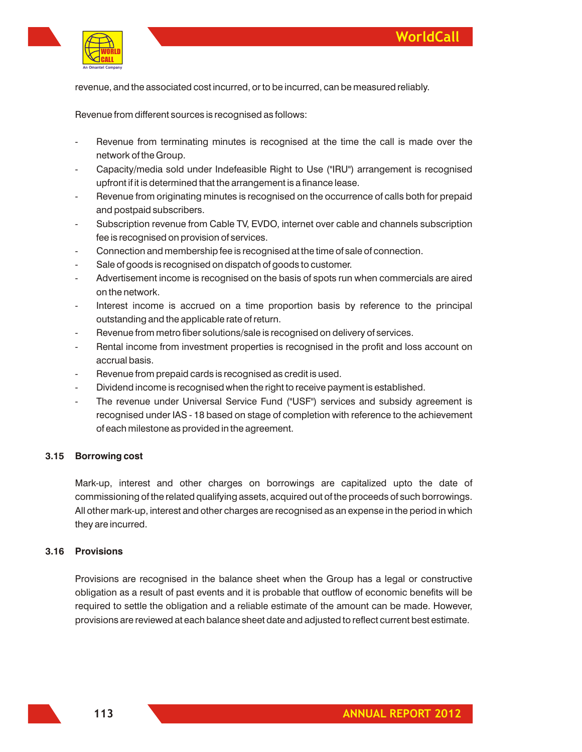revenue, and the associated cost incurred, or to be incurred, can be measured reliably.

Revenue from different sources is recognised as follows:

- Revenue from terminating minutes is recognised at the time the call is made over the network of the Group.
- Capacity/media sold under Indefeasible Right to Use ("IRU") arrangement is recognised upfront if it is determined that the arrangement is a finance lease.
- Revenue from originating minutes is recognised on the occurrence of calls both for prepaid and postpaid subscribers.
- Subscription revenue from Cable TV, EVDO, internet over cable and channels subscription fee is recognised on provision of services.
- Connection and membership fee is recognised at the time of sale of connection.
- Sale of goods is recognised on dispatch of goods to customer.
- Advertisement income is recognised on the basis of spots run when commercials are aired on the network.
- Interest income is accrued on a time proportion basis by reference to the principal outstanding and the applicable rate of return.
- Revenue from metro fiber solutions/sale is recognised on delivery of services.
- Rental income from investment properties is recognised in the profit and loss account on accrual basis.
- Revenue from prepaid cards is recognised as credit is used.
- Dividend income is recognised when the right to receive payment is established.
- The revenue under Universal Service Fund ("USF") services and subsidy agreement is recognised under IAS - 18 based on stage of completion with reference to the achievement of each milestone as provided in the agreement.

### 3.15 Borrowing cost

Mark-up, interest and other charges on borrowings are capitalized upto the date of commissioning of the related qualifying assets, acquired out of the proceeds of such borrowings. All other mark-up, interest and other charges are recognised as an expense in the period in which they are incurred.

### 3.16 Provisions

Provisions are recognised in the balance sheet when the Group has a legal or constructive obligation as a result of past events and it is probable that outflow of economic benefits will be required to settle the obligation and a reliable estimate of the amount can be made. However, provisions are reviewed at each balance sheet date and adjusted to reflect current best estimate.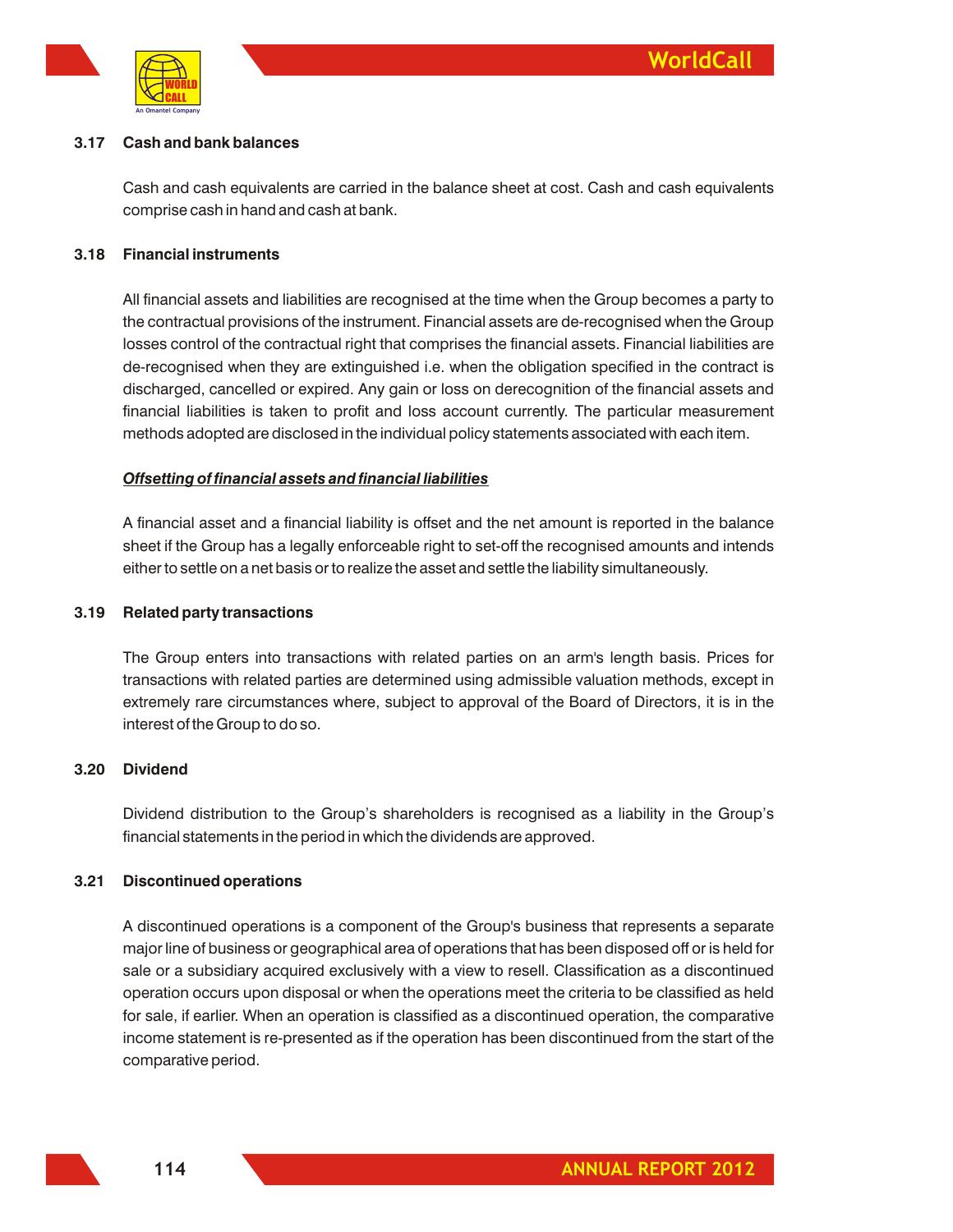### 3.17 Cash and bank balances

Cash and cash equivalents are carried in the balance sheet at cost. Cash and cash equivalents comprise cash in hand and cash at bank.

### 3.18 Financial instruments

All financial assets and liabilities are recognised at the time when the Group becomes a party to the contractual provisions of the instrument. Financial assets are de-recognised when the Group losses control of the contractual right that comprises the financial assets. Financial liabilities are de-recognised when they are extinguished i.e. when the obligation specified in the contract is discharged, cancelled or expired. Any gain or loss on derecognition of the financial assets and financial liabilities is taken to profit and loss account currently. The particular measurement methods adopted are disclosed in the individual policy statements associated with each item.

***Offsetting of financial assets and financial liabilities***

A financial asset and a financial liability is offset and the net amount is reported in the balance sheet if the Group has a legally enforceable right to set-off the recognised amounts and intends either to settle on a net basis or to realize the asset and settle the liability simultaneously.

### 3.19 Related party transactions

The Group enters into transactions with related parties on an arm's length basis. Prices for transactions with related parties are determined using admissible valuation methods, except in extremely rare circumstances where, subject to approval of the Board of Directors, it is in the interest of the Group to do so.

### 3.20 Dividend

Dividend distribution to the Group's shareholders is recognised as a liability in the Group's financial statements in the period in which the dividends are approved.

### 3.21 Discontinued operations

A discontinued operations is a component of the Group's business that represents a separate major line of business or geographical area of operations that has been disposed off or is held for sale or a subsidiary acquired exclusively with a view to resell. Classification as a discontinued operation occurs upon disposal or when the operations meet the criteria to be classified as held for sale, if earlier. When an operation is classified as a discontinued operation, the comparative income statement is re-presented as if the operation has been discontinued from the start of the comparative period.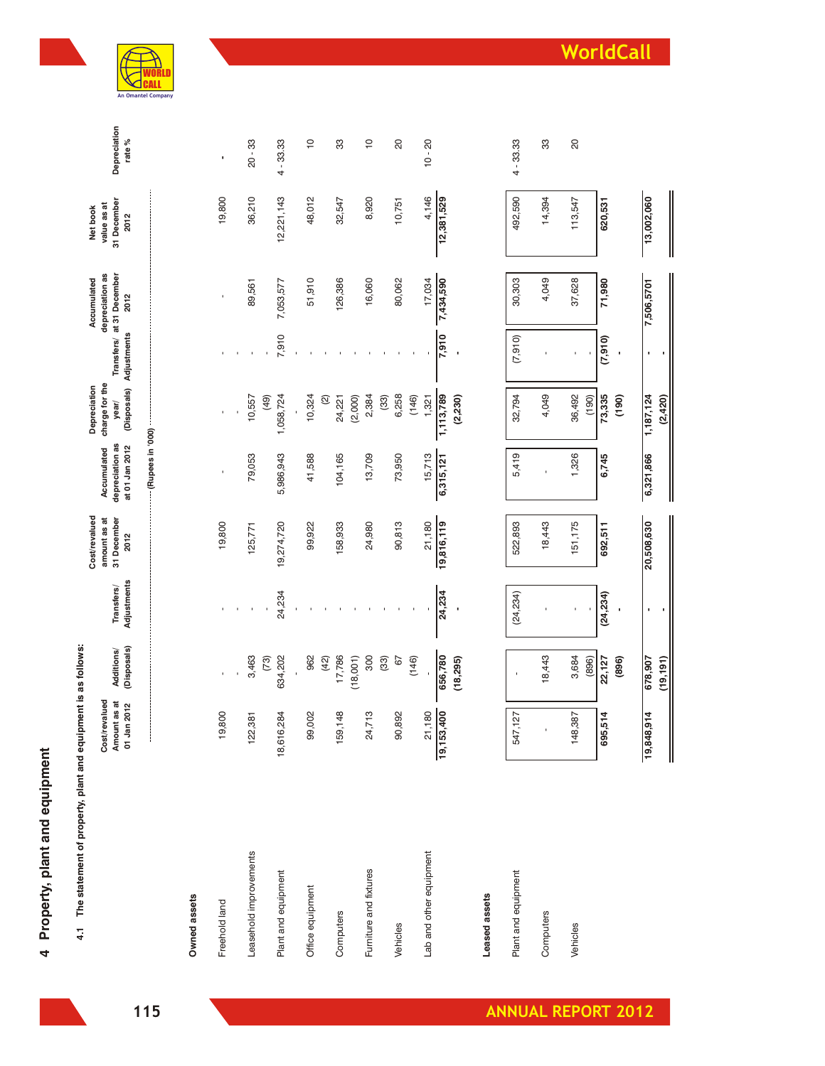# 4 Property, plant and equipment

## 4.1 The statement of property, plant and equipment is as follows:

| | Cost/revalued Amount as at 01 Jan 2012 | Additions/ (Disposals) | Transfers/ Adjustments | Cost/revalued amount as at 31 December 2012 | Accumulated depreciation as at 01 Jan 2012 | Depreciation charge for the year/ (Disposals) | Transfers/ Adjustments | Accumulated depreciation as at 31 December 2012 | Net book value as at 31 December 2012 | Depreciation rate % |
|---|---|---|---|---|---|---|---|---|---|---|
| | (Rupees in '000) | | | | | | | | | |
| **Owned assets** | | | | | | | | | | |
| Freehold land | 19,800 | - | - | 19,800 | - | - | - | - | 19,800 | - |
| | | - | | | | - | | | | |
| Leasehold improvements | 122,381 | 3,463 | - | 125,771 | 79,053 | 10,557 | - | 89,561 | 36,210 | 20 - 33 |
| | | (73) | - | | | (49) | - | | | |
| Plant and equipment | 18,616,284 | 634,202 | 24,234 | 19,274,720 | 5,986,943 | 1,058,724 | 7,910 | 7,053,577 | 12,221,143 | 4 - 33.33 |
| | | - | - | | | - | - | | | |
| Office equipment | 99,002 | 962 | - | 99,922 | 41,588 | 10,324 | - | 51,910 | 48,012 | 10 |
| | | (42) | - | | | (2) | - | | | |
| Computers | 159,148 | 17,786 | - | 158,933 | 104,165 | 24,221 | - | 126,386 | 32,547 | 33 |
| | | (18,001) | - | | | (2,000) | - | | | |
| Furniture and fixtures | 24,713 | 300 | - | 24,980 | 13,709 | 2,384 | - | 16,060 | 8,920 | 10 |
| | | (33) | - | | | (33) | - | | | |
| Vehicles | 90,892 | 67 | - | 90,813 | 73,950 | 6,258 | - | 80,062 | 10,751 | 20 |
| | | (146) | - | | | (146) | - | | | |
| Lab and other equipment | 21,180 | - | - | 21,180 | 15,713 | 1,321 | - | 17,034 | 4,146 | 10 - 20 |
| | **19,153,400** | **656,780** | **24,234** | **19,816,119** | **6,315,121** | **1,113,789** | **7,910** | **7,434,590** | **12,381,529** | |
| | | **(18,295)** | **-** | | | **(2,230)** | **-** | | | |
| **Leased assets** | | | | | | | | | | |
| Plant and equipment | 547,127 | - | (24,234) | 522,893 | 5,419 | 32,794 | (7,910) | 30,303 | 492,590 | 4 - 33.33 |
| Computers | - | 18,443 | - | 18,443 | - | 4,049 | - | 4,049 | 14,394 | 33 |
| Vehicles | 148,387 | 3,684 | - | 151,175 | 1,326 | 36,492 | - | 37,628 | 113,547 | 20 |
| | | (896) | - | | | (190) | - | | | |
| | **695,514** | **22,127** | **(24,234)** | **692,511** | **6,745** | **73,335** | **(7,910)** | **71,980** | **620,531** | |
| | | **(896)** | **-** | | | **(190)** | **-** | | | |
| | **19,848,914** | **678,907** | **-** | **20,508,630** | **6,321,866** | **1,187,124** | **-** | **7,506,5701** | **13,002,060** | |
| | | **(19,191)** | **-** | | | **(2,420)** | **-** | | | |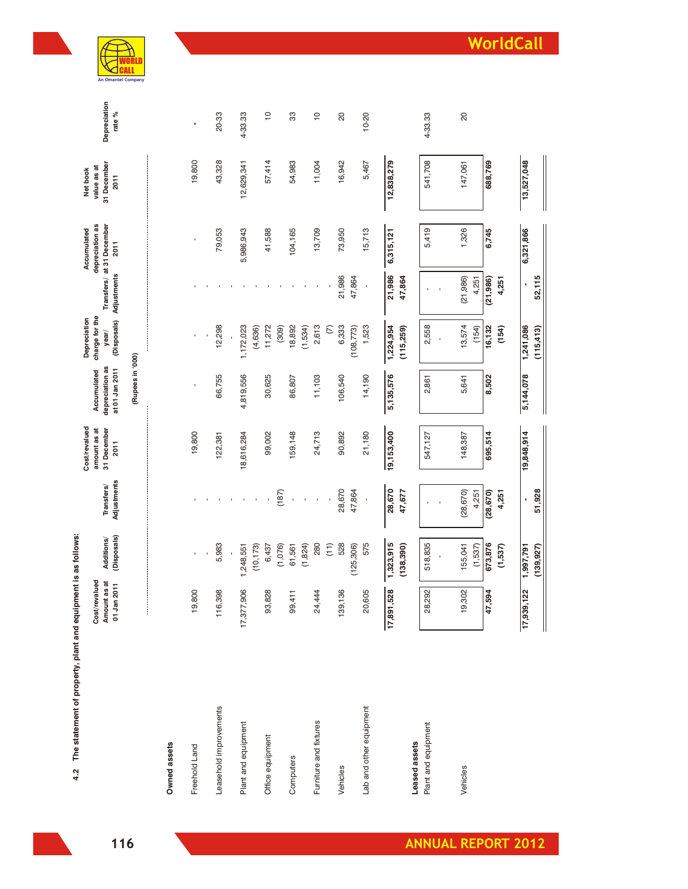### 4.2 The statement of property, plant and equipment is as follows:

| | Cost/revalued Amount as at 01 Jan 2011 | Additions/ (Disposals) | Transfers/ Adjustments | Cost/revalued amount as at 31 December 2011 | Accumulated depreciation as at 01 Jan 2011 | Depreciation charge for the year/ (Disposals) | Transfers/ Adjustments | Accumulated depreciation as at 31 December 2011 | Net book value as at 31 December 2011 | Depreciation rate % |
|---|---|---|---|---|---|---|---|---|---|---|
| | | | | | (Rupees in '000) | | | | | |
| **Owned assets** | | | | | | | | | | |
| Freehold Land | 19,800 | - | - | 19,800 | - | - | - | - | 19,800 | - |
| | | - | - | | | - | - | | | |
| Leasehold improvements | 116,398 | 5,983 | - | 122,381 | 66,755 | 12,298 | - | 79,053 | 43,328 | 20-33 |
| | | - | - | | | - | - | | | |
| Plant and equipment | 17,377,906 | 1,248,551 | - | 18,616,284 | 4,819,556 | 1,172,023 | - | 5,986,943 | 12,629,341 | 4-33.33 |
| | | (10,173) | - | | | (4,636) | - | | | |
| Office equipment | 93,828 | 6,437 | - | 99,002 | 30,625 | 11,272 | - | 41,588 | 57,414 | 10 |
| | | (1,076) | (187) | | | (309) | - | | | |
| Computers | 99,411 | 61,561 | - | 159,148 | 86,807 | 18,892 | - | 104,165 | 54,983 | 33 |
| | | (1,824) | - | | | (1,534) | - | | | |
| Furniture and fixtures | 24,444 | 280 | - | 24,713 | 11,103 | 2,613 | - | 13,709 | 11,004 | 10 |
| | | (11) | - | | | (7) | - | | | |
| Vehicles | 139,136 | 528 | 28,670 | 90,892 | 106,540 | 6,333 | 21,986 | 73,950 | 16,942 | 20 |
| | | (125,306) | 47,864 | | | (108,773) | 47,864 | | | |
| Lab and other equipment | 20,605 | 575 | - | 21,180 | 14,190 | 1,523 | - | 15,713 | 5,467 | 10-20 |
| | **17,891,528** | **1,323,915** | **28,670** | **19,153,400** | **5,135,576** | **1,224,954** | **21,986** | **6,315,121** | **12,838,279** | |
| | | **(138,390)** | **47,677** | | | **(115,259)** | **47,864** | | | |
| **Leased assets** | | | | | | | | | | |
| Plant and equipment | 28,292 | 518,835 | - | 547,127 | 2,861 | 2,558 | - | 5,419 | 541,708 | 4-33.33 |
| | | - | - | | | - | - | | | |
| Vehicles | 19,302 | 155,041 | (28,670) | 148,387 | 5,641 | 13,574 | (21,986) | 1,326 | 147,061 | 20 |
| | | (1,537) | 4,251 | | | (154) | 4,251 | | | |
| | **47,594** | **673,876** | **(28,670)** | **695,514** | **8,502** | **16,132** | **(21,986)** | **6,745** | **688,769** | |
| | | **(1,537)** | **4,251** | | | **(154)** | **4,251** | | | |
| | **17,939,122** | **1,997,791** | **-** | **19,848,914** | **5,144,078** | **1,241,086** | **-** | **6,321,866** | **13,527,048** | |
| | | **(139,927)** | **51,928** | | | **(115,413)** | **52,115** | | | |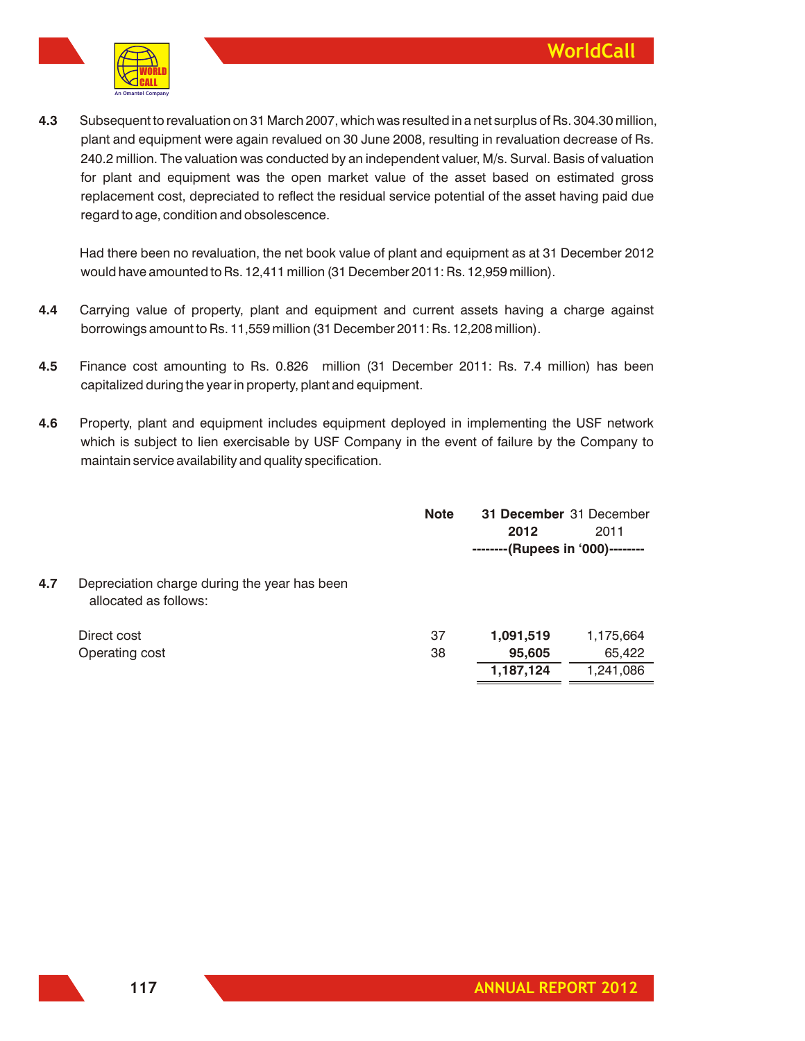4.3 Subsequent to revaluation on 31 March 2007, which was resulted in a net surplus of Rs. 304.30 million, plant and equipment were again revalued on 30 June 2008, resulting in revaluation decrease of Rs. 240.2 million. The valuation was conducted by an independent valuer, M/s. Surval. Basis of valuation for plant and equipment was the open market value of the asset based on estimated gross replacement cost, depreciated to reflect the residual service potential of the asset having paid due regard to age, condition and obsolescence.

Had there been no revaluation, the net book value of plant and equipment as at 31 December 2012 would have amounted to Rs. 12,411 million (31 December 2011: Rs. 12,959 million).

4.4 Carrying value of property, plant and equipment and current assets having a charge against borrowings amount to Rs. 11,559 million (31 December 2011: Rs. 12,208 million).

4.5 Finance cost amounting to Rs. 0.826 million (31 December 2011: Rs. 7.4 million) has been capitalized during the year in property, plant and equipment.

4.6 Property, plant and equipment includes equipment deployed in implementing the USF network which is subject to lien exercisable by USF Company in the event of failure by the Company to maintain service availability and quality specification.

| | Note | **31 December 2012** | 31 December 2011 |
|---|---|---|---|
| | | **--------(Rupees in '000)--------** | |
| 4.7 Depreciation charge during the year has been allocated as follows: | | | |
| Direct cost | 37 | **1,091,519** | 1,175,664 |
| Operating cost | 38 | **95,605** | 65,422 |
| | | **1,187,124** | 1,241,086 |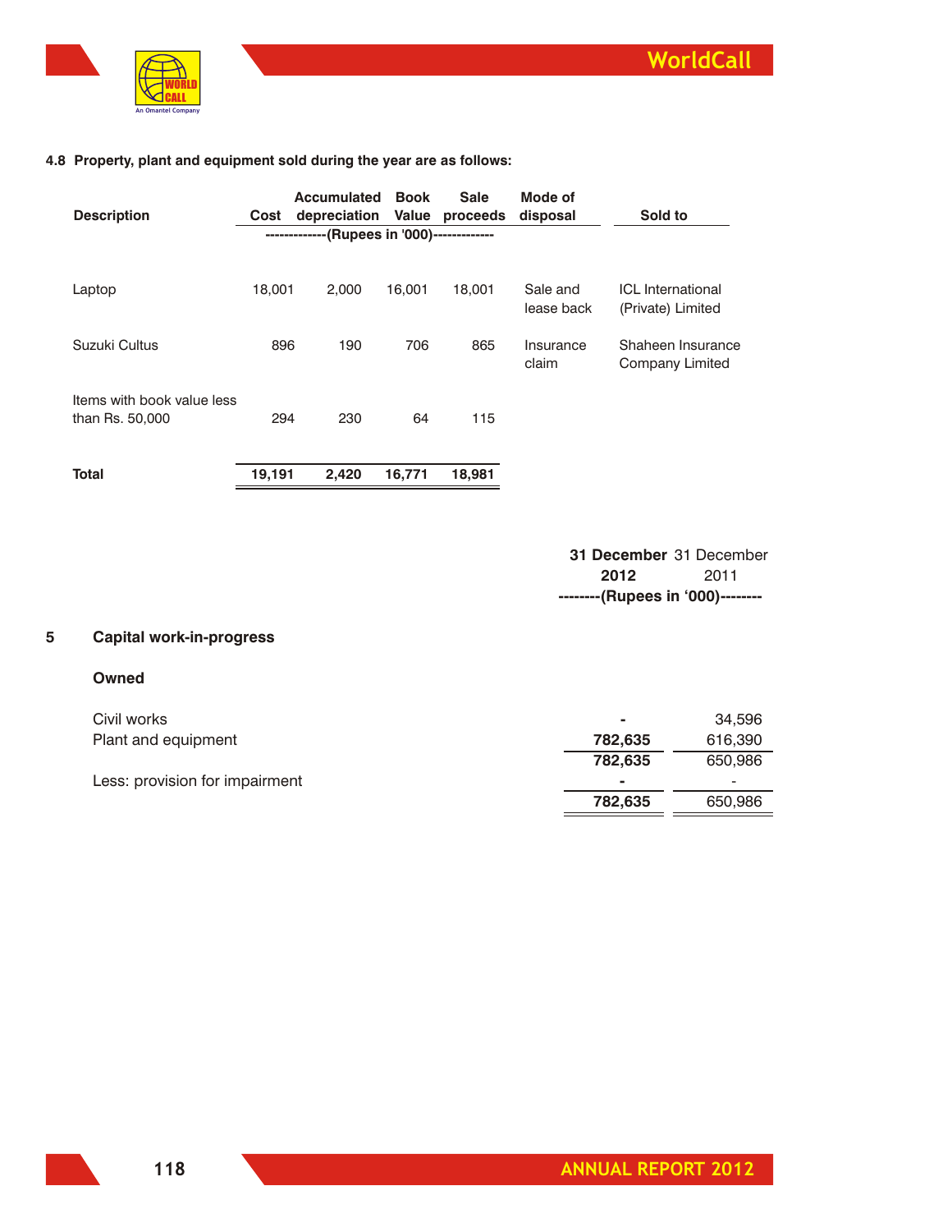**4.8 Property, plant and equipment sold during the year are as follows:**

| Description | Cost | Accumulated depreciation | Book Value | Sale proceeds | Mode of disposal | Sold to |
|---|---|---|---|---|---|---|
| | -------------(Rupees in '000)------------- | | | | | |
| Laptop | 18,001 | 2,000 | 16,001 | 18,001 | Sale and lease back | ICL International (Private) Limited |
| Suzuki Cultus | 896 | 190 | 706 | 865 | Insurance claim | Shaheen Insurance Company Limited |
| Items with book value less than Rs. 50,000 | 294 | 230 | 64 | 115 | | |
| **Total** | **19,191** | **2,420** | **16,771** | **18,981** | | |

## 5 Capital work-in-progress

| | **31 December 2012** | 31 December 2011 |
|---|---|---|
| | --------(Rupees in '000)-------- | |
| **Owned** | | |
| Civil works | **-** | 34,596 |
| Plant and equipment | **782,635** | 616,390 |
| | **782,635** | 650,986 |
| Less: provision for impairment | **-** | - |
| | **782,635** | 650,986 |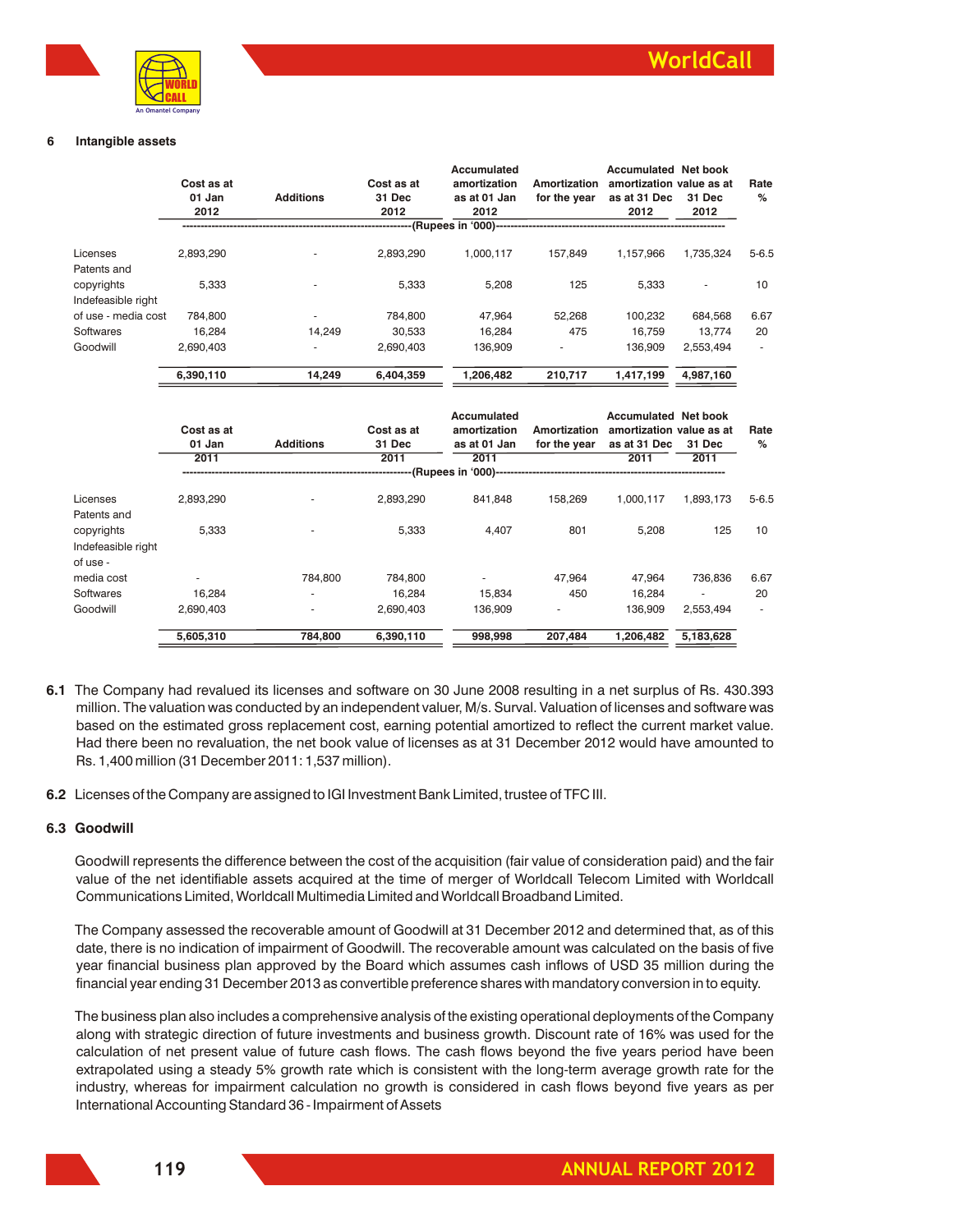## 6 Intangible assets

| | Cost as at 01 Jan 2012 | Additions | Cost as at 31 Dec 2012 | Accumulated amortization as at 01 Jan 2012 | Amortization for the year | Accumulated amortization as at 31 Dec 2012 | Net book value as at 31 Dec 2012 | Rate % |
|---|---|---|---|---|---|---|---|---|
| | ---- | ---- | ---- | (Rupees in '000) | ---- | ---- | ---- | |
| Licenses | 2,893,290 | - | 2,893,290 | 1,000,117 | 157,849 | 1,157,966 | 1,735,324 | 5-6.5 |
| Patents and copyrights | 5,333 | - | 5,333 | 5,208 | 125 | 5,333 | - | 10 |
| Indefeasible right of use - media cost | 784,800 | - | 784,800 | 47,964 | 52,268 | 100,232 | 684,568 | 6.67 |
| Softwares | 16,284 | 14,249 | 30,533 | 16,284 | 475 | 16,759 | 13,774 | 20 |
| Goodwill | 2,690,403 | - | 2,690,403 | 136,909 | - | 136,909 | 2,553,494 | - |
| | **6,390,110** | **14,249** | **6,404,359** | **1,206,482** | **210,717** | **1,417,199** | **4,987,160** | |

| | Cost as at 01 Jan 2011 | Additions | Cost as at 31 Dec 2011 | Accumulated amortization as at 01 Jan 2011 | Amortization for the year | Accumulated amortization as at 31 Dec 2011 | Net book value as at 31 Dec 2011 | Rate % |
|---|---|---|---|---|---|---|---|---|
| | ---- | ---- | ---- | (Rupees in '000) | ---- | ---- | ---- | |
| Licenses | 2,893,290 | - | 2,893,290 | 841,848 | 158,269 | 1,000,117 | 1,893,173 | 5-6.5 |
| Patents and copyrights | 5,333 | - | 5,333 | 4,407 | 801 | 5,208 | 125 | 10 |
| Indefeasible right of use - media cost | - | 784,800 | 784,800 | - | 47,964 | 47,964 | 736,836 | 6.67 |
| Softwares | 16,284 | - | 16,284 | 15,834 | 450 | 16,284 | - | 20 |
| Goodwill | 2,690,403 | - | 2,690,403 | 136,909 | - | 136,909 | 2,553,494 | - |
| | **5,605,310** | **784,800** | **6,390,110** | **998,998** | **207,484** | **1,206,482** | **5,183,628** | |

**6.1** The Company had revalued its licenses and software on 30 June 2008 resulting in a net surplus of Rs. 430.393 million. The valuation was conducted by an independent valuer, M/s. Surval. Valuation of licenses and software was based on the estimated gross replacement cost, earning potential amortized to reflect the current market value. Had there been no revaluation, the net book value of licenses as at 31 December 2012 would have amounted to Rs. 1,400 million (31 December 2011: 1,537 million).

**6.2** Licenses of the Company are assigned to IGI Investment Bank Limited, trustee of TFC III.

### 6.3 Goodwill

Goodwill represents the difference between the cost of the acquisition (fair value of consideration paid) and the fair value of the net identifiable assets acquired at the time of merger of Worldcall Telecom Limited with Worldcall Communications Limited, Worldcall Multimedia Limited and Worldcall Broadband Limited.

The Company assessed the recoverable amount of Goodwill at 31 December 2012 and determined that, as of this date, there is no indication of impairment of Goodwill. The recoverable amount was calculated on the basis of five year financial business plan approved by the Board which assumes cash inflows of USD 35 million during the financial year ending 31 December 2013 as convertible preference shares with mandatory conversion in to equity.

The business plan also includes a comprehensive analysis of the existing operational deployments of the Company along with strategic direction of future investments and business growth. Discount rate of 16% was used for the calculation of net present value of future cash flows. The cash flows beyond the five years period have been extrapolated using a steady 5% growth rate which is consistent with the long-term average growth rate for the industry, whereas for impairment calculation no growth is considered in cash flows beyond five years as per International Accounting Standard 36 - Impairment of Assets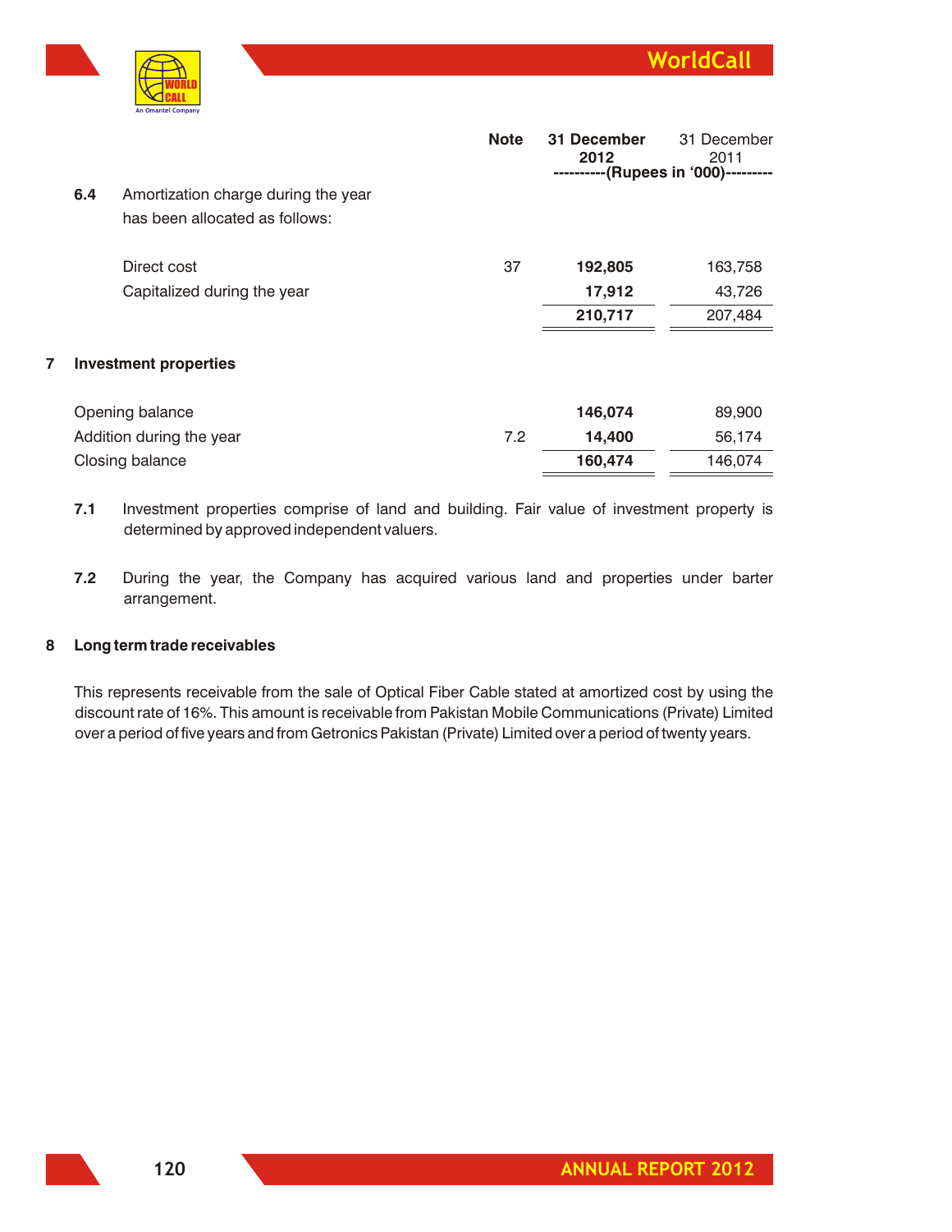| | Note | 31 December 2012 | 31 December 2011 |
|---|---|---|---|
| | | ----------(Rupees in '000)--------- | |
| **6.4** Amortization charge during the year has been allocated as follows: | | | |
| Direct cost | 37 | **192,805** | 163,758 |
| Capitalized during the year | | **17,912** | 43,726 |
| | | **210,717** | 207,484 |

## 7 Investment properties

| | Note | 31 December 2012 | 31 December 2011 |
|---|---|---|---|
| Opening balance | | **146,074** | 89,900 |
| Addition during the year | 7.2 | **14,400** | 56,174 |
| Closing balance | | **160,474** | 146,074 |

**7.1** Investment properties comprise of land and building. Fair value of investment property is determined by approved independent valuers.

**7.2** During the year, the Company has acquired various land and properties under barter arrangement.

## 8 Long term trade receivables

This represents receivable from the sale of Optical Fiber Cable stated at amortized cost by using the discount rate of 16%. This amount is receivable from Pakistan Mobile Communications (Private) Limited over a period of five years and from Getronics Pakistan (Private) Limited over a period of twenty years.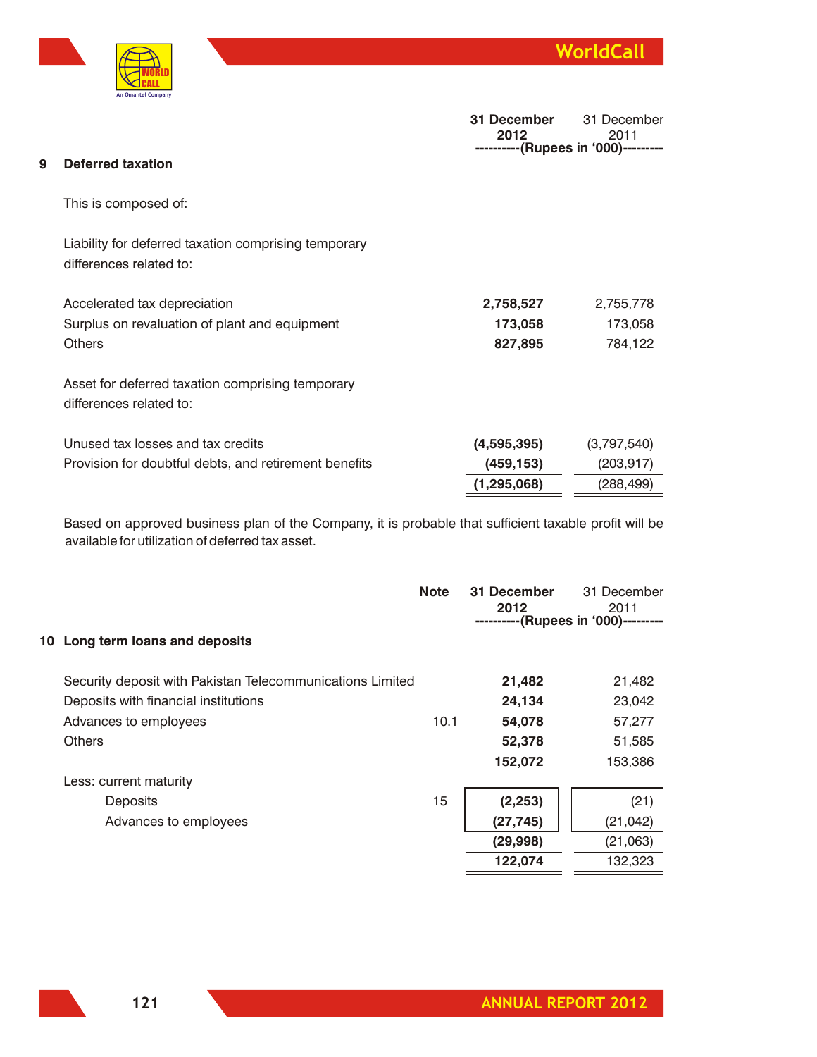## 9 Deferred taxation

| | 31 December 2012 | 31 December 2011 |
|---|---|---|
| | ----------(Rupees in '000)--------- | |
| This is composed of: | | |
| Liability for deferred taxation comprising temporary differences related to: | | |
| Accelerated tax depreciation | **2,758,527** | 2,755,778 |
| Surplus on revaluation of plant and equipment | **173,058** | 173,058 |
| Others | **827,895** | 784,122 |
| Asset for deferred taxation comprising temporary differences related to: | | |
| Unused tax losses and tax credits | **(4,595,395)** | (3,797,540) |
| Provision for doubtful debts, and retirement benefits | **(459,153)** | (203,917) |
| | **(1,295,068)** | (288,499) |

Based on approved business plan of the Company, it is probable that sufficient taxable profit will be available for utilization of deferred tax asset.

## 10 Long term loans and deposits

| | Note | 31 December 2012 | 31 December 2011 |
|---|---|---|---|
| | | ----------(Rupees in '000)--------- | |
| Security deposit with Pakistan Telecommunications Limited | | **21,482** | 21,482 |
| Deposits with financial institutions | | **24,134** | 23,042 |
| Advances to employees | 10.1 | **54,078** | 57,277 |
| Others | | **52,378** | 51,585 |
| | | **152,072** | 153,386 |
| Less: current maturity | | | |
| Deposits | 15 | **(2,253)** | (21) |
| Advances to employees | | **(27,745)** | (21,042) |
| | | **(29,998)** | (21,063) |
| | | **122,074** | 132,323 |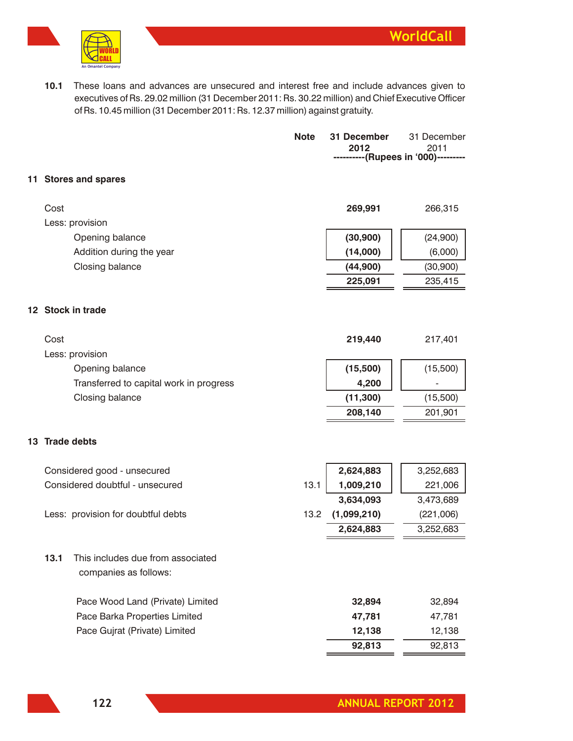**10.1** These loans and advances are unsecured and interest free and include advances given to executives of Rs. 29.02 million (31 December 2011: Rs. 30.22 million) and Chief Executive Officer of Rs. 10.45 million (31 December 2011: Rs. 12.37 million) against gratuity.

| | Note | 31 December 2012 | 31 December 2011 |
|---|---|---|---|
| | | ----------(Rupees in '000)--------- | |

## 11 Stores and spares

| | Note | 31 December 2012 | 31 December 2011 |
|---|---|---|---|
| Cost | | **269,991** | 266,315 |
| Less: provision | | | |
| Opening balance | | **(30,900)** | (24,900) |
| Addition during the year | | **(14,000)** | (6,000) |
| Closing balance | | **(44,900)** | (30,900) |
| | | **225,091** | 235,415 |

## 12 Stock in trade

| | Note | 31 December 2012 | 31 December 2011 |
|---|---|---|---|
| Cost | | **219,440** | 217,401 |
| Less: provision | | | |
| Opening balance | | **(15,500)** | (15,500) |
| Transferred to capital work in progress | | **4,200** | - |
| Closing balance | | **(11,300)** | (15,500) |
| | | **208,140** | 201,901 |

## 13 Trade debts

| | Note | 31 December 2012 | 31 December 2011 |
|---|---|---|---|
| Considered good - unsecured | | **2,624,883** | 3,252,683 |
| Considered doubtful - unsecured | 13.1 | **1,009,210** | 221,006 |
| | | **3,634,093** | 3,473,689 |
| Less: provision for doubtful debts | 13.2 | **(1,099,210)** | (221,006) |
| | | **2,624,883** | 3,252,683 |

**13.1** This includes due from associated companies as follows:

| | 31 December 2012 | 31 December 2011 |
|---|---|---|
| Pace Wood Land (Private) Limited | **32,894** | 32,894 |
| Pace Barka Properties Limited | **47,781** | 47,781 |
| Pace Gujrat (Private) Limited | **12,138** | 12,138 |
| | **92,813** | 92,813 |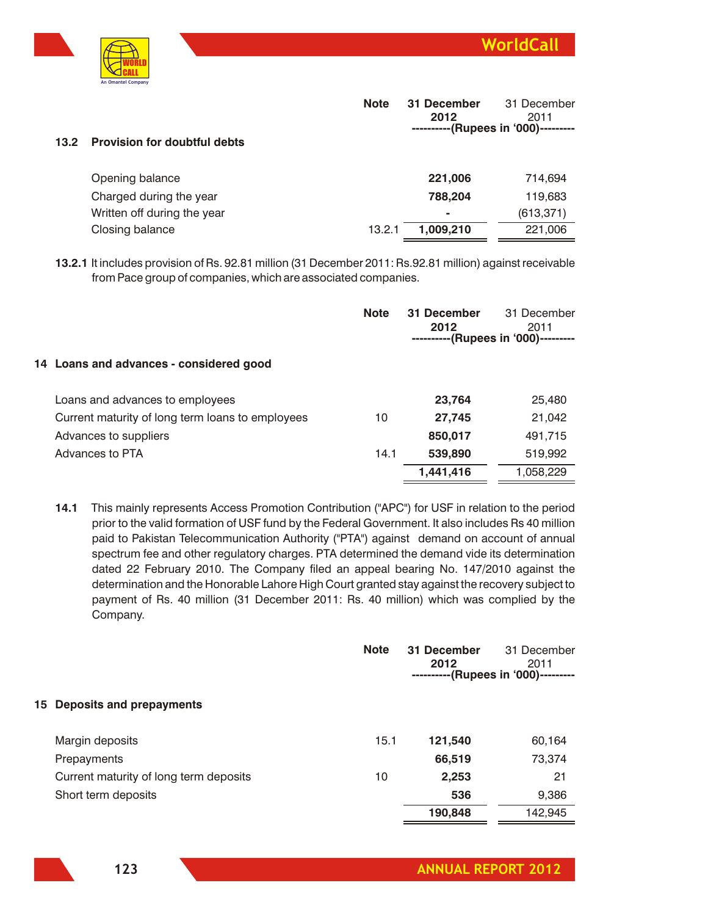### 13.2 Provision for doubtful debts

| | Note | 31 December 2012 | 31 December 2011 |
|---|---|---|---|
| | | ----------(Rupees in '000)--------- | |
| Opening balance | | **221,006** | 714,694 |
| Charged during the year | | **788,204** | 119,683 |
| Written off during the year | | **-** | (613,371) |
| Closing balance | 13.2.1 | **1,009,210** | 221,006 |

**13.2.1** It includes provision of Rs. 92.81 million (31 December 2011: Rs.92.81 million) against receivable from Pace group of companies, which are associated companies.

## 14 Loans and advances - considered good

| | Note | 31 December 2012 | 31 December 2011 |
|---|---|---|---|
| | | ----------(Rupees in '000)--------- | |
| Loans and advances to employees | | **23,764** | 25,480 |
| Current maturity of long term loans to employees | 10 | **27,745** | 21,042 |
| Advances to suppliers | | **850,017** | 491,715 |
| Advances to PTA | 14.1 | **539,890** | 519,992 |
| | | **1,441,416** | 1,058,229 |

**14.1** This mainly represents Access Promotion Contribution ("APC") for USF in relation to the period prior to the valid formation of USF fund by the Federal Government. It also includes Rs 40 million paid to Pakistan Telecommunication Authority ("PTA") against demand on account of annual spectrum fee and other regulatory charges. PTA determined the demand vide its determination dated 22 February 2010. The Company filed an appeal bearing No. 147/2010 against the determination and the Honorable Lahore High Court granted stay against the recovery subject to payment of Rs. 40 million (31 December 2011: Rs. 40 million) which was complied by the Company.

## 15 Deposits and prepayments

| | Note | 31 December 2012 | 31 December 2011 |
|---|---|---|---|
| | | ----------(Rupees in '000)--------- | |
| Margin deposits | 15.1 | **121,540** | 60,164 |
| Prepayments | | **66,519** | 73,374 |
| Current maturity of long term deposits | 10 | **2,253** | 21 |
| Short term deposits | | **536** | 9,386 |
| | | **190,848** | 142,945 |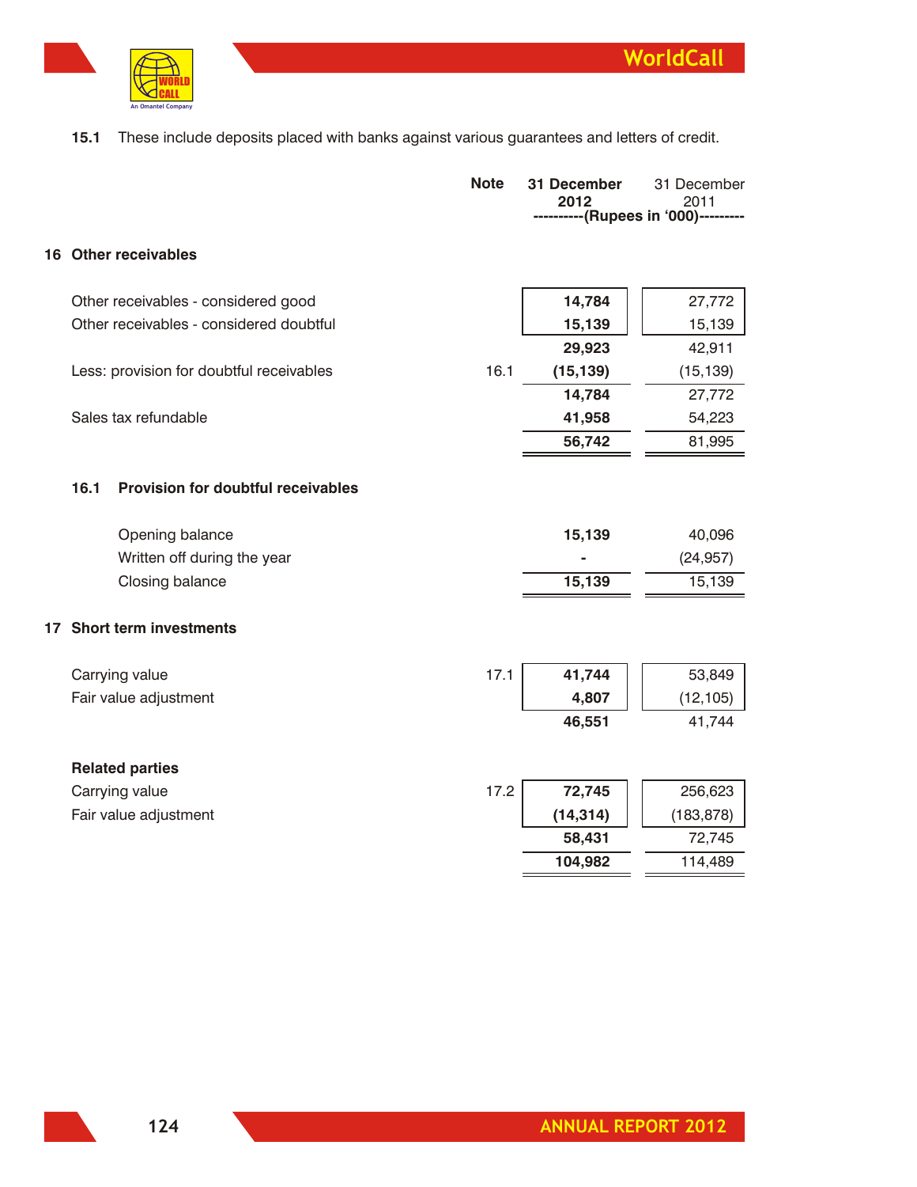15.1 These include deposits placed with banks against various guarantees and letters of credit.

| | Note | 31 December 2012 | 31 December 2011 |
|---|---|---|---|
| | | ----------(Rupees in '000)--------- | |
| **16 Other receivables** | | | |
| Other receivables - considered good | | **14,784** | 27,772 |
| Other receivables - considered doubtful | | **15,139** | 15,139 |
| | | **29,923** | 42,911 |
| Less: provision for doubtful receivables | 16.1 | **(15,139)** | (15,139) |
| | | **14,784** | 27,772 |
| Sales tax refundable | | **41,958** | 54,223 |
| | | **56,742** | 81,995 |
| **16.1 Provision for doubtful receivables** | | | |
| Opening balance | | **15,139** | 40,096 |
| Written off during the year | | **-** | (24,957) |
| Closing balance | | **15,139** | 15,139 |
| **17 Short term investments** | | | |
| Carrying value | 17.1 | **41,744** | 53,849 |
| Fair value adjustment | | **4,807** | (12,105) |
| | | **46,551** | 41,744 |
| **Related parties** | | | |
| Carrying value | 17.2 | **72,745** | 256,623 |
| Fair value adjustment | | **(14,314)** | (183,878) |
| | | **58,431** | 72,745 |
| | | **104,982** | 114,489 |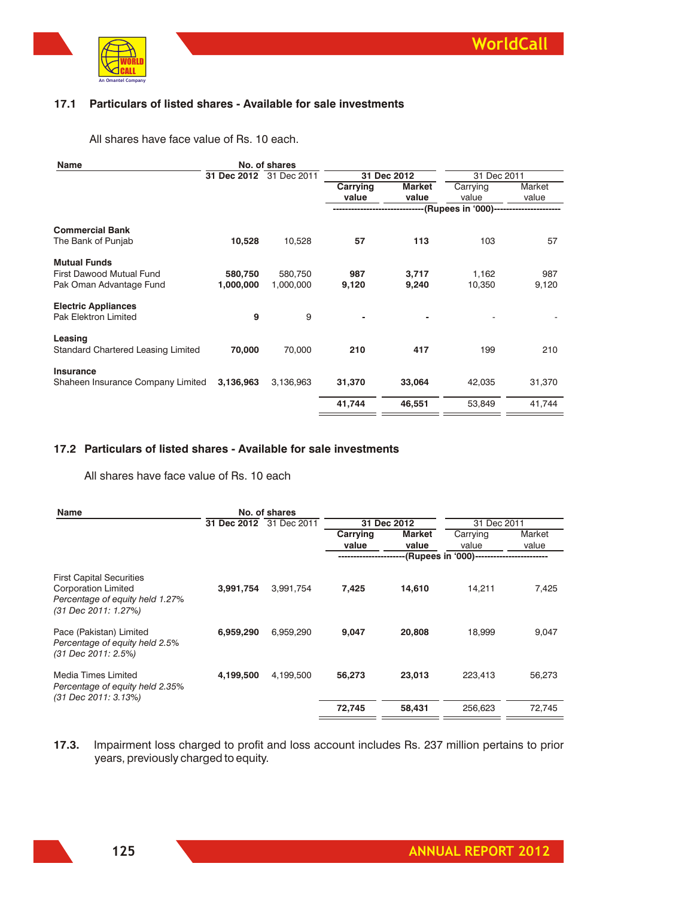### 17.1 Particulars of listed shares - Available for sale investments

All shares have face value of Rs. 10 each.

| Name | No. of shares | | 31 Dec 2012 | | 31 Dec 2011 | |
|---|---|---|---|---|---|---|
| | 31 Dec 2012 | 31 Dec 2011 | Carrying value | Market value | Carrying value | Market value |
| | | | (Rupees in '000) | | | |
| **Commercial Bank** | | | | | | |
| The Bank of Punjab | **10,528** | 10,528 | **57** | **113** | 103 | 57 |
| **Mutual Funds** | | | | | | |
| First Dawood Mutual Fund | **580,750** | 580,750 | **987** | **3,717** | 1,162 | 987 |
| Pak Oman Advantage Fund | **1,000,000** | 1,000,000 | **9,120** | **9,240** | 10,350 | 9,120 |
| **Electric Appliances** | | | | | | |
| Pak Elektron Limited | **9** | 9 | **-** | **-** | - | - |
| **Leasing** | | | | | | |
| Standard Chartered Leasing Limited | **70,000** | 70,000 | **210** | **417** | 199 | 210 |
| **Insurance** | | | | | | |
| Shaheen Insurance Company Limited | **3,136,963** | 3,136,963 | **31,370** | **33,064** | 42,035 | 31,370 |
| | | | **41,744** | **46,551** | 53,849 | 41,744 |

### 17.2 Particulars of listed shares - Available for sale investments

All shares have face value of Rs. 10 each

| Name | No. of shares | | 31 Dec 2012 | | 31 Dec 2011 | |
|---|---|---|---|---|---|---|
| | 31 Dec 2012 | 31 Dec 2011 | Carrying value | Market value | Carrying value | Market value |
| | | | (Rupees in '000) | | | |
| First Capital Securities Corporation Limited *Percentage of equity held 1.27% (31 Dec 2011: 1.27%)* | **3,991,754** | 3,991,754 | **7,425** | **14,610** | 14,211 | 7,425 |
| Pace (Pakistan) Limited *Percentage of equity held 2.5% (31 Dec 2011: 2.5%)* | **6,959,290** | 6,959,290 | **9,047** | **20,808** | 18,999 | 9,047 |
| Media Times Limited *Percentage of equity held 2.35% (31 Dec 2011: 3.13%)* | **4,199,500** | 4,199,500 | **56,273** | **23,013** | 223,413 | 56,273 |
| | | | **72,745** | **58,431** | 256,623 | 72,745 |

**17.3.** Impairment loss charged to profit and loss account includes Rs. 237 million pertains to prior years, previously charged to equity.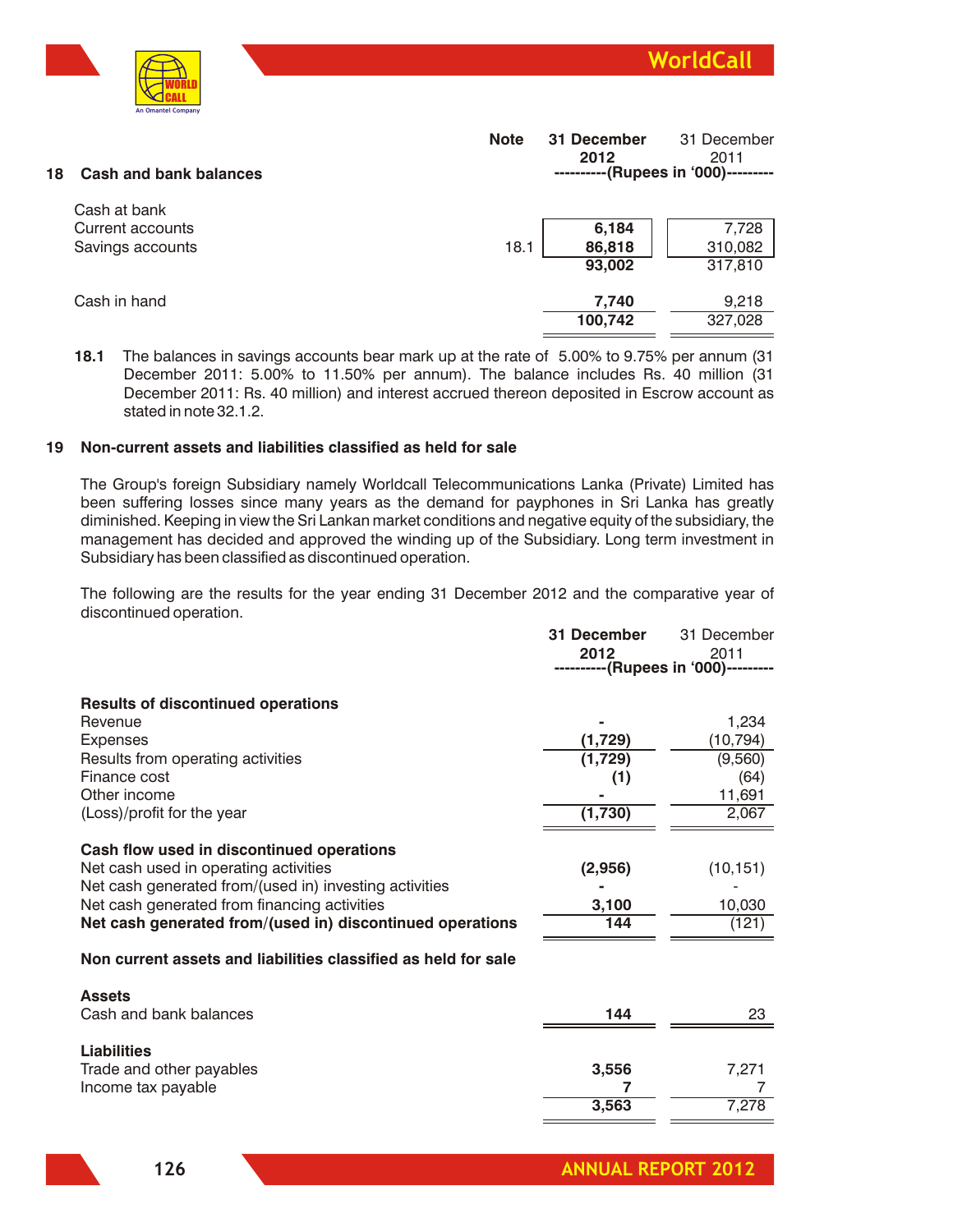## 18 Cash and bank balances

| | Note | 31 December 2012 | 31 December 2011 |
|---|---|---|---|
| | | ----------(Rupees in '000)--------- | |
| Cash at bank | | | |
| Current accounts | | **6,184** | 7,728 |
| Savings accounts | 18.1 | **86,818** | 310,082 |
| | | **93,002** | 317,810 |
| Cash in hand | | **7,740** | 9,218 |
| | | **100,742** | 327,028 |

**18.1** The balances in savings accounts bear mark up at the rate of 5.00% to 9.75% per annum (31 December 2011: 5.00% to 11.50% per annum). The balance includes Rs. 40 million (31 December 2011: Rs. 40 million) and interest accrued thereon deposited in Escrow account as stated in note 32.1.2.

## 19 Non-current assets and liabilities classified as held for sale

The Group's foreign Subsidiary namely Worldcall Telecommunications Lanka (Private) Limited has been suffering losses since many years as the demand for payphones in Sri Lanka has greatly diminished. Keeping in view the Sri Lankan market conditions and negative equity of the subsidiary, the management has decided and approved the winding up of the Subsidiary. Long term investment in Subsidiary has been classified as discontinued operation.

The following are the results for the year ending 31 December 2012 and the comparative year of discontinued operation.

| | 31 December 2012 | 31 December 2011 |
|---|---|---|
| | ----------(Rupees in '000)--------- | |
| **Results of discontinued operations** | | |
| Revenue | **-** | 1,234 |
| Expenses | **(1,729)** | (10,794) |
| Results from operating activities | **(1,729)** | (9,560) |
| Finance cost | **(1)** | (64) |
| Other income | **-** | 11,691 |
| (Loss)/profit for the year | **(1,730)** | 2,067 |
| **Cash flow used in discontinued operations** | | |
| Net cash used in operating activities | **(2,956)** | (10,151) |
| Net cash generated from/(used in) investing activities | **-** | - |
| Net cash generated from financing activities | **3,100** | 10,030 |
| **Net cash generated from/(used in) discontinued operations** | **144** | (121) |
| **Non current assets and liabilities classified as held for sale** | | |
| **Assets** | | |
| Cash and bank balances | **144** | 23 |
| **Liabilities** | | |
| Trade and other payables | **3,556** | 7,271 |
| Income tax payable | **7** | 7 |
| | **3,563** | 7,278 |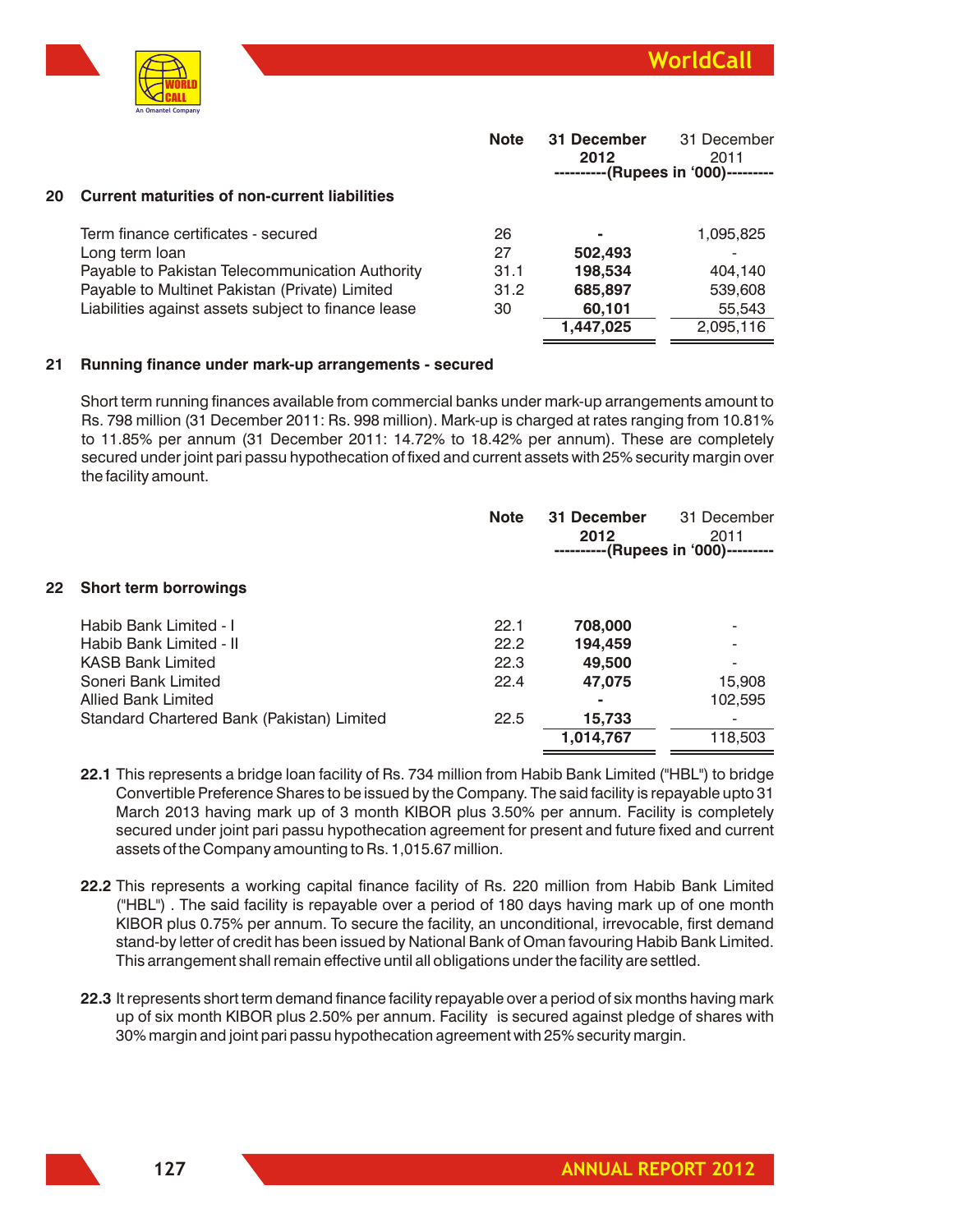| | Note | 31 December 2012 | 31 December 2011 |
|---|---|---|---|
| | | ----------(Rupees in '000)--------- | |

## 20 Current maturities of non-current liabilities

| | Note | 31 December 2012 | 31 December 2011 |
|---|---|---|---|
| Term finance certificates - secured | 26 | - | 1,095,825 |
| Long term loan | 27 | 502,493 | - |
| Payable to Pakistan Telecommunication Authority | 31.1 | 198,534 | 404,140 |
| Payable to Multinet Pakistan (Private) Limited | 31.2 | 685,897 | 539,608 |
| Liabilities against assets subject to finance lease | 30 | 60,101 | 55,543 |
| | | 1,447,025 | 2,095,116 |

## 21 Running finance under mark-up arrangements - secured

Short term running finances available from commercial banks under mark-up arrangements amount to Rs. 798 million (31 December 2011: Rs. 998 million). Mark-up is charged at rates ranging from 10.81% to 11.85% per annum (31 December 2011: 14.72% to 18.42% per annum). These are completely secured under joint pari passu hypothecation of fixed and current assets with 25% security margin over the facility amount.

## 22 Short term borrowings

| | Note | 31 December 2012 | 31 December 2011 |
|---|---|---|---|
| | | ----------(Rupees in '000)--------- | |
| Habib Bank Limited - I | 22.1 | 708,000 | - |
| Habib Bank Limited - II | 22.2 | 194,459 | - |
| KASB Bank Limited | 22.3 | 49,500 | - |
| Soneri Bank Limited | 22.4 | 47,075 | 15,908 |
| Allied Bank Limited | | - | 102,595 |
| Standard Chartered Bank (Pakistan) Limited | 22.5 | 15,733 | - |
| | | 1,014,767 | 118,503 |

**22.1** This represents a bridge loan facility of Rs. 734 million from Habib Bank Limited ("HBL") to bridge Convertible Preference Shares to be issued by the Company. The said facility is repayable upto 31 March 2013 having mark up of 3 month KIBOR plus 3.50% per annum. Facility is completely secured under joint pari passu hypothecation agreement for present and future fixed and current assets of the Company amounting to Rs. 1,015.67 million.

**22.2** This represents a working capital finance facility of Rs. 220 million from Habib Bank Limited ("HBL") . The said facility is repayable over a period of 180 days having mark up of one month KIBOR plus 0.75% per annum. To secure the facility, an unconditional, irrevocable, first demand stand-by letter of credit has been issued by National Bank of Oman favouring Habib Bank Limited. This arrangement shall remain effective until all obligations under the facility are settled.

**22.3** It represents short term demand finance facility repayable over a period of six months having mark up of six month KIBOR plus 2.50% per annum. Facility is secured against pledge of shares with 30% margin and joint pari passu hypothecation agreement with 25% security margin.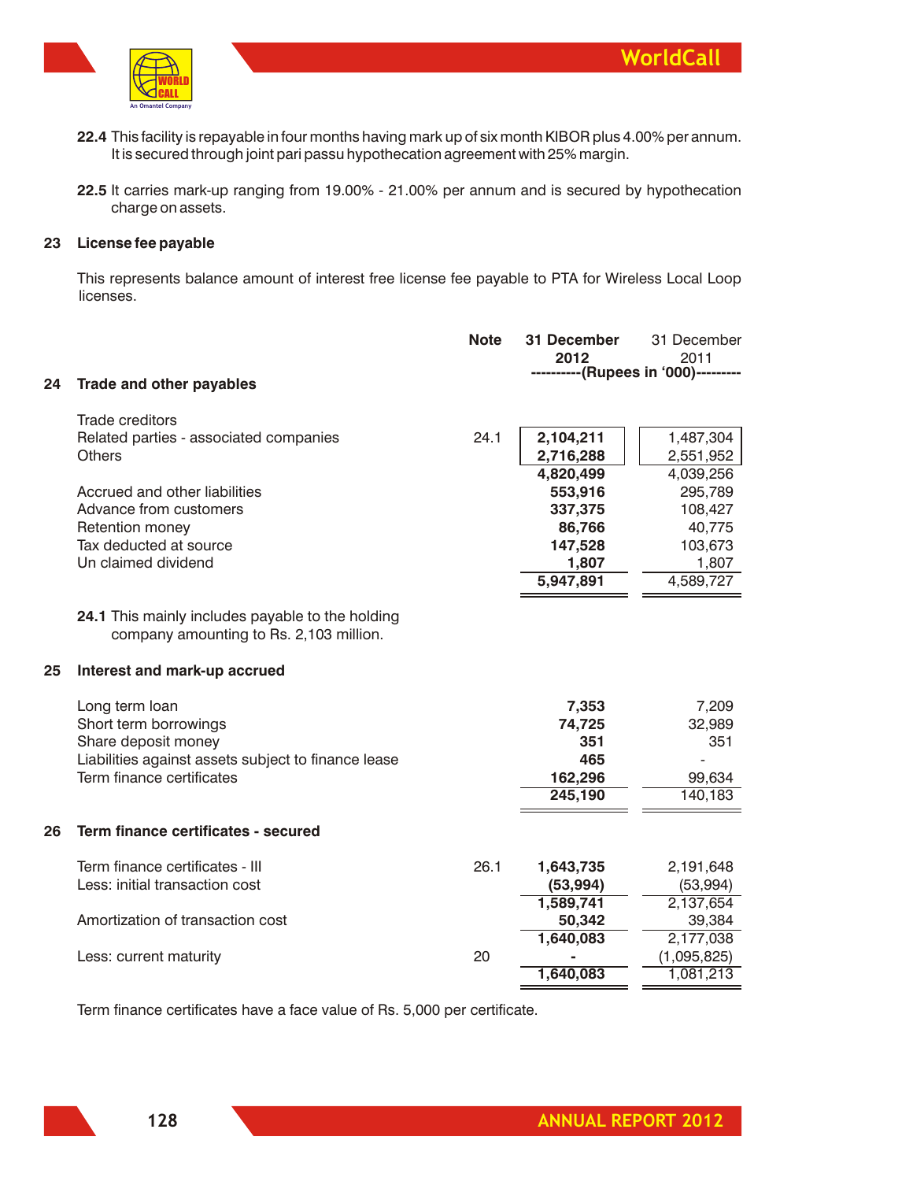**22.4** This facility is repayable in four months having mark up of six month KIBOR plus 4.00% per annum. It is secured through joint pari passu hypothecation agreement with 25% margin.

**22.5** It carries mark-up ranging from 19.00% - 21.00% per annum and is secured by hypothecation charge on assets.

## 23 License fee payable

This represents balance amount of interest free license fee payable to PTA for Wireless Local Loop licenses.

## 24 Trade and other payables

| | Note | 31 December 2012 | 31 December 2011 |
|---|---|---|---|
| | | ----------(Rupees in '000)--------- | |
| Trade creditors | | | |
| Related parties - associated companies | 24.1 | **2,104,211** | 1,487,304 |
| Others | | **2,716,288** | 2,551,952 |
| | | **4,820,499** | 4,039,256 |
| Accrued and other liabilities | | **553,916** | 295,789 |
| Advance from customers | | **337,375** | 108,427 |
| Retention money | | **86,766** | 40,775 |
| Tax deducted at source | | **147,528** | 103,673 |
| Un claimed dividend | | **1,807** | 1,807 |
| | | **5,947,891** | 4,589,727 |

**24.1** This mainly includes payable to the holding company amounting to Rs. 2,103 million.

## 25 Interest and mark-up accrued

| | Note | 31 December 2012 | 31 December 2011 |
|---|---|---|---|
| Long term loan | | **7,353** | 7,209 |
| Short term borrowings | | **74,725** | 32,989 |
| Share deposit money | | **351** | 351 |
| Liabilities against assets subject to finance lease | | **465** | - |
| Term finance certificates | | **162,296** | 99,634 |
| | | **245,190** | 140,183 |

## 26 Term finance certificates - secured

| | Note | 31 December 2012 | 31 December 2011 |
|---|---|---|---|
| Term finance certificates - III | 26.1 | **1,643,735** | 2,191,648 |
| Less: initial transaction cost | | **(53,994)** | (53,994) |
| | | **1,589,741** | 2,137,654 |
| Amortization of transaction cost | | **50,342** | 39,384 |
| | | **1,640,083** | 2,177,038 |
| Less: current maturity | 20 | **-** | (1,095,825) |
| | | **1,640,083** | 1,081,213 |

Term finance certificates have a face value of Rs. 5,000 per certificate.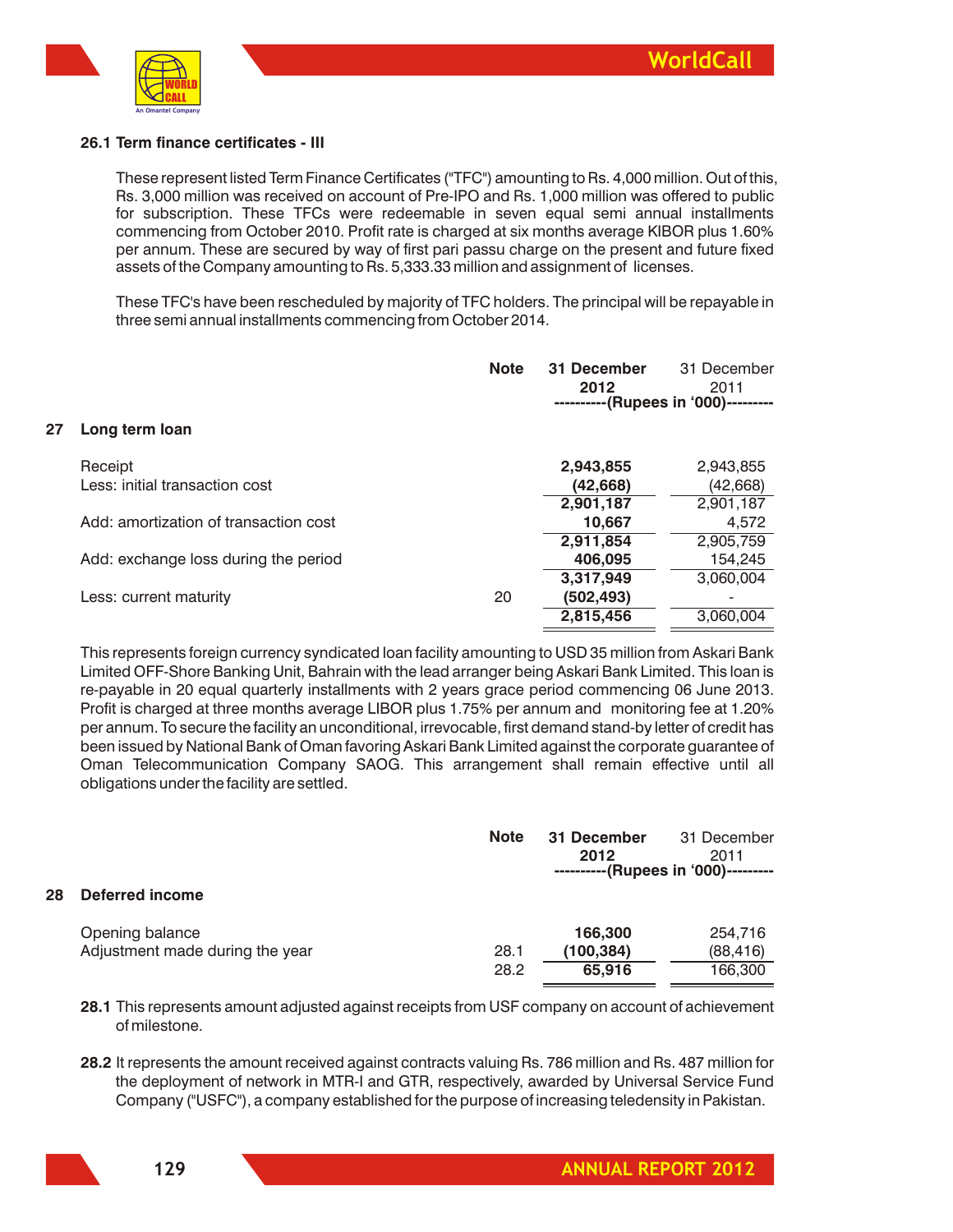### 26.1 Term finance certificates - III

These represent listed Term Finance Certificates ("TFC") amounting to Rs. 4,000 million. Out of this, Rs. 3,000 million was received on account of Pre-IPO and Rs. 1,000 million was offered to public for subscription. These TFCs were redeemable in seven equal semi annual installments commencing from October 2010. Profit rate is charged at six months average KIBOR plus 1.60% per annum. These are secured by way of first pari passu charge on the present and future fixed assets of the Company amounting to Rs. 5,333.33 million and assignment of licenses.

These TFC's have been rescheduled by majority of TFC holders. The principal will be repayable in three semi annual installments commencing from October 2014.

## 27 Long term loan

| | Note | 31 December 2012 | 31 December 2011 |
|---|---|---|---|
| | | ----------(Rupees in '000)--------- | |
| Receipt | | **2,943,855** | 2,943,855 |
| Less: initial transaction cost | | **(42,668)** | (42,668) |
| | | **2,901,187** | 2,901,187 |
| Add: amortization of transaction cost | | **10,667** | 4,572 |
| | | **2,911,854** | 2,905,759 |
| Add: exchange loss during the period | | **406,095** | 154,245 |
| | | **3,317,949** | 3,060,004 |
| Less: current maturity | 20 | **(502,493)** | - |
| | | **2,815,456** | 3,060,004 |

This represents foreign currency syndicated loan facility amounting to USD 35 million from Askari Bank Limited OFF-Shore Banking Unit, Bahrain with the lead arranger being Askari Bank Limited. This loan is re-payable in 20 equal quarterly installments with 2 years grace period commencing 06 June 2013. Profit is charged at three months average LIBOR plus 1.75% per annum and monitoring fee at 1.20% per annum. To secure the facility an unconditional, irrevocable, first demand stand-by letter of credit has been issued by National Bank of Oman favoring Askari Bank Limited against the corporate guarantee of Oman Telecommunication Company SAOG. This arrangement shall remain effective until all obligations under the facility are settled.

## 28 Deferred income

| | Note | 31 December 2012 | 31 December 2011 |
|---|---|---|---|
| | | ----------(Rupees in '000)--------- | |
| Opening balance | | **166,300** | 254,716 |
| Adjustment made during the year | 28.1 | **(100,384)** | (88,416) |
| | 28.2 | **65,916** | 166,300 |

**28.1** This represents amount adjusted against receipts from USF company on account of achievement of milestone.

**28.2** It represents the amount received against contracts valuing Rs. 786 million and Rs. 487 million for the deployment of network in MTR-I and GTR, respectively, awarded by Universal Service Fund Company ("USFC"), a company established for the purpose of increasing teledensity in Pakistan.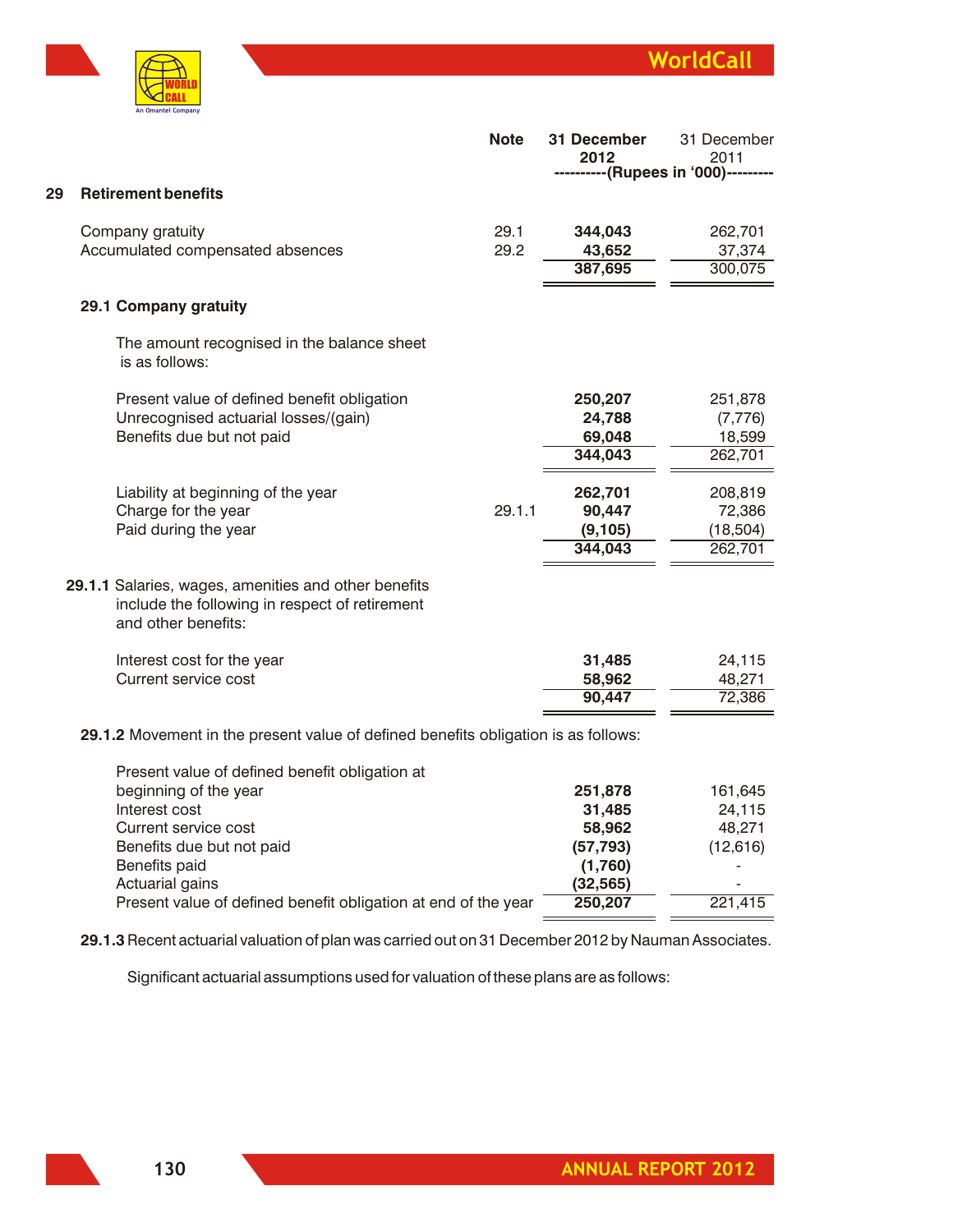| | Note | 31 December 2012 | 31 December 2011 |
|---|---|---|---|
| | | ----------(Rupees in '000)--------- | |

## 29 Retirement benefits

| | Note | 31 December 2012 | 31 December 2011 |
|---|---|---|---|
| Company gratuity | 29.1 | **344,043** | 262,701 |
| Accumulated compensated absences | 29.2 | **43,652** | 37,374 |
| | | **387,695** | 300,075 |

### 29.1 Company gratuity

The amount recognised in the balance sheet is as follows:

| | Note | 31 December 2012 | 31 December 2011 |
|---|---|---|---|
| Present value of defined benefit obligation | | **250,207** | 251,878 |
| Unrecognised actuarial losses/(gain) | | **24,788** | (7,776) |
| Benefits due but not paid | | **69,048** | 18,599 |
| | | **344,043** | 262,701 |
| Liability at beginning of the year | | **262,701** | 208,819 |
| Charge for the year | 29.1.1 | **90,447** | 72,386 |
| Paid during the year | | **(9,105)** | (18,504) |
| | | **344,043** | 262,701 |

**29.1.1** Salaries, wages, amenities and other benefits include the following in respect of retirement and other benefits:

| | 31 December 2012 | 31 December 2011 |
|---|---|---|
| Interest cost for the year | **31,485** | 24,115 |
| Current service cost | **58,962** | 48,271 |
| | **90,447** | 72,386 |

**29.1.2** Movement in the present value of defined benefits obligation is as follows:

| | 31 December 2012 | 31 December 2011 |
|---|---|---|
| Present value of defined benefit obligation at beginning of the year | **251,878** | 161,645 |
| Interest cost | **31,485** | 24,115 |
| Current service cost | **58,962** | 48,271 |
| Benefits due but not paid | **(57,793)** | (12,616) |
| Benefits paid | **(1,760)** | - |
| Actuarial gains | **(32,565)** | - |
| Present value of defined benefit obligation at end of the year | **250,207** | 221,415 |

**29.1.3** Recent actuarial valuation of plan was carried out on 31 December 2012 by Nauman Associates.

Significant actuarial assumptions used for valuation of these plans are as follows: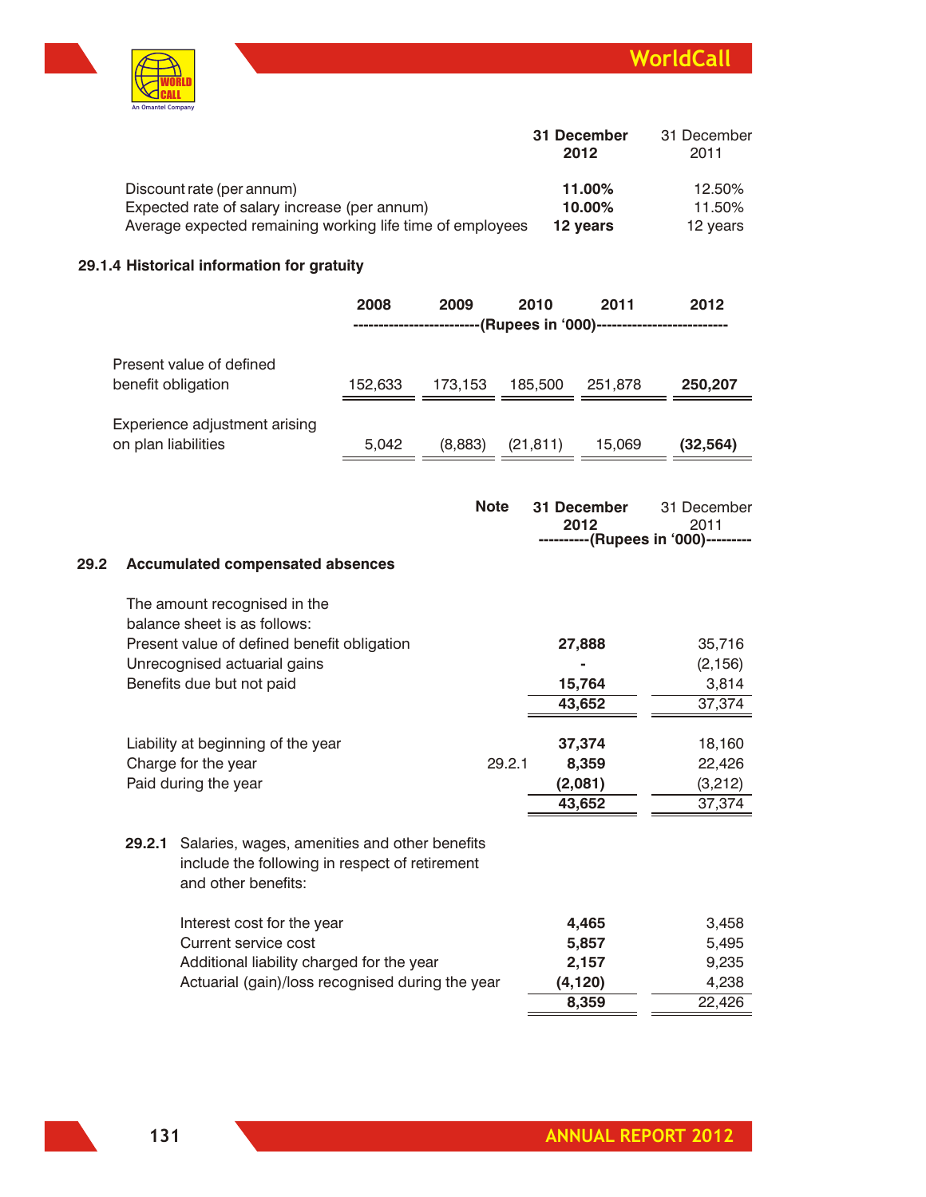| | 31 December 2012 | 31 December 2011 |
|---|---|---|
| Discount rate (per annum) | **11.00%** | 12.50% |
| Expected rate of salary increase (per annum) | **10.00%** | 11.50% |
| Average expected remaining working life time of employees | **12 years** | 12 years |

### 29.1.4 Historical information for gratuity

| | 2008 | 2009 | 2010 | 2011 | 2012 |
|---|---|---|---|---|---|
| | (Rupees in '000) | | | | |
| Present value of defined benefit obligation | 152,633 | 173,153 | 185,500 | 251,878 | **250,207** |
| Experience adjustment arising on plan liabilities | 5,042 | (8,883) | (21,811) | 15,069 | **(32,564)** |

| | Note | 31 December 2012 | 31 December 2011 |
|---|---|---|---|
| | | (Rupees in '000) | |
| **29.2 Accumulated compensated absences** | | | |
| The amount recognised in the balance sheet is as follows: | | | |
| Present value of defined benefit obligation | | **27,888** | 35,716 |
| Unrecognised actuarial gains | | **-** | (2,156) |
| Benefits due but not paid | | **15,764** | 3,814 |
| | | **43,652** | 37,374 |
| Liability at beginning of the year | | **37,374** | 18,160 |
| Charge for the year | 29.2.1 | **8,359** | 22,426 |
| Paid during the year | | **(2,081)** | (3,212) |
| | | **43,652** | 37,374 |

**29.2.1** Salaries, wages, amenities and other benefits include the following in respect of retirement and other benefits:

| | 31 December 2012 | 31 December 2011 |
|---|---|---|
| Interest cost for the year | **4,465** | 3,458 |
| Current service cost | **5,857** | 5,495 |
| Additional liability charged for the year | **2,157** | 9,235 |
| Actuarial (gain)/loss recognised during the year | **(4,120)** | 4,238 |
| | **8,359** | 22,426 |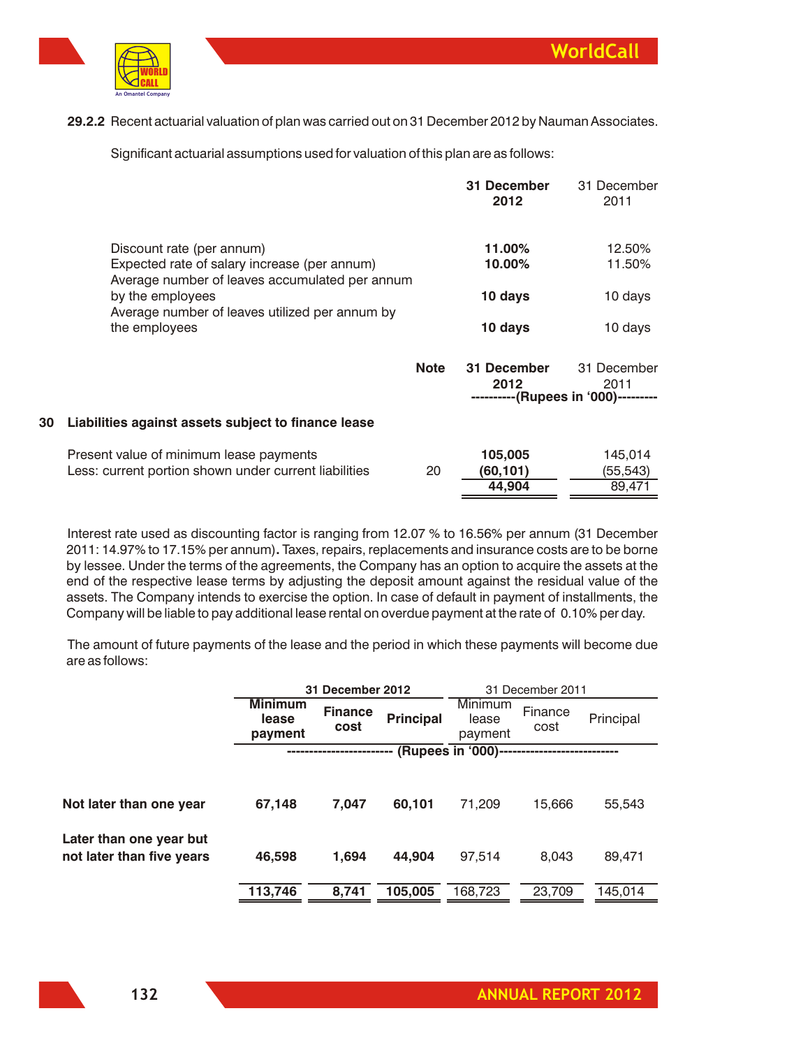29.2.2 Recent actuarial valuation of plan was carried out on 31 December 2012 by Nauman Associates.

Significant actuarial assumptions used for valuation of this plan are as follows:

| | 31 December 2012 | 31 December 2011 |
|---|---|---|
| Discount rate (per annum) | **11.00%** | 12.50% |
| Expected rate of salary increase (per annum) | **10.00%** | 11.50% |
| Average number of leaves accumulated per annum by the employees | **10 days** | 10 days |
| Average number of leaves utilized per annum by the employees | **10 days** | 10 days |

| | Note | 31 December 2012 | 31 December 2011 |
|---|---|---|---|
| | | (Rupees in '000) | |
| **30 Liabilities against assets subject to finance lease** | | | |
| Present value of minimum lease payments | | **105,005** | 145,014 |
| Less: current portion shown under current liabilities | 20 | **(60,101)** | (55,543) |
| | | **44,904** | 89,471 |

Interest rate used as discounting factor is ranging from 12.07 % to 16.56% per annum (31 December 2011: 14.97% to 17.15% per annum). Taxes, repairs, replacements and insurance costs are to be borne by lessee. Under the terms of the agreements, the Company has an option to acquire the assets at the end of the respective lease terms by adjusting the deposit amount against the residual value of the assets. The Company intends to exercise the option. In case of default in payment of installments, the Company will be liable to pay additional lease rental on overdue payment at the rate of 0.10% per day.

The amount of future payments of the lease and the period in which these payments will become due are as follows:

| | 31 December 2012 | | | 31 December 2011 | | |
|---|---|---|---|---|---|---|
| | Minimum lease payment | Finance cost | Principal | Minimum lease payment | Finance cost | Principal |
| | (Rupees in '000) | | | | | |
| **Not later than one year** | **67,148** | **7,047** | **60,101** | 71,209 | 15,666 | 55,543 |
| **Later than one year but not later than five years** | **46,598** | **1,694** | **44,904** | 97,514 | 8,043 | 89,471 |
| | **113,746** | **8,741** | **105,005** | 168,723 | 23,709 | 145,014 |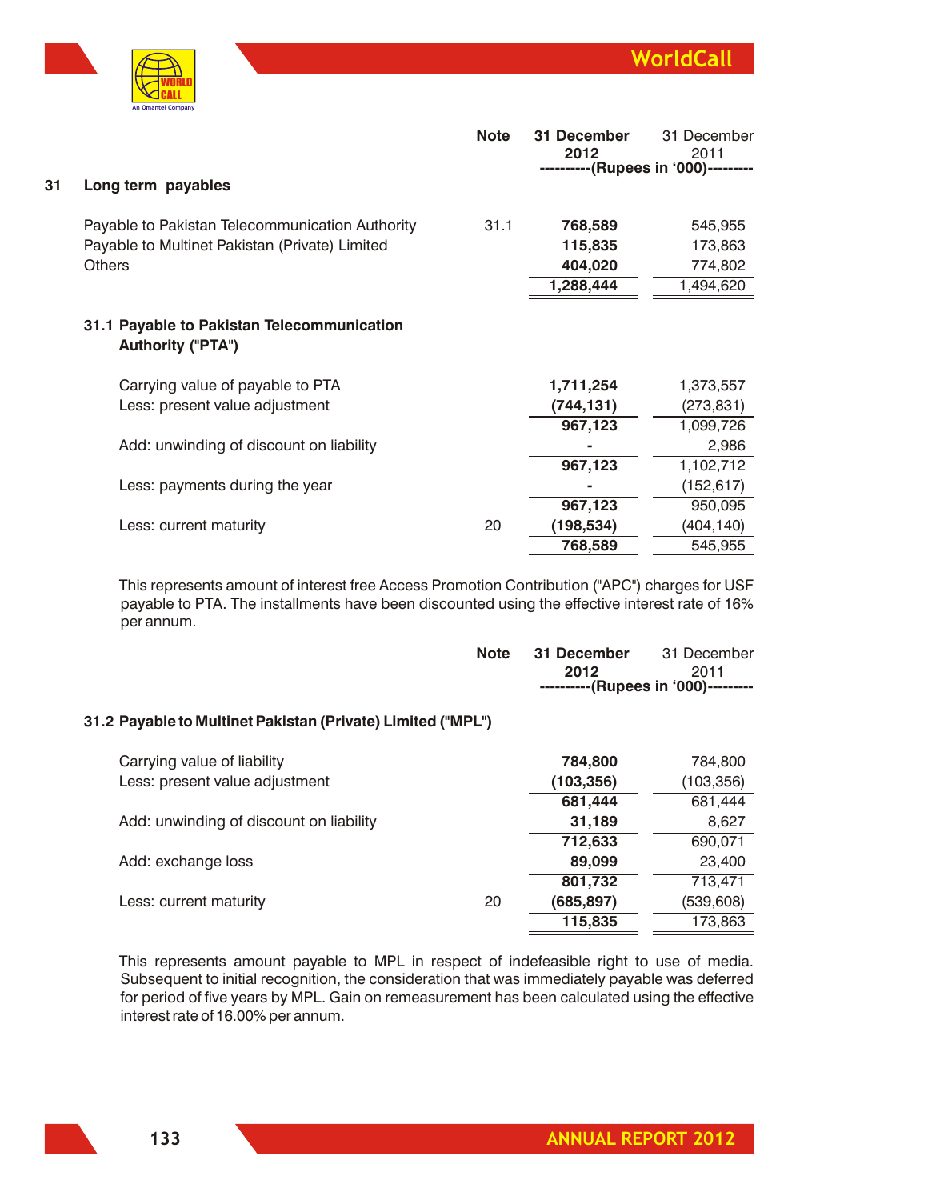| | Note | 31 December 2012 | 31 December 2011 |
|---|---|---|---|
| | | ----------(Rupees in '000)--------- | |

## 31 Long term payables

| | Note | 31 December 2012 | 31 December 2011 |
|---|---|---|---|
| Payable to Pakistan Telecommunication Authority | 31.1 | **768,589** | 545,955 |
| Payable to Multinet Pakistan (Private) Limited | | **115,835** | 173,863 |
| Others | | **404,020** | 774,802 |
| | | **1,288,444** | 1,494,620 |

### 31.1 Payable to Pakistan Telecommunication Authority ("PTA")

| | Note | 31 December 2012 | 31 December 2011 |
|---|---|---|---|
| Carrying value of payable to PTA | | **1,711,254** | 1,373,557 |
| Less: present value adjustment | | **(744,131)** | (273,831) |
| | | **967,123** | 1,099,726 |
| Add: unwinding of discount on liability | | **-** | 2,986 |
| | | **967,123** | 1,102,712 |
| Less: payments during the year | | **-** | (152,617) |
| | | **967,123** | 950,095 |
| Less: current maturity | 20 | **(198,534)** | (404,140) |
| | | **768,589** | 545,955 |

This represents amount of interest free Access Promotion Contribution ("APC") charges for USF payable to PTA. The installments have been discounted using the effective interest rate of 16% per annum.

| | Note | 31 December 2012 | 31 December 2011 |
|---|---|---|---|
| | | ----------(Rupees in '000)--------- | |

### 31.2 Payable to Multinet Pakistan (Private) Limited ("MPL")

| | Note | 31 December 2012 | 31 December 2011 |
|---|---|---|---|
| Carrying value of liability | | **784,800** | 784,800 |
| Less: present value adjustment | | **(103,356)** | (103,356) |
| | | **681,444** | 681,444 |
| Add: unwinding of discount on liability | | **31,189** | 8,627 |
| | | **712,633** | 690,071 |
| Add: exchange loss | | **89,099** | 23,400 |
| | | **801,732** | 713,471 |
| Less: current maturity | 20 | **(685,897)** | (539,608) |
| | | **115,835** | 173,863 |

This represents amount payable to MPL in respect of indefeasible right to use of media. Subsequent to initial recognition, the consideration that was immediately payable was deferred for period of five years by MPL. Gain on remeasurement has been calculated using the effective interest rate of 16.00% per annum.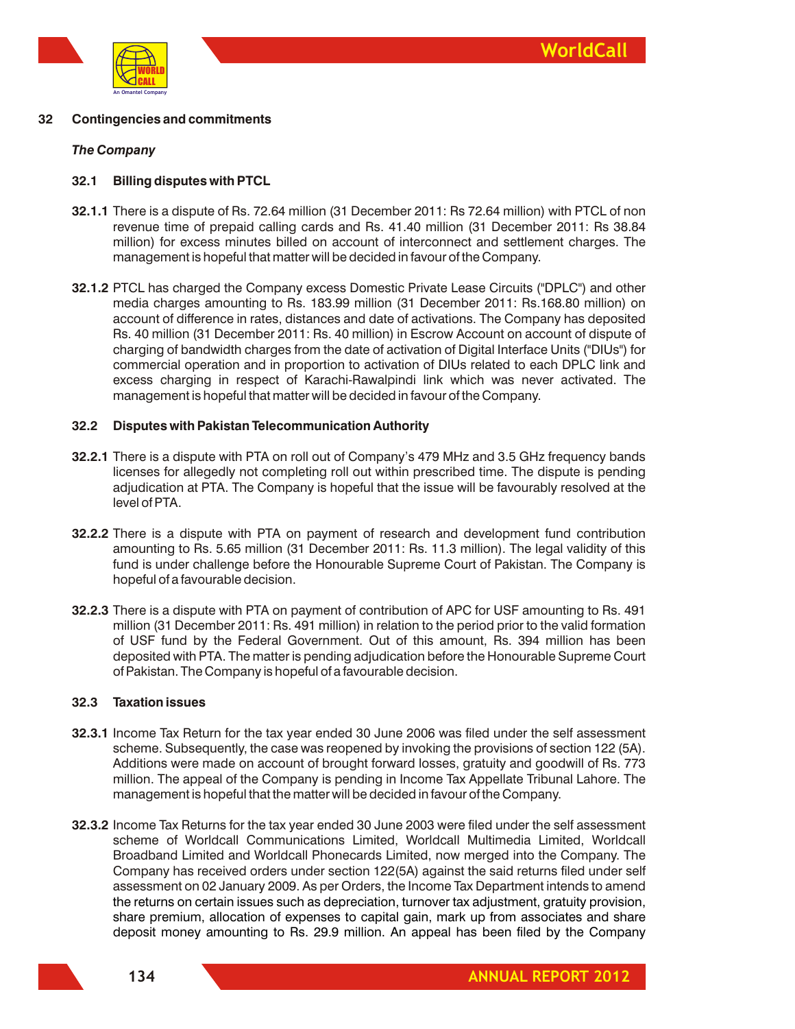## 32 Contingencies and commitments

### *The Company*

#### 32.1 Billing disputes with PTCL

**32.1.1** There is a dispute of Rs. 72.64 million (31 December 2011: Rs 72.64 million) with PTCL of non revenue time of prepaid calling cards and Rs. 41.40 million (31 December 2011: Rs 38.84 million) for excess minutes billed on account of interconnect and settlement charges. The management is hopeful that matter will be decided in favour of the Company.

**32.1.2** PTCL has charged the Company excess Domestic Private Lease Circuits ("DPLC") and other media charges amounting to Rs. 183.99 million (31 December 2011: Rs.168.80 million) on account of difference in rates, distances and date of activations. The Company has deposited Rs. 40 million (31 December 2011: Rs. 40 million) in Escrow Account on account of dispute of charging of bandwidth charges from the date of activation of Digital Interface Units ("DIUs") for commercial operation and in proportion to activation of DIUs related to each DPLC link and excess charging in respect of Karachi-Rawalpindi link which was never activated. The management is hopeful that matter will be decided in favour of the Company.

#### 32.2 Disputes with Pakistan Telecommunication Authority

**32.2.1** There is a dispute with PTA on roll out of Company's 479 MHz and 3.5 GHz frequency bands licenses for allegedly not completing roll out within prescribed time. The dispute is pending adjudication at PTA. The Company is hopeful that the issue will be favourably resolved at the level of PTA.

**32.2.2** There is a dispute with PTA on payment of research and development fund contribution amounting to Rs. 5.65 million (31 December 2011: Rs. 11.3 million). The legal validity of this fund is under challenge before the Honourable Supreme Court of Pakistan. The Company is hopeful of a favourable decision.

**32.2.3** There is a dispute with PTA on payment of contribution of APC for USF amounting to Rs. 491 million (31 December 2011: Rs. 491 million) in relation to the period prior to the valid formation of USF fund by the Federal Government. Out of this amount, Rs. 394 million has been deposited with PTA. The matter is pending adjudication before the Honourable Supreme Court of Pakistan. The Company is hopeful of a favourable decision.

#### 32.3 Taxation issues

**32.3.1** Income Tax Return for the tax year ended 30 June 2006 was filed under the self assessment scheme. Subsequently, the case was reopened by invoking the provisions of section 122 (5A). Additions were made on account of brought forward losses, gratuity and goodwill of Rs. 773 million. The appeal of the Company is pending in Income Tax Appellate Tribunal Lahore. The management is hopeful that the matter will be decided in favour of the Company.

**32.3.2** Income Tax Returns for the tax year ended 30 June 2003 were filed under the self assessment scheme of Worldcall Communications Limited, Worldcall Multimedia Limited, Worldcall Broadband Limited and Worldcall Phonecards Limited, now merged into the Company. The Company has received orders under section 122(5A) against the said returns filed under self assessment on 02 January 2009. As per Orders, the Income Tax Department intends to amend the returns on certain issues such as depreciation, turnover tax adjustment, gratuity provision, share premium, allocation of expenses to capital gain, mark up from associates and share deposit money amounting to Rs. 29.9 million. An appeal has been filed by the Company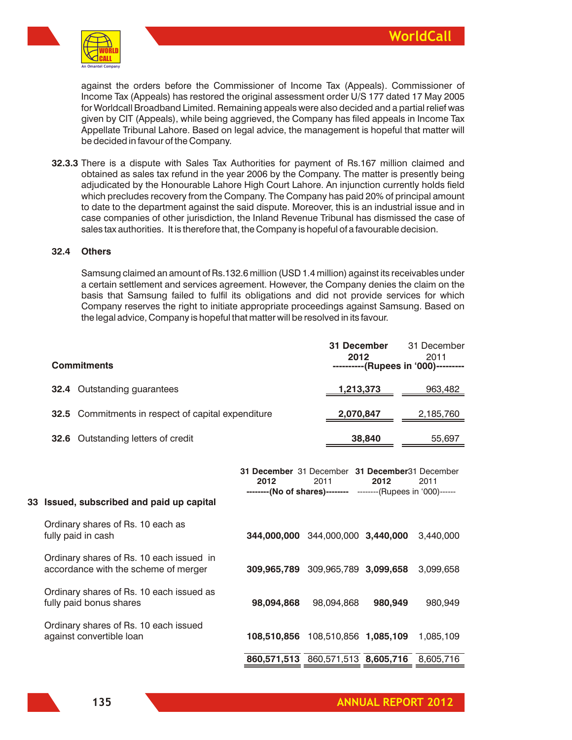against the orders before the Commissioner of Income Tax (Appeals). Commissioner of Income Tax (Appeals) has restored the original assessment order U/S 177 dated 17 May 2005 for Worldcall Broadband Limited. Remaining appeals were also decided and a partial relief was given by CIT (Appeals), while being aggrieved, the Company has filed appeals in Income Tax Appellate Tribunal Lahore. Based on legal advice, the management is hopeful that matter will be decided in favour of the Company.

**32.3.3** There is a dispute with Sales Tax Authorities for payment of Rs.167 million claimed and obtained as sales tax refund in the year 2006 by the Company. The matter is presently being adjudicated by the Honourable Lahore High Court Lahore. An injunction currently holds field which precludes recovery from the Company. The Company has paid 20% of principal amount to date to the department against the said dispute. Moreover, this is an industrial issue and in case companies of other jurisdiction, the Inland Revenue Tribunal has dismissed the case of sales tax authorities. It is therefore that, the Company is hopeful of a favourable decision.

**32.4 Others**

Samsung claimed an amount of Rs.132.6 million (USD 1.4 million) against its receivables under a certain settlement and services agreement. However, the Company denies the claim on the basis that Samsung failed to fulfil its obligations and did not provide services for which Company reserves the right to initiate appropriate proceedings against Samsung. Based on the legal advice, Company is hopeful that matter will be resolved in its favour.

| **Commitments** | **31 December 2012** | 31 December 2011 |
|---|---|---|
| | **(Rupees in '000)** | |
| **32.4** Outstanding guarantees | **1,213,373** | 963,482 |
| **32.5** Commitments in respect of capital expenditure | **2,070,847** | 2,185,760 |
| **32.6** Outstanding letters of credit | **38,840** | 55,697 |

| **33 Issued, subscribed and paid up capital** | **31 December 2012** | 31 December 2011 | **31 December 2012** | 31 December 2011 |
|---|---|---|---|---|
| | **(No of shares)** | | (Rupees in '000) | |
| Ordinary shares of Rs. 10 each as fully paid in cash | **344,000,000** | 344,000,000 | **3,440,000** | 3,440,000 |
| Ordinary shares of Rs. 10 each issued in accordance with the scheme of merger | **309,965,789** | 309,965,789 | **3,099,658** | 3,099,658 |
| Ordinary shares of Rs. 10 each issued as fully paid bonus shares | **98,094,868** | 98,094,868 | **980,949** | 980,949 |
| Ordinary shares of Rs. 10 each issued against convertible loan | **108,510,856** | 108,510,856 | **1,085,109** | 1,085,109 |
| | **860,571,513** | 860,571,513 | **8,605,716** | 8,605,716 |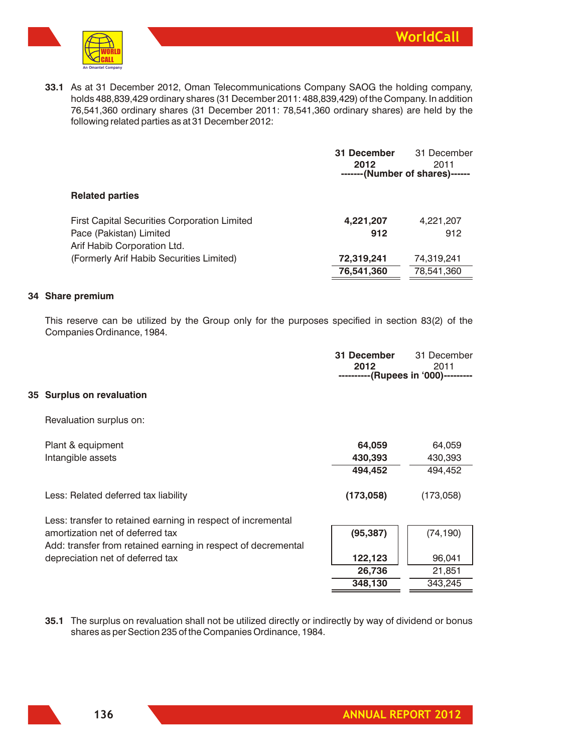**33.1** As at 31 December 2012, Oman Telecommunications Company SAOG the holding company, holds 488,839,429 ordinary shares (31 December 2011: 488,839,429) of the Company. In addition 76,541,360 ordinary shares (31 December 2011: 78,541,360 ordinary shares) are held by the following related parties as at 31 December 2012:

| | **31 December 2012** | 31 December 2011 |
|---|---|---|
| | **-------(Number of shares)------** | |
| **Related parties** | | |
| First Capital Securities Corporation Limited | **4,221,207** | 4,221,207 |
| Pace (Pakistan) Limited | **912** | 912 |
| Arif Habib Corporation Ltd. (Formerly Arif Habib Securities Limited) | **72,319,241** | 74,319,241 |
| | **76,541,360** | 78,541,360 |

## 34 Share premium

This reserve can be utilized by the Group only for the purposes specified in section 83(2) of the Companies Ordinance, 1984.

## 35 Surplus on revaluation

| | **31 December 2012** | 31 December 2011 |
|---|---|---|
| | **----------(Rupees in '000)---------** | |
| Revaluation surplus on: | | |
| Plant & equipment | **64,059** | 64,059 |
| Intangible assets | **430,393** | 430,393 |
| | **494,452** | 494,452 |
| Less: Related deferred tax liability | **(173,058)** | (173,058) |
| Less: transfer to retained earning in respect of incremental amortization net of deferred tax | **(95,387)** | (74,190) |
| Add: transfer from retained earning in respect of decremental depreciation net of deferred tax | **122,123** | 96,041 |
| | **26,736** | 21,851 |
| | **348,130** | 343,245 |

**35.1** The surplus on revaluation shall not be utilized directly or indirectly by way of dividend or bonus shares as per Section 235 of the Companies Ordinance, 1984.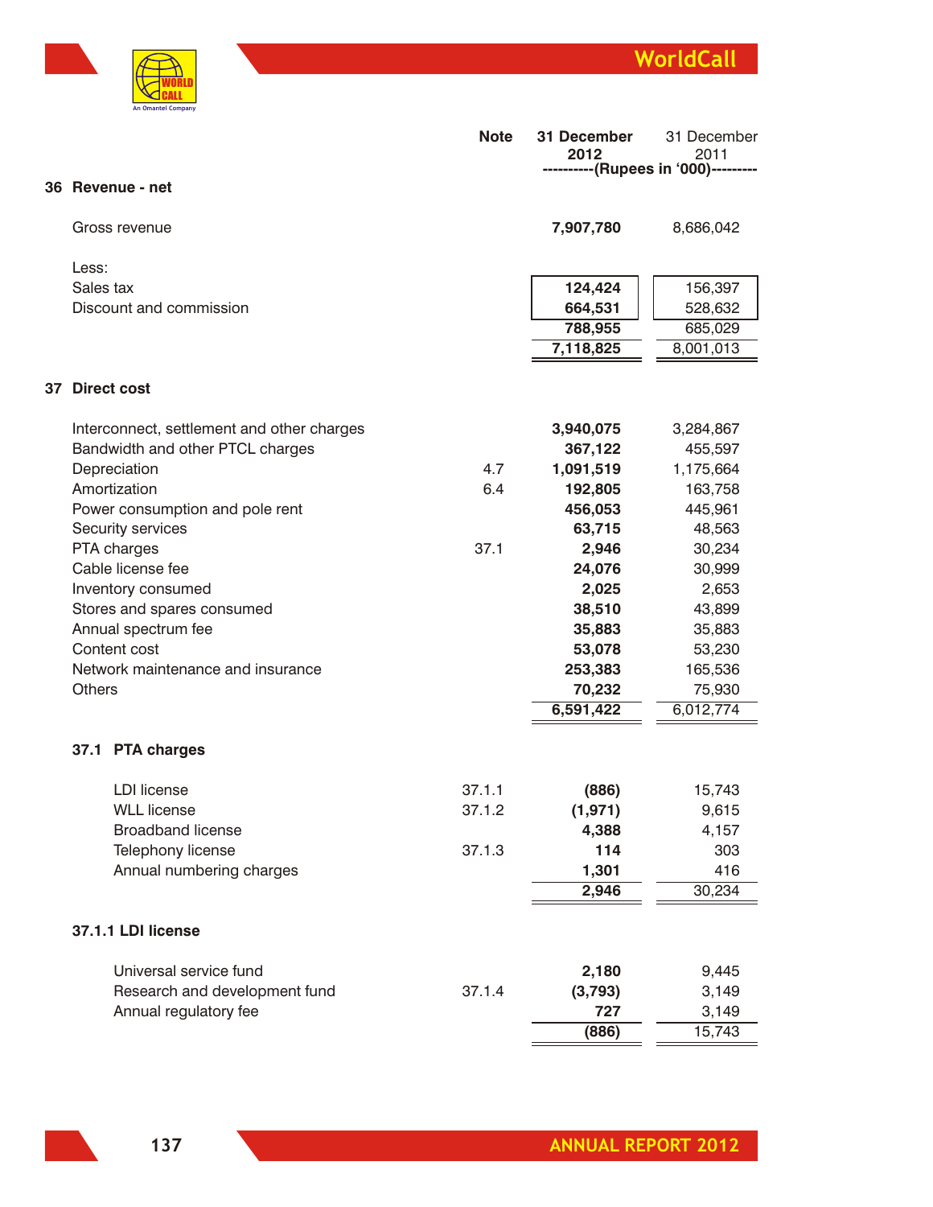| | Note | 31 December 2012 | 31 December 2011 |
|---|---|---|---|
| | | ----------(Rupees in '000)--------- | |

## 36 Revenue - net

| | Note | 31 December 2012 | 31 December 2011 |
|---|---|---|---|
| Gross revenue | | **7,907,780** | 8,686,042 |
| Less: | | | |
| Sales tax | | **124,424** | 156,397 |
| Discount and commission | | **664,531** | 528,632 |
| | | **788,955** | 685,029 |
| | | **7,118,825** | 8,001,013 |

## 37 Direct cost

| | Note | 31 December 2012 | 31 December 2011 |
|---|---|---|---|
| Interconnect, settlement and other charges | | **3,940,075** | 3,284,867 |
| Bandwidth and other PTCL charges | | **367,122** | 455,597 |
| Depreciation | 4.7 | **1,091,519** | 1,175,664 |
| Amortization | 6.4 | **192,805** | 163,758 |
| Power consumption and pole rent | | **456,053** | 445,961 |
| Security services | | **63,715** | 48,563 |
| PTA charges | 37.1 | **2,946** | 30,234 |
| Cable license fee | | **24,076** | 30,999 |
| Inventory consumed | | **2,025** | 2,653 |
| Stores and spares consumed | | **38,510** | 43,899 |
| Annual spectrum fee | | **35,883** | 35,883 |
| Content cost | | **53,078** | 53,230 |
| Network maintenance and insurance | | **253,383** | 165,536 |
| Others | | **70,232** | 75,930 |
| | | **6,591,422** | 6,012,774 |

### 37.1 PTA charges

| | Note | 31 December 2012 | 31 December 2011 |
|---|---|---|---|
| LDI license | 37.1.1 | **(886)** | 15,743 |
| WLL license | 37.1.2 | **(1,971)** | 9,615 |
| Broadband license | | **4,388** | 4,157 |
| Telephony license | 37.1.3 | **114** | 303 |
| Annual numbering charges | | **1,301** | 416 |
| | | **2,946** | 30,234 |

### 37.1.1 LDI license

| | Note | 31 December 2012 | 31 December 2011 |
|---|---|---|---|
| Universal service fund | | **2,180** | 9,445 |
| Research and development fund | 37.1.4 | **(3,793)** | 3,149 |
| Annual regulatory fee | | **727** | 3,149 |
| | | **(886)** | 15,743 |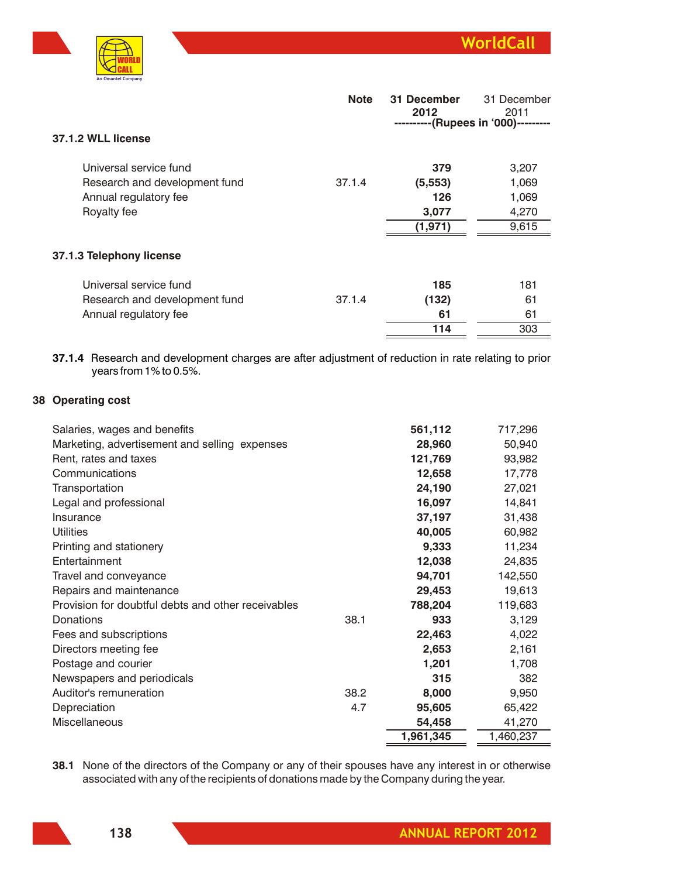| | Note | 31 December 2012 | 31 December 2011 |
|---|---|---|---|
| | | ----------(Rupees in '000)--------- | |

### 37.1.2 WLL license

| | Note | 31 December 2012 | 31 December 2011 |
|---|---|---|---|
| Universal service fund | | **379** | 3,207 |
| Research and development fund | 37.1.4 | **(5,553)** | 1,069 |
| Annual regulatory fee | | **126** | 1,069 |
| Royalty fee | | **3,077** | 4,270 |
| | | **(1,971)** | 9,615 |

### 37.1.3 Telephony license

| | Note | 31 December 2012 | 31 December 2011 |
|---|---|---|---|
| Universal service fund | | **185** | 181 |
| Research and development fund | 37.1.4 | **(132)** | 61 |
| Annual regulatory fee | | **61** | 61 |
| | | **114** | 303 |

**37.1.4** Research and development charges are after adjustment of reduction in rate relating to prior years from 1% to 0.5%.

## 38 Operating cost

| | Note | 31 December 2012 | 31 December 2011 |
|---|---|---|---|
| Salaries, wages and benefits | | **561,112** | 717,296 |
| Marketing, advertisement and selling expenses | | **28,960** | 50,940 |
| Rent, rates and taxes | | **121,769** | 93,982 |
| Communications | | **12,658** | 17,778 |
| Transportation | | **24,190** | 27,021 |
| Legal and professional | | **16,097** | 14,841 |
| Insurance | | **37,197** | 31,438 |
| Utilities | | **40,005** | 60,982 |
| Printing and stationery | | **9,333** | 11,234 |
| Entertainment | | **12,038** | 24,835 |
| Travel and conveyance | | **94,701** | 142,550 |
| Repairs and maintenance | | **29,453** | 19,613 |
| Provision for doubtful debts and other receivables | | **788,204** | 119,683 |
| Donations | 38.1 | **933** | 3,129 |
| Fees and subscriptions | | **22,463** | 4,022 |
| Directors meeting fee | | **2,653** | 2,161 |
| Postage and courier | | **1,201** | 1,708 |
| Newspapers and periodicals | | **315** | 382 |
| Auditor's remuneration | 38.2 | **8,000** | 9,950 |
| Depreciation | 4.7 | **95,605** | 65,422 |
| Miscellaneous | | **54,458** | 41,270 |
| | | **1,961,345** | 1,460,237 |

**38.1** None of the directors of the Company or any of their spouses have any interest in or otherwise associated with any of the recipients of donations made by the Company during the year.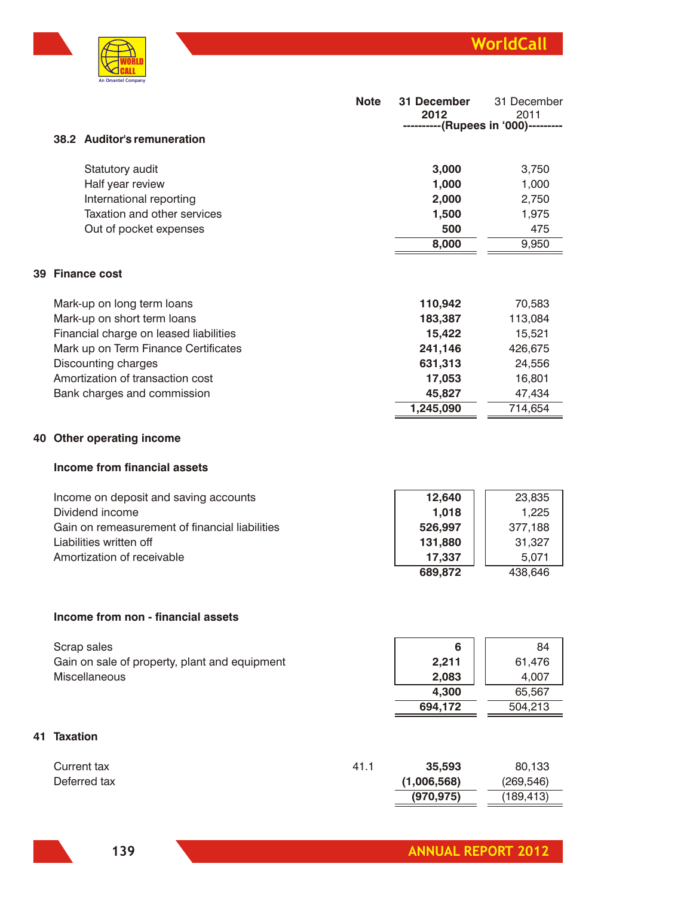| | Note | 31 December 2012 | 31 December 2011 |
|---|---|---|---|
| | | ----------(Rupees in '000)--------- | |

### 38.2 Auditor's remuneration

| | Note | 31 December 2012 | 31 December 2011 |
|---|---|---|---|
| Statutory audit | | **3,000** | 3,750 |
| Half year review | | **1,000** | 1,000 |
| International reporting | | **2,000** | 2,750 |
| Taxation and other services | | **1,500** | 1,975 |
| Out of pocket expenses | | **500** | 475 |
| | | **8,000** | 9,950 |

## 39 Finance cost

| | Note | 31 December 2012 | 31 December 2011 |
|---|---|---|---|
| Mark-up on long term loans | | **110,942** | 70,583 |
| Mark-up on short term loans | | **183,387** | 113,084 |
| Financial charge on leased liabilities | | **15,422** | 15,521 |
| Mark up on Term Finance Certificates | | **241,146** | 426,675 |
| Discounting charges | | **631,313** | 24,556 |
| Amortization of transaction cost | | **17,053** | 16,801 |
| Bank charges and commission | | **45,827** | 47,434 |
| | | **1,245,090** | 714,654 |

## 40 Other operating income

### Income from financial assets

| | Note | 31 December 2012 | 31 December 2011 |
|---|---|---|---|
| Income on deposit and saving accounts | | **12,640** | 23,835 |
| Dividend income | | **1,018** | 1,225 |
| Gain on remeasurement of financial liabilities | | **526,997** | 377,188 |
| Liabilities written off | | **131,880** | 31,327 |
| Amortization of receivable | | **17,337** | 5,071 |
| | | **689,872** | 438,646 |

### Income from non - financial assets

| | Note | 31 December 2012 | 31 December 2011 |
|---|---|---|---|
| Scrap sales | | **6** | 84 |
| Gain on sale of property, plant and equipment | | **2,211** | 61,476 |
| Miscellaneous | | **2,083** | 4,007 |
| | | **4,300** | 65,567 |
| | | **694,172** | 504,213 |

## 41 Taxation

| | Note | 31 December 2012 | 31 December 2011 |
|---|---|---|---|
| Current tax | 41.1 | **35,593** | 80,133 |
| Deferred tax | | **(1,006,568)** | (269,546) |
| | | **(970,975)** | (189,413) |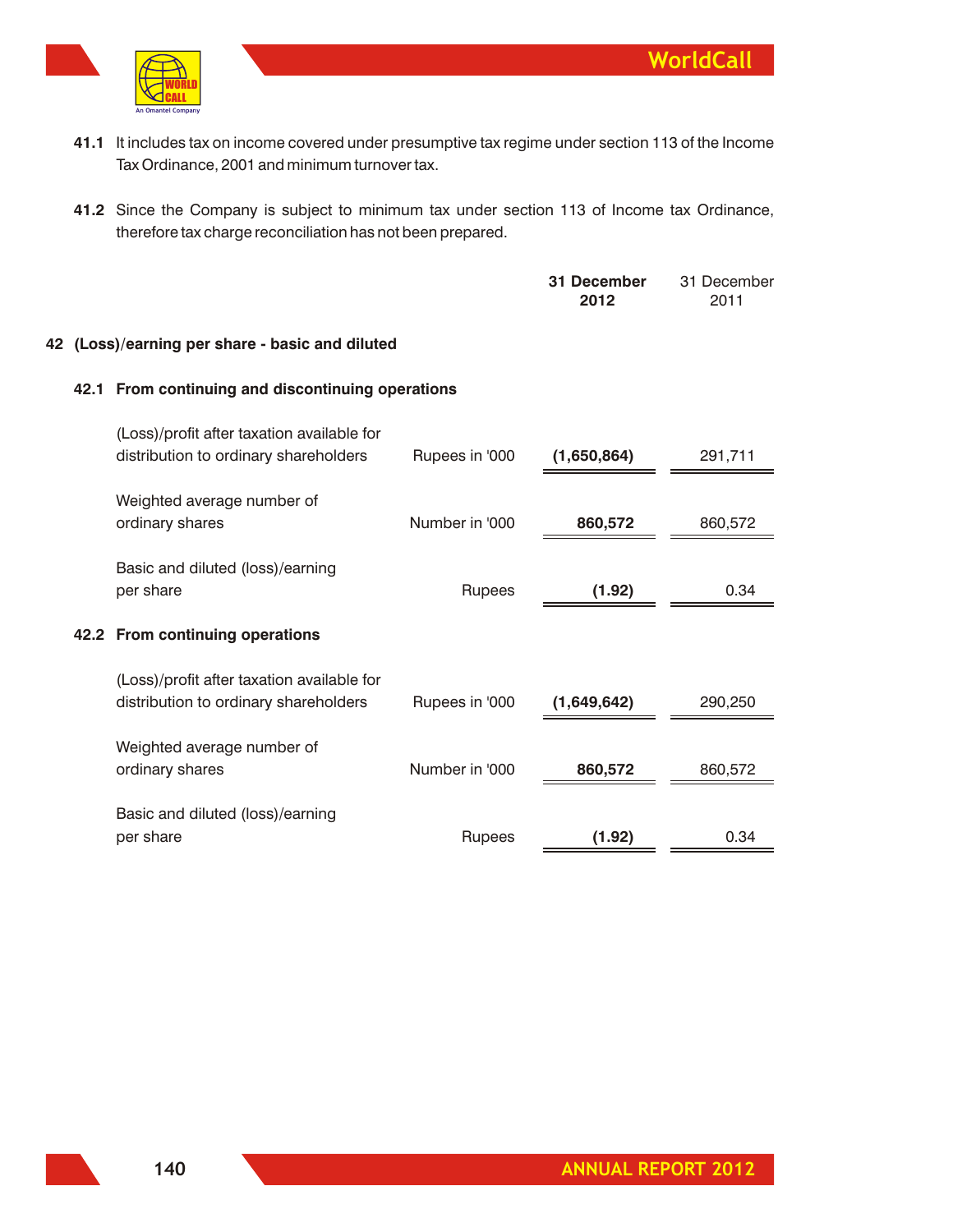**41.1** It includes tax on income covered under presumptive tax regime under section 113 of the Income Tax Ordinance, 2001 and minimum turnover tax.

**41.2** Since the Company is subject to minimum tax under section 113 of Income tax Ordinance, therefore tax charge reconciliation has not been prepared.

## 42 (Loss)/earning per share - basic and diluted

### 42.1 From continuing and discontinuing operations

| | | **31 December 2012** | 31 December 2011 |
|---|---|---|---|
| (Loss)/profit after taxation available for distribution to ordinary shareholders | Rupees in '000 | **(1,650,864)** | 291,711 |
| Weighted average number of ordinary shares | Number in '000 | **860,572** | 860,572 |
| Basic and diluted (loss)/earning per share | Rupees | **(1.92)** | 0.34 |

### 42.2 From continuing operations

| | | **31 December 2012** | 31 December 2011 |
|---|---|---|---|
| (Loss)/profit after taxation available for distribution to ordinary shareholders | Rupees in '000 | **(1,649,642)** | 290,250 |
| Weighted average number of ordinary shares | Number in '000 | **860,572** | 860,572 |
| Basic and diluted (loss)/earning per share | Rupees | **(1.92)** | 0.34 |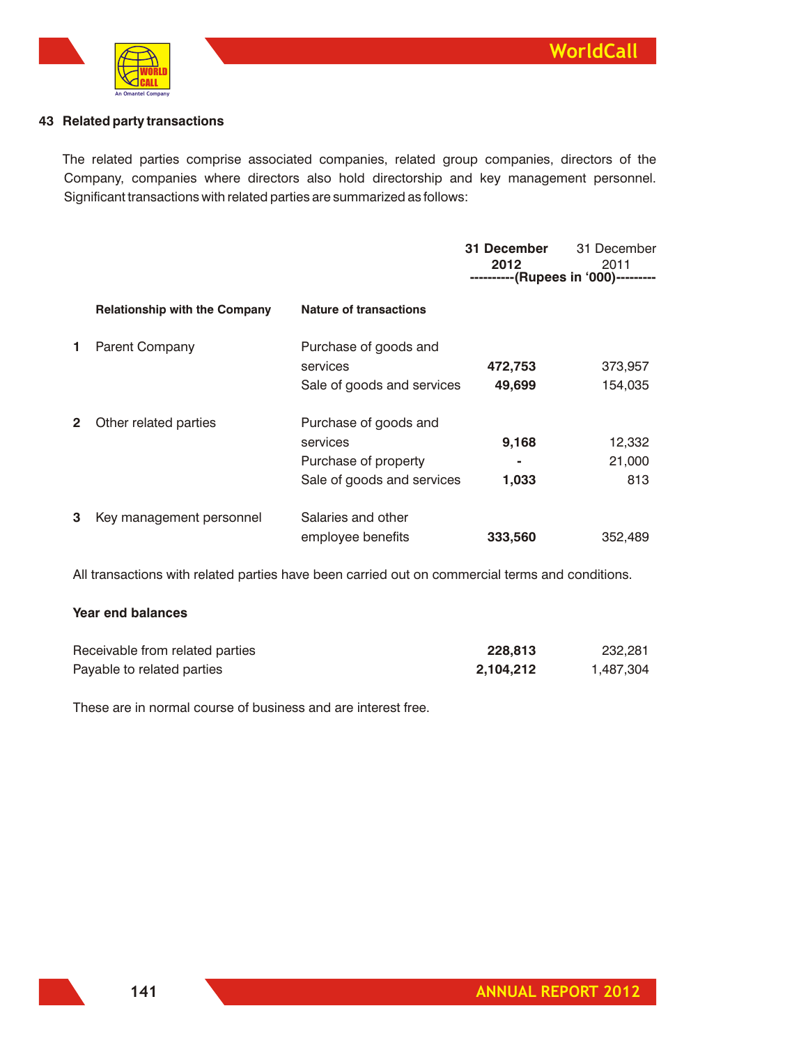## 43 Related party transactions

The related parties comprise associated companies, related group companies, directors of the Company, companies where directors also hold directorship and key management personnel. Significant transactions with related parties are summarized as follows:

| | Relationship with the Company | Nature of transactions | 31 December 2012 | 31 December 2011 |
|---|---|---|---|---|
| | | | ----------(Rupees in '000)--------- | |
| 1 | Parent Company | Purchase of goods and services | **472,753** | 373,957 |
| | | Sale of goods and services | **49,699** | 154,035 |
| 2 | Other related parties | Purchase of goods and services | **9,168** | 12,332 |
| | | Purchase of property | **-** | 21,000 |
| | | Sale of goods and services | **1,033** | 813 |
| 3 | Key management personnel | Salaries and other employee benefits | **333,560** | 352,489 |

All transactions with related parties have been carried out on commercial terms and conditions.

**Year end balances**

| | 31 December 2012 | 31 December 2011 |
|---|---|---|
| Receivable from related parties | **228,813** | 232,281 |
| Payable to related parties | **2,104,212** | 1,487,304 |

These are in normal course of business and are interest free.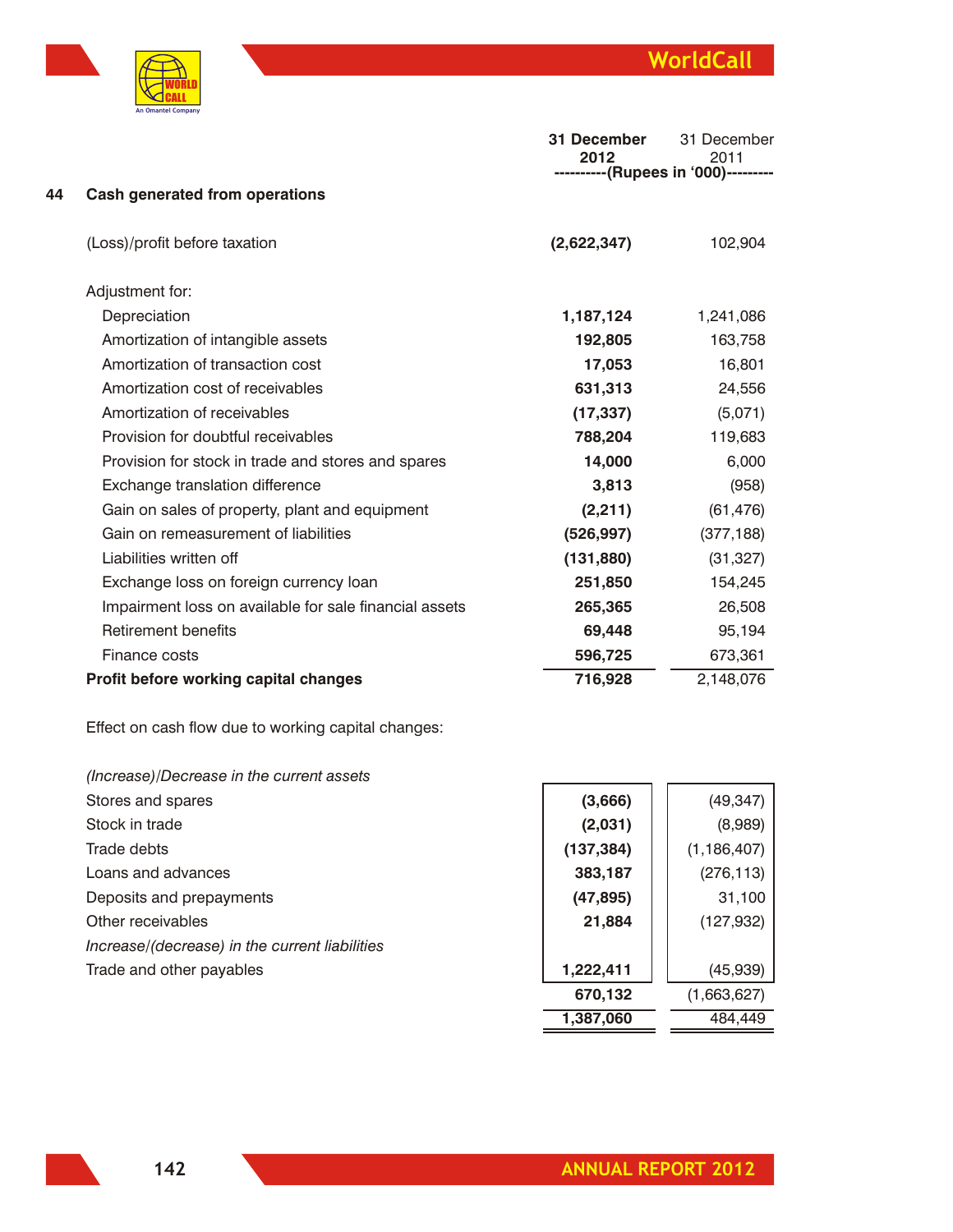## 44 Cash generated from operations

| | 31 December 2012 | 31 December 2011 |
|---|---|---|
| | ----------(Rupees in '000)--------- | |
| (Loss)/profit before taxation | **(2,622,347)** | 102,904 |
| Adjustment for: | | |
| Depreciation | **1,187,124** | 1,241,086 |
| Amortization of intangible assets | **192,805** | 163,758 |
| Amortization of transaction cost | **17,053** | 16,801 |
| Amortization cost of receivables | **631,313** | 24,556 |
| Amortization of receivables | **(17,337)** | (5,071) |
| Provision for doubtful receivables | **788,204** | 119,683 |
| Provision for stock in trade and stores and spares | **14,000** | 6,000 |
| Exchange translation difference | **3,813** | (958) |
| Gain on sales of property, plant and equipment | **(2,211)** | (61,476) |
| Gain on remeasurement of liabilities | **(526,997)** | (377,188) |
| Liabilities written off | **(131,880)** | (31,327) |
| Exchange loss on foreign currency loan | **251,850** | 154,245 |
| Impairment loss on available for sale financial assets | **265,365** | 26,508 |
| Retirement benefits | **69,448** | 95,194 |
| Finance costs | **596,725** | 673,361 |
| **Profit before working capital changes** | **716,928** | 2,148,076 |
| Effect on cash flow due to working capital changes: | | |
| *(Increase)/Decrease in the current assets* | | |
| Stores and spares | **(3,666)** | (49,347) |
| Stock in trade | **(2,031)** | (8,989) |
| Trade debts | **(137,384)** | (1,186,407) |
| Loans and advances | **383,187** | (276,113) |
| Deposits and prepayments | **(47,895)** | 31,100 |
| Other receivables | **21,884** | (127,932) |
| *Increase/(decrease) in the current liabilities* | | |
| Trade and other payables | **1,222,411** | (45,939) |
| | **670,132** | (1,663,627) |
| | **1,387,060** | 484,449 |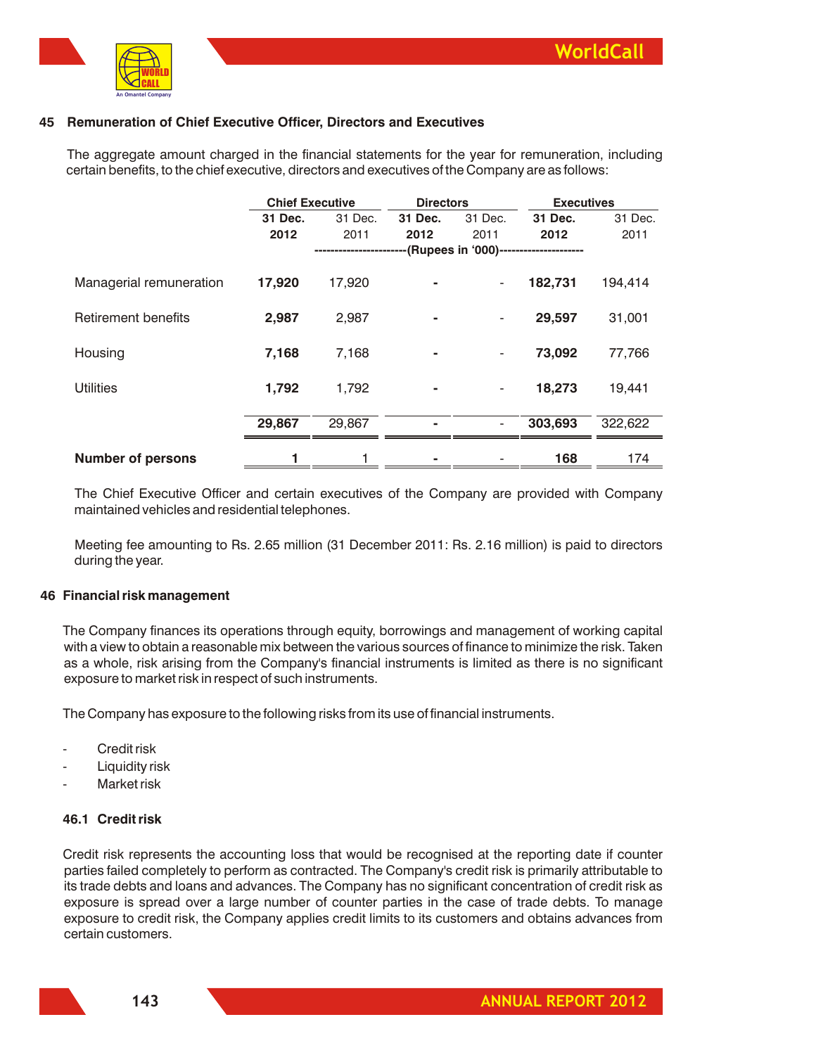## 45 Remuneration of Chief Executive Officer, Directors and Executives

The aggregate amount charged in the financial statements for the year for remuneration, including certain benefits, to the chief executive, directors and executives of the Company are as follows:

| | Chief Executive | | Directors | | Executives | |
|---|---|---|---|---|---|---|
| | **31 Dec. 2012** | 31 Dec. 2011 | **31 Dec. 2012** | 31 Dec. 2011 | **31 Dec. 2012** | 31 Dec. 2011 |
| | -----------------------(Rupees in '000)--------------------- | | | | | |
| Managerial remuneration | **17,920** | 17,920 | **-** | - | **182,731** | 194,414 |
| Retirement benefits | **2,987** | 2,987 | **-** | - | **29,597** | 31,001 |
| Housing | **7,168** | 7,168 | **-** | - | **73,092** | 77,766 |
| Utilities | **1,792** | 1,792 | **-** | - | **18,273** | 19,441 |
| | **29,867** | 29,867 | **-** | - | **303,693** | 322,622 |
| **Number of persons** | **1** | 1 | **-** | - | **168** | 174 |

The Chief Executive Officer and certain executives of the Company are provided with Company maintained vehicles and residential telephones.

Meeting fee amounting to Rs. 2.65 million (31 December 2011: Rs. 2.16 million) is paid to directors during the year.

## 46 Financial risk management

The Company finances its operations through equity, borrowings and management of working capital with a view to obtain a reasonable mix between the various sources of finance to minimize the risk. Taken as a whole, risk arising from the Company's financial instruments is limited as there is no significant exposure to market risk in respect of such instruments.

The Company has exposure to the following risks from its use of financial instruments.

- Credit risk
- Liquidity risk
- Market risk

### 46.1 Credit risk

Credit risk represents the accounting loss that would be recognised at the reporting date if counter parties failed completely to perform as contracted. The Company's credit risk is primarily attributable to its trade debts and loans and advances. The Company has no significant concentration of credit risk as exposure is spread over a large number of counter parties in the case of trade debts. To manage exposure to credit risk, the Company applies credit limits to its customers and obtains advances from certain customers.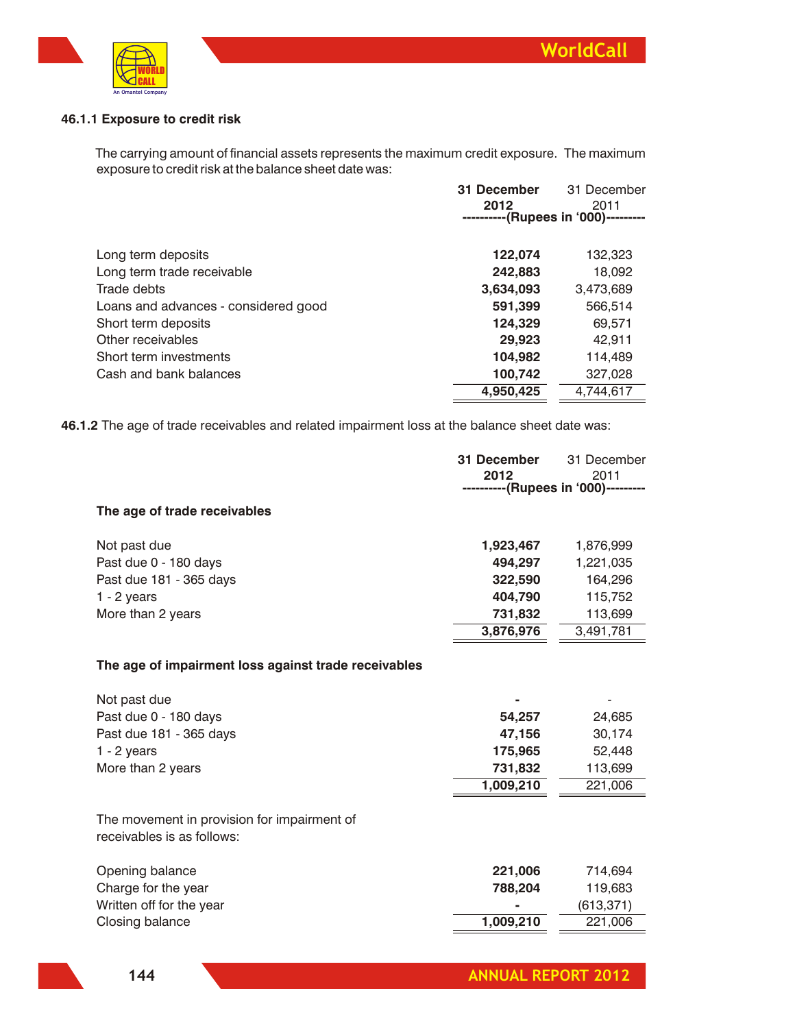#### 46.1.1 Exposure to credit risk

The carrying amount of financial assets represents the maximum credit exposure. The maximum exposure to credit risk at the balance sheet date was:

| | 31 December 2012 | 31 December 2011 |
|---|---|---|
| | ----------(Rupees in '000)--------- | |
| Long term deposits | **122,074** | 132,323 |
| Long term trade receivable | **242,883** | 18,092 |
| Trade debts | **3,634,093** | 3,473,689 |
| Loans and advances - considered good | **591,399** | 566,514 |
| Short term deposits | **124,329** | 69,571 |
| Other receivables | **29,923** | 42,911 |
| Short term investments | **104,982** | 114,489 |
| Cash and bank balances | **100,742** | 327,028 |
| | **4,950,425** | 4,744,617 |

**46.1.2** The age of trade receivables and related impairment loss at the balance sheet date was:

| | 31 December 2012 | 31 December 2011 |
|---|---|---|
| | ----------(Rupees in '000)--------- | |
| **The age of trade receivables** | | |
| Not past due | **1,923,467** | 1,876,999 |
| Past due 0 - 180 days | **494,297** | 1,221,035 |
| Past due 181 - 365 days | **322,590** | 164,296 |
| 1 - 2 years | **404,790** | 115,752 |
| More than 2 years | **731,832** | 113,699 |
| | **3,876,976** | 3,491,781 |
| **The age of impairment loss against trade receivables** | | |
| Not past due | **-** | - |
| Past due 0 - 180 days | **54,257** | 24,685 |
| Past due 181 - 365 days | **47,156** | 30,174 |
| 1 - 2 years | **175,965** | 52,448 |
| More than 2 years | **731,832** | 113,699 |
| | **1,009,210** | 221,006 |
| The movement in provision for impairment of receivables is as follows: | | |
| Opening balance | **221,006** | 714,694 |
| Charge for the year | **788,204** | 119,683 |
| Written off for the year | **-** | (613,371) |
| Closing balance | **1,009,210** | 221,006 |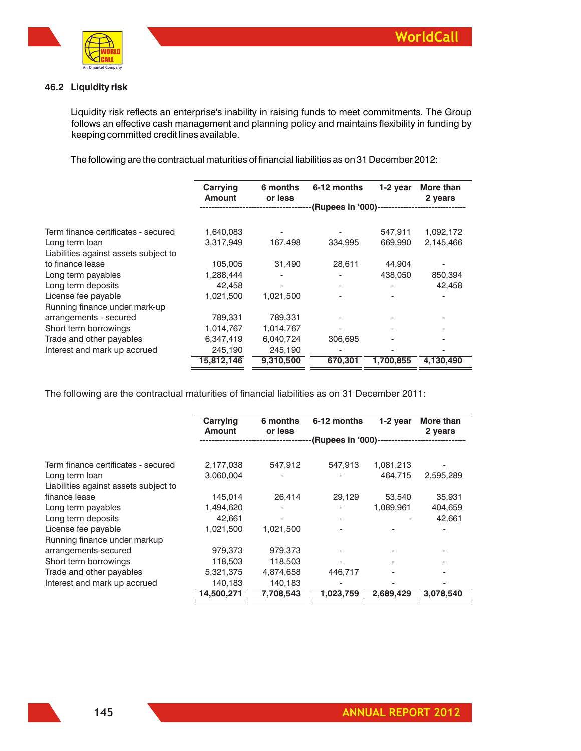### 46.2 Liquidity risk

Liquidity risk reflects an enterprise's inability in raising funds to meet commitments. The Group follows an effective cash management and planning policy and maintains flexibility in funding by keeping committed credit lines available.

The following are the contractual maturities of financial liabilities as on 31 December 2012:

| | Carrying Amount | 6 months or less | 6-12 months | 1-2 year | More than 2 years |
|---|---|---|---|---|---|
| | (Rupees in '000) | | | | |
| Term finance certificates - secured | 1,640,083 | - | - | 547,911 | 1,092,172 |
| Long term loan | 3,317,949 | 167,498 | 334,995 | 669,990 | 2,145,466 |
| Liabilities against assets subject to to finance lease | 105,005 | 31,490 | 28,611 | 44,904 | - |
| Long term payables | 1,288,444 | - | - | 438,050 | 850,394 |
| Long term deposits | 42,458 | - | - | - | 42,458 |
| License fee payable | 1,021,500 | 1,021,500 | - | - | - |
| Running finance under mark-up arrangements - secured | 789,331 | 789,331 | - | - | - |
| Short term borrowings | 1,014,767 | 1,014,767 | - | - | - |
| Trade and other payables | 6,347,419 | 6,040,724 | 306,695 | - | - |
| Interest and mark up accrued | 245,190 | 245,190 | - | - | - |
| | **15,812,146** | **9,310,500** | **670,301** | **1,700,855** | **4,130,490** |

The following are the contractual maturities of financial liabilities as on 31 December 2011:

| | Carrying Amount | 6 months or less | 6-12 months | 1-2 year | More than 2 years |
|---|---|---|---|---|---|
| | (Rupees in '000) | | | | |
| Term finance certificates - secured | 2,177,038 | 547,912 | 547,913 | 1,081,213 | - |
| Long term loan | 3,060,004 | - | - | 464,715 | 2,595,289 |
| Liabilities against assets subject to finance lease | 145,014 | 26,414 | 29,129 | 53,540 | 35,931 |
| Long term payables | 1,494,620 | - | - | 1,089,961 | 404,659 |
| Long term deposits | 42,661 | - | - | - | 42,661 |
| License fee payable | 1,021,500 | 1,021,500 | - | - | - |
| Running finance under markup arrangements-secured | 979,373 | 979,373 | - | - | - |
| Short term borrowings | 118,503 | 118,503 | - | - | - |
| Trade and other payables | 5,321,375 | 4,874,658 | 446,717 | - | - |
| Interest and mark up accrued | 140,183 | 140,183 | - | - | - |
| | **14,500,271** | **7,708,543** | **1,023,759** | **2,689,429** | **3,078,540** |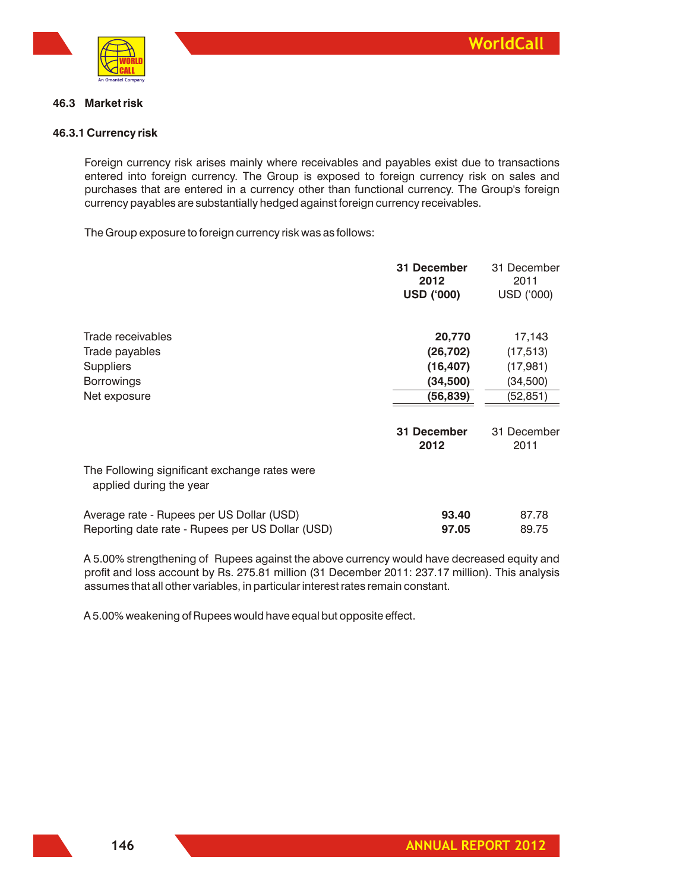### 46.3 Market risk

#### 46.3.1 Currency risk

Foreign currency risk arises mainly where receivables and payables exist due to transactions entered into foreign currency. The Group is exposed to foreign currency risk on sales and purchases that are entered in a currency other than functional currency. The Group's foreign currency payables are substantially hedged against foreign currency receivables.

The Group exposure to foreign currency risk was as follows:

| | **31 December 2012 USD ('000)** | 31 December 2011 USD ('000) |
|---|---|---|
| Trade receivables | **20,770** | 17,143 |
| Trade payables | **(26,702)** | (17,513) |
| Suppliers | **(16,407)** | (17,981) |
| Borrowings | **(34,500)** | (34,500) |
| Net exposure | **(56,839)** | (52,851) |

| | **31 December 2012** | 31 December 2011 |
|---|---|---|
| The Following significant exchange rates were applied during the year | | |
| Average rate - Rupees per US Dollar (USD) | **93.40** | 87.78 |
| Reporting date rate - Rupees per US Dollar (USD) | **97.05** | 89.75 |

A 5.00% strengthening of Rupees against the above currency would have decreased equity and profit and loss account by Rs. 275.81 million (31 December 2011: 237.17 million). This analysis assumes that all other variables, in particular interest rates remain constant.

A 5.00% weakening of Rupees would have equal but opposite effect.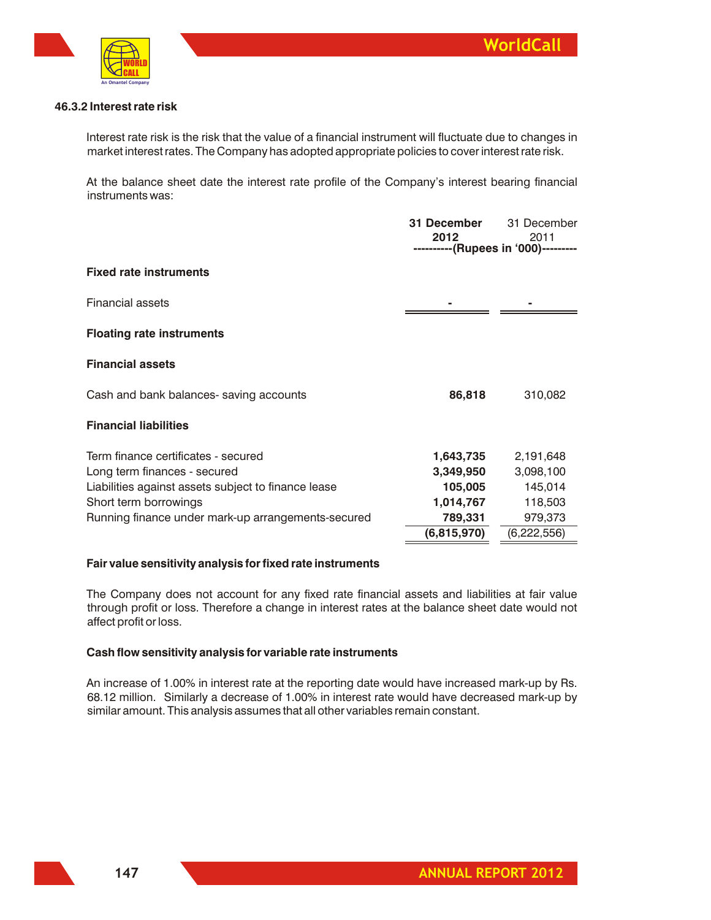### 46.3.2 Interest rate risk

Interest rate risk is the risk that the value of a financial instrument will fluctuate due to changes in market interest rates. The Company has adopted appropriate policies to cover interest rate risk.

At the balance sheet date the interest rate profile of the Company's interest bearing financial instruments was:

| | **31 December 2012** | 31 December 2011 |
|---|---|---|
| | **----------(Rupees in '000)---------** | |
| **Fixed rate instruments** | | |
| Financial assets | **-** | - |
| **Floating rate instruments** | | |
| **Financial assets** | | |
| Cash and bank balances- saving accounts | **86,818** | 310,082 |
| **Financial liabilities** | | |
| Term finance certificates - secured | **1,643,735** | 2,191,648 |
| Long term finances - secured | **3,349,950** | 3,098,100 |
| Liabilities against assets subject to finance lease | **105,005** | 145,014 |
| Short term borrowings | **1,014,767** | 118,503 |
| Running finance under mark-up arrangements-secured | **789,331** | 979,373 |
| | **(6,815,970)** | (6,222,556) |

**Fair value sensitivity analysis for fixed rate instruments**

The Company does not account for any fixed rate financial assets and liabilities at fair value through profit or loss. Therefore a change in interest rates at the balance sheet date would not affect profit or loss.

**Cash flow sensitivity analysis for variable rate instruments**

An increase of 1.00% in interest rate at the reporting date would have increased mark-up by Rs. 68.12 million. Similarly a decrease of 1.00% in interest rate would have decreased mark-up by similar amount. This analysis assumes that all other variables remain constant.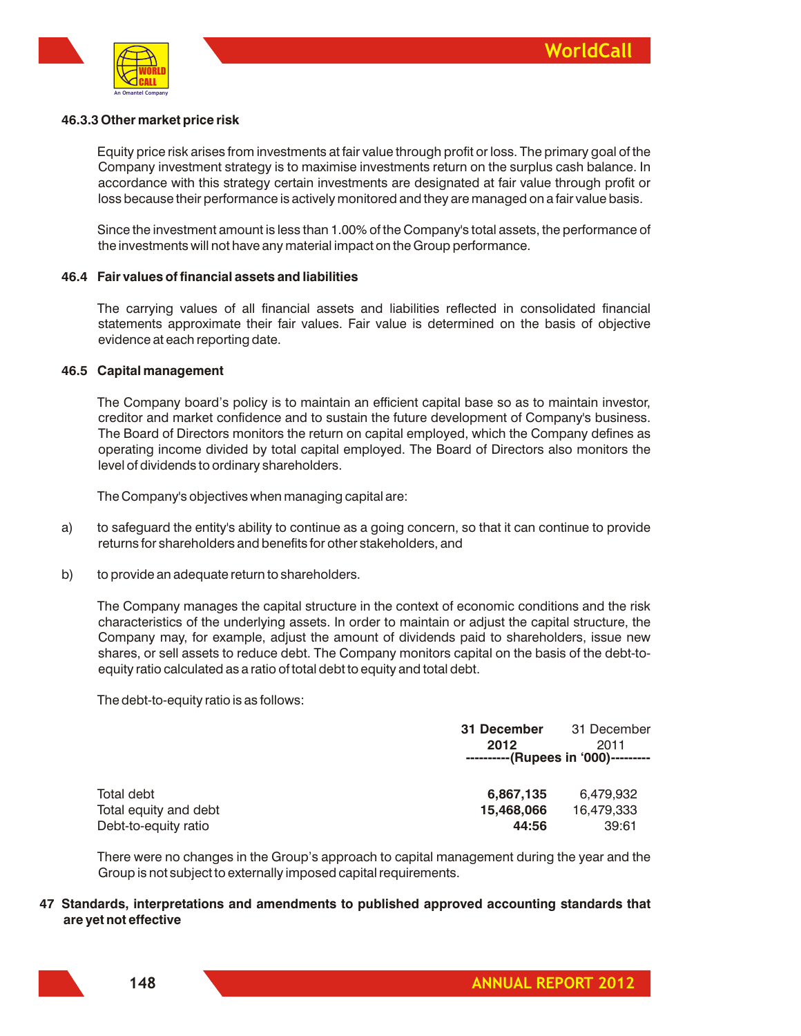### 46.3.3 Other market price risk

Equity price risk arises from investments at fair value through profit or loss. The primary goal of the Company investment strategy is to maximise investments return on the surplus cash balance. In accordance with this strategy certain investments are designated at fair value through profit or loss because their performance is actively monitored and they are managed on a fair value basis.

Since the investment amount is less than 1.00% of the Company's total assets, the performance of the investments will not have any material impact on the Group performance.

### 46.4 Fair values of financial assets and liabilities

The carrying values of all financial assets and liabilities reflected in consolidated financial statements approximate their fair values. Fair value is determined on the basis of objective evidence at each reporting date.

### 46.5 Capital management

The Company board's policy is to maintain an efficient capital base so as to maintain investor, creditor and market confidence and to sustain the future development of Company's business. The Board of Directors monitors the return on capital employed, which the Company defines as operating income divided by total capital employed. The Board of Directors also monitors the level of dividends to ordinary shareholders.

The Company's objectives when managing capital are:

a) to safeguard the entity's ability to continue as a going concern, so that it can continue to provide returns for shareholders and benefits for other stakeholders, and

b) to provide an adequate return to shareholders.

The Company manages the capital structure in the context of economic conditions and the risk characteristics of the underlying assets. In order to maintain or adjust the capital structure, the Company may, for example, adjust the amount of dividends paid to shareholders, issue new shares, or sell assets to reduce debt. The Company monitors capital on the basis of the debt-to-equity ratio calculated as a ratio of total debt to equity and total debt.

The debt-to-equity ratio is as follows:

| | **31 December 2012** | 31 December 2011 |
|---|---|---|
| | ----------(Rupees in '000)--------- | |
| Total debt | **6,867,135** | 6,479,932 |
| Total equity and debt | **15,468,066** | 16,479,333 |
| Debt-to-equity ratio | **44:56** | 39:61 |

There were no changes in the Group's approach to capital management during the year and the Group is not subject to externally imposed capital requirements.

## 47 Standards, interpretations and amendments to published approved accounting standards that are yet not effective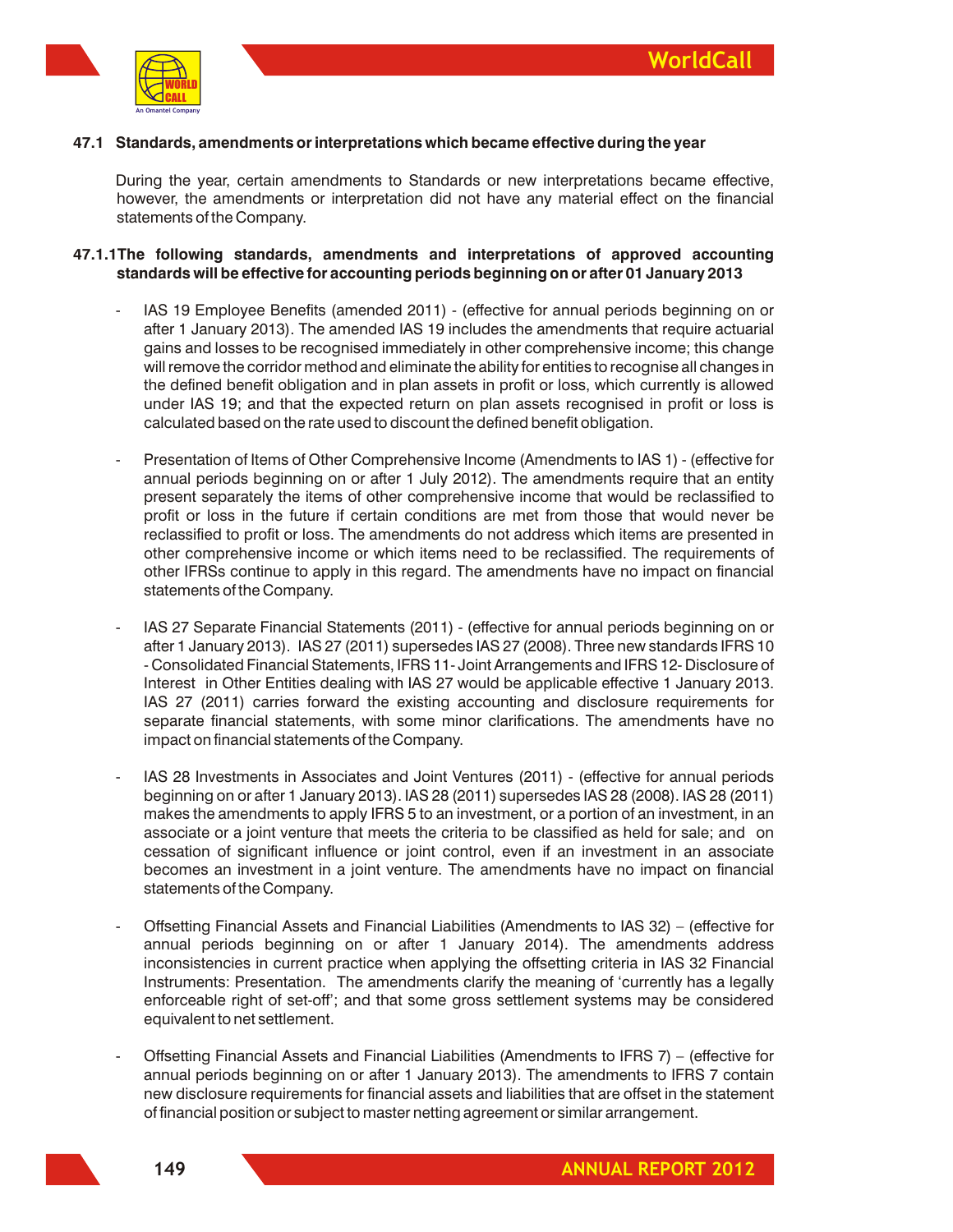### 47.1 Standards, amendments or interpretations which became effective during the year

During the year, certain amendments to Standards or new interpretations became effective, however, the amendments or interpretation did not have any material effect on the financial statements of the Company.

### 47.1.1 The following standards, amendments and interpretations of approved accounting standards will be effective for accounting periods beginning on or after 01 January 2013

- IAS 19 Employee Benefits (amended 2011) - (effective for annual periods beginning on or after 1 January 2013). The amended IAS 19 includes the amendments that require actuarial gains and losses to be recognised immediately in other comprehensive income; this change will remove the corridor method and eliminate the ability for entities to recognise all changes in the defined benefit obligation and in plan assets in profit or loss, which currently is allowed under IAS 19; and that the expected return on plan assets recognised in profit or loss is calculated based on the rate used to discount the defined benefit obligation.

- Presentation of Items of Other Comprehensive Income (Amendments to IAS 1) - (effective for annual periods beginning on or after 1 July 2012). The amendments require that an entity present separately the items of other comprehensive income that would be reclassified to profit or loss in the future if certain conditions are met from those that would never be reclassified to profit or loss. The amendments do not address which items are presented in other comprehensive income or which items need to be reclassified. The requirements of other IFRSs continue to apply in this regard. The amendments have no impact on financial statements of the Company.

- IAS 27 Separate Financial Statements (2011) - (effective for annual periods beginning on or after 1 January 2013). IAS 27 (2011) supersedes IAS 27 (2008). Three new standards IFRS 10 - Consolidated Financial Statements, IFRS 11- Joint Arrangements and IFRS 12- Disclosure of Interest in Other Entities dealing with IAS 27 would be applicable effective 1 January 2013. IAS 27 (2011) carries forward the existing accounting and disclosure requirements for separate financial statements, with some minor clarifications. The amendments have no impact on financial statements of the Company.

- IAS 28 Investments in Associates and Joint Ventures (2011) - (effective for annual periods beginning on or after 1 January 2013). IAS 28 (2011) supersedes IAS 28 (2008). IAS 28 (2011) makes the amendments to apply IFRS 5 to an investment, or a portion of an investment, in an associate or a joint venture that meets the criteria to be classified as held for sale; and on cessation of significant influence or joint control, even if an investment in an associate becomes an investment in a joint venture. The amendments have no impact on financial statements of the Company.

- Offsetting Financial Assets and Financial Liabilities (Amendments to IAS 32) – (effective for annual periods beginning on or after 1 January 2014). The amendments address inconsistencies in current practice when applying the offsetting criteria in IAS 32 Financial Instruments: Presentation. The amendments clarify the meaning of 'currently has a legally enforceable right of set-off'; and that some gross settlement systems may be considered equivalent to net settlement.

- Offsetting Financial Assets and Financial Liabilities (Amendments to IFRS 7) – (effective for annual periods beginning on or after 1 January 2013). The amendments to IFRS 7 contain new disclosure requirements for financial assets and liabilities that are offset in the statement of financial position or subject to master netting agreement or similar arrangement.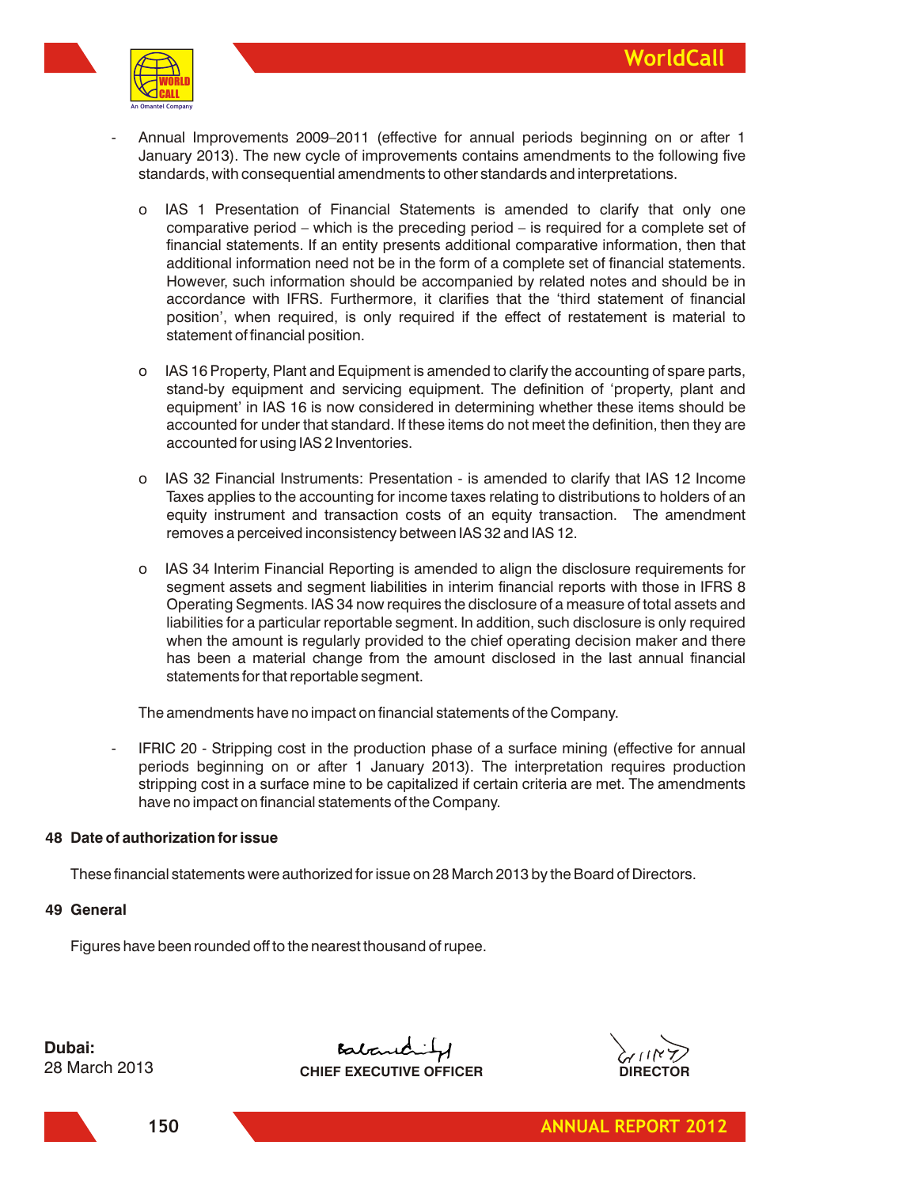- Annual Improvements 2009–2011 (effective for annual periods beginning on or after 1 January 2013). The new cycle of improvements contains amendments to the following five standards, with consequential amendments to other standards and interpretations.

    o IAS 1 Presentation of Financial Statements is amended to clarify that only one comparative period – which is the preceding period – is required for a complete set of financial statements. If an entity presents additional comparative information, then that additional information need not be in the form of a complete set of financial statements. However, such information should be accompanied by related notes and should be in accordance with IFRS. Furthermore, it clarifies that the 'third statement of financial position', when required, is only required if the effect of restatement is material to statement of financial position.

    o IAS 16 Property, Plant and Equipment is amended to clarify the accounting of spare parts, stand-by equipment and servicing equipment. The definition of 'property, plant and equipment' in IAS 16 is now considered in determining whether these items should be accounted for under that standard. If these items do not meet the definition, then they are accounted for using IAS 2 Inventories.

    o IAS 32 Financial Instruments: Presentation - is amended to clarify that IAS 12 Income Taxes applies to the accounting for income taxes relating to distributions to holders of an equity instrument and transaction costs of an equity transaction. The amendment removes a perceived inconsistency between IAS 32 and IAS 12.

    o IAS 34 Interim Financial Reporting is amended to align the disclosure requirements for segment assets and segment liabilities in interim financial reports with those in IFRS 8 Operating Segments. IAS 34 now requires the disclosure of a measure of total assets and liabilities for a particular reportable segment. In addition, such disclosure is only required when the amount is regularly provided to the chief operating decision maker and there has been a material change from the amount disclosed in the last annual financial statements for that reportable segment.

    The amendments have no impact on financial statements of the Company.

- IFRIC 20 - Stripping cost in the production phase of a surface mining (effective for annual periods beginning on or after 1 January 2013). The interpretation requires production stripping cost in a surface mine to be capitalized if certain criteria are met. The amendments have no impact on financial statements of the Company.

**48 Date of authorization for issue**

These financial statements were authorized for issue on 28 March 2013 by the Board of Directors.

**49 General**

Figures have been rounded off to the nearest thousand of rupee.

**Dubai:**
28 March 2013

**CHIEF EXECUTIVE OFFICER**

**DIRECTOR**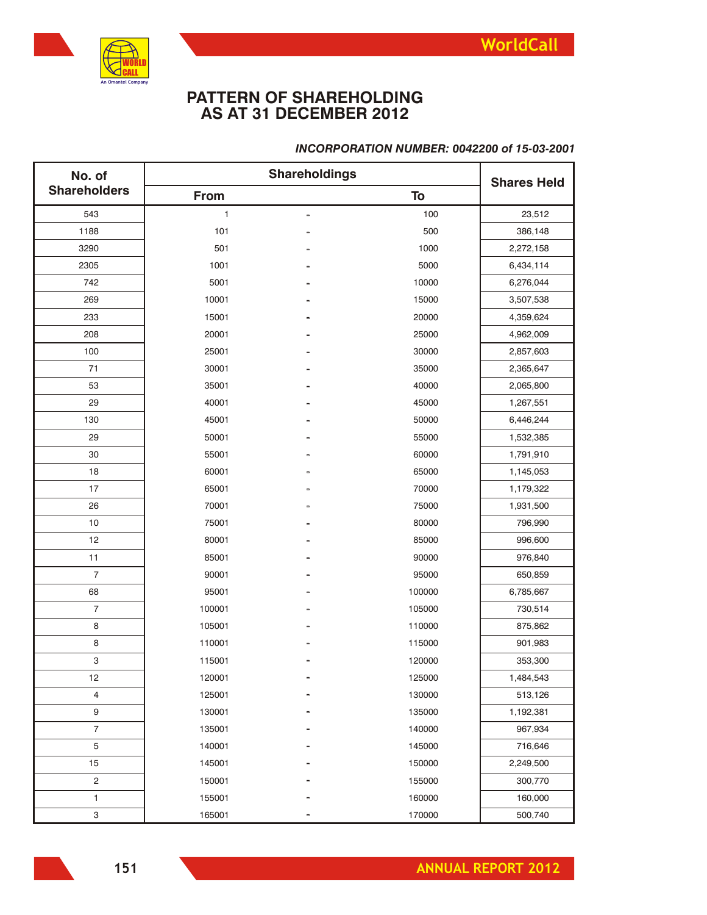# PATTERN OF SHAREHOLDING AS AT 31 DECEMBER 2012

***INCORPORATION NUMBER: 0042200 of 15-03-2001***

| No. of Shareholders | Shareholdings | | | Shares Held |
|---|---|---|---|---|
| | From | | To | |
| 543 | 1 | - | 100 | 23,512 |
| 1188 | 101 | - | 500 | 386,148 |
| 3290 | 501 | - | 1000 | 2,272,158 |
| 2305 | 1001 | - | 5000 | 6,434,114 |
| 742 | 5001 | - | 10000 | 6,276,044 |
| 269 | 10001 | - | 15000 | 3,507,538 |
| 233 | 15001 | - | 20000 | 4,359,624 |
| 208 | 20001 | - | 25000 | 4,962,009 |
| 100 | 25001 | - | 30000 | 2,857,603 |
| 71 | 30001 | - | 35000 | 2,365,647 |
| 53 | 35001 | - | 40000 | 2,065,800 |
| 29 | 40001 | - | 45000 | 1,267,551 |
| 130 | 45001 | - | 50000 | 6,446,244 |
| 29 | 50001 | - | 55000 | 1,532,385 |
| 30 | 55001 | - | 60000 | 1,791,910 |
| 18 | 60001 | - | 65000 | 1,145,053 |
| 17 | 65001 | - | 70000 | 1,179,322 |
| 26 | 70001 | - | 75000 | 1,931,500 |
| 10 | 75001 | - | 80000 | 796,990 |
| 12 | 80001 | - | 85000 | 996,600 |
| 11 | 85001 | - | 90000 | 976,840 |
| 7 | 90001 | - | 95000 | 650,859 |
| 68 | 95001 | - | 100000 | 6,785,667 |
| 7 | 100001 | - | 105000 | 730,514 |
| 8 | 105001 | - | 110000 | 875,862 |
| 8 | 110001 | - | 115000 | 901,983 |
| 3 | 115001 | - | 120000 | 353,300 |
| 12 | 120001 | - | 125000 | 1,484,543 |
| 4 | 125001 | - | 130000 | 513,126 |
| 9 | 130001 | - | 135000 | 1,192,381 |
| 7 | 135001 | - | 140000 | 967,934 |
| 5 | 140001 | - | 145000 | 716,646 |
| 15 | 145001 | - | 150000 | 2,249,500 |
| 2 | 150001 | - | 155000 | 300,770 |
| 1 | 155001 | - | 160000 | 160,000 |
| 3 | 165001 | - | 170000 | 500,740 |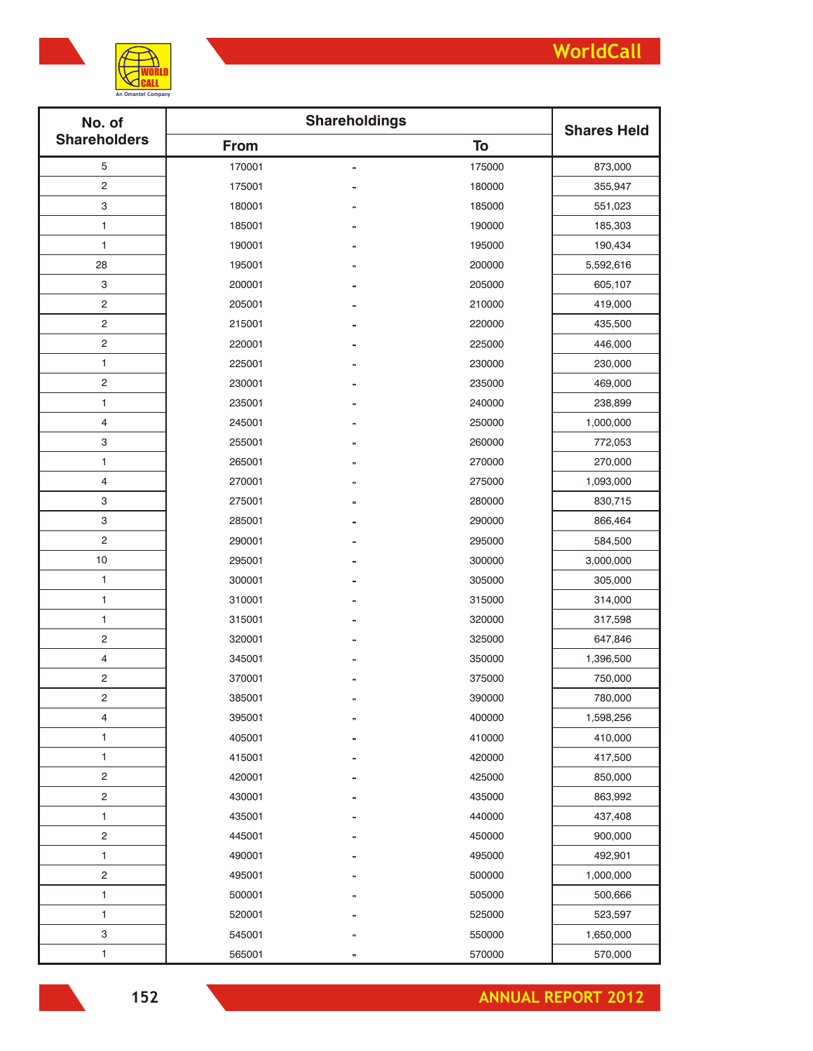| No. of Shareholders | Shareholdings | | | Shares Held |
|---|---|---|---|---|
| | From | | To | |
| 5 | 170001 | - | 175000 | 873,000 |
| 2 | 175001 | - | 180000 | 355,947 |
| 3 | 180001 | - | 185000 | 551,023 |
| 1 | 185001 | - | 190000 | 185,303 |
| 1 | 190001 | - | 195000 | 190,434 |
| 28 | 195001 | - | 200000 | 5,592,616 |
| 3 | 200001 | - | 205000 | 605,107 |
| 2 | 205001 | - | 210000 | 419,000 |
| 2 | 215001 | - | 220000 | 435,500 |
| 2 | 220001 | - | 225000 | 446,000 |
| 1 | 225001 | - | 230000 | 230,000 |
| 2 | 230001 | - | 235000 | 469,000 |
| 1 | 235001 | - | 240000 | 238,899 |
| 4 | 245001 | - | 250000 | 1,000,000 |
| 3 | 255001 | - | 260000 | 772,053 |
| 1 | 265001 | - | 270000 | 270,000 |
| 4 | 270001 | - | 275000 | 1,093,000 |
| 3 | 275001 | - | 280000 | 830,715 |
| 3 | 285001 | - | 290000 | 866,464 |
| 2 | 290001 | - | 295000 | 584,500 |
| 10 | 295001 | - | 300000 | 3,000,000 |
| 1 | 300001 | - | 305000 | 305,000 |
| 1 | 310001 | - | 315000 | 314,000 |
| 1 | 315001 | - | 320000 | 317,598 |
| 2 | 320001 | - | 325000 | 647,846 |
| 4 | 345001 | - | 350000 | 1,396,500 |
| 2 | 370001 | - | 375000 | 750,000 |
| 2 | 385001 | - | 390000 | 780,000 |
| 4 | 395001 | - | 400000 | 1,598,256 |
| 1 | 405001 | - | 410000 | 410,000 |
| 1 | 415001 | - | 420000 | 417,500 |
| 2 | 420001 | - | 425000 | 850,000 |
| 2 | 430001 | - | 435000 | 863,992 |
| 1 | 435001 | - | 440000 | 437,408 |
| 2 | 445001 | - | 450000 | 900,000 |
| 1 | 490001 | - | 495000 | 492,901 |
| 2 | 495001 | - | 500000 | 1,000,000 |
| 1 | 500001 | - | 505000 | 500,666 |
| 1 | 520001 | - | 525000 | 523,597 |
| 3 | 545001 | - | 550000 | 1,650,000 |
| 1 | 565001 | - | 570000 | 570,000 |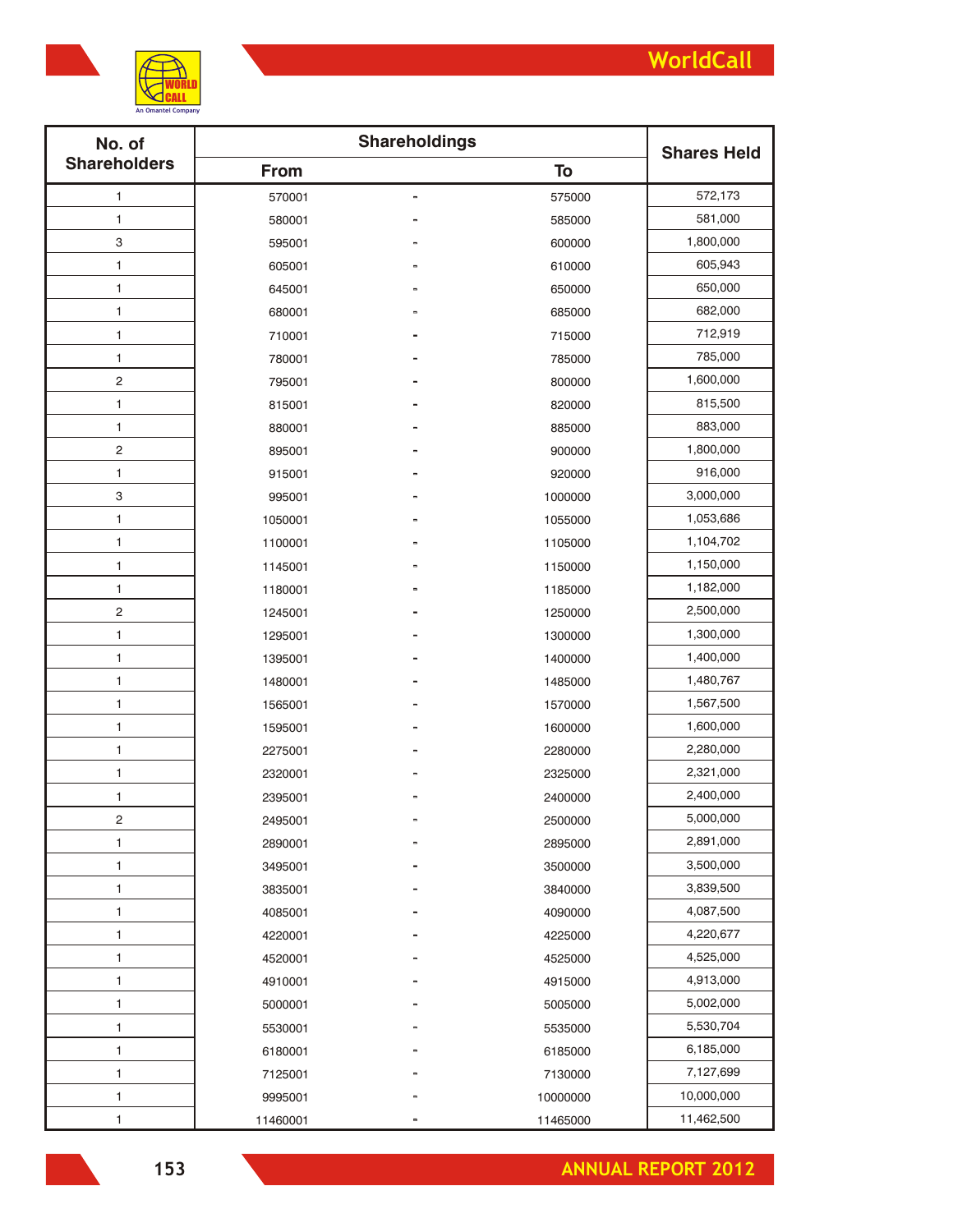| No. of Shareholders | Shareholdings | | | Shares Held |
|---|---|---|---|---|
| | From | | To | |
| 1 | 570001 | - | 575000 | 572,173 |
| 1 | 580001 | - | 585000 | 581,000 |
| 3 | 595001 | - | 600000 | 1,800,000 |
| 1 | 605001 | - | 610000 | 605,943 |
| 1 | 645001 | - | 650000 | 650,000 |
| 1 | 680001 | - | 685000 | 682,000 |
| 1 | 710001 | - | 715000 | 712,919 |
| 1 | 780001 | - | 785000 | 785,000 |
| 2 | 795001 | - | 800000 | 1,600,000 |
| 1 | 815001 | - | 820000 | 815,500 |
| 1 | 880001 | - | 885000 | 883,000 |
| 2 | 895001 | - | 900000 | 1,800,000 |
| 1 | 915001 | - | 920000 | 916,000 |
| 3 | 995001 | - | 1000000 | 3,000,000 |
| 1 | 1050001 | - | 1055000 | 1,053,686 |
| 1 | 1100001 | - | 1105000 | 1,104,702 |
| 1 | 1145001 | - | 1150000 | 1,150,000 |
| 1 | 1180001 | - | 1185000 | 1,182,000 |
| 2 | 1245001 | - | 1250000 | 2,500,000 |
| 1 | 1295001 | - | 1300000 | 1,300,000 |
| 1 | 1395001 | - | 1400000 | 1,400,000 |
| 1 | 1480001 | - | 1485000 | 1,480,767 |
| 1 | 1565001 | - | 1570000 | 1,567,500 |
| 1 | 1595001 | - | 1600000 | 1,600,000 |
| 1 | 2275001 | - | 2280000 | 2,280,000 |
| 1 | 2320001 | - | 2325000 | 2,321,000 |
| 1 | 2395001 | - | 2400000 | 2,400,000 |
| 2 | 2495001 | - | 2500000 | 5,000,000 |
| 1 | 2890001 | - | 2895000 | 2,891,000 |
| 1 | 3495001 | - | 3500000 | 3,500,000 |
| 1 | 3835001 | - | 3840000 | 3,839,500 |
| 1 | 4085001 | - | 4090000 | 4,087,500 |
| 1 | 4220001 | - | 4225000 | 4,220,677 |
| 1 | 4520001 | - | 4525000 | 4,525,000 |
| 1 | 4910001 | - | 4915000 | 4,913,000 |
| 1 | 5000001 | - | 5005000 | 5,002,000 |
| 1 | 5530001 | - | 5535000 | 5,530,704 |
| 1 | 6180001 | - | 6185000 | 6,185,000 |
| 1 | 7125001 | - | 7130000 | 7,127,699 |
| 1 | 9995001 | - | 10000000 | 10,000,000 |
| 1 | 11460001 | - | 11465000 | 11,462,500 |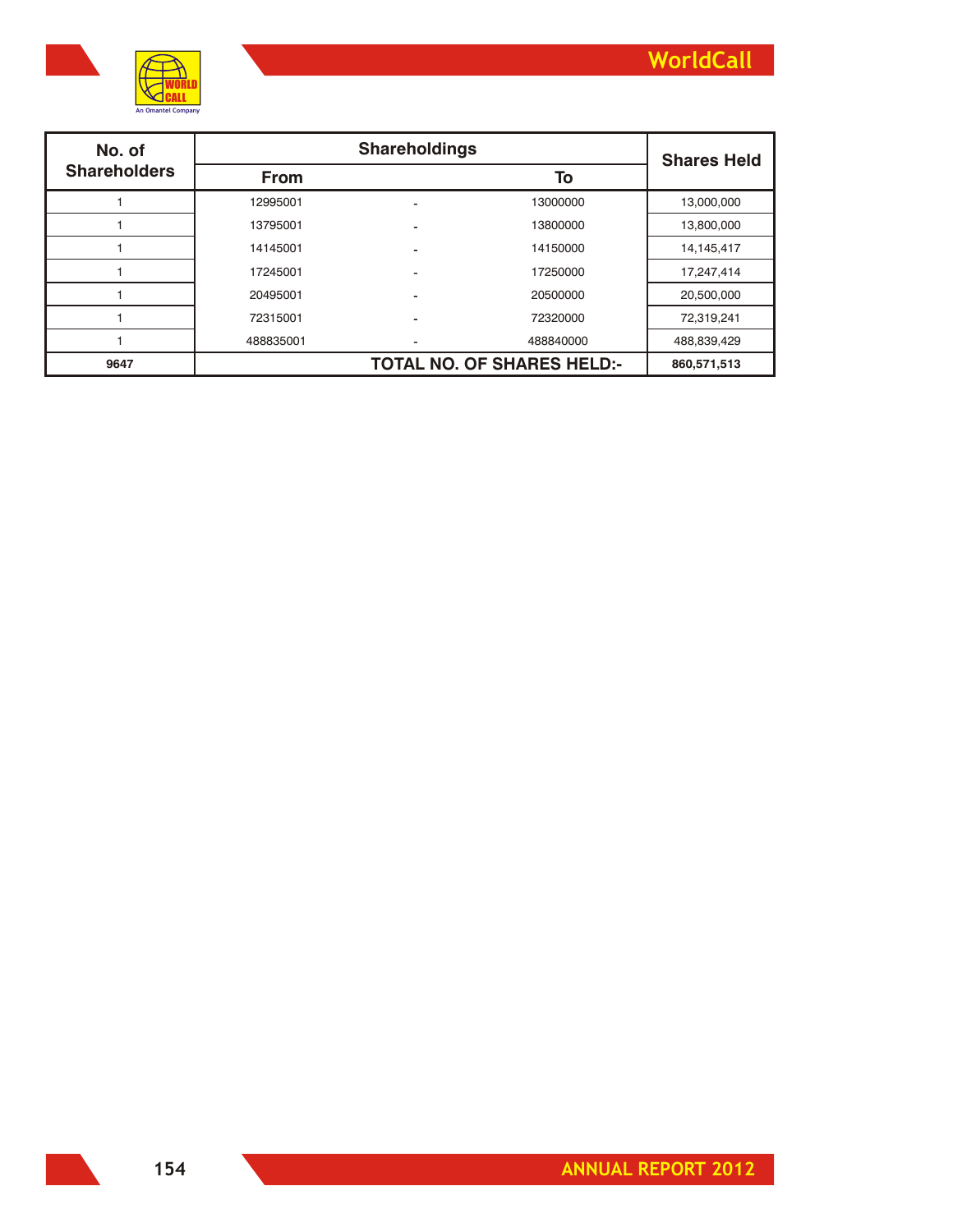| No. of Shareholders | Shareholdings | | | Shares Held |
|---|---|---|---|---|
| | From | | To | |
| 1 | 12995001 | - | 13000000 | 13,000,000 |
| 1 | 13795001 | - | 13800000 | 13,800,000 |
| 1 | 14145001 | - | 14150000 | 14,145,417 |
| 1 | 17245001 | - | 17250000 | 17,247,414 |
| 1 | 20495001 | - | 20500000 | 20,500,000 |
| 1 | 72315001 | - | 72320000 | 72,319,241 |
| 1 | 488835001 | - | 488840000 | 488,839,429 |
| **9647** | | **TOTAL NO. OF SHARES HELD:-** | | **860,571,513** |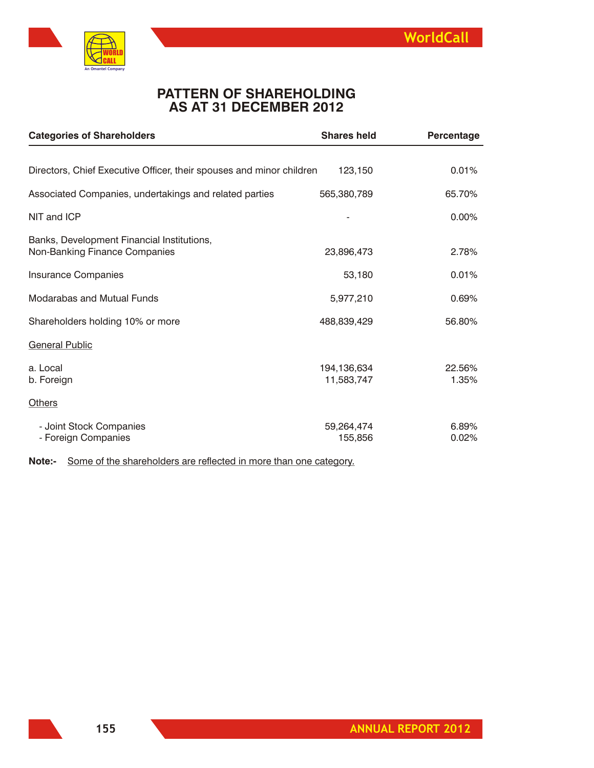# PATTERN OF SHAREHOLDING
# AS AT 31 DECEMBER 2012

| Categories of Shareholders | Shares held | Percentage |
|---|---|---|
| Directors, Chief Executive Officer, their spouses and minor children | 123,150 | 0.01% |
| Associated Companies, undertakings and related parties | 565,380,789 | 65.70% |
| NIT and ICP | - | 0.00% |
| Banks, Development Financial Institutions, Non-Banking Finance Companies | 23,896,473 | 2.78% |
| Insurance Companies | 53,180 | 0.01% |
| Modarabas and Mutual Funds | 5,977,210 | 0.69% |
| Shareholders holding 10% or more | 488,839,429 | 56.80% |
| General Public | | |
| a. Local | 194,136,634 | 22.56% |
| b. Foreign | 11,583,747 | 1.35% |
| Others | | |
| - Joint Stock Companies | 59,264,474 | 6.89% |
| - Foreign Companies | 155,856 | 0.02% |

**Note:-** Some of the shareholders are reflected in more than one category.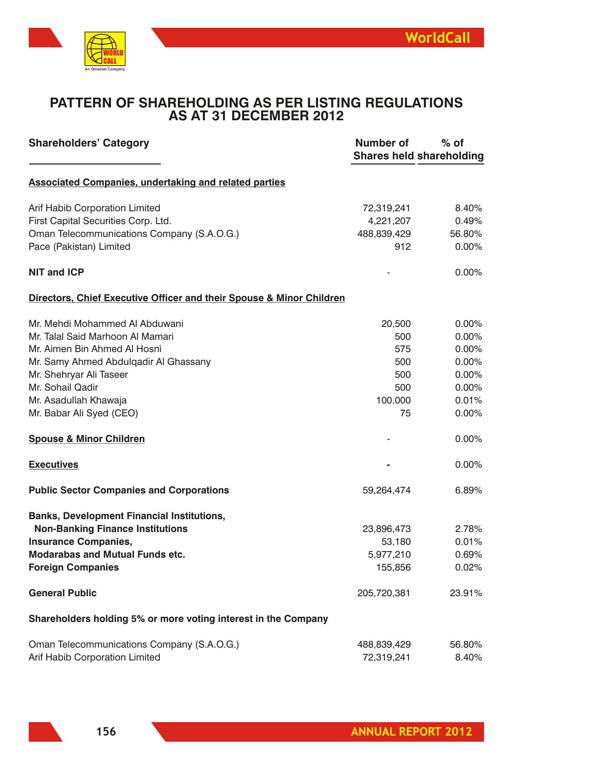# PATTERN OF SHAREHOLDING AS PER LISTING REGULATIONS AS AT 31 DECEMBER 2012

| Shareholders' Category | Number of Shares held | % of shareholding |
|---|---|---|
| **Associated Companies, undertaking and related parties** | | |
| Arif Habib Corporation Limited | 72,319,241 | 8.40% |
| First Capital Securities Corp. Ltd. | 4,221,207 | 0.49% |
| Oman Telecommunications Company (S.A.O.G.) | 488,839,429 | 56.80% |
| Pace (Pakistan) Limited | 912 | 0.00% |
| **NIT and ICP** | - | 0.00% |
| **Directors, Chief Executive Officer and their Spouse & Minor Children** | | |
| Mr. Mehdi Mohammed Al Abduwani | 20,500 | 0.00% |
| Mr. Talal Said Marhoon Al Mamari | 500 | 0.00% |
| Mr. Aimen Bin Ahmed Al Hosni | 575 | 0.00% |
| Mr. Samy Ahmed Abdulqadir Al Ghassany | 500 | 0.00% |
| Mr. Shehryar Ali Taseer | 500 | 0.00% |
| Mr. Sohail Qadir | 500 | 0.00% |
| Mr. Asadullah Khawaja | 100,000 | 0.01% |
| Mr. Babar Ali Syed (CEO) | 75 | 0.00% |
| **Spouse & Minor Children** | - | 0.00% |
| **Executives** | - | 0.00% |
| **Public Sector Companies and Corporations** | 59,264,474 | 6.89% |
| **Banks, Development Financial Institutions, Non-Banking Finance Institutions** | 23,896,473 | 2.78% |
| **Insurance Companies,** | 53,180 | 0.01% |
| **Modarabas and Mutual Funds etc.** | 5,977,210 | 0.69% |
| **Foreign Companies** | 155,856 | 0.02% |
| **General Public** | 205,720,381 | 23.91% |
| **Shareholders holding 5% or more voting interest in the Company** | | |
| Oman Telecommunications Company (S.A.O.G.) | 488,839,429 | 56.80% |
| Arif Habib Corporation Limited | 72,319,241 | 8.40% |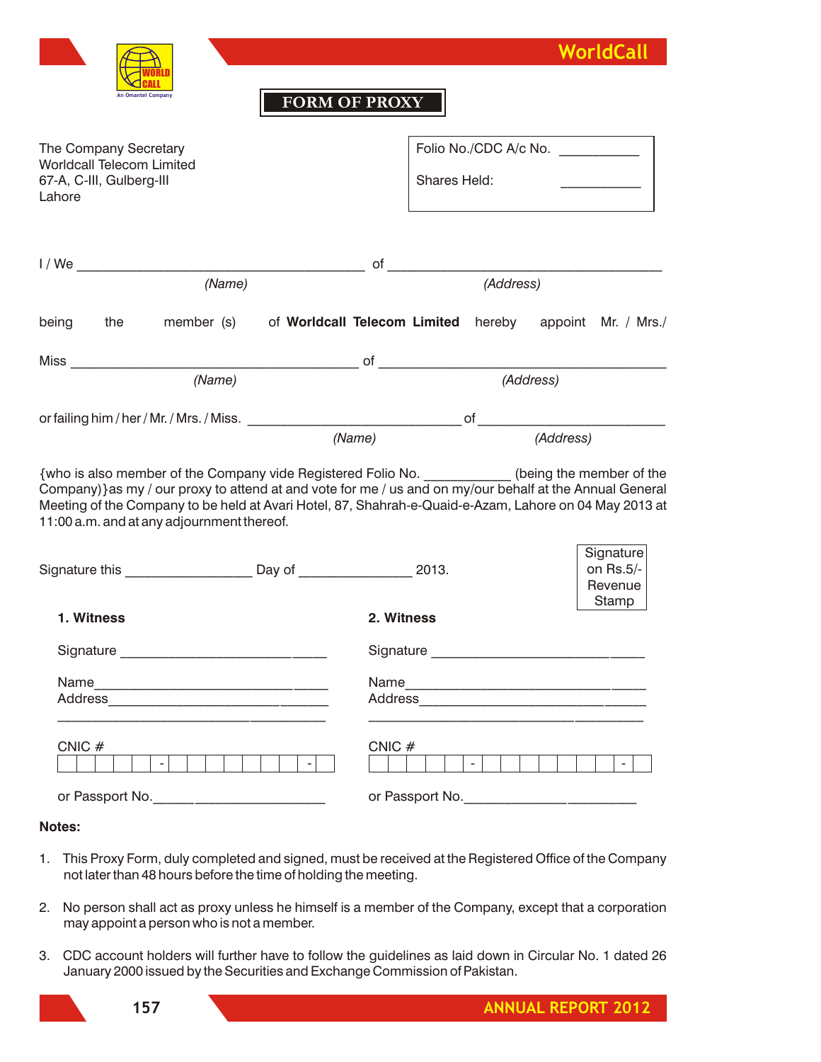# FORM OF PROXY

The Company Secretary
Worldcall Telecom Limited
67-A, C-III, Gulberg-III
Lahore

Folio No./CDC A/c No. __________

Shares Held: __________

I / We ______________________________________ of ____________________________________
*(Name)* *(Address)*

being the member (s) of **Worldcall Telecom Limited** hereby appoint Mr. / Mrs./

Miss ______________________________________ of ______________________________________
*(Name)* *(Address)*

or failing him / her / Mr. / Mrs. / Miss. ____________________________ of ________________________
*(Name)* *(Address)*

{who is also member of the Company vide Registered Folio No. ___________ (being the member of the Company)}as my / our proxy to attend at and vote for me / us and on my/our behalf at the Annual General Meeting of the Company to be held at Avari Hotel, 87, Shahrah-e-Quaid-e-Azam, Lahore on 04 May 2013 at 11:00 a.m. and at any adjournment thereof.

Signature this ________________ Day of _______________ 2013.

Signature on Rs.5/- Revenue Stamp

**1. Witness**

Signature ____________________________

Name ____________________________
Address ____________________________
____________________________

CNIC # | | | | | | - | | | | | | | | - | |

or Passport No.____________________________

**2. Witness**

Signature ____________________________

Name ____________________________
Address ____________________________
____________________________

CNIC # | | | | | | - | | | | | | | | - | |

or Passport No.____________________________

**Notes:**

1. This Proxy Form, duly completed and signed, must be received at the Registered Office of the Company not later than 48 hours before the time of holding the meeting.

2. No person shall act as proxy unless he himself is a member of the Company, except that a corporation may appoint a person who is not a member.

3. CDC account holders will further have to follow the guidelines as laid down in Circular No. 1 dated 26 January 2000 issued by the Securities and Exchange Commission of Pakistan.